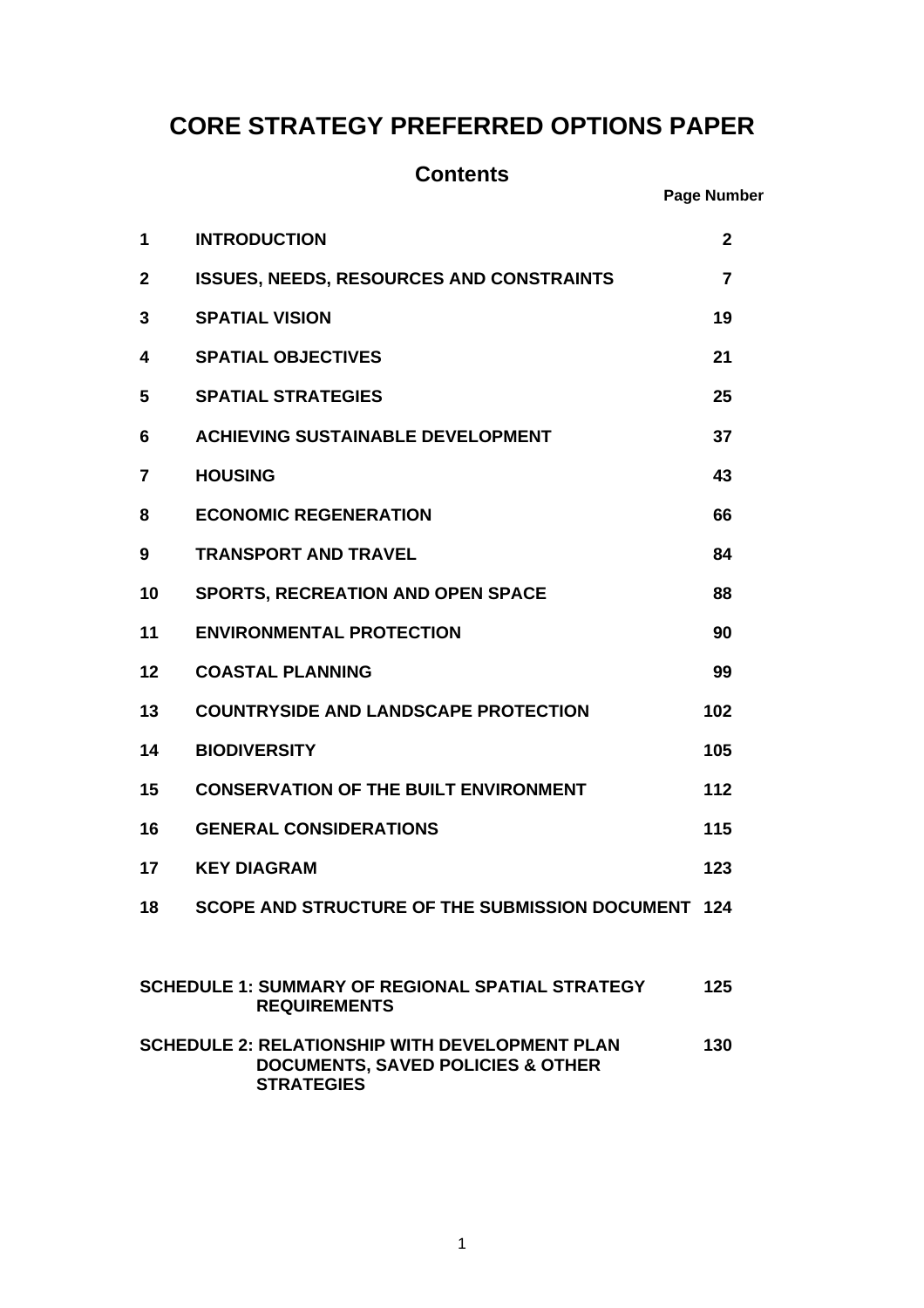# CORE STRATEGY PREFERRED OPTIONS PAPER

## Contents

| | | Page Number |
|---|---|---|
| 1 | INTRODUCTION | 2 |
| 2 | ISSUES, NEEDS, RESOURCES AND CONSTRAINTS | 7 |
| 3 | SPATIAL VISION | 19 |
| 4 | SPATIAL OBJECTIVES | 21 |
| 5 | SPATIAL STRATEGIES | 25 |
| 6 | ACHIEVING SUSTAINABLE DEVELOPMENT | 37 |
| 7 | HOUSING | 43 |
| 8 | ECONOMIC REGENERATION | 66 |
| 9 | TRANSPORT AND TRAVEL | 84 |
| 10 | SPORTS, RECREATION AND OPEN SPACE | 88 |
| 11 | ENVIRONMENTAL PROTECTION | 90 |
| 12 | COASTAL PLANNING | 99 |
| 13 | COUNTRYSIDE AND LANDSCAPE PROTECTION | 102 |
| 14 | BIODIVERSITY | 105 |
| 15 | CONSERVATION OF THE BUILT ENVIRONMENT | 112 |
| 16 | GENERAL CONSIDERATIONS | 115 |
| 17 | KEY DIAGRAM | 123 |
| 18 | SCOPE AND STRUCTURE OF THE SUBMISSION DOCUMENT | 124 |
| | SCHEDULE 1: SUMMARY OF REGIONAL SPATIAL STRATEGY REQUIREMENTS | 125 |
| | SCHEDULE 2: RELATIONSHIP WITH DEVELOPMENT PLAN DOCUMENTS, SAVED POLICIES & OTHER STRATEGIES | 130 |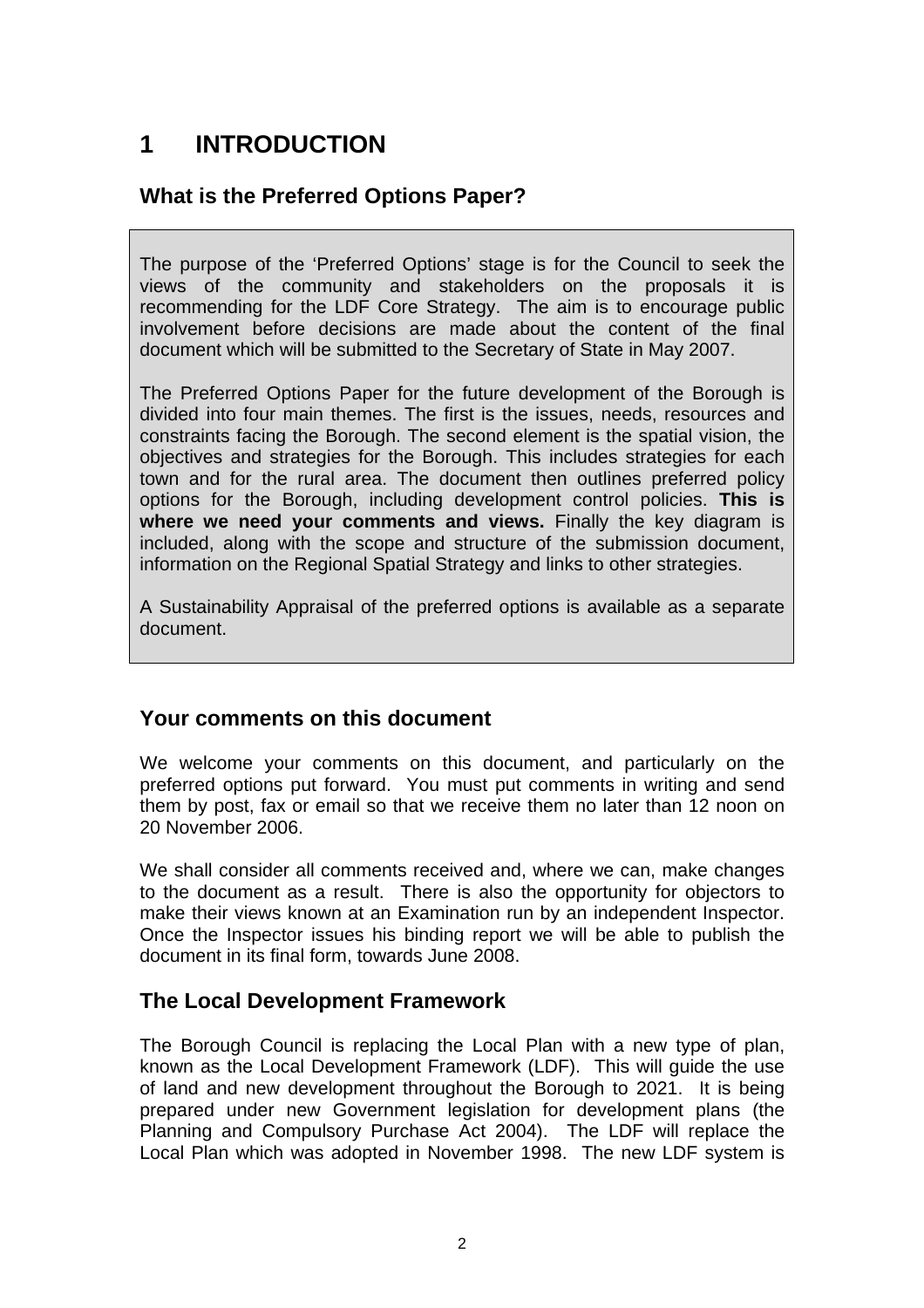# 1 INTRODUCTION

## What is the Preferred Options Paper?

The purpose of the 'Preferred Options' stage is for the Council to seek the views of the community and stakeholders on the proposals it is recommending for the LDF Core Strategy. The aim is to encourage public involvement before decisions are made about the content of the final document which will be submitted to the Secretary of State in May 2007.

The Preferred Options Paper for the future development of the Borough is divided into four main themes. The first is the issues, needs, resources and constraints facing the Borough. The second element is the spatial vision, the objectives and strategies for the Borough. This includes strategies for each town and for the rural area. The document then outlines preferred policy options for the Borough, including development control policies. **This is where we need your comments and views.** Finally the key diagram is included, along with the scope and structure of the submission document, information on the Regional Spatial Strategy and links to other strategies.

A Sustainability Appraisal of the preferred options is available as a separate document.

## Your comments on this document

We welcome your comments on this document, and particularly on the preferred options put forward. You must put comments in writing and send them by post, fax or email so that we receive them no later than 12 noon on 20 November 2006.

We shall consider all comments received and, where we can, make changes to the document as a result. There is also the opportunity for objectors to make their views known at an Examination run by an independent Inspector. Once the Inspector issues his binding report we will be able to publish the document in its final form, towards June 2008.

## The Local Development Framework

The Borough Council is replacing the Local Plan with a new type of plan, known as the Local Development Framework (LDF). This will guide the use of land and new development throughout the Borough to 2021. It is being prepared under new Government legislation for development plans (the Planning and Compulsory Purchase Act 2004). The LDF will replace the Local Plan which was adopted in November 1998. The new LDF system is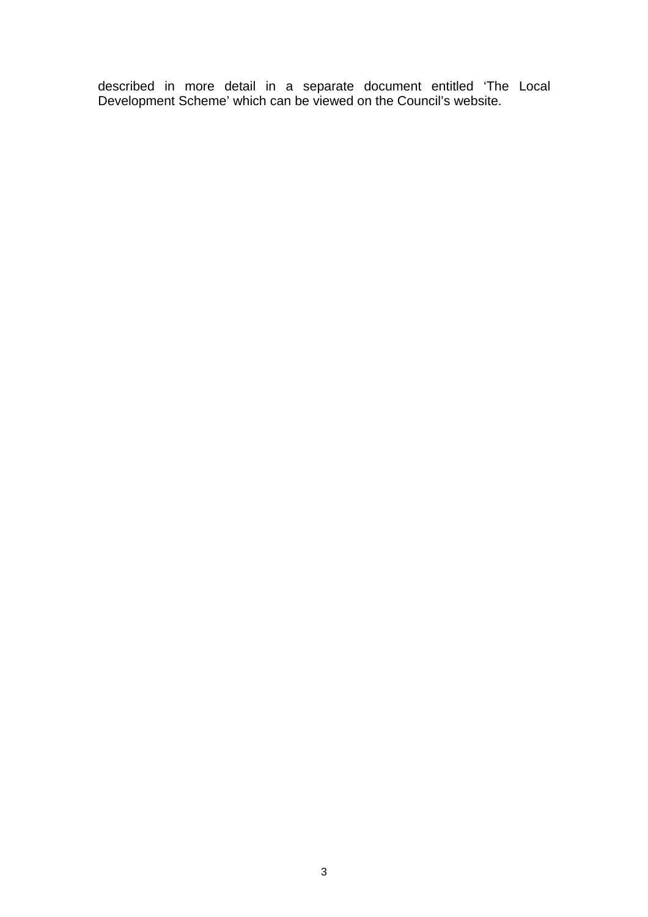described in more detail in a separate document entitled ‘The Local Development Scheme’ which can be viewed on the Council’s website.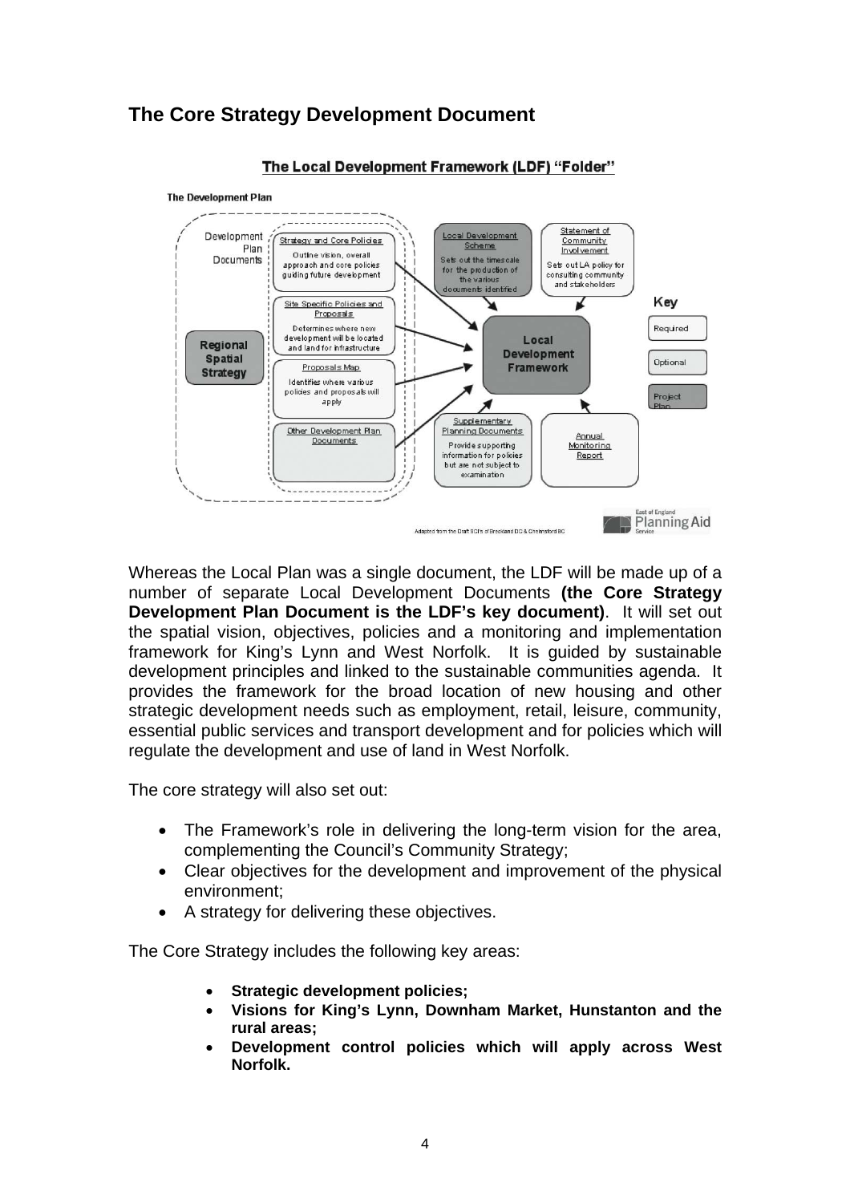## The Core Strategy Development Document

**The Local Development Framework (LDF) "Folder"**

The Development Plan

Development Plan Documents

Strategy and Core Policies — Outline vision, overall approach and core policies guiding future development

Site Specific Policies and Proposals — Determines where new development will be located and land for infrastructure

Proposals Map — Identifies where various policies and proposals will apply

Other Development Plan Documents

Regional Spatial Strategy

Local Development Scheme — Sets out the timescale for the production of the various documents identified

Statement of Community Involvement — Sets out LA policy for consulting community and stakeholders

Local Development Framework

Supplementary Planning Documents — Provide supporting information for policies but are not subject to examination

Annual Monitoring Report

Key: Required; Optional; Project Plan

Adapted from the Draft SCI's of Breckland DC & Chelmsford BC

East of England Planning Aid Service

Whereas the Local Plan was a single document, the LDF will be made up of a number of separate Local Development Documents **(the Core Strategy Development Plan Document is the LDF's key document)**. It will set out the spatial vision, objectives, policies and a monitoring and implementation framework for King's Lynn and West Norfolk. It is guided by sustainable development principles and linked to the sustainable communities agenda. It provides the framework for the broad location of new housing and other strategic development needs such as employment, retail, leisure, community, essential public services and transport development and for policies which will regulate the development and use of land in West Norfolk.

The core strategy will also set out:

- The Framework's role in delivering the long-term vision for the area, complementing the Council's Community Strategy;
- Clear objectives for the development and improvement of the physical environment;
- A strategy for delivering these objectives.

The Core Strategy includes the following key areas:

- **Strategic development policies;**
- **Visions for King's Lynn, Downham Market, Hunstanton and the rural areas;**
- **Development control policies which will apply across West Norfolk.**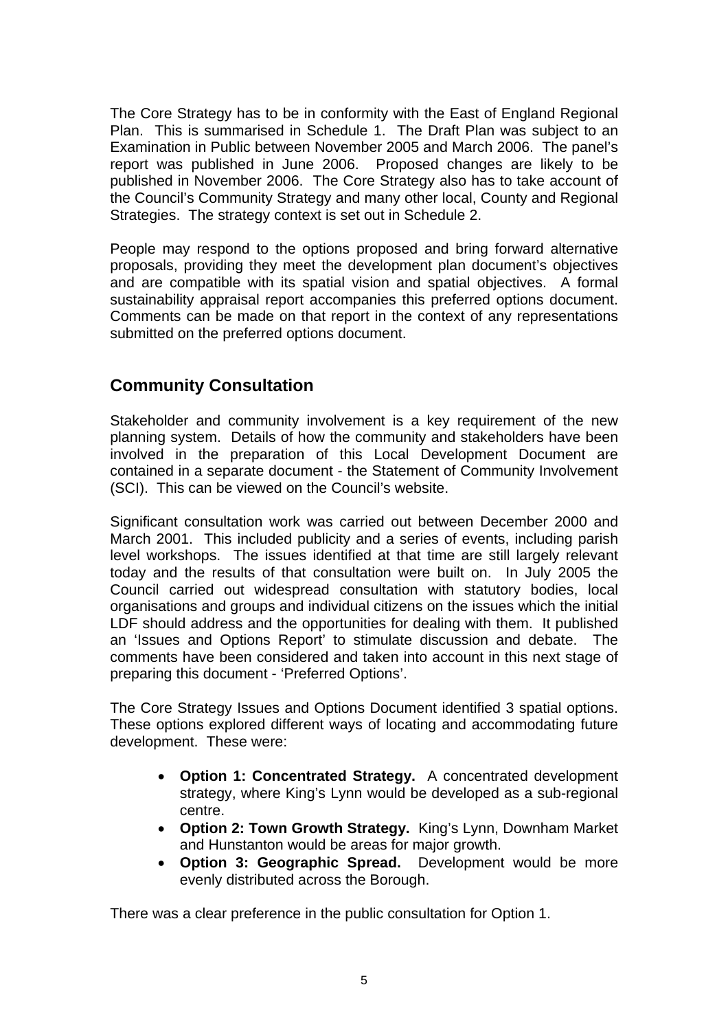The Core Strategy has to be in conformity with the East of England Regional Plan. This is summarised in Schedule 1. The Draft Plan was subject to an Examination in Public between November 2005 and March 2006. The panel's report was published in June 2006. Proposed changes are likely to be published in November 2006. The Core Strategy also has to take account of the Council's Community Strategy and many other local, County and Regional Strategies. The strategy context is set out in Schedule 2.

People may respond to the options proposed and bring forward alternative proposals, providing they meet the development plan document's objectives and are compatible with its spatial vision and spatial objectives. A formal sustainability appraisal report accompanies this preferred options document. Comments can be made on that report in the context of any representations submitted on the preferred options document.

## Community Consultation

Stakeholder and community involvement is a key requirement of the new planning system. Details of how the community and stakeholders have been involved in the preparation of this Local Development Document are contained in a separate document - the Statement of Community Involvement (SCI). This can be viewed on the Council's website.

Significant consultation work was carried out between December 2000 and March 2001. This included publicity and a series of events, including parish level workshops. The issues identified at that time are still largely relevant today and the results of that consultation were built on. In July 2005 the Council carried out widespread consultation with statutory bodies, local organisations and groups and individual citizens on the issues which the initial LDF should address and the opportunities for dealing with them. It published an 'Issues and Options Report' to stimulate discussion and debate. The comments have been considered and taken into account in this next stage of preparing this document - 'Preferred Options'.

The Core Strategy Issues and Options Document identified 3 spatial options. These options explored different ways of locating and accommodating future development. These were:

- **Option 1: Concentrated Strategy.** A concentrated development strategy, where King's Lynn would be developed as a sub-regional centre.
- **Option 2: Town Growth Strategy.** King's Lynn, Downham Market and Hunstanton would be areas for major growth.
- **Option 3: Geographic Spread.** Development would be more evenly distributed across the Borough.

There was a clear preference in the public consultation for Option 1.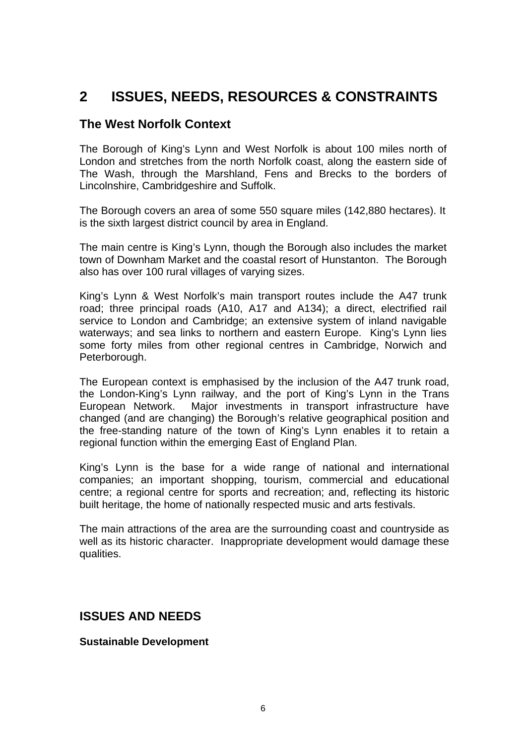# 2 ISSUES, NEEDS, RESOURCES & CONSTRAINTS

## The West Norfolk Context

The Borough of King's Lynn and West Norfolk is about 100 miles north of London and stretches from the north Norfolk coast, along the eastern side of The Wash, through the Marshland, Fens and Brecks to the borders of Lincolnshire, Cambridgeshire and Suffolk.

The Borough covers an area of some 550 square miles (142,880 hectares). It is the sixth largest district council by area in England.

The main centre is King's Lynn, though the Borough also includes the market town of Downham Market and the coastal resort of Hunstanton. The Borough also has over 100 rural villages of varying sizes.

King's Lynn & West Norfolk's main transport routes include the A47 trunk road; three principal roads (A10, A17 and A134); a direct, electrified rail service to London and Cambridge; an extensive system of inland navigable waterways; and sea links to northern and eastern Europe. King's Lynn lies some forty miles from other regional centres in Cambridge, Norwich and Peterborough.

The European context is emphasised by the inclusion of the A47 trunk road, the London-King's Lynn railway, and the port of King's Lynn in the Trans European Network. Major investments in transport infrastructure have changed (and are changing) the Borough's relative geographical position and the free-standing nature of the town of King's Lynn enables it to retain a regional function within the emerging East of England Plan.

King's Lynn is the base for a wide range of national and international companies; an important shopping, tourism, commercial and educational centre; a regional centre for sports and recreation; and, reflecting its historic built heritage, the home of nationally respected music and arts festivals.

The main attractions of the area are the surrounding coast and countryside as well as its historic character. Inappropriate development would damage these qualities.

## ISSUES AND NEEDS

**Sustainable Development**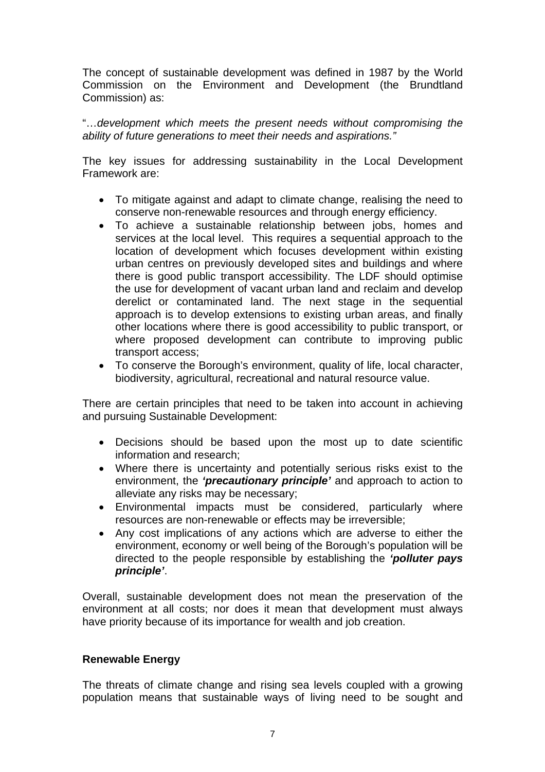The concept of sustainable development was defined in 1987 by the World Commission on the Environment and Development (the Brundtland Commission) as:

"…*development which meets the present needs without compromising the ability of future generations to meet their needs and aspirations."*

The key issues for addressing sustainability in the Local Development Framework are:

- To mitigate against and adapt to climate change, realising the need to conserve non-renewable resources and through energy efficiency.
- To achieve a sustainable relationship between jobs, homes and services at the local level. This requires a sequential approach to the location of development which focuses development within existing urban centres on previously developed sites and buildings and where there is good public transport accessibility. The LDF should optimise the use for development of vacant urban land and reclaim and develop derelict or contaminated land. The next stage in the sequential approach is to develop extensions to existing urban areas, and finally other locations where there is good accessibility to public transport, or where proposed development can contribute to improving public transport access;
- To conserve the Borough's environment, quality of life, local character, biodiversity, agricultural, recreational and natural resource value.

There are certain principles that need to be taken into account in achieving and pursuing Sustainable Development:

- Decisions should be based upon the most up to date scientific information and research;
- Where there is uncertainty and potentially serious risks exist to the environment, the ***'precautionary principle'*** and approach to action to alleviate any risks may be necessary;
- Environmental impacts must be considered, particularly where resources are non-renewable or effects may be irreversible;
- Any cost implications of any actions which are adverse to either the environment, economy or well being of the Borough's population will be directed to the people responsible by establishing the ***'polluter pays principle'***.

Overall, sustainable development does not mean the preservation of the environment at all costs; nor does it mean that development must always have priority because of its importance for wealth and job creation.

**Renewable Energy**

The threats of climate change and rising sea levels coupled with a growing population means that sustainable ways of living need to be sought and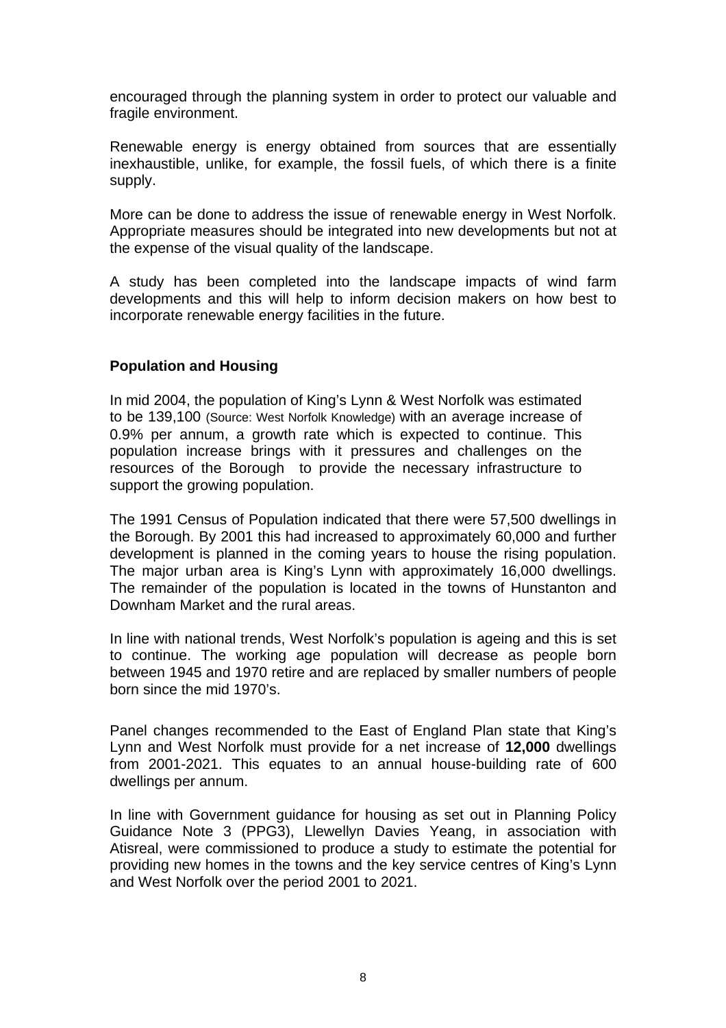encouraged through the planning system in order to protect our valuable and fragile environment.

Renewable energy is energy obtained from sources that are essentially inexhaustible, unlike, for example, the fossil fuels, of which there is a finite supply.

More can be done to address the issue of renewable energy in West Norfolk. Appropriate measures should be integrated into new developments but not at the expense of the visual quality of the landscape.

A study has been completed into the landscape impacts of wind farm developments and this will help to inform decision makers on how best to incorporate renewable energy facilities in the future.

**Population and Housing**

In mid 2004, the population of King's Lynn & West Norfolk was estimated to be 139,100 (Source: West Norfolk Knowledge) with an average increase of 0.9% per annum, a growth rate which is expected to continue. This population increase brings with it pressures and challenges on the resources of the Borough to provide the necessary infrastructure to support the growing population.

The 1991 Census of Population indicated that there were 57,500 dwellings in the Borough. By 2001 this had increased to approximately 60,000 and further development is planned in the coming years to house the rising population. The major urban area is King's Lynn with approximately 16,000 dwellings. The remainder of the population is located in the towns of Hunstanton and Downham Market and the rural areas.

In line with national trends, West Norfolk's population is ageing and this is set to continue. The working age population will decrease as people born between 1945 and 1970 retire and are replaced by smaller numbers of people born since the mid 1970's.

Panel changes recommended to the East of England Plan state that King's Lynn and West Norfolk must provide for a net increase of **12,000** dwellings from 2001-2021. This equates to an annual house-building rate of 600 dwellings per annum.

In line with Government guidance for housing as set out in Planning Policy Guidance Note 3 (PPG3), Llewellyn Davies Yeang, in association with Atisreal, were commissioned to produce a study to estimate the potential for providing new homes in the towns and the key service centres of King's Lynn and West Norfolk over the period 2001 to 2021.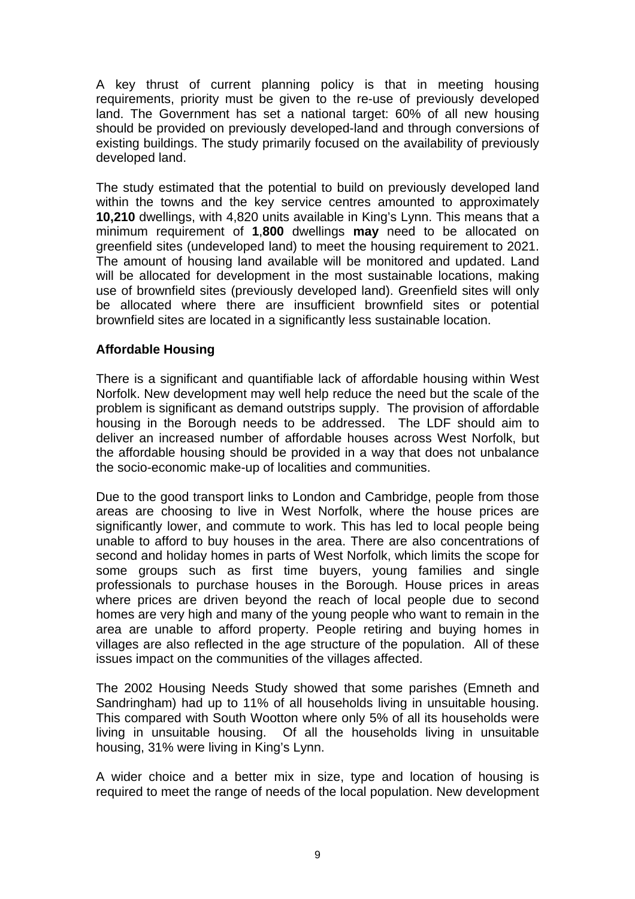A key thrust of current planning policy is that in meeting housing requirements, priority must be given to the re-use of previously developed land. The Government has set a national target: 60% of all new housing should be provided on previously developed-land and through conversions of existing buildings. The study primarily focused on the availability of previously developed land.

The study estimated that the potential to build on previously developed land within the towns and the key service centres amounted to approximately **10,210** dwellings, with 4,820 units available in King's Lynn. This means that a minimum requirement of **1**,**800** dwellings **may** need to be allocated on greenfield sites (undeveloped land) to meet the housing requirement to 2021. The amount of housing land available will be monitored and updated. Land will be allocated for development in the most sustainable locations, making use of brownfield sites (previously developed land). Greenfield sites will only be allocated where there are insufficient brownfield sites or potential brownfield sites are located in a significantly less sustainable location.

**Affordable Housing**

There is a significant and quantifiable lack of affordable housing within West Norfolk. New development may well help reduce the need but the scale of the problem is significant as demand outstrips supply. The provision of affordable housing in the Borough needs to be addressed. The LDF should aim to deliver an increased number of affordable houses across West Norfolk, but the affordable housing should be provided in a way that does not unbalance the socio-economic make-up of localities and communities.

Due to the good transport links to London and Cambridge, people from those areas are choosing to live in West Norfolk, where the house prices are significantly lower, and commute to work. This has led to local people being unable to afford to buy houses in the area. There are also concentrations of second and holiday homes in parts of West Norfolk, which limits the scope for some groups such as first time buyers, young families and single professionals to purchase houses in the Borough. House prices in areas where prices are driven beyond the reach of local people due to second homes are very high and many of the young people who want to remain in the area are unable to afford property. People retiring and buying homes in villages are also reflected in the age structure of the population. All of these issues impact on the communities of the villages affected.

The 2002 Housing Needs Study showed that some parishes (Emneth and Sandringham) had up to 11% of all households living in unsuitable housing. This compared with South Wootton where only 5% of all its households were living in unsuitable housing. Of all the households living in unsuitable housing, 31% were living in King's Lynn.

A wider choice and a better mix in size, type and location of housing is required to meet the range of needs of the local population. New development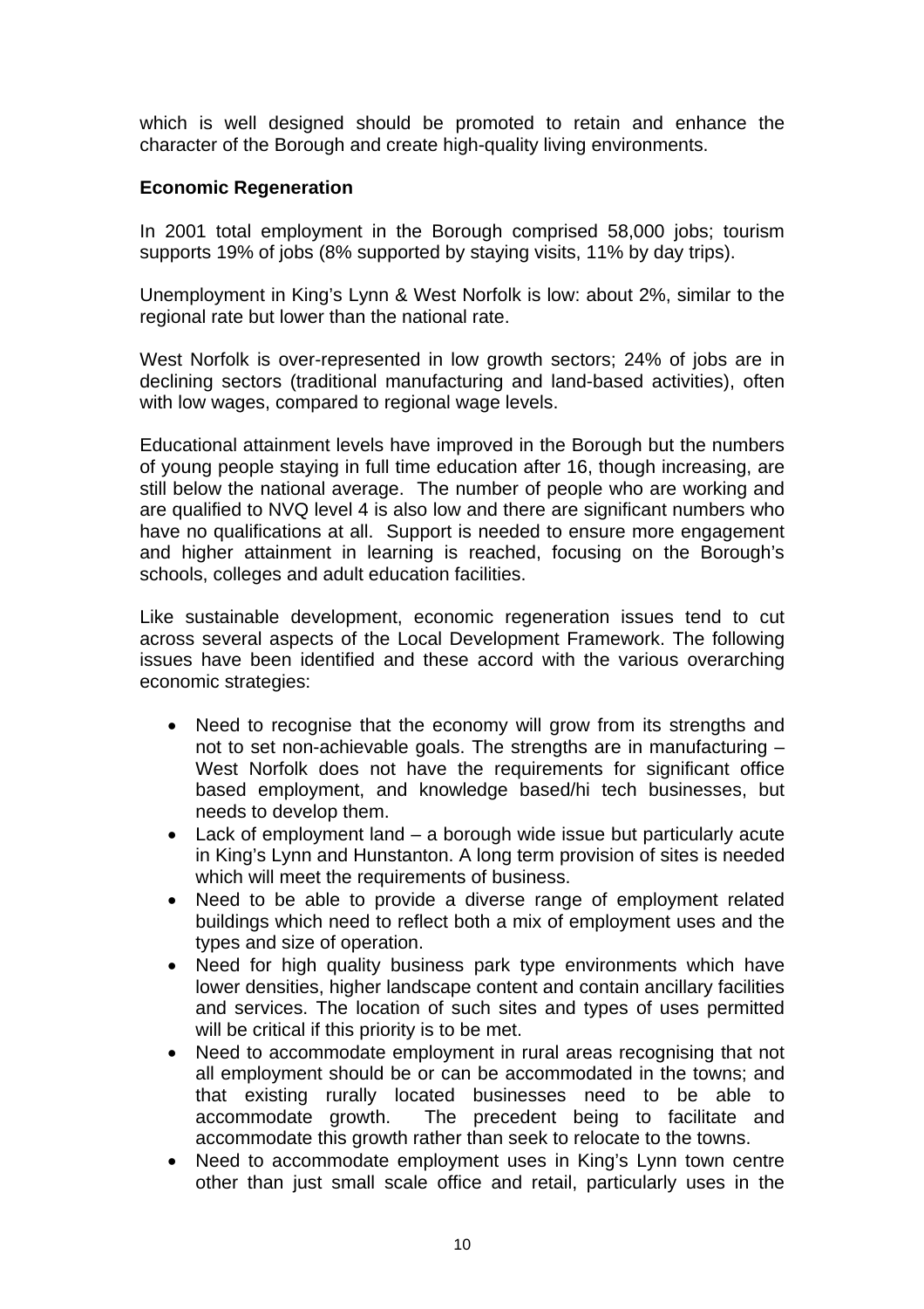which is well designed should be promoted to retain and enhance the character of the Borough and create high-quality living environments.

**Economic Regeneration**

In 2001 total employment in the Borough comprised 58,000 jobs; tourism supports 19% of jobs (8% supported by staying visits, 11% by day trips).

Unemployment in King's Lynn & West Norfolk is low: about 2%, similar to the regional rate but lower than the national rate.

West Norfolk is over-represented in low growth sectors; 24% of jobs are in declining sectors (traditional manufacturing and land-based activities), often with low wages, compared to regional wage levels.

Educational attainment levels have improved in the Borough but the numbers of young people staying in full time education after 16, though increasing, are still below the national average. The number of people who are working and are qualified to NVQ level 4 is also low and there are significant numbers who have no qualifications at all. Support is needed to ensure more engagement and higher attainment in learning is reached, focusing on the Borough's schools, colleges and adult education facilities.

Like sustainable development, economic regeneration issues tend to cut across several aspects of the Local Development Framework. The following issues have been identified and these accord with the various overarching economic strategies:

- Need to recognise that the economy will grow from its strengths and not to set non-achievable goals. The strengths are in manufacturing – West Norfolk does not have the requirements for significant office based employment, and knowledge based/hi tech businesses, but needs to develop them.
- Lack of employment land – a borough wide issue but particularly acute in King's Lynn and Hunstanton. A long term provision of sites is needed which will meet the requirements of business.
- Need to be able to provide a diverse range of employment related buildings which need to reflect both a mix of employment uses and the types and size of operation.
- Need for high quality business park type environments which have lower densities, higher landscape content and contain ancillary facilities and services. The location of such sites and types of uses permitted will be critical if this priority is to be met.
- Need to accommodate employment in rural areas recognising that not all employment should be or can be accommodated in the towns; and that existing rurally located businesses need to be able to accommodate growth. The precedent being to facilitate and accommodate this growth rather than seek to relocate to the towns.
- Need to accommodate employment uses in King's Lynn town centre other than just small scale office and retail, particularly uses in the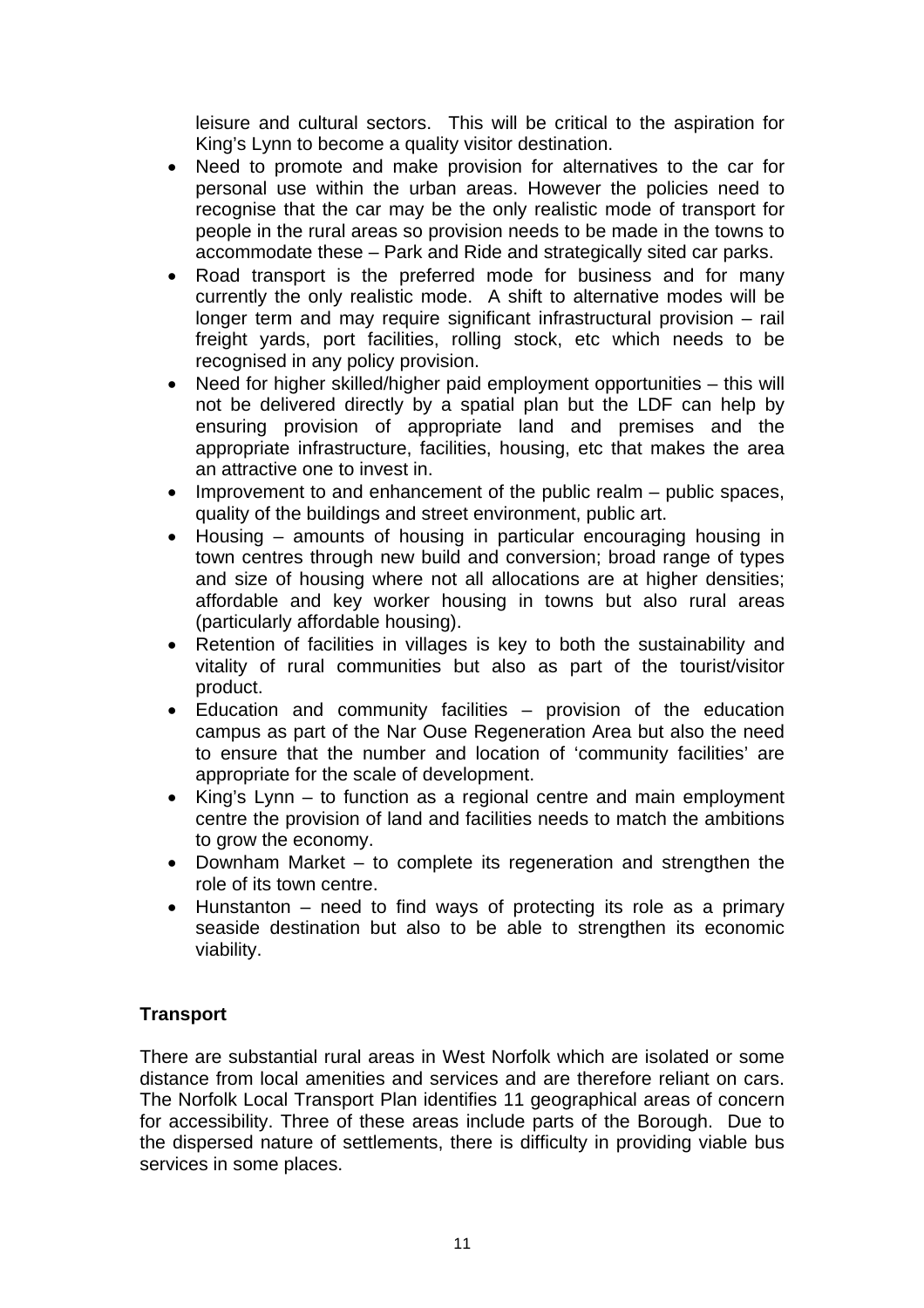leisure and cultural sectors. This will be critical to the aspiration for King's Lynn to become a quality visitor destination.

- Need to promote and make provision for alternatives to the car for personal use within the urban areas. However the policies need to recognise that the car may be the only realistic mode of transport for people in the rural areas so provision needs to be made in the towns to accommodate these – Park and Ride and strategically sited car parks.
- Road transport is the preferred mode for business and for many currently the only realistic mode. A shift to alternative modes will be longer term and may require significant infrastructural provision – rail freight yards, port facilities, rolling stock, etc which needs to be recognised in any policy provision.
- Need for higher skilled/higher paid employment opportunities – this will not be delivered directly by a spatial plan but the LDF can help by ensuring provision of appropriate land and premises and the appropriate infrastructure, facilities, housing, etc that makes the area an attractive one to invest in.
- Improvement to and enhancement of the public realm – public spaces, quality of the buildings and street environment, public art.
- Housing – amounts of housing in particular encouraging housing in town centres through new build and conversion; broad range of types and size of housing where not all allocations are at higher densities; affordable and key worker housing in towns but also rural areas (particularly affordable housing).
- Retention of facilities in villages is key to both the sustainability and vitality of rural communities but also as part of the tourist/visitor product.
- Education and community facilities – provision of the education campus as part of the Nar Ouse Regeneration Area but also the need to ensure that the number and location of 'community facilities' are appropriate for the scale of development.
- King's Lynn – to function as a regional centre and main employment centre the provision of land and facilities needs to match the ambitions to grow the economy.
- Downham Market – to complete its regeneration and strengthen the role of its town centre.
- Hunstanton – need to find ways of protecting its role as a primary seaside destination but also to be able to strengthen its economic viability.

**Transport**

There are substantial rural areas in West Norfolk which are isolated or some distance from local amenities and services and are therefore reliant on cars. The Norfolk Local Transport Plan identifies 11 geographical areas of concern for accessibility. Three of these areas include parts of the Borough. Due to the dispersed nature of settlements, there is difficulty in providing viable bus services in some places.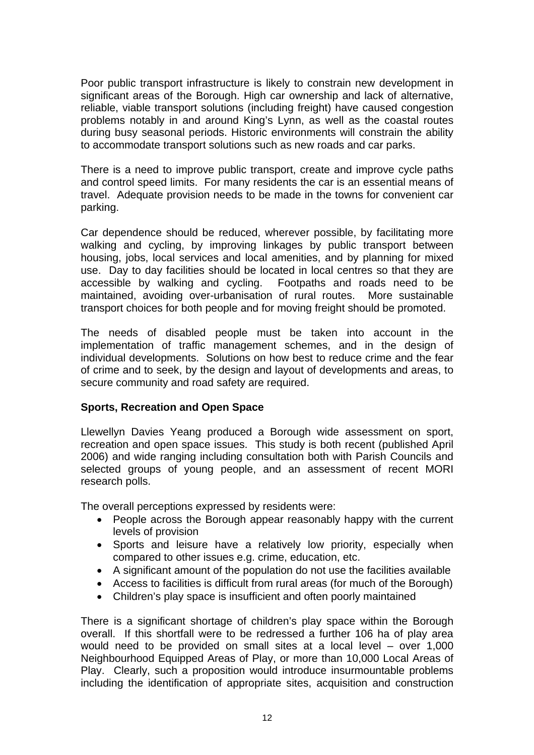Poor public transport infrastructure is likely to constrain new development in significant areas of the Borough. High car ownership and lack of alternative, reliable, viable transport solutions (including freight) have caused congestion problems notably in and around King's Lynn, as well as the coastal routes during busy seasonal periods. Historic environments will constrain the ability to accommodate transport solutions such as new roads and car parks.

There is a need to improve public transport, create and improve cycle paths and control speed limits. For many residents the car is an essential means of travel. Adequate provision needs to be made in the towns for convenient car parking.

Car dependence should be reduced, wherever possible, by facilitating more walking and cycling, by improving linkages by public transport between housing, jobs, local services and local amenities, and by planning for mixed use. Day to day facilities should be located in local centres so that they are accessible by walking and cycling. Footpaths and roads need to be maintained, avoiding over-urbanisation of rural routes. More sustainable transport choices for both people and for moving freight should be promoted.

The needs of disabled people must be taken into account in the implementation of traffic management schemes, and in the design of individual developments. Solutions on how best to reduce crime and the fear of crime and to seek, by the design and layout of developments and areas, to secure community and road safety are required.

**Sports, Recreation and Open Space**

Llewellyn Davies Yeang produced a Borough wide assessment on sport, recreation and open space issues. This study is both recent (published April 2006) and wide ranging including consultation both with Parish Councils and selected groups of young people, and an assessment of recent MORI research polls.

The overall perceptions expressed by residents were:

- People across the Borough appear reasonably happy with the current levels of provision
- Sports and leisure have a relatively low priority, especially when compared to other issues e.g. crime, education, etc.
- A significant amount of the population do not use the facilities available
- Access to facilities is difficult from rural areas (for much of the Borough)
- Children's play space is insufficient and often poorly maintained

There is a significant shortage of children's play space within the Borough overall. If this shortfall were to be redressed a further 106 ha of play area would need to be provided on small sites at a local level – over 1,000 Neighbourhood Equipped Areas of Play, or more than 10,000 Local Areas of Play. Clearly, such a proposition would introduce insurmountable problems including the identification of appropriate sites, acquisition and construction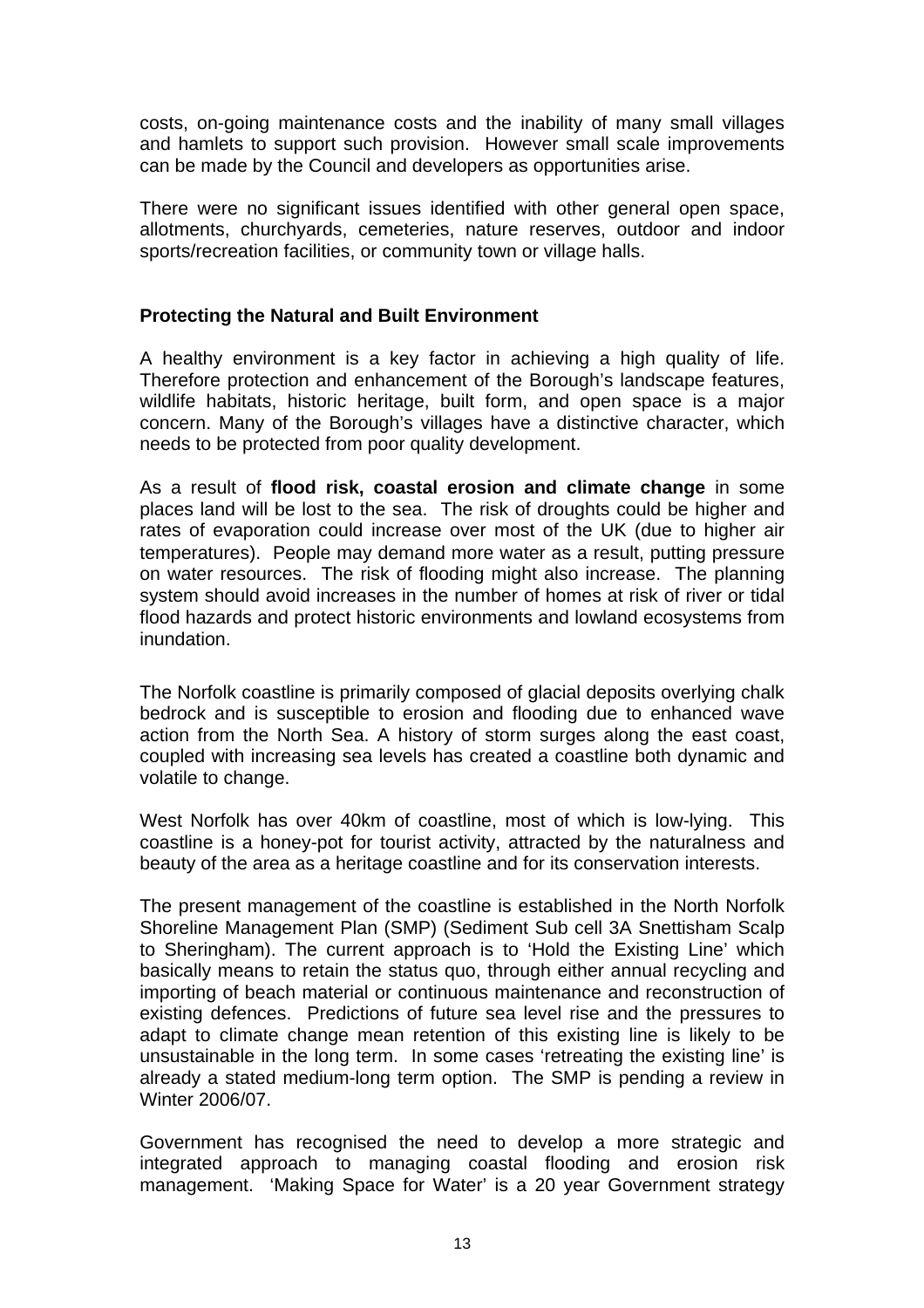costs, on-going maintenance costs and the inability of many small villages and hamlets to support such provision. However small scale improvements can be made by the Council and developers as opportunities arise.

There were no significant issues identified with other general open space, allotments, churchyards, cemeteries, nature reserves, outdoor and indoor sports/recreation facilities, or community town or village halls.

### Protecting the Natural and Built Environment

A healthy environment is a key factor in achieving a high quality of life. Therefore protection and enhancement of the Borough's landscape features, wildlife habitats, historic heritage, built form, and open space is a major concern. Many of the Borough's villages have a distinctive character, which needs to be protected from poor quality development.

As a result of **flood risk, coastal erosion and climate change** in some places land will be lost to the sea. The risk of droughts could be higher and rates of evaporation could increase over most of the UK (due to higher air temperatures). People may demand more water as a result, putting pressure on water resources. The risk of flooding might also increase. The planning system should avoid increases in the number of homes at risk of river or tidal flood hazards and protect historic environments and lowland ecosystems from inundation.

The Norfolk coastline is primarily composed of glacial deposits overlying chalk bedrock and is susceptible to erosion and flooding due to enhanced wave action from the North Sea. A history of storm surges along the east coast, coupled with increasing sea levels has created a coastline both dynamic and volatile to change.

West Norfolk has over 40km of coastline, most of which is low-lying. This coastline is a honey-pot for tourist activity, attracted by the naturalness and beauty of the area as a heritage coastline and for its conservation interests.

The present management of the coastline is established in the North Norfolk Shoreline Management Plan (SMP) (Sediment Sub cell 3A Snettisham Scalp to Sheringham). The current approach is to 'Hold the Existing Line' which basically means to retain the status quo, through either annual recycling and importing of beach material or continuous maintenance and reconstruction of existing defences. Predictions of future sea level rise and the pressures to adapt to climate change mean retention of this existing line is likely to be unsustainable in the long term. In some cases 'retreating the existing line' is already a stated medium-long term option. The SMP is pending a review in Winter 2006/07.

Government has recognised the need to develop a more strategic and integrated approach to managing coastal flooding and erosion risk management. 'Making Space for Water' is a 20 year Government strategy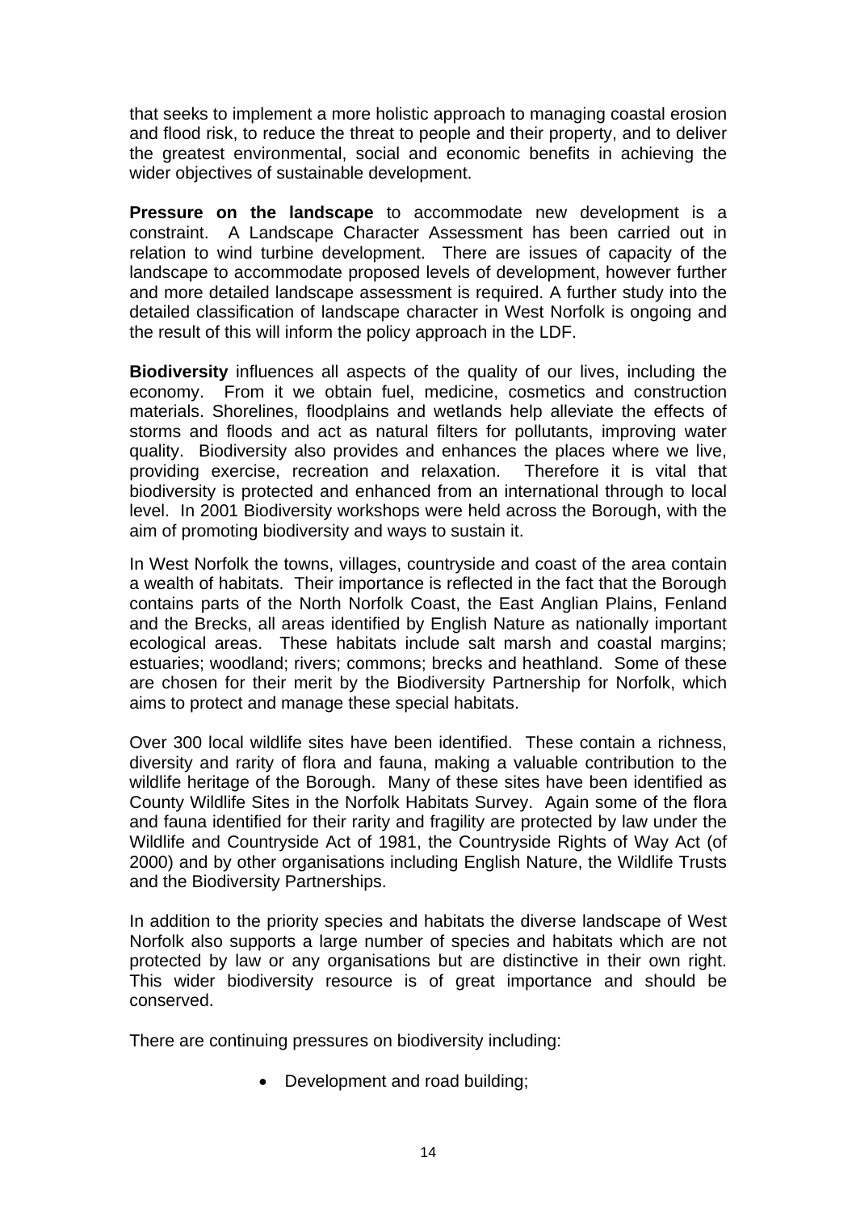that seeks to implement a more holistic approach to managing coastal erosion and flood risk, to reduce the threat to people and their property, and to deliver the greatest environmental, social and economic benefits in achieving the wider objectives of sustainable development.

**Pressure on the landscape** to accommodate new development is a constraint. A Landscape Character Assessment has been carried out in relation to wind turbine development. There are issues of capacity of the landscape to accommodate proposed levels of development, however further and more detailed landscape assessment is required. A further study into the detailed classification of landscape character in West Norfolk is ongoing and the result of this will inform the policy approach in the LDF.

**Biodiversity** influences all aspects of the quality of our lives, including the economy. From it we obtain fuel, medicine, cosmetics and construction materials. Shorelines, floodplains and wetlands help alleviate the effects of storms and floods and act as natural filters for pollutants, improving water quality. Biodiversity also provides and enhances the places where we live, providing exercise, recreation and relaxation. Therefore it is vital that biodiversity is protected and enhanced from an international through to local level. In 2001 Biodiversity workshops were held across the Borough, with the aim of promoting biodiversity and ways to sustain it.

In West Norfolk the towns, villages, countryside and coast of the area contain a wealth of habitats. Their importance is reflected in the fact that the Borough contains parts of the North Norfolk Coast, the East Anglian Plains, Fenland and the Brecks, all areas identified by English Nature as nationally important ecological areas. These habitats include salt marsh and coastal margins; estuaries; woodland; rivers; commons; brecks and heathland. Some of these are chosen for their merit by the Biodiversity Partnership for Norfolk, which aims to protect and manage these special habitats.

Over 300 local wildlife sites have been identified. These contain a richness, diversity and rarity of flora and fauna, making a valuable contribution to the wildlife heritage of the Borough. Many of these sites have been identified as County Wildlife Sites in the Norfolk Habitats Survey. Again some of the flora and fauna identified for their rarity and fragility are protected by law under the Wildlife and Countryside Act of 1981, the Countryside Rights of Way Act (of 2000) and by other organisations including English Nature, the Wildlife Trusts and the Biodiversity Partnerships.

In addition to the priority species and habitats the diverse landscape of West Norfolk also supports a large number of species and habitats which are not protected by law or any organisations but are distinctive in their own right. This wider biodiversity resource is of great importance and should be conserved.

There are continuing pressures on biodiversity including:

- Development and road building;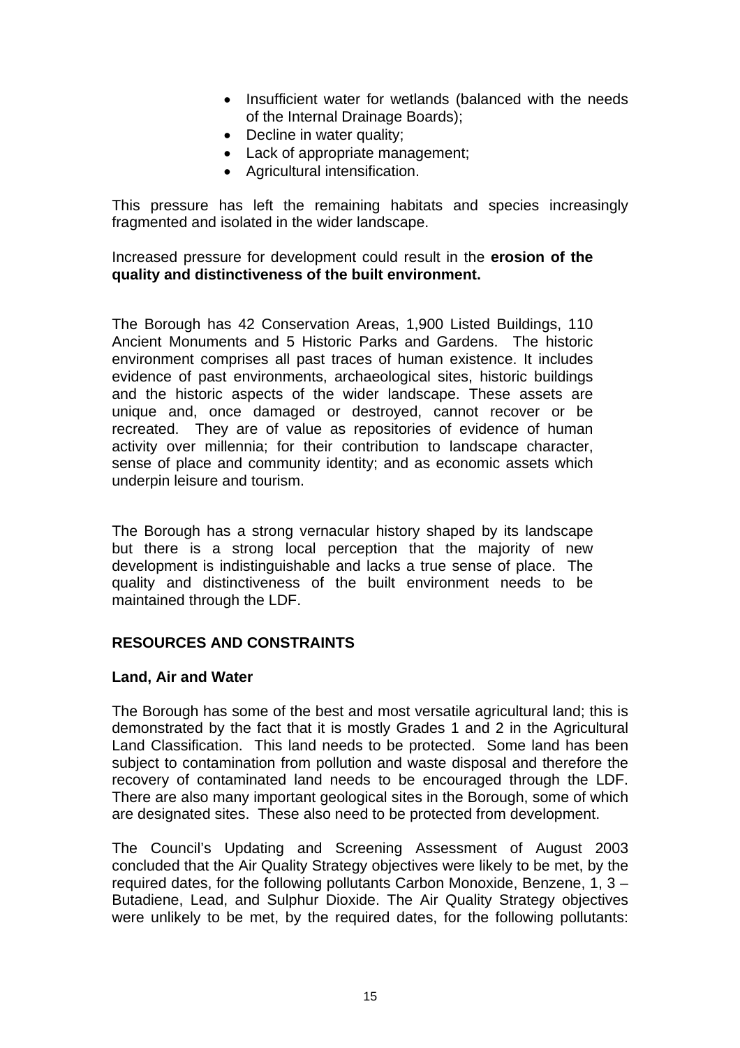- Insufficient water for wetlands (balanced with the needs of the Internal Drainage Boards);
- Decline in water quality;
- Lack of appropriate management;
- Agricultural intensification.

This pressure has left the remaining habitats and species increasingly fragmented and isolated in the wider landscape.

Increased pressure for development could result in the **erosion of the quality and distinctiveness of the built environment.**

The Borough has 42 Conservation Areas, 1,900 Listed Buildings, 110 Ancient Monuments and 5 Historic Parks and Gardens. The historic environment comprises all past traces of human existence. It includes evidence of past environments, archaeological sites, historic buildings and the historic aspects of the wider landscape. These assets are unique and, once damaged or destroyed, cannot recover or be recreated. They are of value as repositories of evidence of human activity over millennia; for their contribution to landscape character, sense of place and community identity; and as economic assets which underpin leisure and tourism.

The Borough has a strong vernacular history shaped by its landscape but there is a strong local perception that the majority of new development is indistinguishable and lacks a true sense of place. The quality and distinctiveness of the built environment needs to be maintained through the LDF.

## RESOURCES AND CONSTRAINTS

### Land, Air and Water

The Borough has some of the best and most versatile agricultural land; this is demonstrated by the fact that it is mostly Grades 1 and 2 in the Agricultural Land Classification. This land needs to be protected. Some land has been subject to contamination from pollution and waste disposal and therefore the recovery of contaminated land needs to be encouraged through the LDF. There are also many important geological sites in the Borough, some of which are designated sites. These also need to be protected from development.

The Council's Updating and Screening Assessment of August 2003 concluded that the Air Quality Strategy objectives were likely to be met, by the required dates, for the following pollutants Carbon Monoxide, Benzene, 1, 3 – Butadiene, Lead, and Sulphur Dioxide. The Air Quality Strategy objectives were unlikely to be met, by the required dates, for the following pollutants: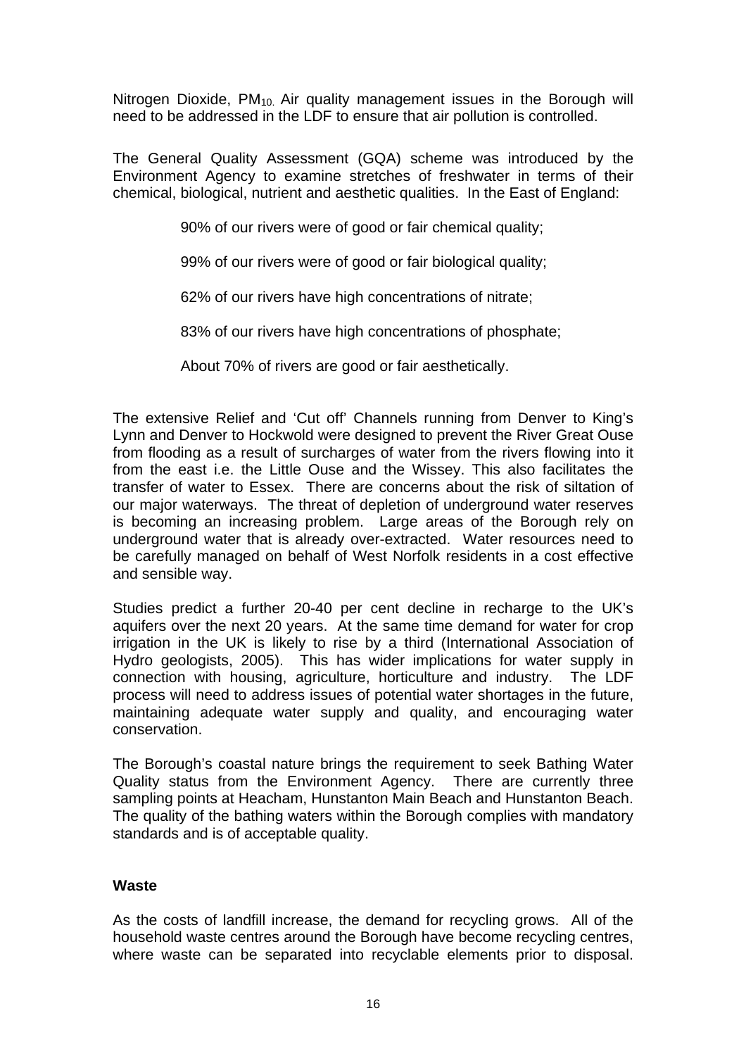Nitrogen Dioxide, $PM_{10}$. Air quality management issues in the Borough will need to be addressed in the LDF to ensure that air pollution is controlled.

The General Quality Assessment (GQA) scheme was introduced by the Environment Agency to examine stretches of freshwater in terms of their chemical, biological, nutrient and aesthetic qualities. In the East of England:

90% of our rivers were of good or fair chemical quality;

99% of our rivers were of good or fair biological quality;

62% of our rivers have high concentrations of nitrate;

83% of our rivers have high concentrations of phosphate;

About 70% of rivers are good or fair aesthetically.

The extensive Relief and 'Cut off' Channels running from Denver to King's Lynn and Denver to Hockwold were designed to prevent the River Great Ouse from flooding as a result of surcharges of water from the rivers flowing into it from the east i.e. the Little Ouse and the Wissey. This also facilitates the transfer of water to Essex. There are concerns about the risk of siltation of our major waterways. The threat of depletion of underground water reserves is becoming an increasing problem. Large areas of the Borough rely on underground water that is already over-extracted. Water resources need to be carefully managed on behalf of West Norfolk residents in a cost effective and sensible way.

Studies predict a further 20-40 per cent decline in recharge to the UK's aquifers over the next 20 years. At the same time demand for water for crop irrigation in the UK is likely to rise by a third (International Association of Hydro geologists, 2005). This has wider implications for water supply in connection with housing, agriculture, horticulture and industry. The LDF process will need to address issues of potential water shortages in the future, maintaining adequate water supply and quality, and encouraging water conservation.

The Borough's coastal nature brings the requirement to seek Bathing Water Quality status from the Environment Agency. There are currently three sampling points at Heacham, Hunstanton Main Beach and Hunstanton Beach. The quality of the bathing waters within the Borough complies with mandatory standards and is of acceptable quality.

**Waste**

As the costs of landfill increase, the demand for recycling grows. All of the household waste centres around the Borough have become recycling centres, where waste can be separated into recyclable elements prior to disposal.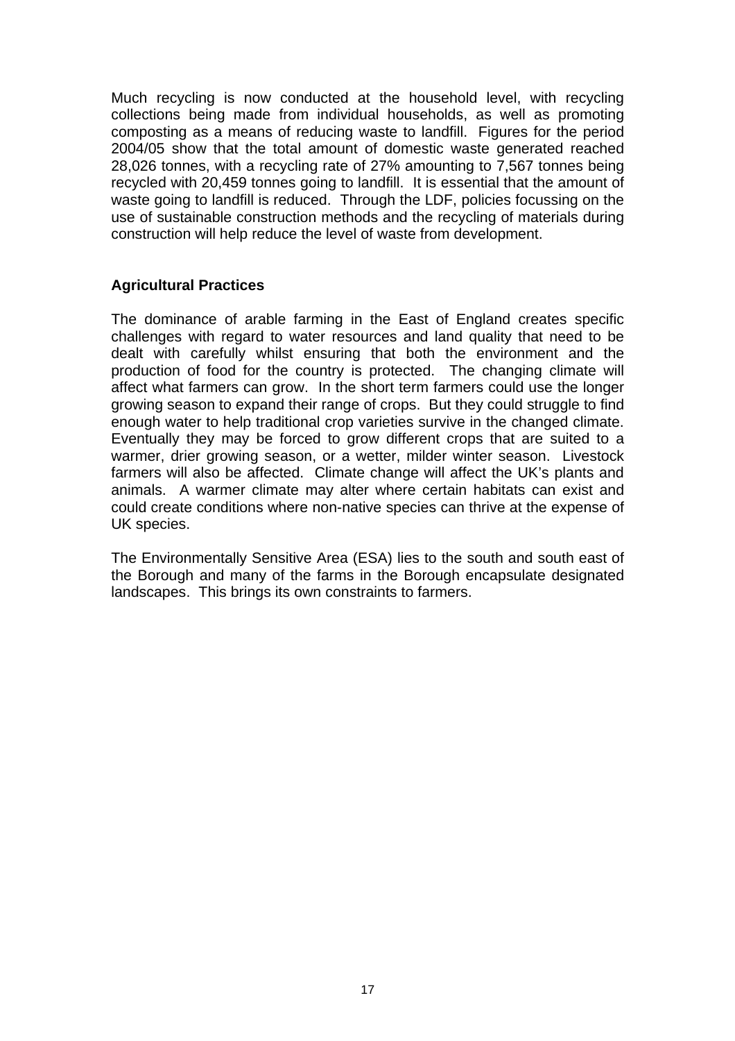Much recycling is now conducted at the household level, with recycling collections being made from individual households, as well as promoting composting as a means of reducing waste to landfill. Figures for the period 2004/05 show that the total amount of domestic waste generated reached 28,026 tonnes, with a recycling rate of 27% amounting to 7,567 tonnes being recycled with 20,459 tonnes going to landfill. It is essential that the amount of waste going to landfill is reduced. Through the LDF, policies focussing on the use of sustainable construction methods and the recycling of materials during construction will help reduce the level of waste from development.

**Agricultural Practices**

The dominance of arable farming in the East of England creates specific challenges with regard to water resources and land quality that need to be dealt with carefully whilst ensuring that both the environment and the production of food for the country is protected. The changing climate will affect what farmers can grow. In the short term farmers could use the longer growing season to expand their range of crops. But they could struggle to find enough water to help traditional crop varieties survive in the changed climate. Eventually they may be forced to grow different crops that are suited to a warmer, drier growing season, or a wetter, milder winter season. Livestock farmers will also be affected. Climate change will affect the UK's plants and animals. A warmer climate may alter where certain habitats can exist and could create conditions where non-native species can thrive at the expense of UK species.

The Environmentally Sensitive Area (ESA) lies to the south and south east of the Borough and many of the farms in the Borough encapsulate designated landscapes. This brings its own constraints to farmers.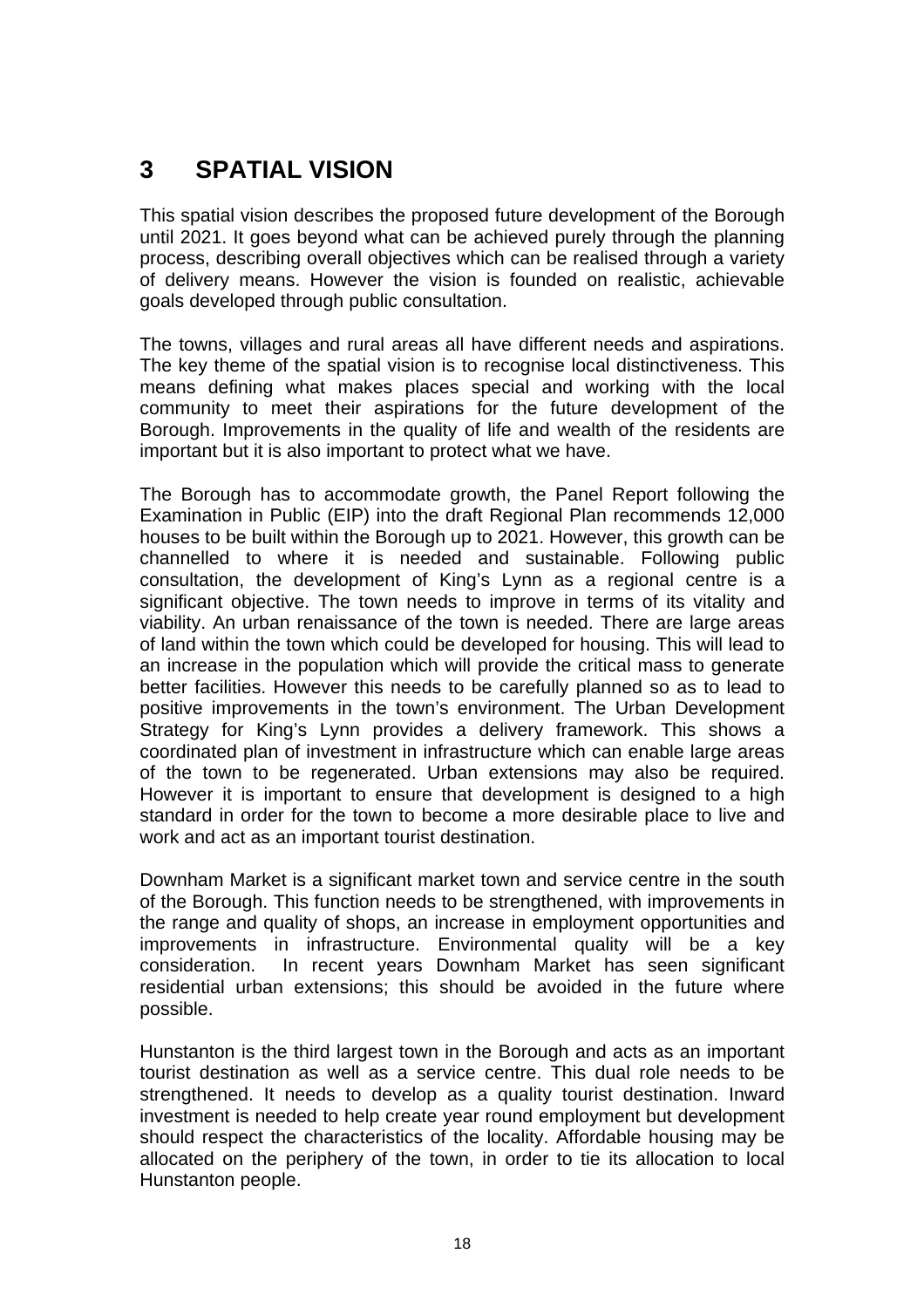# 3 SPATIAL VISION

This spatial vision describes the proposed future development of the Borough until 2021. It goes beyond what can be achieved purely through the planning process, describing overall objectives which can be realised through a variety of delivery means. However the vision is founded on realistic, achievable goals developed through public consultation.

The towns, villages and rural areas all have different needs and aspirations. The key theme of the spatial vision is to recognise local distinctiveness. This means defining what makes places special and working with the local community to meet their aspirations for the future development of the Borough. Improvements in the quality of life and wealth of the residents are important but it is also important to protect what we have.

The Borough has to accommodate growth, the Panel Report following the Examination in Public (EIP) into the draft Regional Plan recommends 12,000 houses to be built within the Borough up to 2021. However, this growth can be channelled to where it is needed and sustainable. Following public consultation, the development of King's Lynn as a regional centre is a significant objective. The town needs to improve in terms of its vitality and viability. An urban renaissance of the town is needed. There are large areas of land within the town which could be developed for housing. This will lead to an increase in the population which will provide the critical mass to generate better facilities. However this needs to be carefully planned so as to lead to positive improvements in the town's environment. The Urban Development Strategy for King's Lynn provides a delivery framework. This shows a coordinated plan of investment in infrastructure which can enable large areas of the town to be regenerated. Urban extensions may also be required. However it is important to ensure that development is designed to a high standard in order for the town to become a more desirable place to live and work and act as an important tourist destination.

Downham Market is a significant market town and service centre in the south of the Borough. This function needs to be strengthened, with improvements in the range and quality of shops, an increase in employment opportunities and improvements in infrastructure. Environmental quality will be a key consideration. In recent years Downham Market has seen significant residential urban extensions; this should be avoided in the future where possible.

Hunstanton is the third largest town in the Borough and acts as an important tourist destination as well as a service centre. This dual role needs to be strengthened. It needs to develop as a quality tourist destination. Inward investment is needed to help create year round employment but development should respect the characteristics of the locality. Affordable housing may be allocated on the periphery of the town, in order to tie its allocation to local Hunstanton people.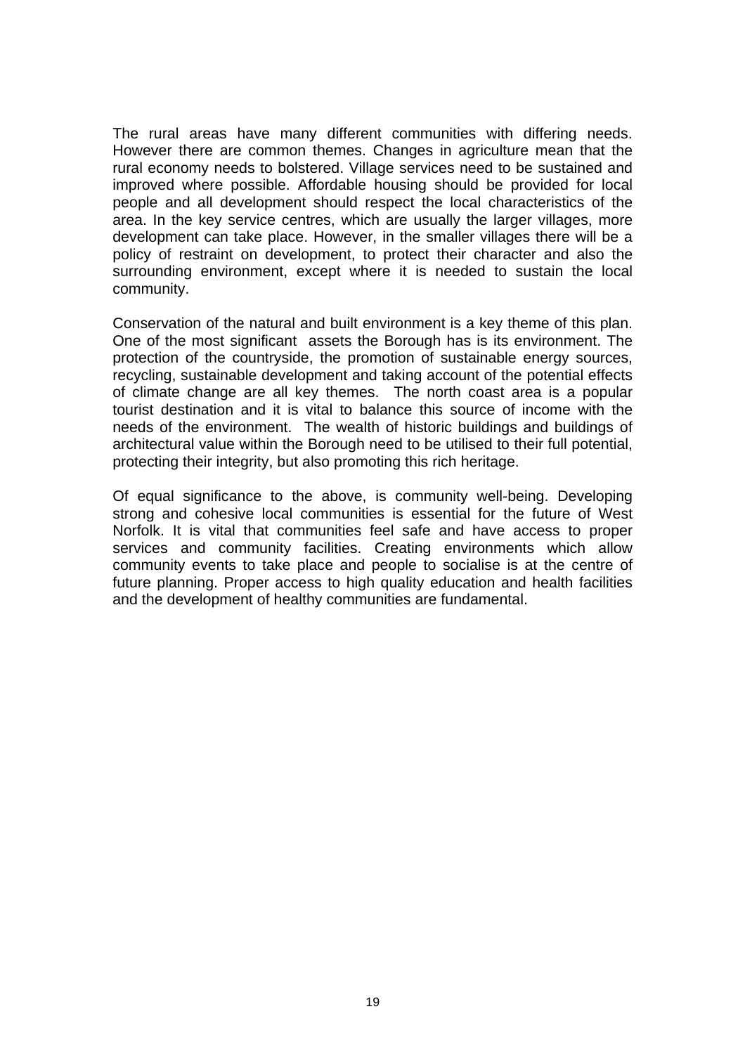The rural areas have many different communities with differing needs. However there are common themes. Changes in agriculture mean that the rural economy needs to bolstered. Village services need to be sustained and improved where possible. Affordable housing should be provided for local people and all development should respect the local characteristics of the area. In the key service centres, which are usually the larger villages, more development can take place. However, in the smaller villages there will be a policy of restraint on development, to protect their character and also the surrounding environment, except where it is needed to sustain the local community.

Conservation of the natural and built environment is a key theme of this plan. One of the most significant assets the Borough has is its environment. The protection of the countryside, the promotion of sustainable energy sources, recycling, sustainable development and taking account of the potential effects of climate change are all key themes. The north coast area is a popular tourist destination and it is vital to balance this source of income with the needs of the environment. The wealth of historic buildings and buildings of architectural value within the Borough need to be utilised to their full potential, protecting their integrity, but also promoting this rich heritage.

Of equal significance to the above, is community well-being. Developing strong and cohesive local communities is essential for the future of West Norfolk. It is vital that communities feel safe and have access to proper services and community facilities. Creating environments which allow community events to take place and people to socialise is at the centre of future planning. Proper access to high quality education and health facilities and the development of healthy communities are fundamental.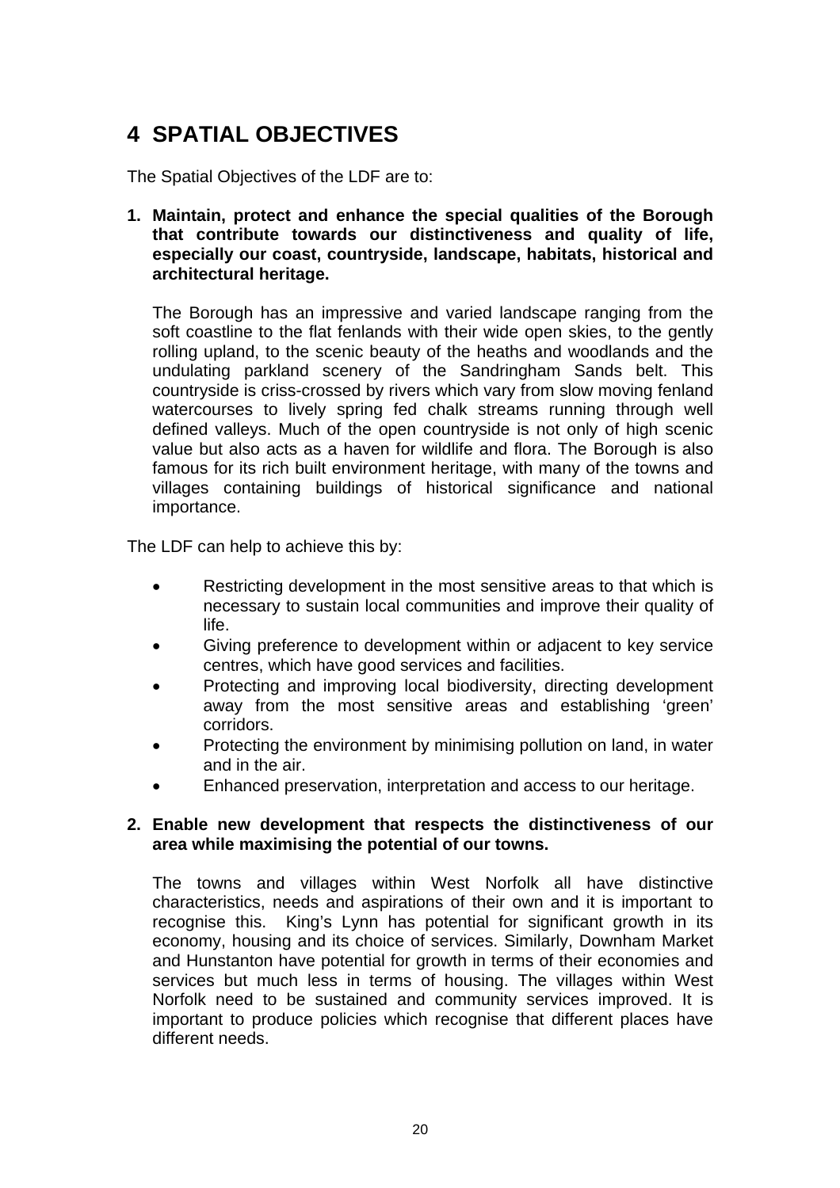# 4 SPATIAL OBJECTIVES

The Spatial Objectives of the LDF are to:

**1. Maintain, protect and enhance the special qualities of the Borough that contribute towards our distinctiveness and quality of life, especially our coast, countryside, landscape, habitats, historical and architectural heritage.**

The Borough has an impressive and varied landscape ranging from the soft coastline to the flat fenlands with their wide open skies, to the gently rolling upland, to the scenic beauty of the heaths and woodlands and the undulating parkland scenery of the Sandringham Sands belt. This countryside is criss-crossed by rivers which vary from slow moving fenland watercourses to lively spring fed chalk streams running through well defined valleys. Much of the open countryside is not only of high scenic value but also acts as a haven for wildlife and flora. The Borough is also famous for its rich built environment heritage, with many of the towns and villages containing buildings of historical significance and national importance.

The LDF can help to achieve this by:

- Restricting development in the most sensitive areas to that which is necessary to sustain local communities and improve their quality of life.
- Giving preference to development within or adjacent to key service centres, which have good services and facilities.
- Protecting and improving local biodiversity, directing development away from the most sensitive areas and establishing 'green' corridors.
- Protecting the environment by minimising pollution on land, in water and in the air.
- Enhanced preservation, interpretation and access to our heritage.

**2. Enable new development that respects the distinctiveness of our area while maximising the potential of our towns.**

The towns and villages within West Norfolk all have distinctive characteristics, needs and aspirations of their own and it is important to recognise this. King's Lynn has potential for significant growth in its economy, housing and its choice of services. Similarly, Downham Market and Hunstanton have potential for growth in terms of their economies and services but much less in terms of housing. The villages within West Norfolk need to be sustained and community services improved. It is important to produce policies which recognise that different places have different needs.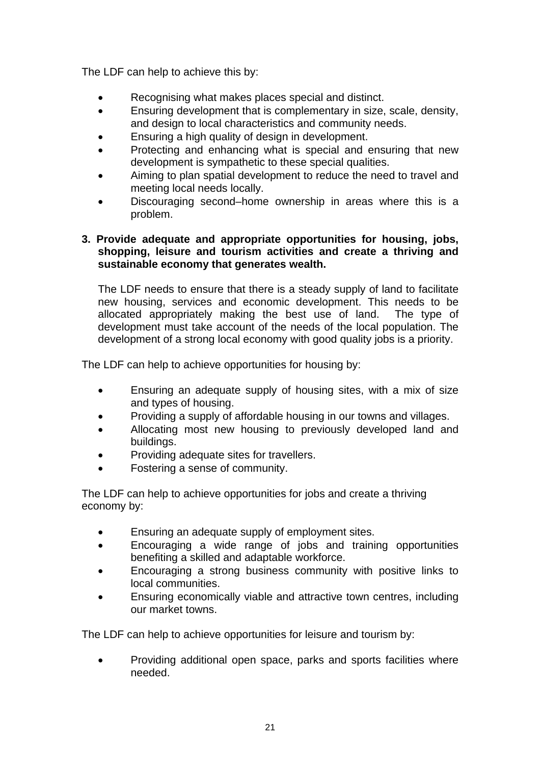The LDF can help to achieve this by:

- Recognising what makes places special and distinct.
- Ensuring development that is complementary in size, scale, density, and design to local characteristics and community needs.
- Ensuring a high quality of design in development.
- Protecting and enhancing what is special and ensuring that new development is sympathetic to these special qualities.
- Aiming to plan spatial development to reduce the need to travel and meeting local needs locally.
- Discouraging second–home ownership in areas where this is a problem.

**3. Provide adequate and appropriate opportunities for housing, jobs, shopping, leisure and tourism activities and create a thriving and sustainable economy that generates wealth.**

The LDF needs to ensure that there is a steady supply of land to facilitate new housing, services and economic development. This needs to be allocated appropriately making the best use of land. The type of development must take account of the needs of the local population. The development of a strong local economy with good quality jobs is a priority.

The LDF can help to achieve opportunities for housing by:

- Ensuring an adequate supply of housing sites, with a mix of size and types of housing.
- Providing a supply of affordable housing in our towns and villages.
- Allocating most new housing to previously developed land and buildings.
- Providing adequate sites for travellers.
- Fostering a sense of community.

The LDF can help to achieve opportunities for jobs and create a thriving economy by:

- Ensuring an adequate supply of employment sites.
- Encouraging a wide range of jobs and training opportunities benefiting a skilled and adaptable workforce.
- Encouraging a strong business community with positive links to local communities.
- Ensuring economically viable and attractive town centres, including our market towns.

The LDF can help to achieve opportunities for leisure and tourism by:

- Providing additional open space, parks and sports facilities where needed.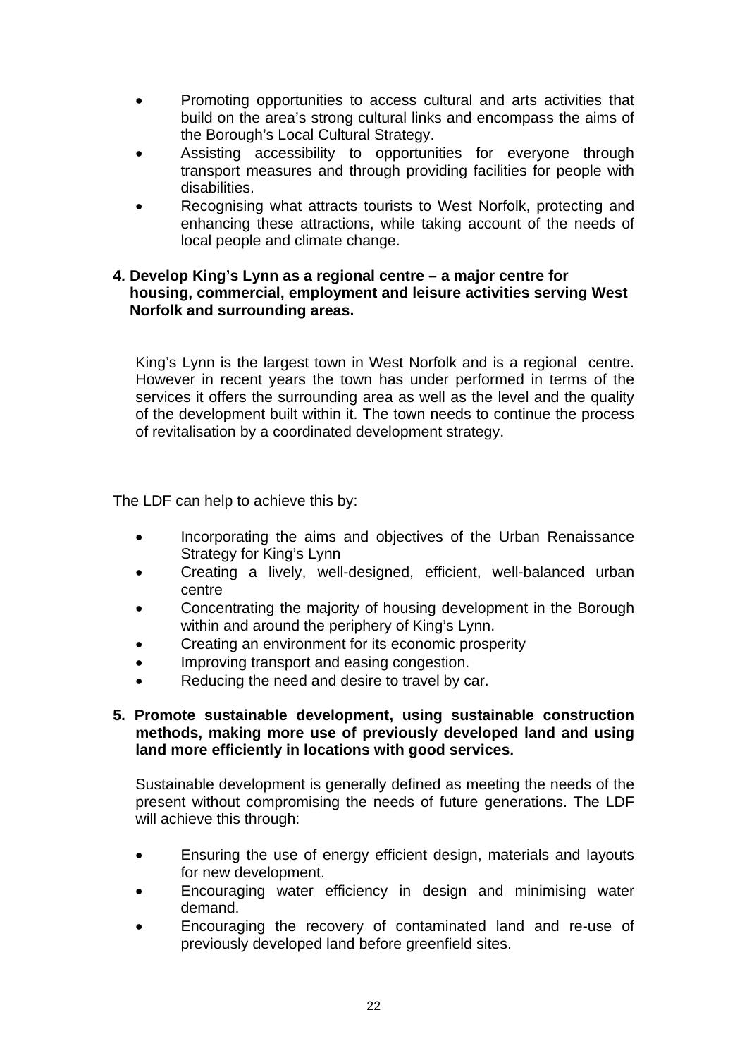- Promoting opportunities to access cultural and arts activities that build on the area's strong cultural links and encompass the aims of the Borough's Local Cultural Strategy.
- Assisting accessibility to opportunities for everyone through transport measures and through providing facilities for people with disabilities.
- Recognising what attracts tourists to West Norfolk, protecting and enhancing these attractions, while taking account of the needs of local people and climate change.

**4. Develop King's Lynn as a regional centre – a major centre for housing, commercial, employment and leisure activities serving West Norfolk and surrounding areas.**

King's Lynn is the largest town in West Norfolk and is a regional centre. However in recent years the town has under performed in terms of the services it offers the surrounding area as well as the level and the quality of the development built within it. The town needs to continue the process of revitalisation by a coordinated development strategy.

The LDF can help to achieve this by:

- Incorporating the aims and objectives of the Urban Renaissance Strategy for King's Lynn
- Creating a lively, well-designed, efficient, well-balanced urban centre
- Concentrating the majority of housing development in the Borough within and around the periphery of King's Lynn.
- Creating an environment for its economic prosperity
- Improving transport and easing congestion.
- Reducing the need and desire to travel by car.

**5. Promote sustainable development, using sustainable construction methods, making more use of previously developed land and using land more efficiently in locations with good services.**

Sustainable development is generally defined as meeting the needs of the present without compromising the needs of future generations. The LDF will achieve this through:

- Ensuring the use of energy efficient design, materials and layouts for new development.
- Encouraging water efficiency in design and minimising water demand.
- Encouraging the recovery of contaminated land and re-use of previously developed land before greenfield sites.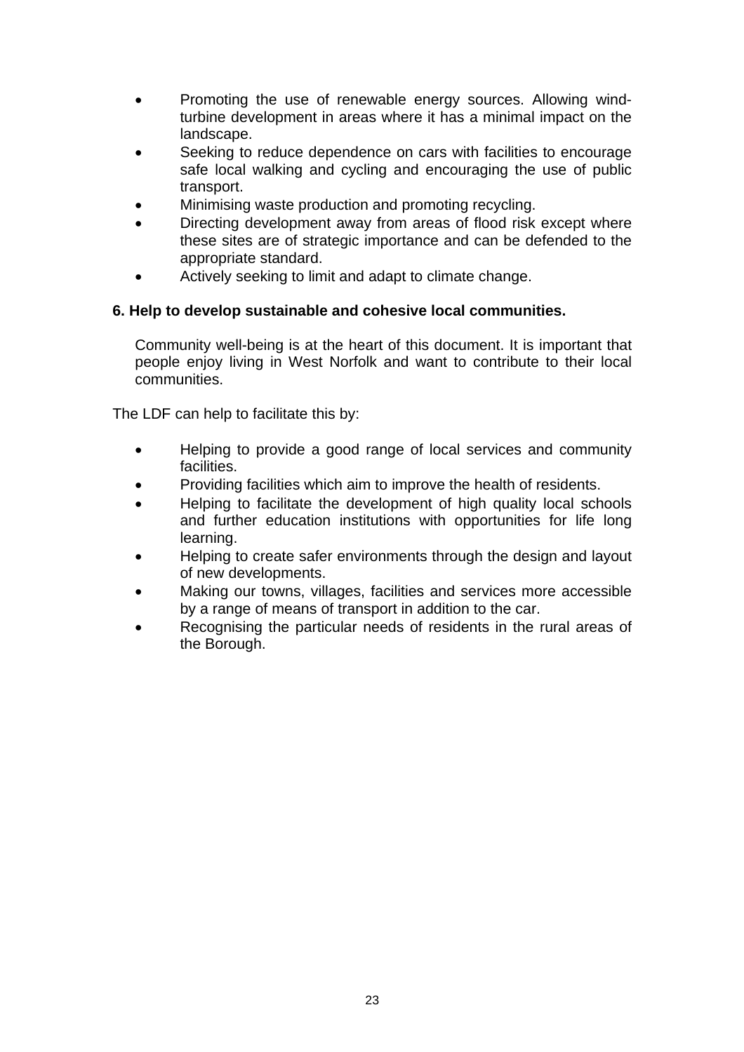- Promoting the use of renewable energy sources. Allowing wind-turbine development in areas where it has a minimal impact on the landscape.
- Seeking to reduce dependence on cars with facilities to encourage safe local walking and cycling and encouraging the use of public transport.
- Minimising waste production and promoting recycling.
- Directing development away from areas of flood risk except where these sites are of strategic importance and can be defended to the appropriate standard.
- Actively seeking to limit and adapt to climate change.

**6. Help to develop sustainable and cohesive local communities.**

Community well-being is at the heart of this document. It is important that people enjoy living in West Norfolk and want to contribute to their local communities.

The LDF can help to facilitate this by:

- Helping to provide a good range of local services and community facilities.
- Providing facilities which aim to improve the health of residents.
- Helping to facilitate the development of high quality local schools and further education institutions with opportunities for life long learning.
- Helping to create safer environments through the design and layout of new developments.
- Making our towns, villages, facilities and services more accessible by a range of means of transport in addition to the car.
- Recognising the particular needs of residents in the rural areas of the Borough.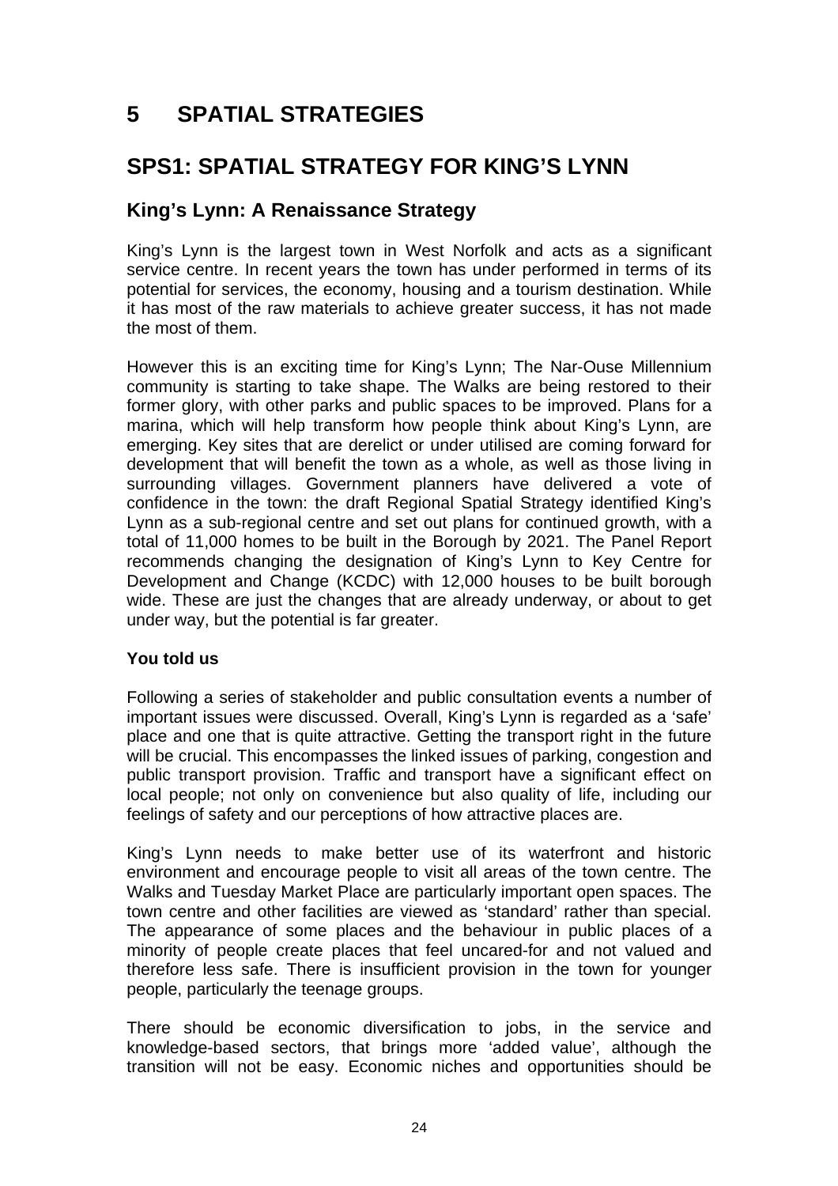# 5 SPATIAL STRATEGIES

# SPS1: SPATIAL STRATEGY FOR KING'S LYNN

## King's Lynn: A Renaissance Strategy

King's Lynn is the largest town in West Norfolk and acts as a significant service centre. In recent years the town has under performed in terms of its potential for services, the economy, housing and a tourism destination. While it has most of the raw materials to achieve greater success, it has not made the most of them.

However this is an exciting time for King's Lynn; The Nar-Ouse Millennium community is starting to take shape. The Walks are being restored to their former glory, with other parks and public spaces to be improved. Plans for a marina, which will help transform how people think about King's Lynn, are emerging. Key sites that are derelict or under utilised are coming forward for development that will benefit the town as a whole, as well as those living in surrounding villages. Government planners have delivered a vote of confidence in the town: the draft Regional Spatial Strategy identified King's Lynn as a sub-regional centre and set out plans for continued growth, with a total of 11,000 homes to be built in the Borough by 2021. The Panel Report recommends changing the designation of King's Lynn to Key Centre for Development and Change (KCDC) with 12,000 houses to be built borough wide. These are just the changes that are already underway, or about to get under way, but the potential is far greater.

**You told us**

Following a series of stakeholder and public consultation events a number of important issues were discussed. Overall, King's Lynn is regarded as a 'safe' place and one that is quite attractive. Getting the transport right in the future will be crucial. This encompasses the linked issues of parking, congestion and public transport provision. Traffic and transport have a significant effect on local people; not only on convenience but also quality of life, including our feelings of safety and our perceptions of how attractive places are.

King's Lynn needs to make better use of its waterfront and historic environment and encourage people to visit all areas of the town centre. The Walks and Tuesday Market Place are particularly important open spaces. The town centre and other facilities are viewed as 'standard' rather than special. The appearance of some places and the behaviour in public places of a minority of people create places that feel uncared-for and not valued and therefore less safe. There is insufficient provision in the town for younger people, particularly the teenage groups.

There should be economic diversification to jobs, in the service and knowledge-based sectors, that brings more 'added value', although the transition will not be easy. Economic niches and opportunities should be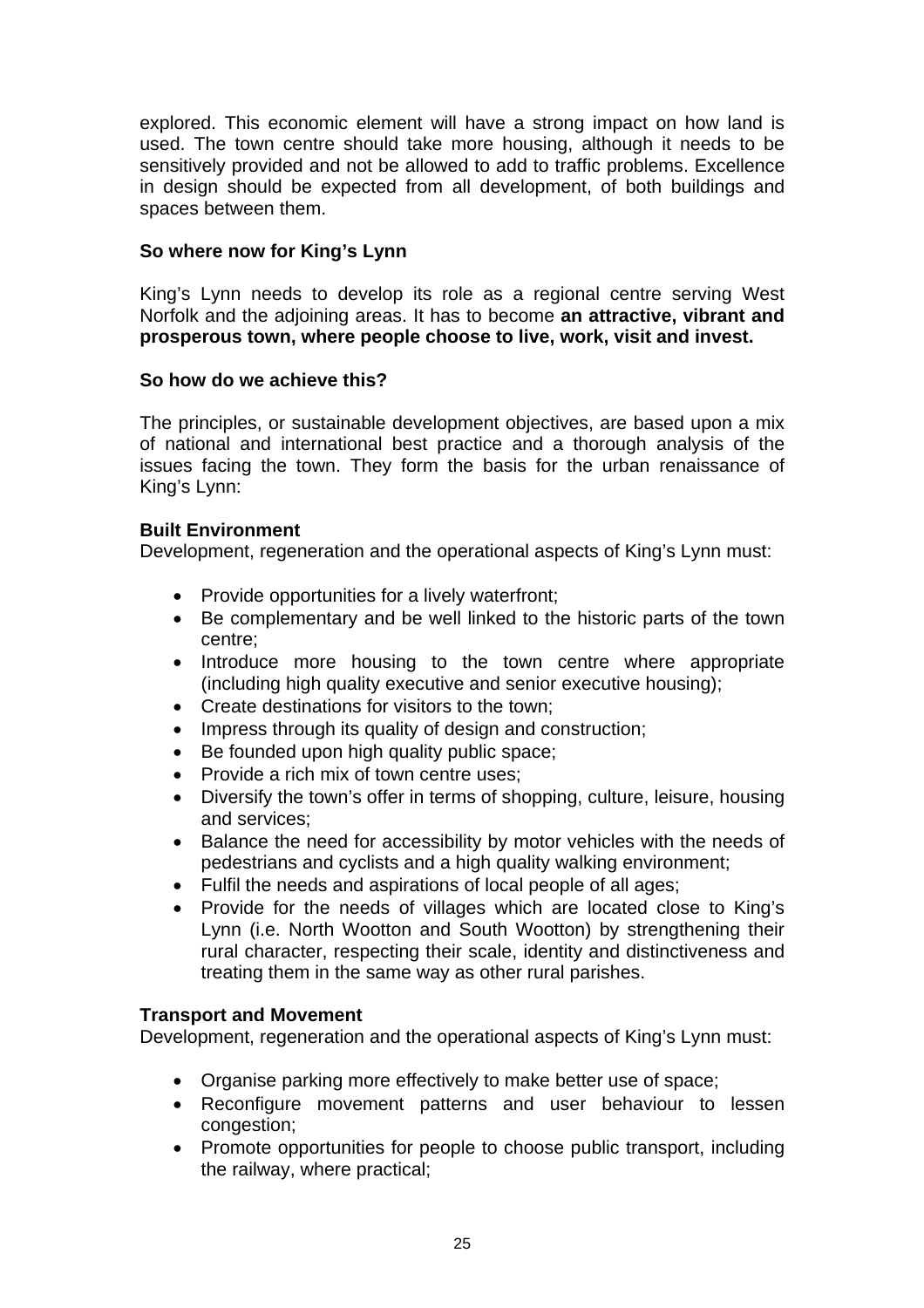explored. This economic element will have a strong impact on how land is used. The town centre should take more housing, although it needs to be sensitively provided and not be allowed to add to traffic problems. Excellence in design should be expected from all development, of both buildings and spaces between them.

**So where now for King's Lynn**

King's Lynn needs to develop its role as a regional centre serving West Norfolk and the adjoining areas. It has to become **an attractive, vibrant and prosperous town, where people choose to live, work, visit and invest.**

**So how do we achieve this?**

The principles, or sustainable development objectives, are based upon a mix of national and international best practice and a thorough analysis of the issues facing the town. They form the basis for the urban renaissance of King's Lynn:

**Built Environment**
Development, regeneration and the operational aspects of King's Lynn must:

- Provide opportunities for a lively waterfront;
- Be complementary and be well linked to the historic parts of the town centre;
- Introduce more housing to the town centre where appropriate (including high quality executive and senior executive housing);
- Create destinations for visitors to the town;
- Impress through its quality of design and construction;
- Be founded upon high quality public space;
- Provide a rich mix of town centre uses;
- Diversify the town's offer in terms of shopping, culture, leisure, housing and services;
- Balance the need for accessibility by motor vehicles with the needs of pedestrians and cyclists and a high quality walking environment;
- Fulfil the needs and aspirations of local people of all ages;
- Provide for the needs of villages which are located close to King's Lynn (i.e. North Wootton and South Wootton) by strengthening their rural character, respecting their scale, identity and distinctiveness and treating them in the same way as other rural parishes.

**Transport and Movement**
Development, regeneration and the operational aspects of King's Lynn must:

- Organise parking more effectively to make better use of space;
- Reconfigure movement patterns and user behaviour to lessen congestion;
- Promote opportunities for people to choose public transport, including the railway, where practical;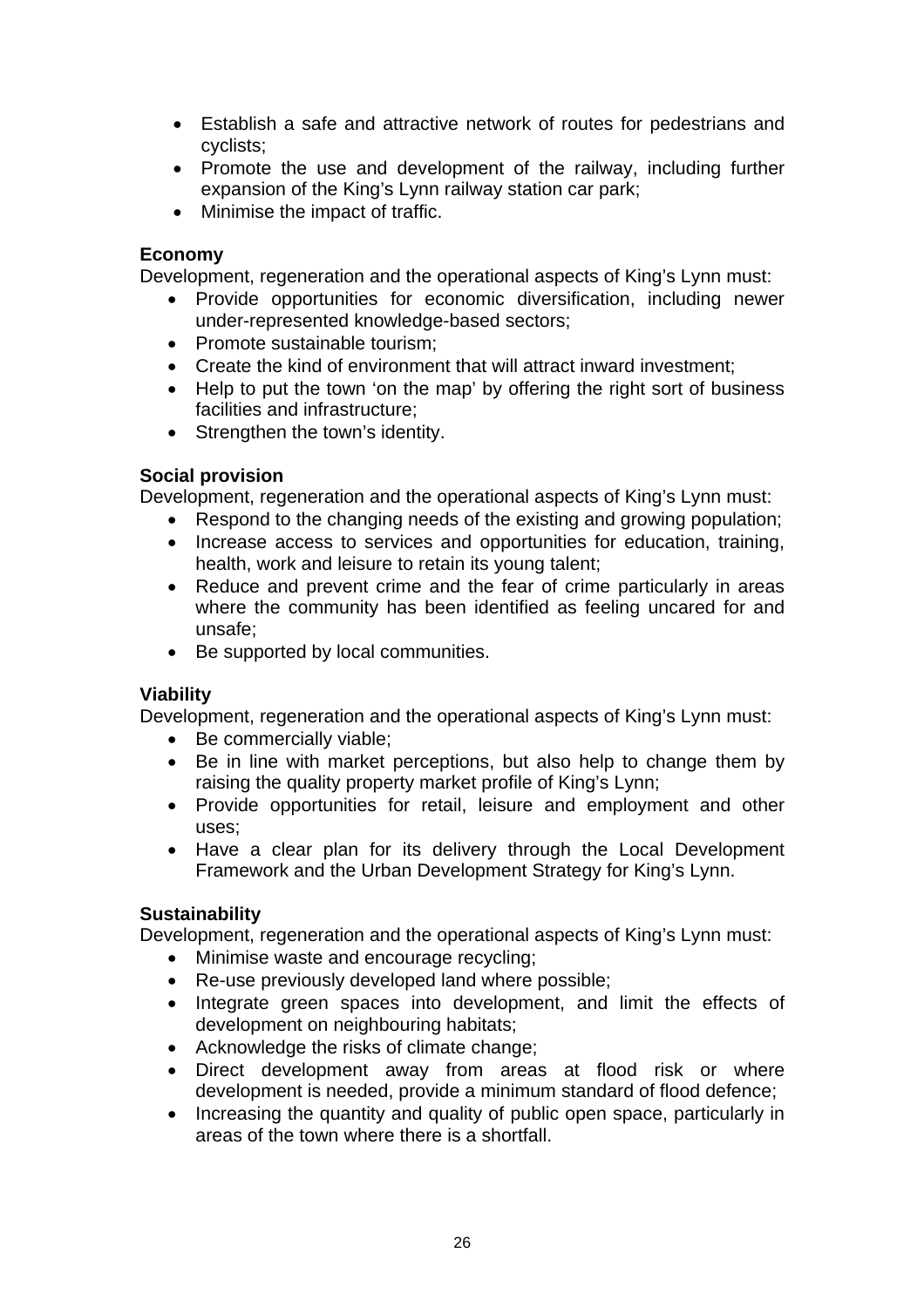- Establish a safe and attractive network of routes for pedestrians and cyclists;
- Promote the use and development of the railway, including further expansion of the King's Lynn railway station car park;
- Minimise the impact of traffic.

**Economy**

Development, regeneration and the operational aspects of King's Lynn must:

- Provide opportunities for economic diversification, including newer under-represented knowledge-based sectors;
- Promote sustainable tourism;
- Create the kind of environment that will attract inward investment;
- Help to put the town 'on the map' by offering the right sort of business facilities and infrastructure;
- Strengthen the town's identity.

**Social provision**

Development, regeneration and the operational aspects of King's Lynn must:

- Respond to the changing needs of the existing and growing population;
- Increase access to services and opportunities for education, training, health, work and leisure to retain its young talent;
- Reduce and prevent crime and the fear of crime particularly in areas where the community has been identified as feeling uncared for and unsafe;
- Be supported by local communities.

**Viability**

Development, regeneration and the operational aspects of King's Lynn must:

- Be commercially viable;
- Be in line with market perceptions, but also help to change them by raising the quality property market profile of King's Lynn;
- Provide opportunities for retail, leisure and employment and other uses;
- Have a clear plan for its delivery through the Local Development Framework and the Urban Development Strategy for King's Lynn.

**Sustainability**

Development, regeneration and the operational aspects of King's Lynn must:

- Minimise waste and encourage recycling;
- Re-use previously developed land where possible;
- Integrate green spaces into development, and limit the effects of development on neighbouring habitats;
- Acknowledge the risks of climate change;
- Direct development away from areas at flood risk or where development is needed, provide a minimum standard of flood defence;
- Increasing the quantity and quality of public open space, particularly in areas of the town where there is a shortfall.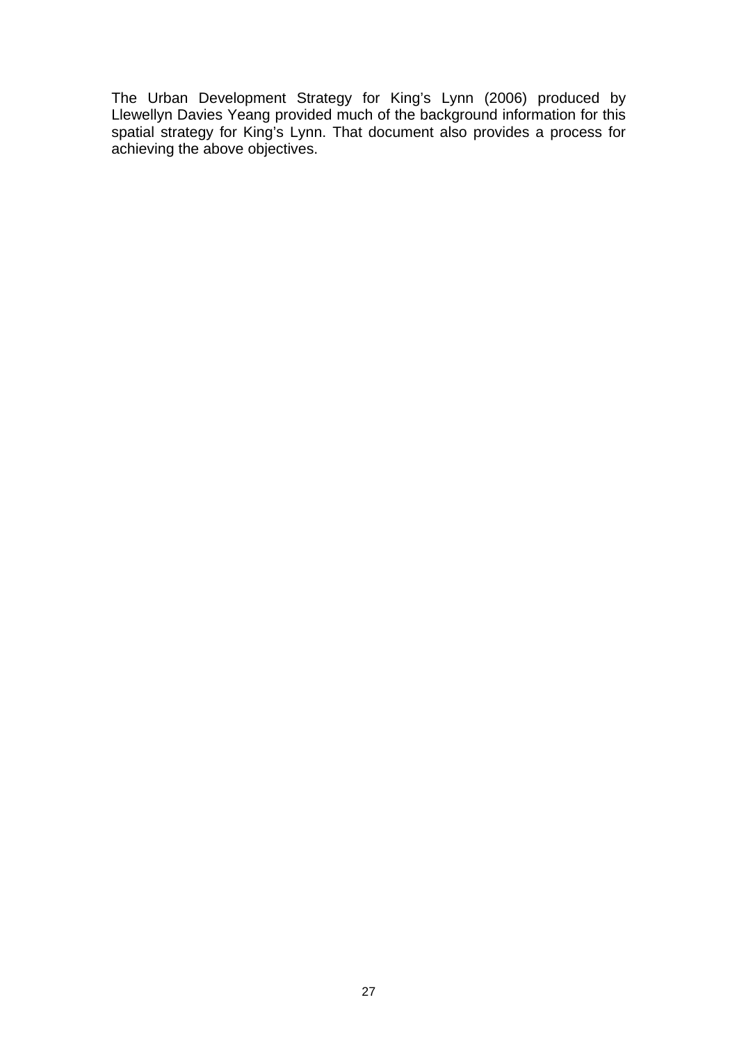The Urban Development Strategy for King's Lynn (2006) produced by Llewellyn Davies Yeang provided much of the background information for this spatial strategy for King's Lynn. That document also provides a process for achieving the above objectives.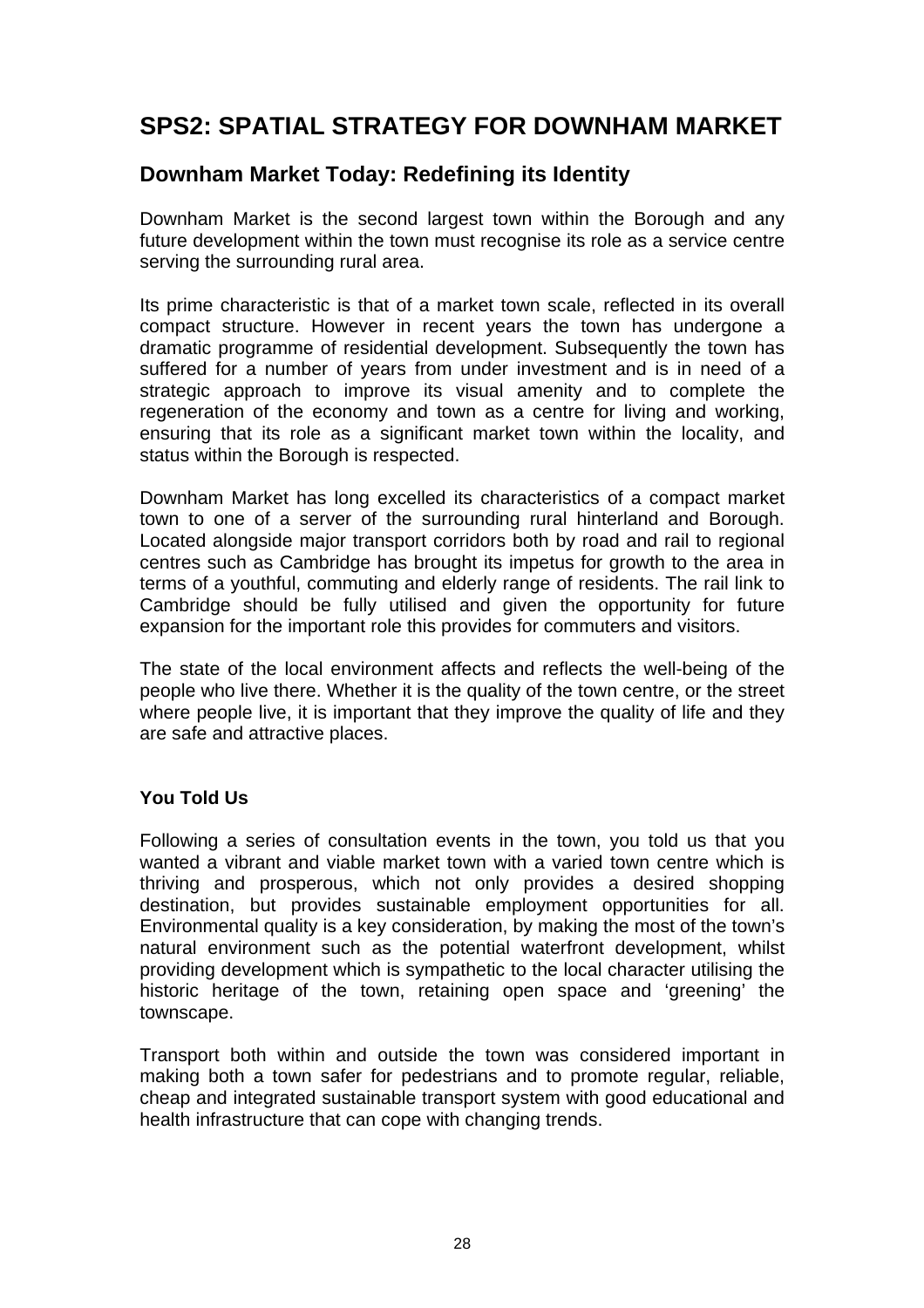# SPS2: SPATIAL STRATEGY FOR DOWNHAM MARKET

## Downham Market Today: Redefining its Identity

Downham Market is the second largest town within the Borough and any future development within the town must recognise its role as a service centre serving the surrounding rural area.

Its prime characteristic is that of a market town scale, reflected in its overall compact structure. However in recent years the town has undergone a dramatic programme of residential development. Subsequently the town has suffered for a number of years from under investment and is in need of a strategic approach to improve its visual amenity and to complete the regeneration of the economy and town as a centre for living and working, ensuring that its role as a significant market town within the locality, and status within the Borough is respected.

Downham Market has long excelled its characteristics of a compact market town to one of a server of the surrounding rural hinterland and Borough. Located alongside major transport corridors both by road and rail to regional centres such as Cambridge has brought its impetus for growth to the area in terms of a youthful, commuting and elderly range of residents. The rail link to Cambridge should be fully utilised and given the opportunity for future expansion for the important role this provides for commuters and visitors.

The state of the local environment affects and reflects the well-being of the people who live there. Whether it is the quality of the town centre, or the street where people live, it is important that they improve the quality of life and they are safe and attractive places.

**You Told Us**

Following a series of consultation events in the town, you told us that you wanted a vibrant and viable market town with a varied town centre which is thriving and prosperous, which not only provides a desired shopping destination, but provides sustainable employment opportunities for all. Environmental quality is a key consideration, by making the most of the town's natural environment such as the potential waterfront development, whilst providing development which is sympathetic to the local character utilising the historic heritage of the town, retaining open space and 'greening' the townscape.

Transport both within and outside the town was considered important in making both a town safer for pedestrians and to promote regular, reliable, cheap and integrated sustainable transport system with good educational and health infrastructure that can cope with changing trends.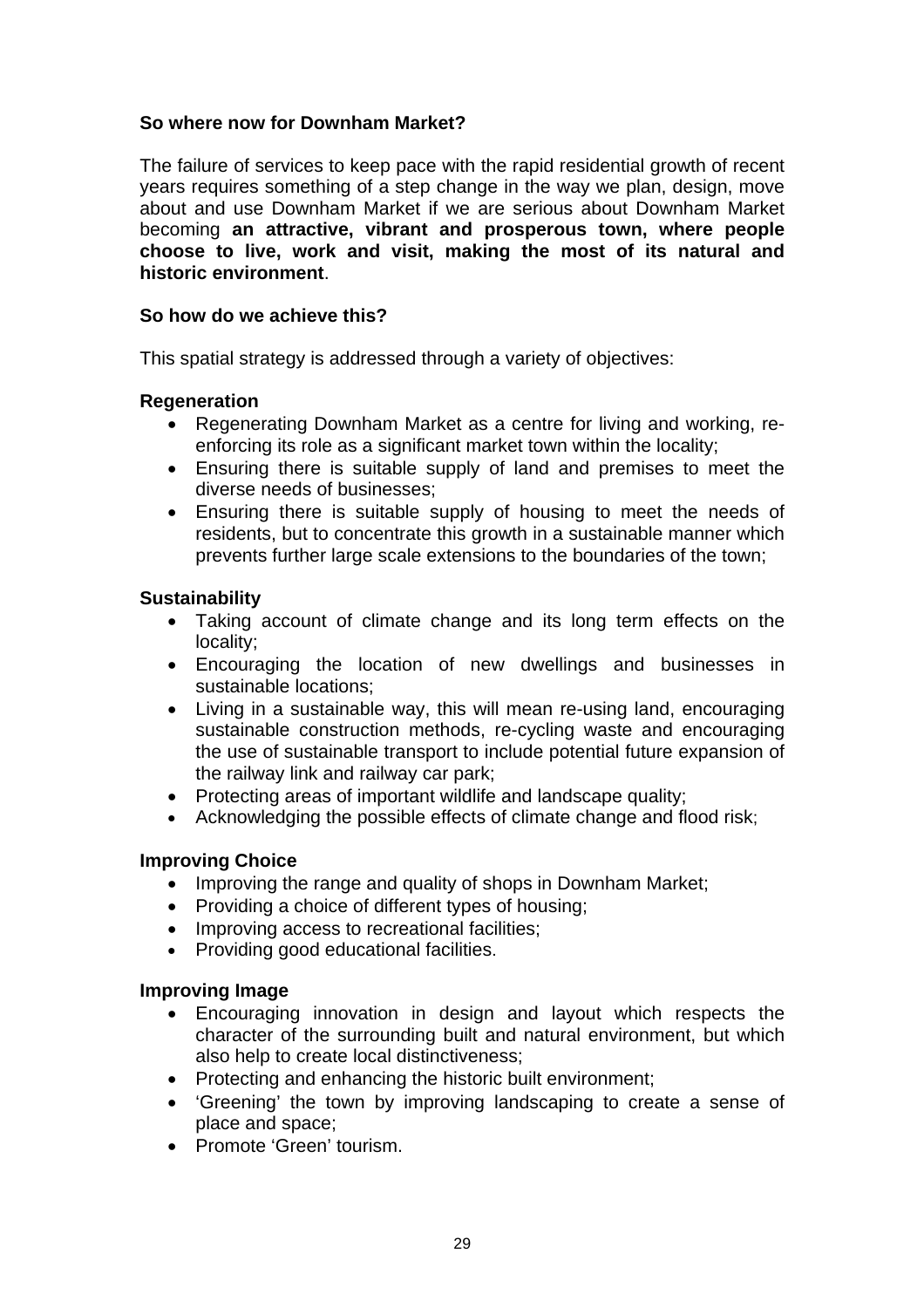### So where now for Downham Market?

The failure of services to keep pace with the rapid residential growth of recent years requires something of a step change in the way we plan, design, move about and use Downham Market if we are serious about Downham Market becoming **an attractive, vibrant and prosperous town, where people choose to live, work and visit, making the most of its natural and historic environment**.

### So how do we achieve this?

This spatial strategy is addressed through a variety of objectives:

#### Regeneration

- Regenerating Downham Market as a centre for living and working, re-enforcing its role as a significant market town within the locality;
- Ensuring there is suitable supply of land and premises to meet the diverse needs of businesses;
- Ensuring there is suitable supply of housing to meet the needs of residents, but to concentrate this growth in a sustainable manner which prevents further large scale extensions to the boundaries of the town;

#### Sustainability

- Taking account of climate change and its long term effects on the locality;
- Encouraging the location of new dwellings and businesses in sustainable locations;
- Living in a sustainable way, this will mean re-using land, encouraging sustainable construction methods, re-cycling waste and encouraging the use of sustainable transport to include potential future expansion of the railway link and railway car park;
- Protecting areas of important wildlife and landscape quality;
- Acknowledging the possible effects of climate change and flood risk;

#### Improving Choice

- Improving the range and quality of shops in Downham Market;
- Providing a choice of different types of housing;
- Improving access to recreational facilities;
- Providing good educational facilities.

#### Improving Image

- Encouraging innovation in design and layout which respects the character of the surrounding built and natural environment, but which also help to create local distinctiveness;
- Protecting and enhancing the historic built environment;
- 'Greening' the town by improving landscaping to create a sense of place and space;
- Promote 'Green' tourism.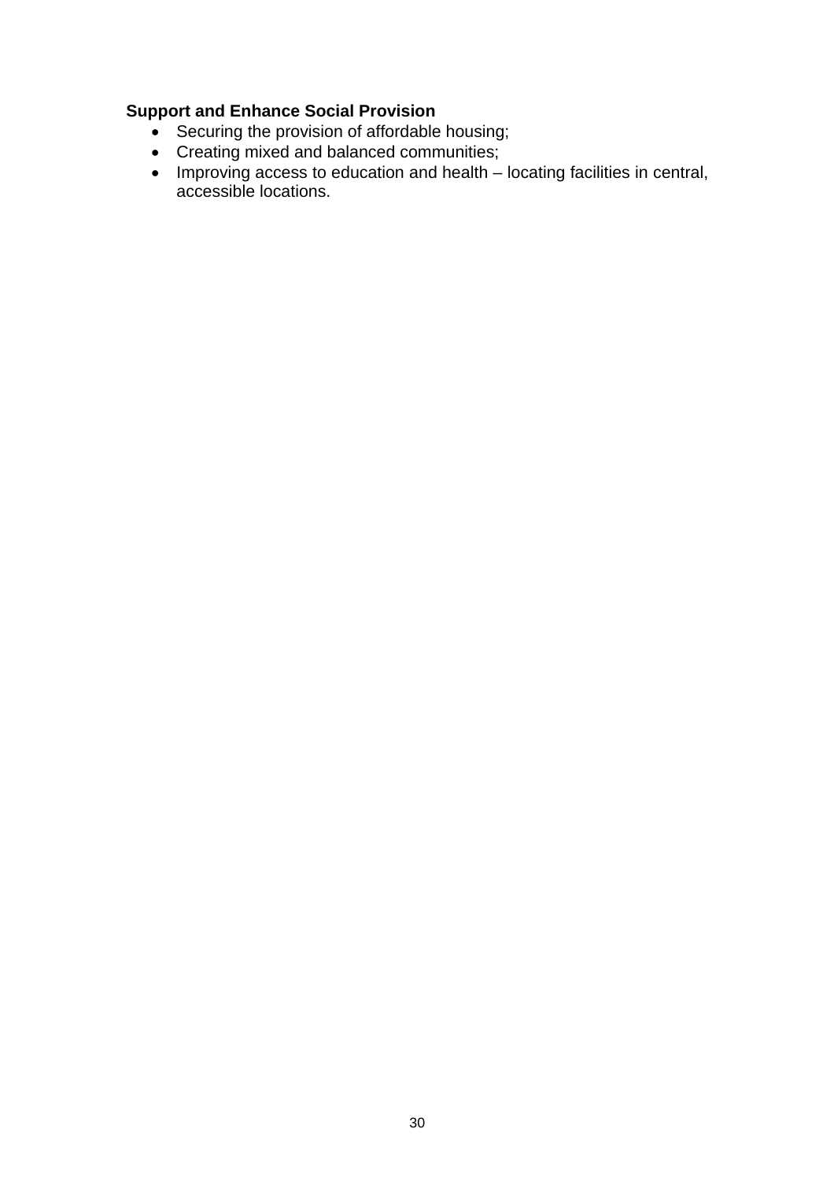**Support and Enhance Social Provision**

- Securing the provision of affordable housing;
- Creating mixed and balanced communities;
- Improving access to education and health – locating facilities in central, accessible locations.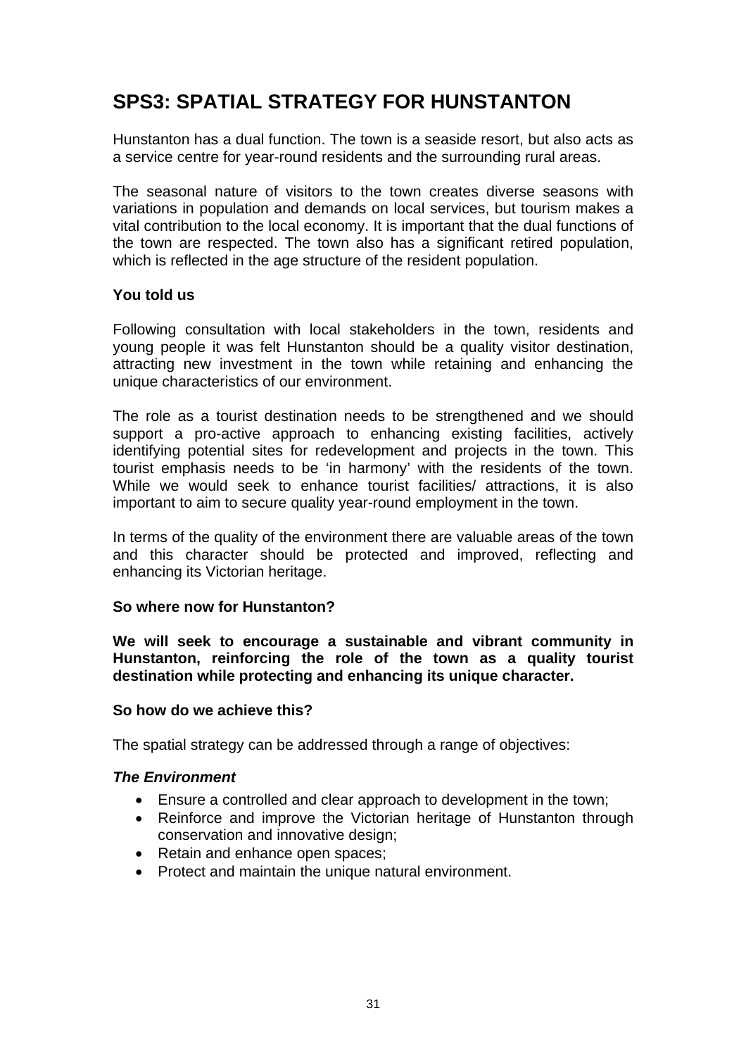# SPS3: SPATIAL STRATEGY FOR HUNSTANTON

Hunstanton has a dual function. The town is a seaside resort, but also acts as a service centre for year-round residents and the surrounding rural areas.

The seasonal nature of visitors to the town creates diverse seasons with variations in population and demands on local services, but tourism makes a vital contribution to the local economy. It is important that the dual functions of the town are respected. The town also has a significant retired population, which is reflected in the age structure of the resident population.

**You told us**

Following consultation with local stakeholders in the town, residents and young people it was felt Hunstanton should be a quality visitor destination, attracting new investment in the town while retaining and enhancing the unique characteristics of our environment.

The role as a tourist destination needs to be strengthened and we should support a pro-active approach to enhancing existing facilities, actively identifying potential sites for redevelopment and projects in the town. This tourist emphasis needs to be 'in harmony' with the residents of the town. While we would seek to enhance tourist facilities/ attractions, it is also important to aim to secure quality year-round employment in the town.

In terms of the quality of the environment there are valuable areas of the town and this character should be protected and improved, reflecting and enhancing its Victorian heritage.

**So where now for Hunstanton?**

**We will seek to encourage a sustainable and vibrant community in Hunstanton, reinforcing the role of the town as a quality tourist destination while protecting and enhancing its unique character.**

**So how do we achieve this?**

The spatial strategy can be addressed through a range of objectives:

***The Environment***

- Ensure a controlled and clear approach to development in the town;
- Reinforce and improve the Victorian heritage of Hunstanton through conservation and innovative design;
- Retain and enhance open spaces;
- Protect and maintain the unique natural environment.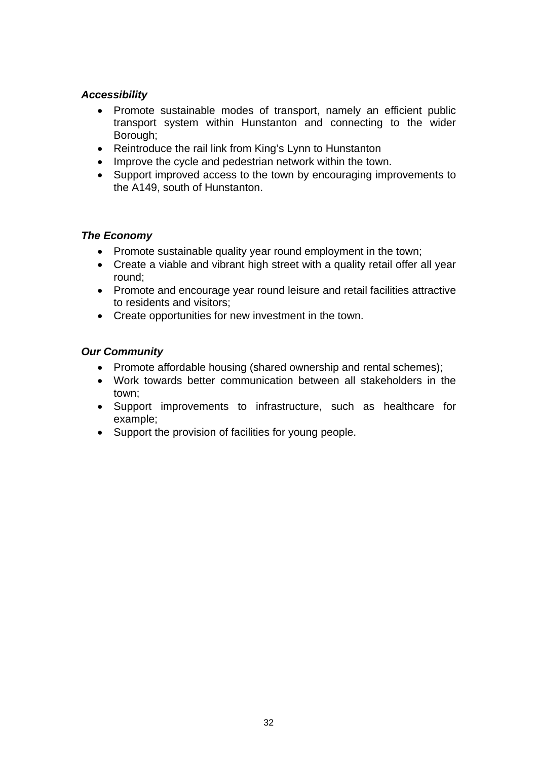***Accessibility***

- Promote sustainable modes of transport, namely an efficient public transport system within Hunstanton and connecting to the wider Borough;
- Reintroduce the rail link from King's Lynn to Hunstanton
- Improve the cycle and pedestrian network within the town.
- Support improved access to the town by encouraging improvements to the A149, south of Hunstanton.

***The Economy***

- Promote sustainable quality year round employment in the town;
- Create a viable and vibrant high street with a quality retail offer all year round;
- Promote and encourage year round leisure and retail facilities attractive to residents and visitors;
- Create opportunities for new investment in the town.

***Our Community***

- Promote affordable housing (shared ownership and rental schemes);
- Work towards better communication between all stakeholders in the town;
- Support improvements to infrastructure, such as healthcare for example;
- Support the provision of facilities for young people.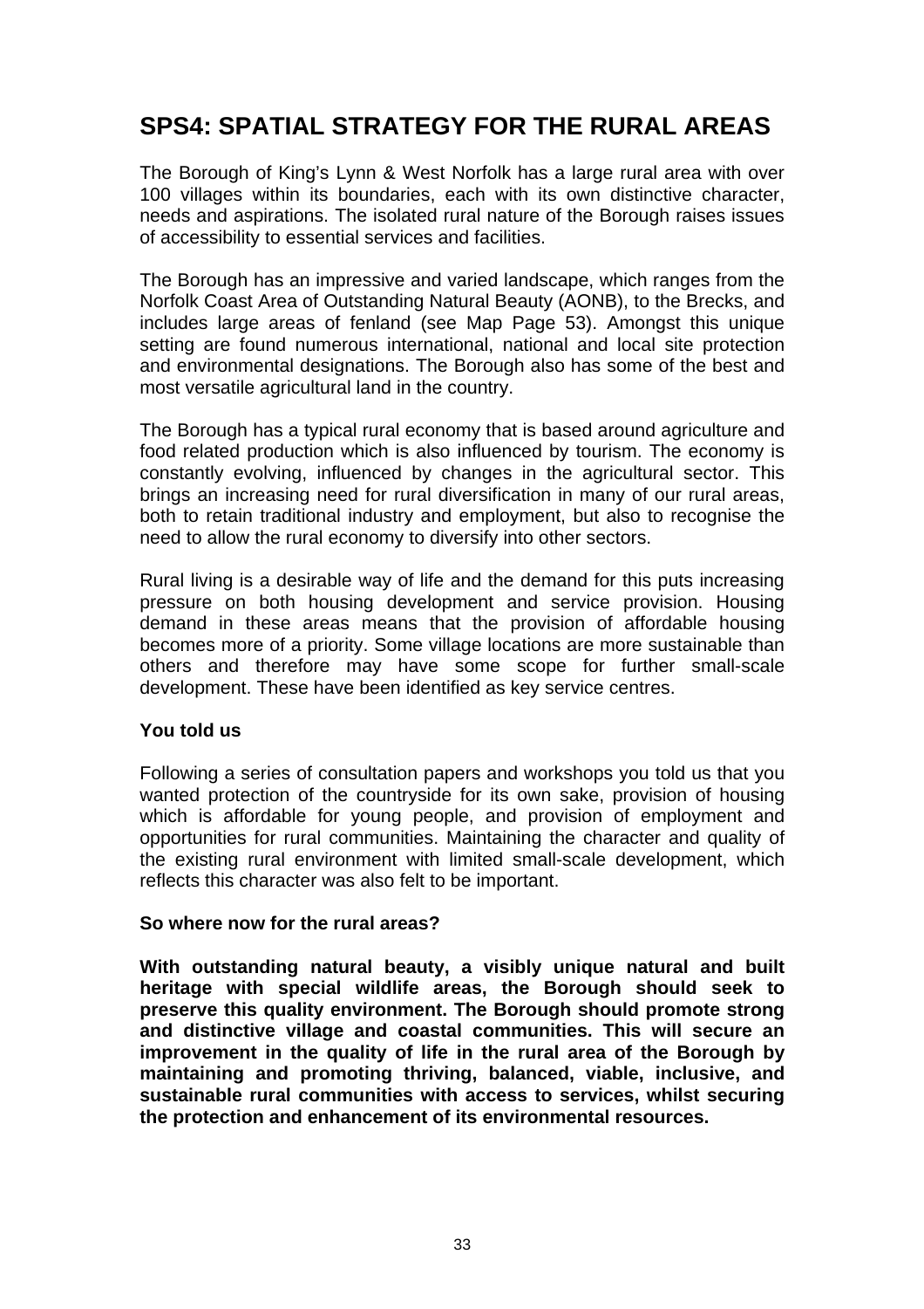# SPS4: SPATIAL STRATEGY FOR THE RURAL AREAS

The Borough of King's Lynn & West Norfolk has a large rural area with over 100 villages within its boundaries, each with its own distinctive character, needs and aspirations. The isolated rural nature of the Borough raises issues of accessibility to essential services and facilities.

The Borough has an impressive and varied landscape, which ranges from the Norfolk Coast Area of Outstanding Natural Beauty (AONB), to the Brecks, and includes large areas of fenland (see Map Page 53). Amongst this unique setting are found numerous international, national and local site protection and environmental designations. The Borough also has some of the best and most versatile agricultural land in the country.

The Borough has a typical rural economy that is based around agriculture and food related production which is also influenced by tourism. The economy is constantly evolving, influenced by changes in the agricultural sector. This brings an increasing need for rural diversification in many of our rural areas, both to retain traditional industry and employment, but also to recognise the need to allow the rural economy to diversify into other sectors.

Rural living is a desirable way of life and the demand for this puts increasing pressure on both housing development and service provision. Housing demand in these areas means that the provision of affordable housing becomes more of a priority. Some village locations are more sustainable than others and therefore may have some scope for further small-scale development. These have been identified as key service centres.

**You told us**

Following a series of consultation papers and workshops you told us that you wanted protection of the countryside for its own sake, provision of housing which is affordable for young people, and provision of employment and opportunities for rural communities. Maintaining the character and quality of the existing rural environment with limited small-scale development, which reflects this character was also felt to be important.

**So where now for the rural areas?**

**With outstanding natural beauty, a visibly unique natural and built heritage with special wildlife areas, the Borough should seek to preserve this quality environment. The Borough should promote strong and distinctive village and coastal communities. This will secure an improvement in the quality of life in the rural area of the Borough by maintaining and promoting thriving, balanced, viable, inclusive, and sustainable rural communities with access to services, whilst securing the protection and enhancement of its environmental resources.**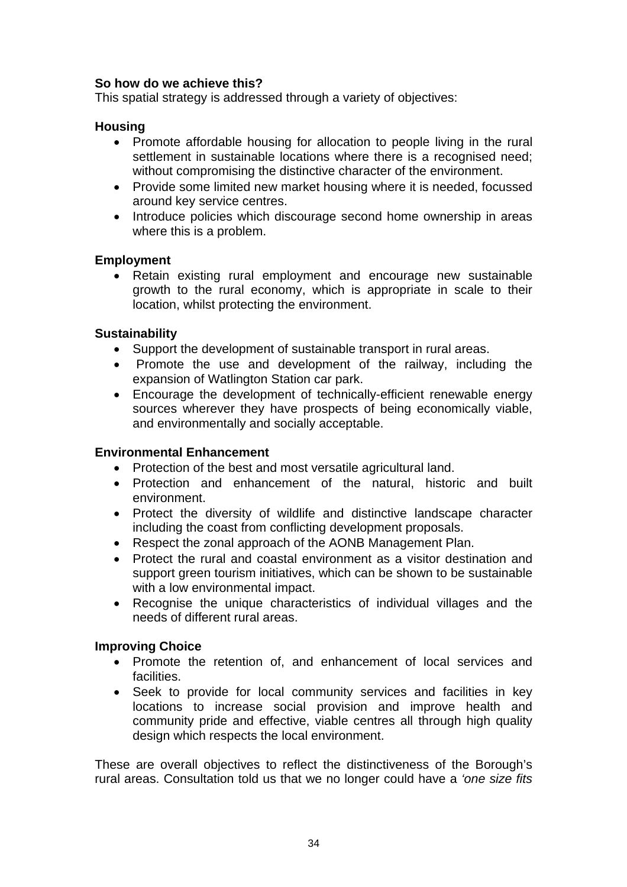**So how do we achieve this?**
This spatial strategy is addressed through a variety of objectives:

**Housing**

- Promote affordable housing for allocation to people living in the rural settlement in sustainable locations where there is a recognised need; without compromising the distinctive character of the environment.
- Provide some limited new market housing where it is needed, focussed around key service centres.
- Introduce policies which discourage second home ownership in areas where this is a problem.

**Employment**

- Retain existing rural employment and encourage new sustainable growth to the rural economy, which is appropriate in scale to their location, whilst protecting the environment.

**Sustainability**

- Support the development of sustainable transport in rural areas.
- Promote the use and development of the railway, including the expansion of Watlington Station car park.
- Encourage the development of technically-efficient renewable energy sources wherever they have prospects of being economically viable, and environmentally and socially acceptable.

**Environmental Enhancement**

- Protection of the best and most versatile agricultural land.
- Protection and enhancement of the natural, historic and built environment.
- Protect the diversity of wildlife and distinctive landscape character including the coast from conflicting development proposals.
- Respect the zonal approach of the AONB Management Plan.
- Protect the rural and coastal environment as a visitor destination and support green tourism initiatives, which can be shown to be sustainable with a low environmental impact.
- Recognise the unique characteristics of individual villages and the needs of different rural areas.

**Improving Choice**

- Promote the retention of, and enhancement of local services and facilities.
- Seek to provide for local community services and facilities in key locations to increase social provision and improve health and community pride and effective, viable centres all through high quality design which respects the local environment.

These are overall objectives to reflect the distinctiveness of the Borough's rural areas. Consultation told us that we no longer could have a *'one size fits*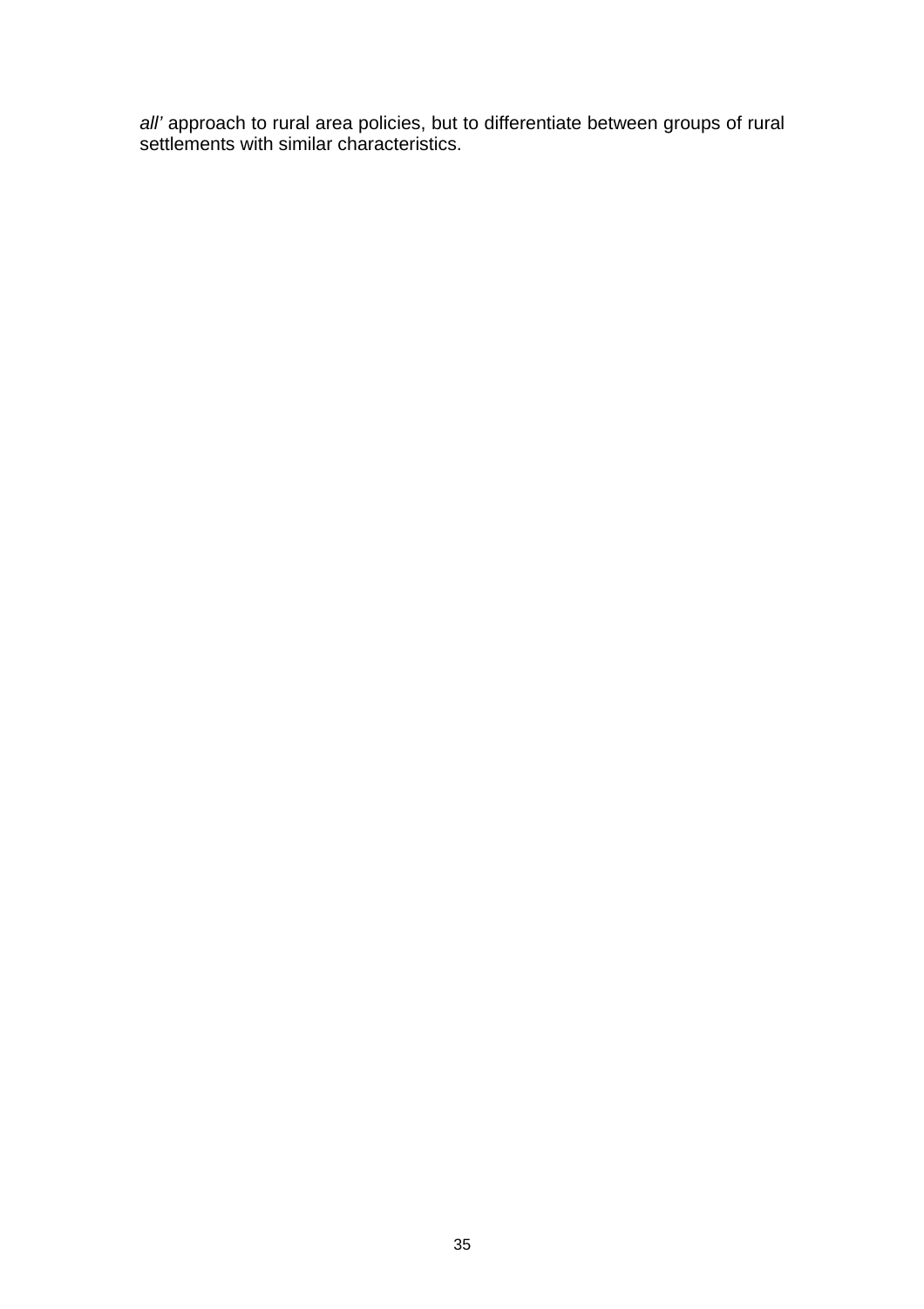*all'* approach to rural area policies, but to differentiate between groups of rural settlements with similar characteristics.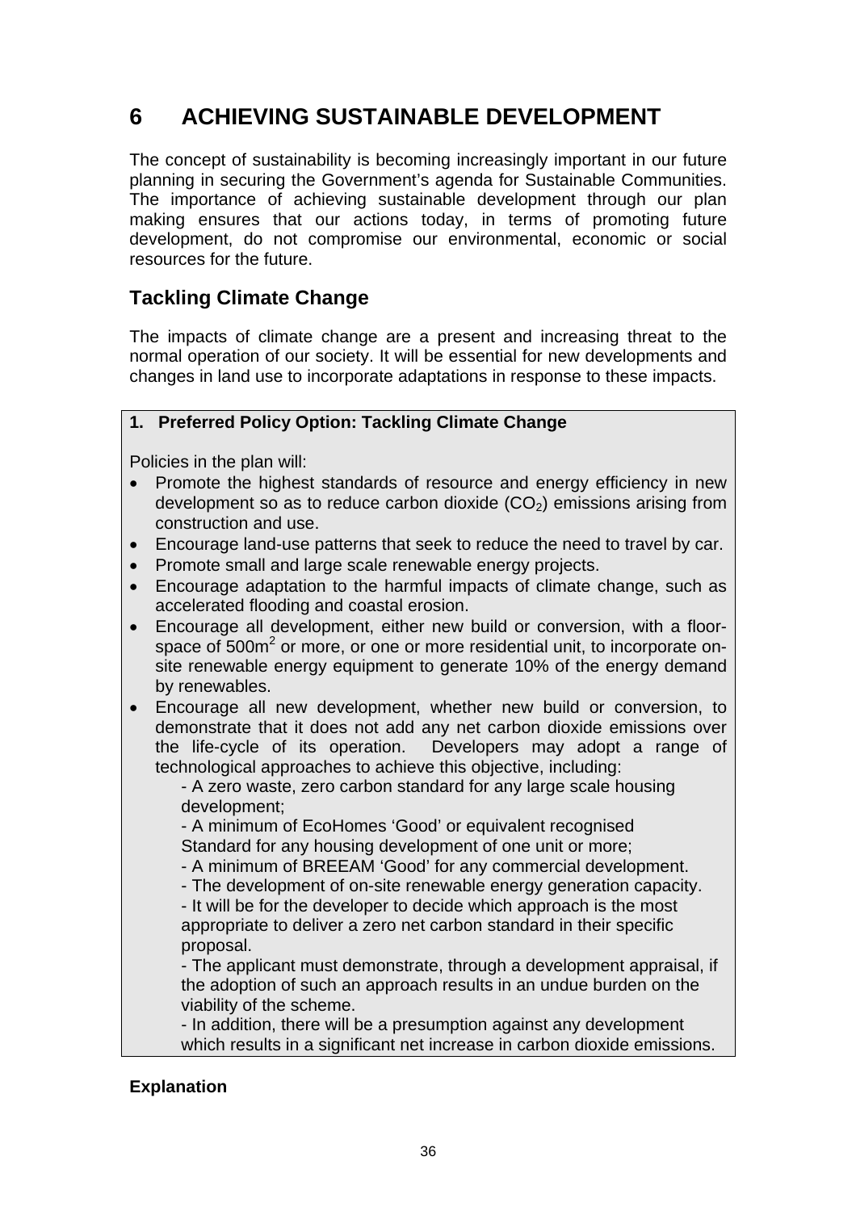# 6 ACHIEVING SUSTAINABLE DEVELOPMENT

The concept of sustainability is becoming increasingly important in our future planning in securing the Government's agenda for Sustainable Communities. The importance of achieving sustainable development through our plan making ensures that our actions today, in terms of promoting future development, do not compromise our environmental, economic or social resources for the future.

## Tackling Climate Change

The impacts of climate change are a present and increasing threat to the normal operation of our society. It will be essential for new developments and changes in land use to incorporate adaptations in response to these impacts.

**1. Preferred Policy Option: Tackling Climate Change**

Policies in the plan will:

- Promote the highest standards of resource and energy efficiency in new development so as to reduce carbon dioxide ($CO_2$) emissions arising from construction and use.
- Encourage land-use patterns that seek to reduce the need to travel by car.
- Promote small and large scale renewable energy projects.
- Encourage adaptation to the harmful impacts of climate change, such as accelerated flooding and coastal erosion.
- Encourage all development, either new build or conversion, with a floor-space of 500m$^2$ or more, or one or more residential unit, to incorporate on-site renewable energy equipment to generate 10% of the energy demand by renewables.
- Encourage all new development, whether new build or conversion, to demonstrate that it does not add any net carbon dioxide emissions over the life-cycle of its operation. Developers may adopt a range of technological approaches to achieve this objective, including:
  - A zero waste, zero carbon standard for any large scale housing development;
  - A minimum of EcoHomes 'Good' or equivalent recognised Standard for any housing development of one unit or more;
  - A minimum of BREEAM 'Good' for any commercial development.
  - The development of on-site renewable energy generation capacity.
  - It will be for the developer to decide which approach is the most appropriate to deliver a zero net carbon standard in their specific proposal.
  - The applicant must demonstrate, through a development appraisal, if the adoption of such an approach results in an undue burden on the viability of the scheme.
  - In addition, there will be a presumption against any development which results in a significant net increase in carbon dioxide emissions.

**Explanation**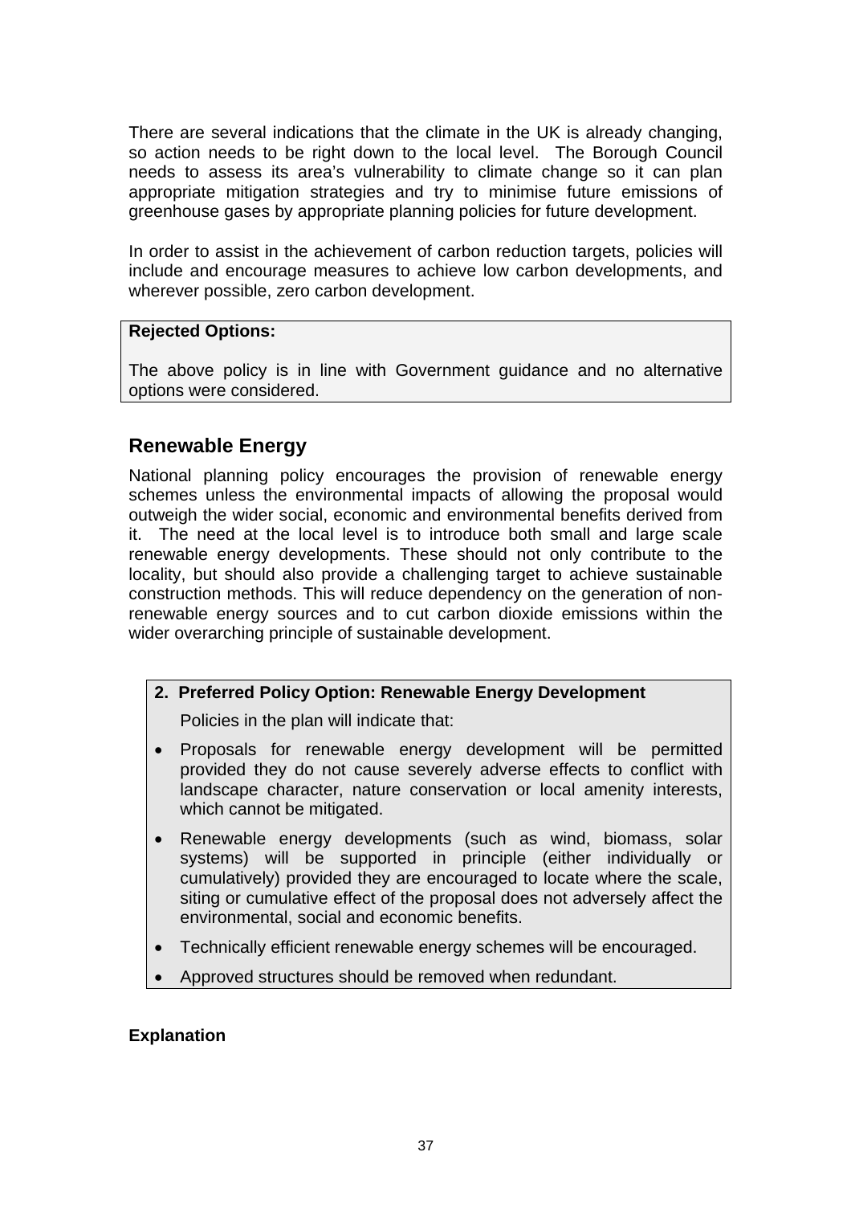There are several indications that the climate in the UK is already changing, so action needs to be right down to the local level. The Borough Council needs to assess its area's vulnerability to climate change so it can plan appropriate mitigation strategies and try to minimise future emissions of greenhouse gases by appropriate planning policies for future development.

In order to assist in the achievement of carbon reduction targets, policies will include and encourage measures to achieve low carbon developments, and wherever possible, zero carbon development.

**Rejected Options:**

The above policy is in line with Government guidance and no alternative options were considered.

## Renewable Energy

National planning policy encourages the provision of renewable energy schemes unless the environmental impacts of allowing the proposal would outweigh the wider social, economic and environmental benefits derived from it. The need at the local level is to introduce both small and large scale renewable energy developments. These should not only contribute to the locality, but should also provide a challenging target to achieve sustainable construction methods. This will reduce dependency on the generation of non-renewable energy sources and to cut carbon dioxide emissions within the wider overarching principle of sustainable development.

**2. Preferred Policy Option: Renewable Energy Development**

Policies in the plan will indicate that:

- Proposals for renewable energy development will be permitted provided they do not cause severely adverse effects to conflict with landscape character, nature conservation or local amenity interests, which cannot be mitigated.
- Renewable energy developments (such as wind, biomass, solar systems) will be supported in principle (either individually or cumulatively) provided they are encouraged to locate where the scale, siting or cumulative effect of the proposal does not adversely affect the environmental, social and economic benefits.
- Technically efficient renewable energy schemes will be encouraged.
- Approved structures should be removed when redundant.

**Explanation**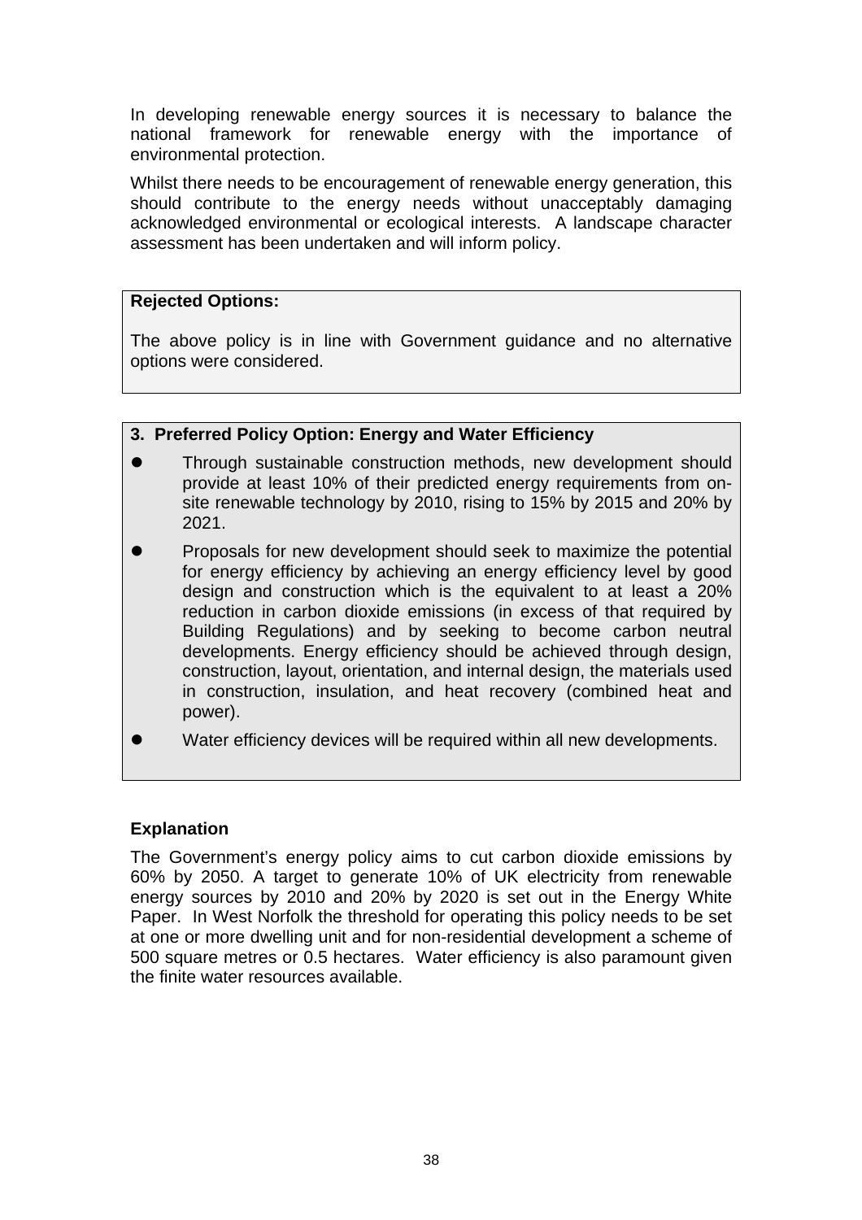In developing renewable energy sources it is necessary to balance the national framework for renewable energy with the importance of environmental protection.

Whilst there needs to be encouragement of renewable energy generation, this should contribute to the energy needs without unacceptably damaging acknowledged environmental or ecological interests. A landscape character assessment has been undertaken and will inform policy.

**Rejected Options:**

The above policy is in line with Government guidance and no alternative options were considered.

**3. Preferred Policy Option: Energy and Water Efficiency**

- Through sustainable construction methods, new development should provide at least 10% of their predicted energy requirements from on-site renewable technology by 2010, rising to 15% by 2015 and 20% by 2021.
- Proposals for new development should seek to maximize the potential for energy efficiency by achieving an energy efficiency level by good design and construction which is the equivalent to at least a 20% reduction in carbon dioxide emissions (in excess of that required by Building Regulations) and by seeking to become carbon neutral developments. Energy efficiency should be achieved through design, construction, layout, orientation, and internal design, the materials used in construction, insulation, and heat recovery (combined heat and power).
- Water efficiency devices will be required within all new developments.

**Explanation**

The Government's energy policy aims to cut carbon dioxide emissions by 60% by 2050. A target to generate 10% of UK electricity from renewable energy sources by 2010 and 20% by 2020 is set out in the Energy White Paper. In West Norfolk the threshold for operating this policy needs to be set at one or more dwelling unit and for non-residential development a scheme of 500 square metres or 0.5 hectares. Water efficiency is also paramount given the finite water resources available.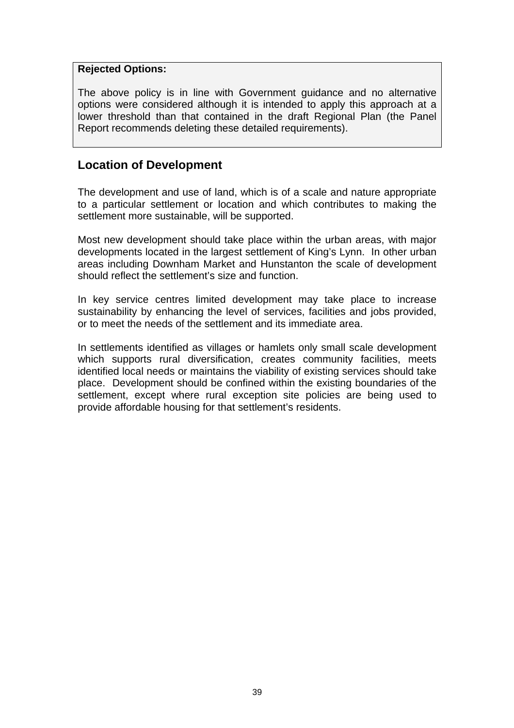**Rejected Options:**

The above policy is in line with Government guidance and no alternative options were considered although it is intended to apply this approach at a lower threshold than that contained in the draft Regional Plan (the Panel Report recommends deleting these detailed requirements).

## Location of Development

The development and use of land, which is of a scale and nature appropriate to a particular settlement or location and which contributes to making the settlement more sustainable, will be supported.

Most new development should take place within the urban areas, with major developments located in the largest settlement of King's Lynn. In other urban areas including Downham Market and Hunstanton the scale of development should reflect the settlement's size and function.

In key service centres limited development may take place to increase sustainability by enhancing the level of services, facilities and jobs provided, or to meet the needs of the settlement and its immediate area.

In settlements identified as villages or hamlets only small scale development which supports rural diversification, creates community facilities, meets identified local needs or maintains the viability of existing services should take place. Development should be confined within the existing boundaries of the settlement, except where rural exception site policies are being used to provide affordable housing for that settlement's residents.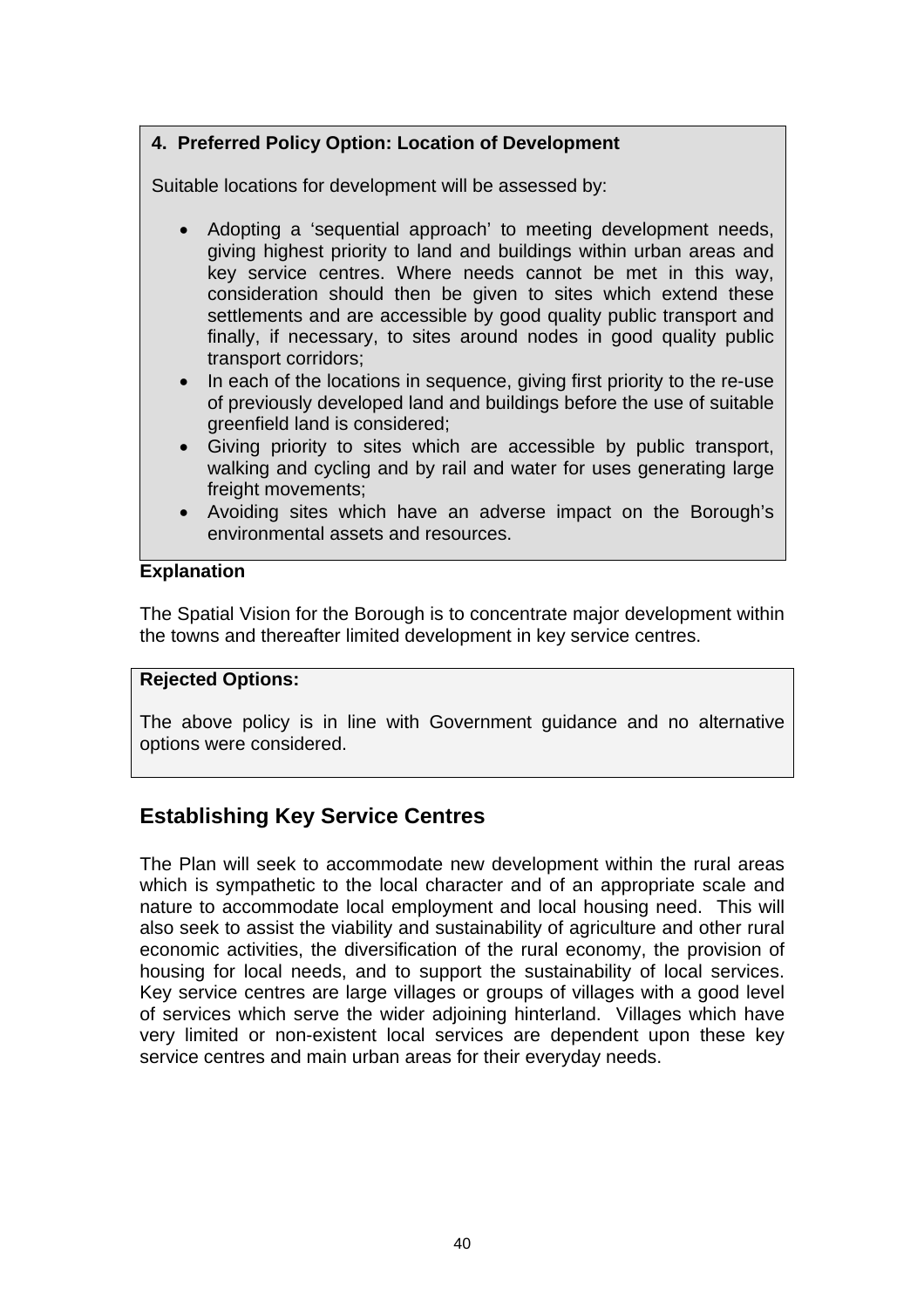**4. Preferred Policy Option: Location of Development**

Suitable locations for development will be assessed by:

- Adopting a 'sequential approach' to meeting development needs, giving highest priority to land and buildings within urban areas and key service centres. Where needs cannot be met in this way, consideration should then be given to sites which extend these settlements and are accessible by good quality public transport and finally, if necessary, to sites around nodes in good quality public transport corridors;
- In each of the locations in sequence, giving first priority to the re-use of previously developed land and buildings before the use of suitable greenfield land is considered;
- Giving priority to sites which are accessible by public transport, walking and cycling and by rail and water for uses generating large freight movements;
- Avoiding sites which have an adverse impact on the Borough's environmental assets and resources.

**Explanation**

The Spatial Vision for the Borough is to concentrate major development within the towns and thereafter limited development in key service centres.

**Rejected Options:**

The above policy is in line with Government guidance and no alternative options were considered.

## Establishing Key Service Centres

The Plan will seek to accommodate new development within the rural areas which is sympathetic to the local character and of an appropriate scale and nature to accommodate local employment and local housing need. This will also seek to assist the viability and sustainability of agriculture and other rural economic activities, the diversification of the rural economy, the provision of housing for local needs, and to support the sustainability of local services. Key service centres are large villages or groups of villages with a good level of services which serve the wider adjoining hinterland. Villages which have very limited or non-existent local services are dependent upon these key service centres and main urban areas for their everyday needs.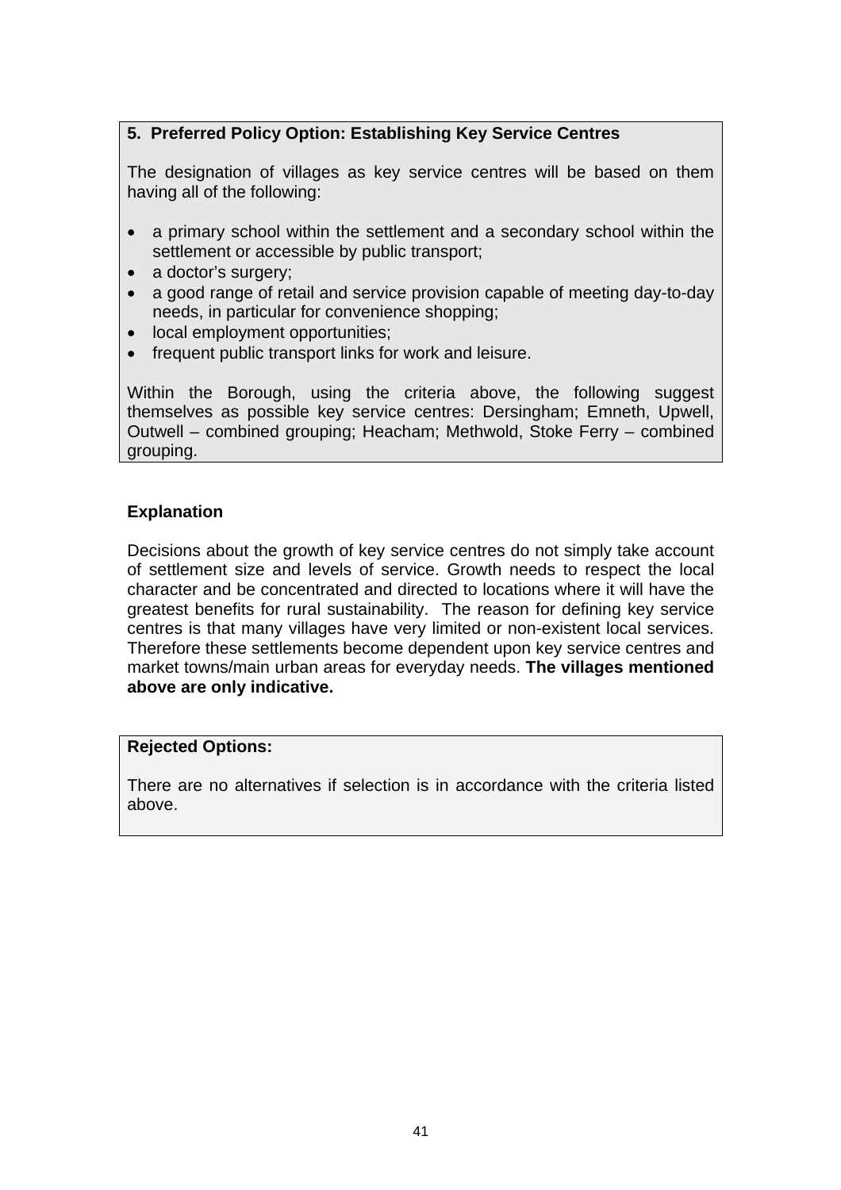**5. Preferred Policy Option: Establishing Key Service Centres**

The designation of villages as key service centres will be based on them having all of the following:

- a primary school within the settlement and a secondary school within the settlement or accessible by public transport;
- a doctor's surgery;
- a good range of retail and service provision capable of meeting day-to-day needs, in particular for convenience shopping;
- local employment opportunities;
- frequent public transport links for work and leisure.

Within the Borough, using the criteria above, the following suggest themselves as possible key service centres: Dersingham; Emneth, Upwell, Outwell – combined grouping; Heacham; Methwold, Stoke Ferry – combined grouping.

**Explanation**

Decisions about the growth of key service centres do not simply take account of settlement size and levels of service. Growth needs to respect the local character and be concentrated and directed to locations where it will have the greatest benefits for rural sustainability. The reason for defining key service centres is that many villages have very limited or non-existent local services. Therefore these settlements become dependent upon key service centres and market towns/main urban areas for everyday needs. **The villages mentioned above are only indicative.**

**Rejected Options:**

There are no alternatives if selection is in accordance with the criteria listed above.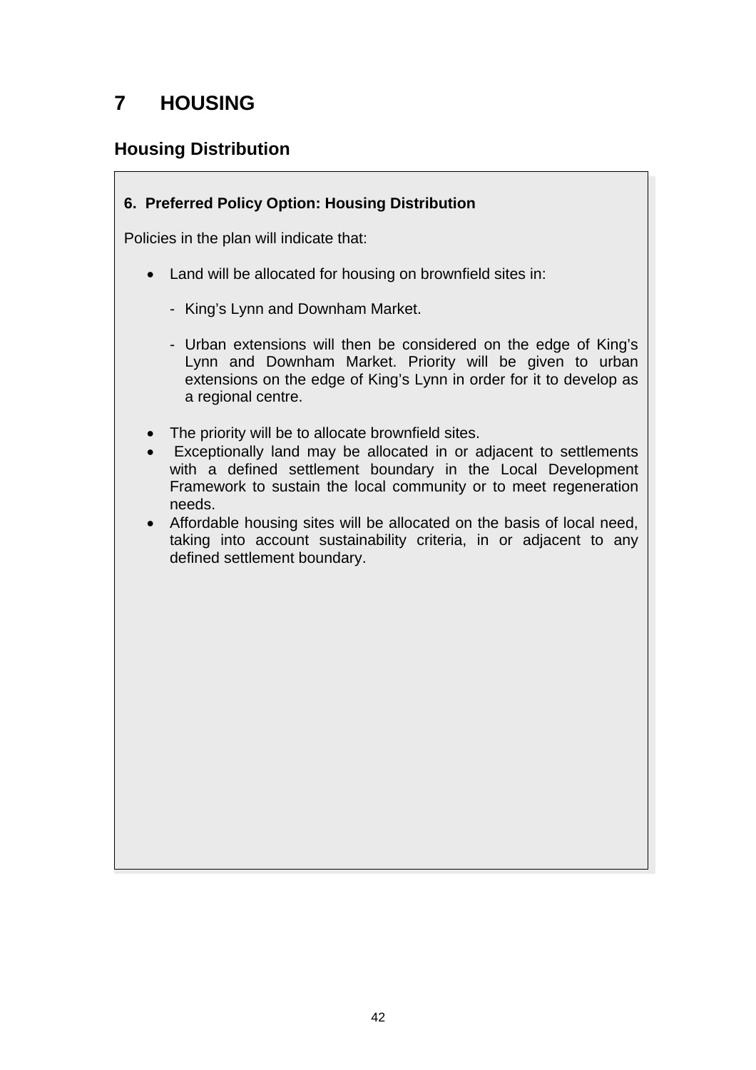# 7 HOUSING

## Housing Distribution

**6. Preferred Policy Option: Housing Distribution**

Policies in the plan will indicate that:

- Land will be allocated for housing on brownfield sites in:
  - King's Lynn and Downham Market.
  - Urban extensions will then be considered on the edge of King's Lynn and Downham Market. Priority will be given to urban extensions on the edge of King's Lynn in order for it to develop as a regional centre.
- The priority will be to allocate brownfield sites.
- Exceptionally land may be allocated in or adjacent to settlements with a defined settlement boundary in the Local Development Framework to sustain the local community or to meet regeneration needs.
- Affordable housing sites will be allocated on the basis of local need, taking into account sustainability criteria, in or adjacent to any defined settlement boundary.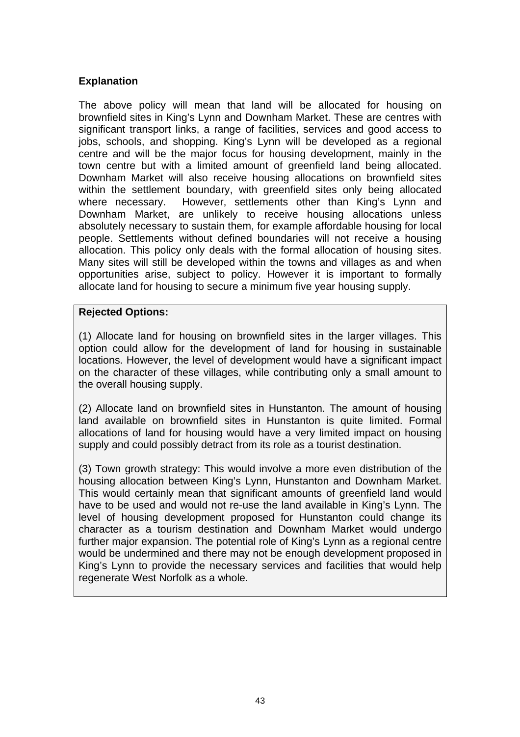**Explanation**

The above policy will mean that land will be allocated for housing on brownfield sites in King's Lynn and Downham Market. These are centres with significant transport links, a range of facilities, services and good access to jobs, schools, and shopping. King's Lynn will be developed as a regional centre and will be the major focus for housing development, mainly in the town centre but with a limited amount of greenfield land being allocated. Downham Market will also receive housing allocations on brownfield sites within the settlement boundary, with greenfield sites only being allocated where necessary. However, settlements other than King's Lynn and Downham Market, are unlikely to receive housing allocations unless absolutely necessary to sustain them, for example affordable housing for local people. Settlements without defined boundaries will not receive a housing allocation. This policy only deals with the formal allocation of housing sites. Many sites will still be developed within the towns and villages as and when opportunities arise, subject to policy. However it is important to formally allocate land for housing to secure a minimum five year housing supply.

**Rejected Options:**

(1) Allocate land for housing on brownfield sites in the larger villages. This option could allow for the development of land for housing in sustainable locations. However, the level of development would have a significant impact on the character of these villages, while contributing only a small amount to the overall housing supply.

(2) Allocate land on brownfield sites in Hunstanton. The amount of housing land available on brownfield sites in Hunstanton is quite limited. Formal allocations of land for housing would have a very limited impact on housing supply and could possibly detract from its role as a tourist destination.

(3) Town growth strategy: This would involve a more even distribution of the housing allocation between King's Lynn, Hunstanton and Downham Market. This would certainly mean that significant amounts of greenfield land would have to be used and would not re-use the land available in King's Lynn. The level of housing development proposed for Hunstanton could change its character as a tourism destination and Downham Market would undergo further major expansion. The potential role of King's Lynn as a regional centre would be undermined and there may not be enough development proposed in King's Lynn to provide the necessary services and facilities that would help regenerate West Norfolk as a whole.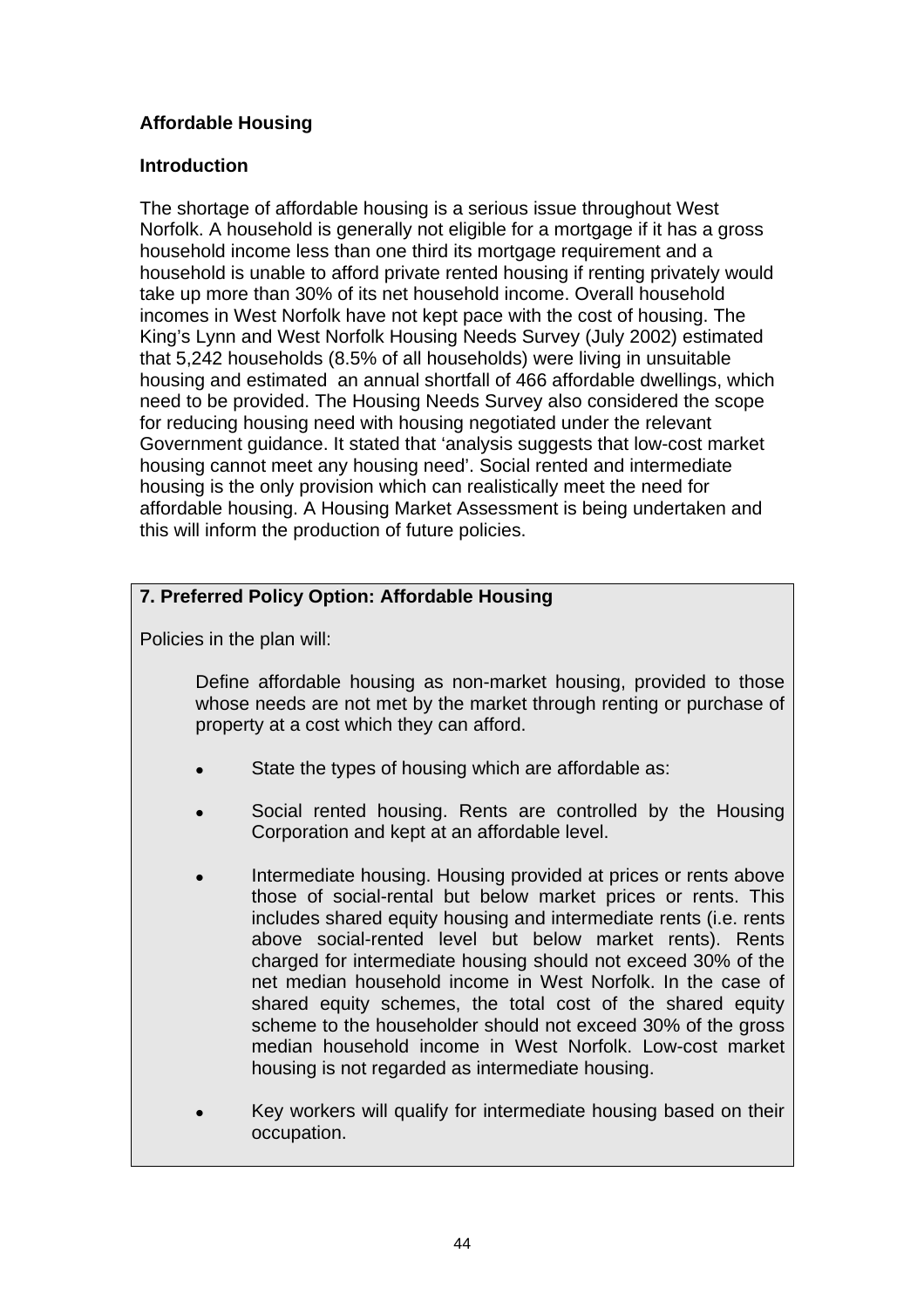**Affordable Housing**

**Introduction**

The shortage of affordable housing is a serious issue throughout West Norfolk. A household is generally not eligible for a mortgage if it has a gross household income less than one third its mortgage requirement and a household is unable to afford private rented housing if renting privately would take up more than 30% of its net household income. Overall household incomes in West Norfolk have not kept pace with the cost of housing. The King's Lynn and West Norfolk Housing Needs Survey (July 2002) estimated that 5,242 households (8.5% of all households) were living in unsuitable housing and estimated an annual shortfall of 466 affordable dwellings, which need to be provided. The Housing Needs Survey also considered the scope for reducing housing need with housing negotiated under the relevant Government guidance. It stated that 'analysis suggests that low-cost market housing cannot meet any housing need'. Social rented and intermediate housing is the only provision which can realistically meet the need for affordable housing. A Housing Market Assessment is being undertaken and this will inform the production of future policies.

**7. Preferred Policy Option: Affordable Housing**

Policies in the plan will:

Define affordable housing as non-market housing, provided to those whose needs are not met by the market through renting or purchase of property at a cost which they can afford.

- State the types of housing which are affordable as:
- Social rented housing. Rents are controlled by the Housing Corporation and kept at an affordable level.
- Intermediate housing. Housing provided at prices or rents above those of social-rental but below market prices or rents. This includes shared equity housing and intermediate rents (i.e. rents above social-rented level but below market rents). Rents charged for intermediate housing should not exceed 30% of the net median household income in West Norfolk. In the case of shared equity schemes, the total cost of the shared equity scheme to the householder should not exceed 30% of the gross median household income in West Norfolk. Low-cost market housing is not regarded as intermediate housing.
- Key workers will qualify for intermediate housing based on their occupation.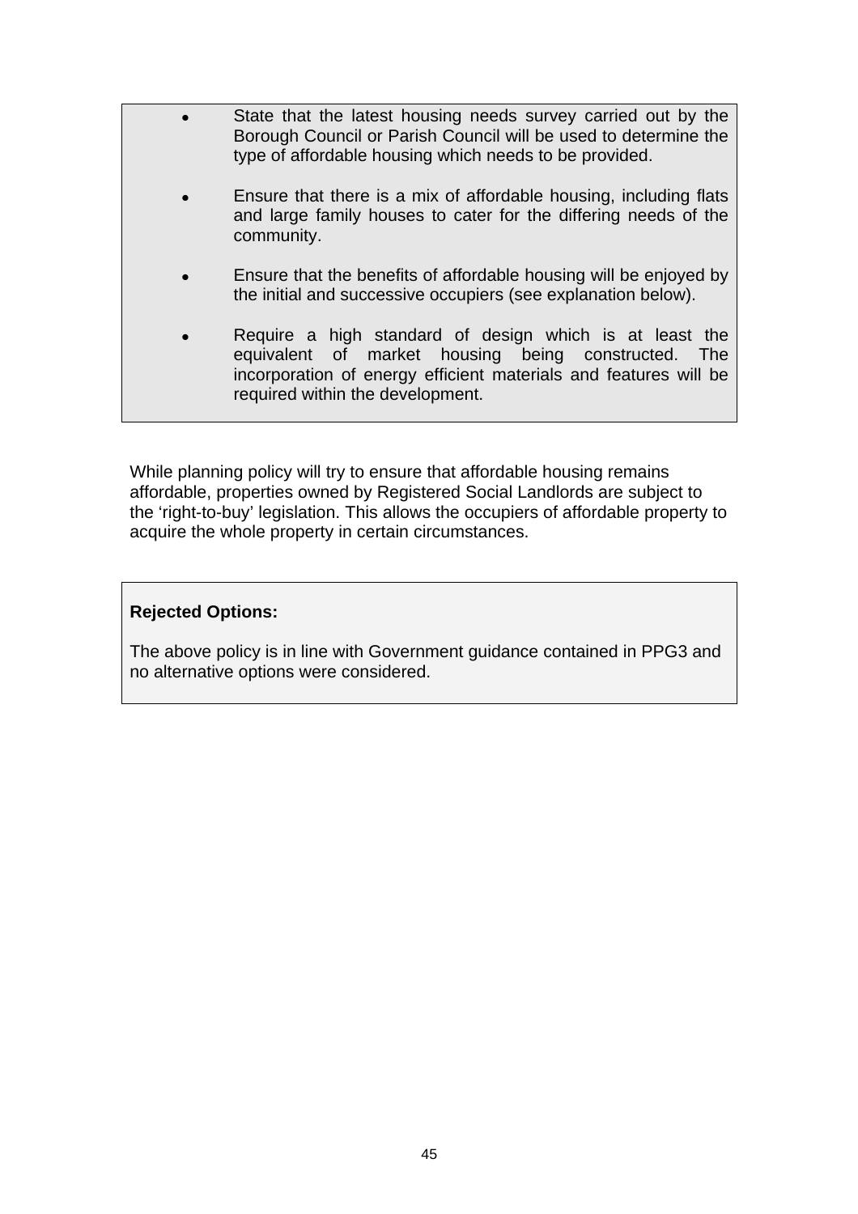- State that the latest housing needs survey carried out by the Borough Council or Parish Council will be used to determine the type of affordable housing which needs to be provided.
- Ensure that there is a mix of affordable housing, including flats and large family houses to cater for the differing needs of the community.
- Ensure that the benefits of affordable housing will be enjoyed by the initial and successive occupiers (see explanation below).
- Require a high standard of design which is at least the equivalent of market housing being constructed. The incorporation of energy efficient materials and features will be required within the development.

While planning policy will try to ensure that affordable housing remains affordable, properties owned by Registered Social Landlords are subject to the 'right-to-buy' legislation. This allows the occupiers of affordable property to acquire the whole property in certain circumstances.

**Rejected Options:**

The above policy is in line with Government guidance contained in PPG3 and no alternative options were considered.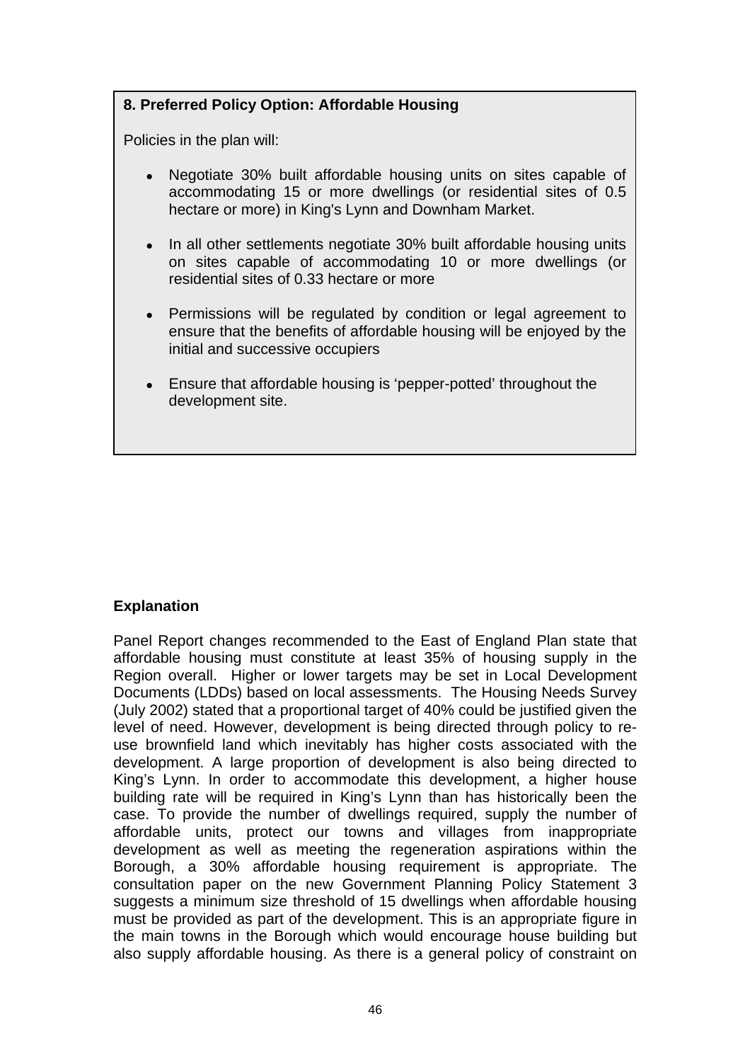**8. Preferred Policy Option: Affordable Housing**

Policies in the plan will:

- Negotiate 30% built affordable housing units on sites capable of accommodating 15 or more dwellings (or residential sites of 0.5 hectare or more) in King's Lynn and Downham Market.
- In all other settlements negotiate 30% built affordable housing units on sites capable of accommodating 10 or more dwellings (or residential sites of 0.33 hectare or more
- Permissions will be regulated by condition or legal agreement to ensure that the benefits of affordable housing will be enjoyed by the initial and successive occupiers
- Ensure that affordable housing is 'pepper-potted' throughout the development site.

**Explanation**

Panel Report changes recommended to the East of England Plan state that affordable housing must constitute at least 35% of housing supply in the Region overall. Higher or lower targets may be set in Local Development Documents (LDDs) based on local assessments. The Housing Needs Survey (July 2002) stated that a proportional target of 40% could be justified given the level of need. However, development is being directed through policy to re-use brownfield land which inevitably has higher costs associated with the development. A large proportion of development is also being directed to King's Lynn. In order to accommodate this development, a higher house building rate will be required in King's Lynn than has historically been the case. To provide the number of dwellings required, supply the number of affordable units, protect our towns and villages from inappropriate development as well as meeting the regeneration aspirations within the Borough, a 30% affordable housing requirement is appropriate. The consultation paper on the new Government Planning Policy Statement 3 suggests a minimum size threshold of 15 dwellings when affordable housing must be provided as part of the development. This is an appropriate figure in the main towns in the Borough which would encourage house building but also supply affordable housing. As there is a general policy of constraint on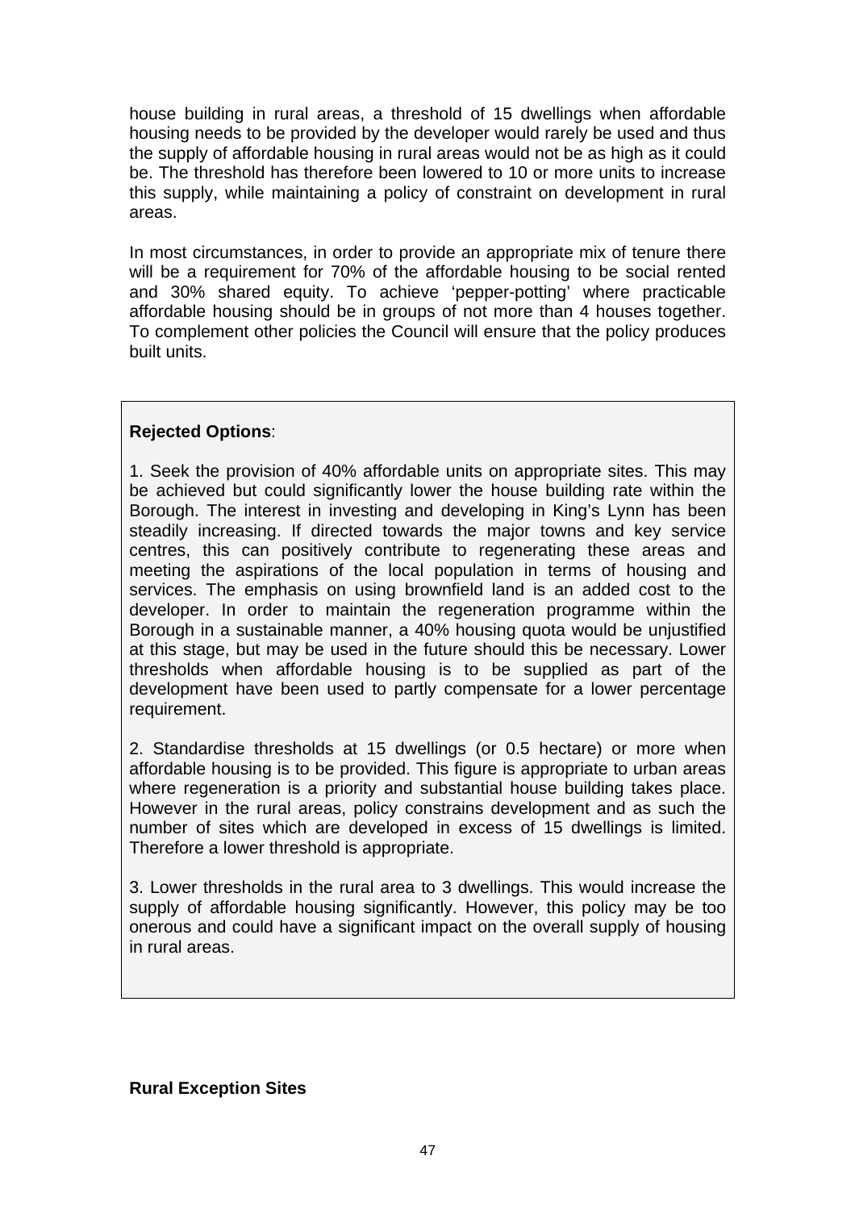house building in rural areas, a threshold of 15 dwellings when affordable housing needs to be provided by the developer would rarely be used and thus the supply of affordable housing in rural areas would not be as high as it could be. The threshold has therefore been lowered to 10 or more units to increase this supply, while maintaining a policy of constraint on development in rural areas.

In most circumstances, in order to provide an appropriate mix of tenure there will be a requirement for 70% of the affordable housing to be social rented and 30% shared equity. To achieve 'pepper-potting' where practicable affordable housing should be in groups of not more than 4 houses together. To complement other policies the Council will ensure that the policy produces built units.

**Rejected Options**:

1. Seek the provision of 40% affordable units on appropriate sites. This may be achieved but could significantly lower the house building rate within the Borough. The interest in investing and developing in King's Lynn has been steadily increasing. If directed towards the major towns and key service centres, this can positively contribute to regenerating these areas and meeting the aspirations of the local population in terms of housing and services. The emphasis on using brownfield land is an added cost to the developer. In order to maintain the regeneration programme within the Borough in a sustainable manner, a 40% housing quota would be unjustified at this stage, but may be used in the future should this be necessary. Lower thresholds when affordable housing is to be supplied as part of the development have been used to partly compensate for a lower percentage requirement.

2. Standardise thresholds at 15 dwellings (or 0.5 hectare) or more when affordable housing is to be provided. This figure is appropriate to urban areas where regeneration is a priority and substantial house building takes place. However in the rural areas, policy constrains development and as such the number of sites which are developed in excess of 15 dwellings is limited. Therefore a lower threshold is appropriate.

3. Lower thresholds in the rural area to 3 dwellings. This would increase the supply of affordable housing significantly. However, this policy may be too onerous and could have a significant impact on the overall supply of housing in rural areas.

**Rural Exception Sites**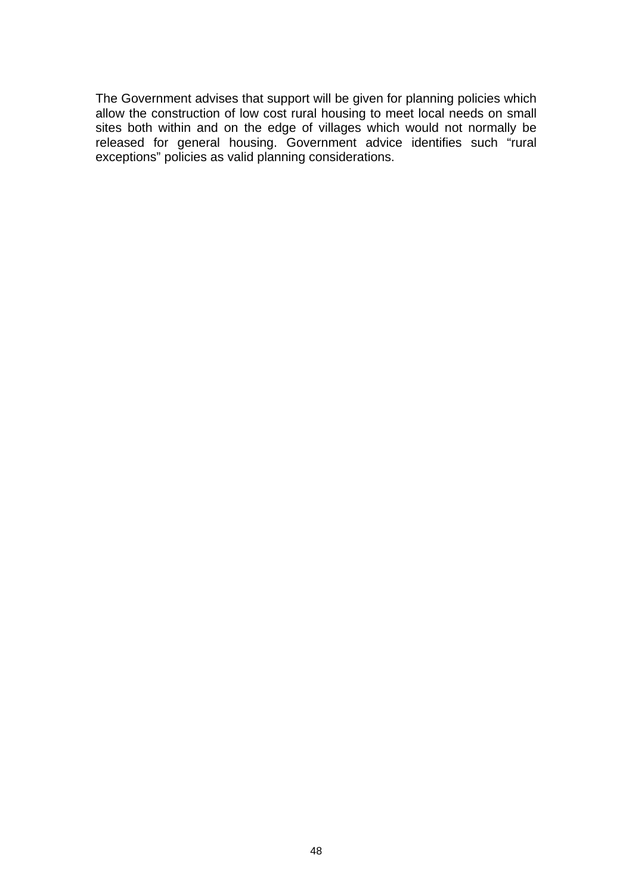The Government advises that support will be given for planning policies which allow the construction of low cost rural housing to meet local needs on small sites both within and on the edge of villages which would not normally be released for general housing. Government advice identifies such “rural exceptions” policies as valid planning considerations.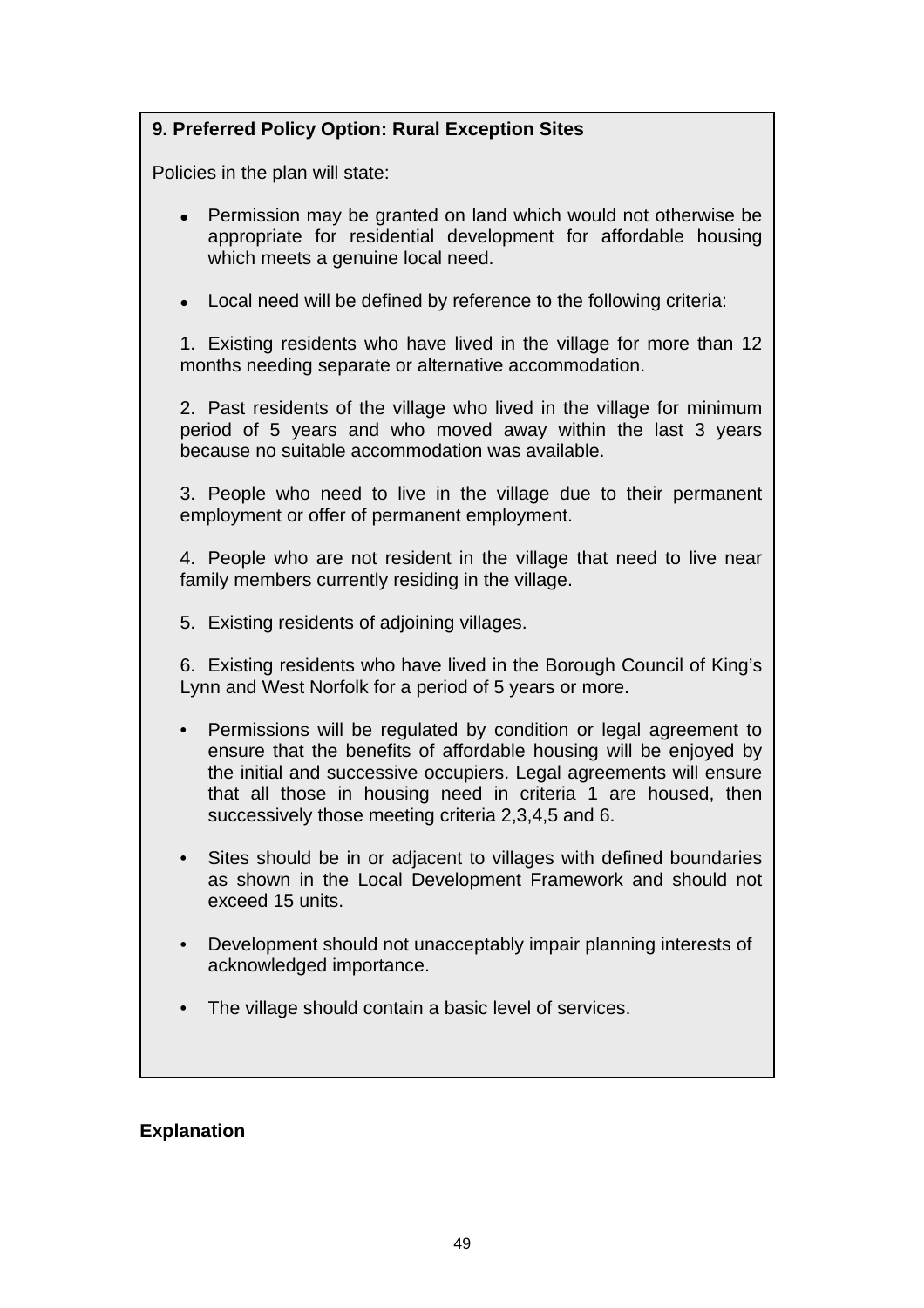**9. Preferred Policy Option: Rural Exception Sites**

Policies in the plan will state:

- Permission may be granted on land which would not otherwise be appropriate for residential development for affordable housing which meets a genuine local need.

- Local need will be defined by reference to the following criteria:

1. Existing residents who have lived in the village for more than 12 months needing separate or alternative accommodation.

2. Past residents of the village who lived in the village for minimum period of 5 years and who moved away within the last 3 years because no suitable accommodation was available.

3. People who need to live in the village due to their permanent employment or offer of permanent employment.

4. People who are not resident in the village that need to live near family members currently residing in the village.

5. Existing residents of adjoining villages.

6. Existing residents who have lived in the Borough Council of King's Lynn and West Norfolk for a period of 5 years or more.

- Permissions will be regulated by condition or legal agreement to ensure that the benefits of affordable housing will be enjoyed by the initial and successive occupiers. Legal agreements will ensure that all those in housing need in criteria 1 are housed, then successively those meeting criteria 2,3,4,5 and 6.

- Sites should be in or adjacent to villages with defined boundaries as shown in the Local Development Framework and should not exceed 15 units.

- Development should not unacceptably impair planning interests of acknowledged importance.

- The village should contain a basic level of services.

**Explanation**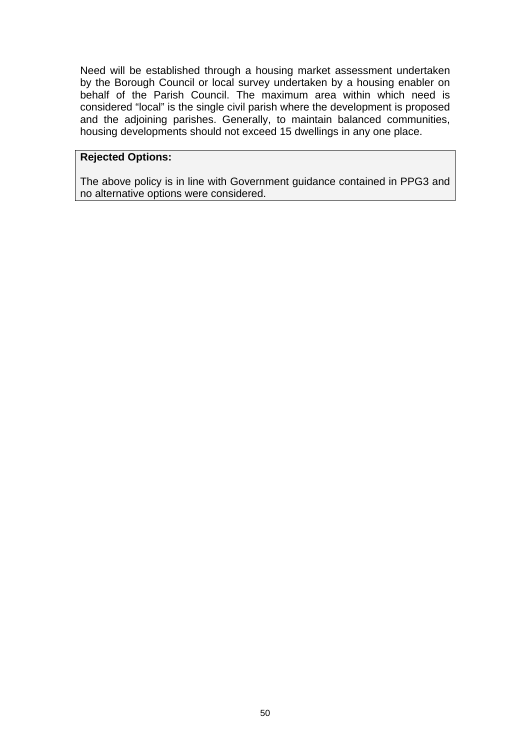Need will be established through a housing market assessment undertaken by the Borough Council or local survey undertaken by a housing enabler on behalf of the Parish Council. The maximum area within which need is considered “local” is the single civil parish where the development is proposed and the adjoining parishes. Generally, to maintain balanced communities, housing developments should not exceed 15 dwellings in any one place.

**Rejected Options:**

The above policy is in line with Government guidance contained in PPG3 and no alternative options were considered.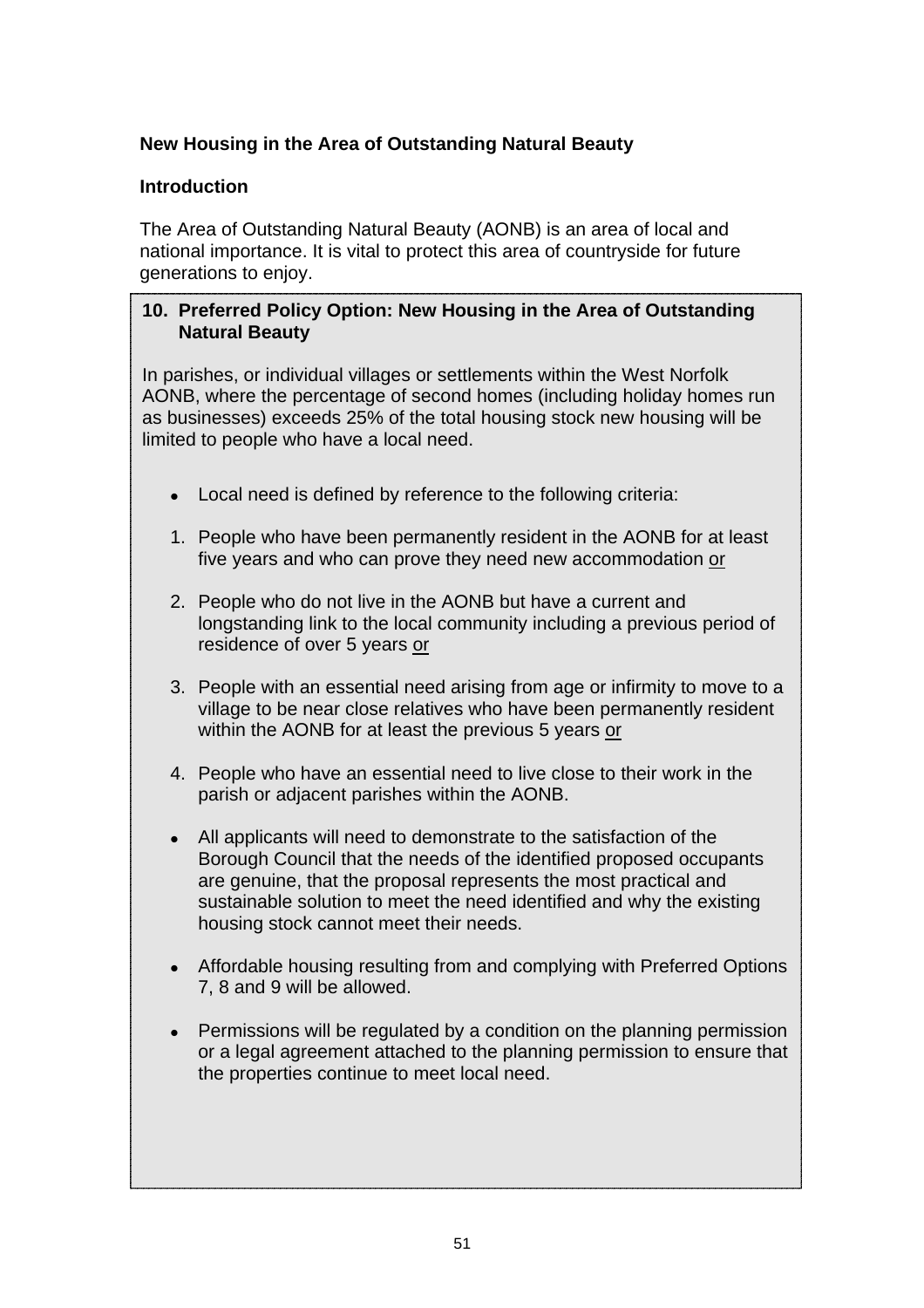## New Housing in the Area of Outstanding Natural Beauty

### Introduction

The Area of Outstanding Natural Beauty (AONB) is an area of local and national importance. It is vital to protect this area of countryside for future generations to enjoy.

> **10. Preferred Policy Option: New Housing in the Area of Outstanding Natural Beauty**
>
> In parishes, or individual villages or settlements within the West Norfolk AONB, where the percentage of second homes (including holiday homes run as businesses) exceeds 25% of the total housing stock new housing will be limited to people who have a local need.
>
> - Local need is defined by reference to the following criteria:
>
> 1. People who have been permanently resident in the AONB for at least five years and who can prove they need new accommodation <u>or</u>
> 2. People who do not live in the AONB but have a current and longstanding link to the local community including a previous period of residence of over 5 years <u>or</u>
> 3. People with an essential need arising from age or infirmity to move to a village to be near close relatives who have been permanently resident within the AONB for at least the previous 5 years <u>or</u>
> 4. People who have an essential need to live close to their work in the parish or adjacent parishes within the AONB.
>
> - All applicants will need to demonstrate to the satisfaction of the Borough Council that the needs of the identified proposed occupants are genuine, that the proposal represents the most practical and sustainable solution to meet the need identified and why the existing housing stock cannot meet their needs.
> - Affordable housing resulting from and complying with Preferred Options 7, 8 and 9 will be allowed.
> - Permissions will be regulated by a condition on the planning permission or a legal agreement attached to the planning permission to ensure that the properties continue to meet local need.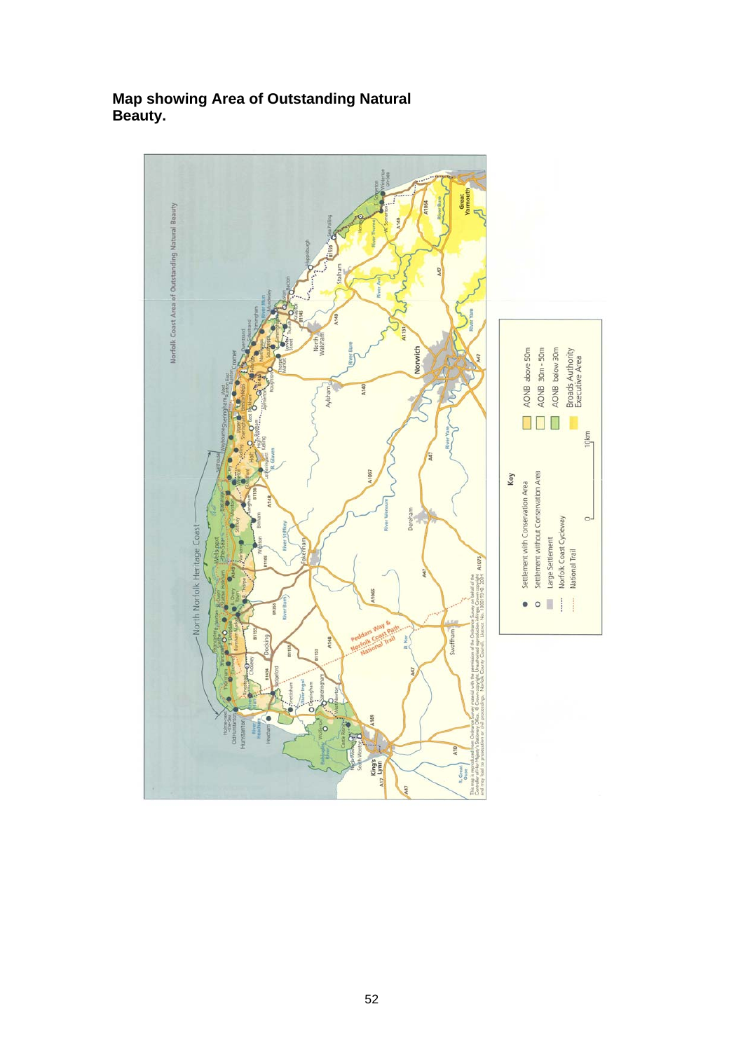**Map showing Area of Outstanding Natural Beauty.**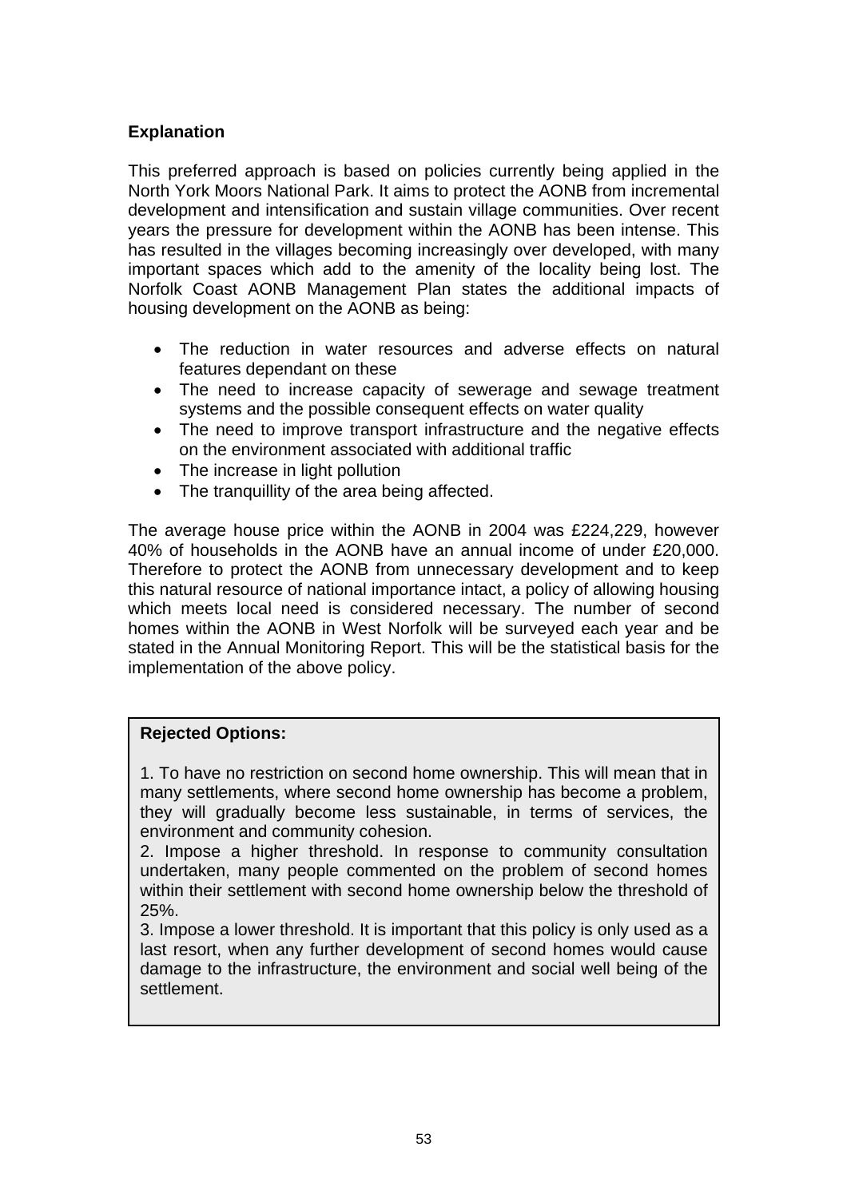**Explanation**

This preferred approach is based on policies currently being applied in the North York Moors National Park. It aims to protect the AONB from incremental development and intensification and sustain village communities. Over recent years the pressure for development within the AONB has been intense. This has resulted in the villages becoming increasingly over developed, with many important spaces which add to the amenity of the locality being lost. The Norfolk Coast AONB Management Plan states the additional impacts of housing development on the AONB as being:

- The reduction in water resources and adverse effects on natural features dependant on these
- The need to increase capacity of sewerage and sewage treatment systems and the possible consequent effects on water quality
- The need to improve transport infrastructure and the negative effects on the environment associated with additional traffic
- The increase in light pollution
- The tranquillity of the area being affected.

The average house price within the AONB in 2004 was £224,229, however 40% of households in the AONB have an annual income of under £20,000. Therefore to protect the AONB from unnecessary development and to keep this natural resource of national importance intact, a policy of allowing housing which meets local need is considered necessary. The number of second homes within the AONB in West Norfolk will be surveyed each year and be stated in the Annual Monitoring Report. This will be the statistical basis for the implementation of the above policy.

**Rejected Options:**

1. To have no restriction on second home ownership. This will mean that in many settlements, where second home ownership has become a problem, they will gradually become less sustainable, in terms of services, the environment and community cohesion.
2. Impose a higher threshold. In response to community consultation undertaken, many people commented on the problem of second homes within their settlement with second home ownership below the threshold of 25%.
3. Impose a lower threshold. It is important that this policy is only used as a last resort, when any further development of second homes would cause damage to the infrastructure, the environment and social well being of the settlement.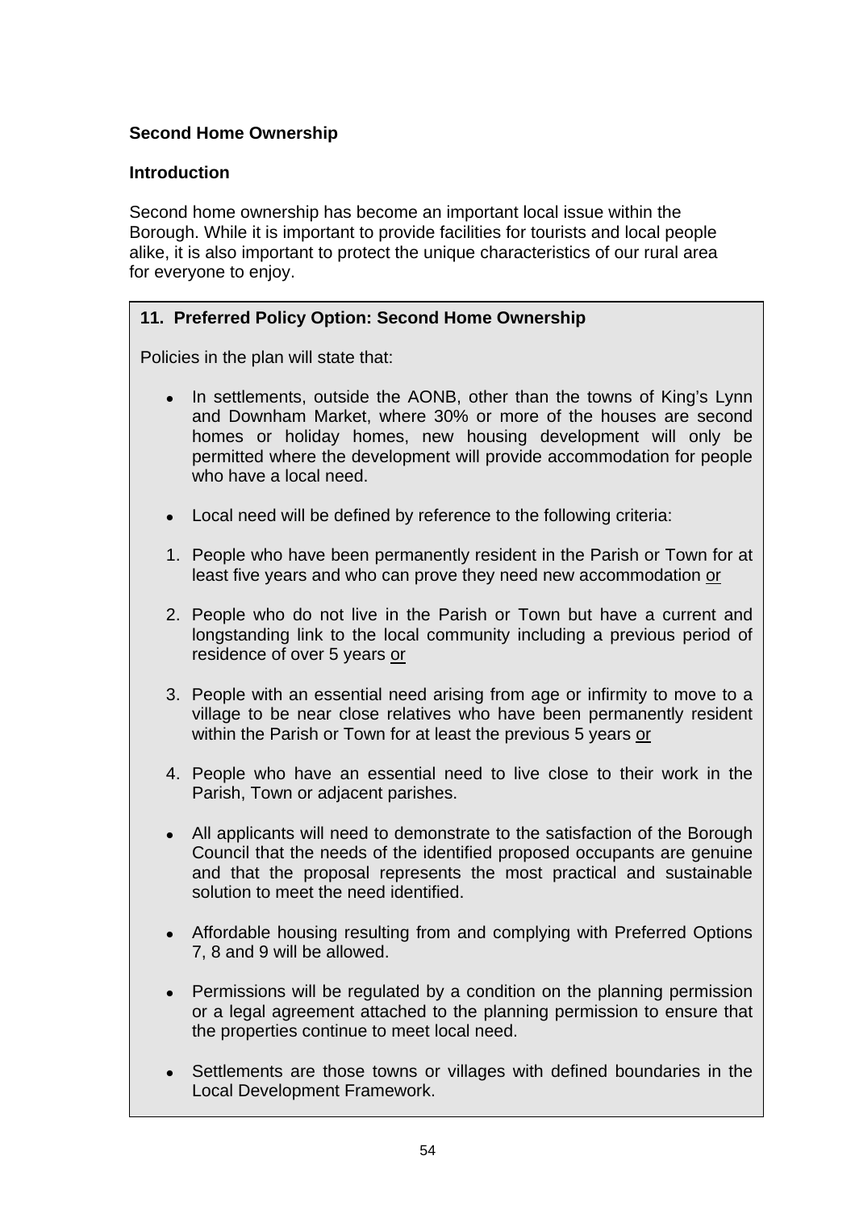**Second Home Ownership**

**Introduction**

Second home ownership has become an important local issue within the Borough. While it is important to provide facilities for tourists and local people alike, it is also important to protect the unique characteristics of our rural area for everyone to enjoy.

**11. Preferred Policy Option: Second Home Ownership**

Policies in the plan will state that:

- In settlements, outside the AONB, other than the towns of King's Lynn and Downham Market, where 30% or more of the houses are second homes or holiday homes, new housing development will only be permitted where the development will provide accommodation for people who have a local need.

- Local need will be defined by reference to the following criteria:

1. People who have been permanently resident in the Parish or Town for at least five years and who can prove they need new accommodation <u>or</u>

2. People who do not live in the Parish or Town but have a current and longstanding link to the local community including a previous period of residence of over 5 years <u>or</u>

3. People with an essential need arising from age or infirmity to move to a village to be near close relatives who have been permanently resident within the Parish or Town for at least the previous 5 years <u>or</u>

4. People who have an essential need to live close to their work in the Parish, Town or adjacent parishes.

- All applicants will need to demonstrate to the satisfaction of the Borough Council that the needs of the identified proposed occupants are genuine and that the proposal represents the most practical and sustainable solution to meet the need identified.

- Affordable housing resulting from and complying with Preferred Options 7, 8 and 9 will be allowed.

- Permissions will be regulated by a condition on the planning permission or a legal agreement attached to the planning permission to ensure that the properties continue to meet local need.

- Settlements are those towns or villages with defined boundaries in the Local Development Framework.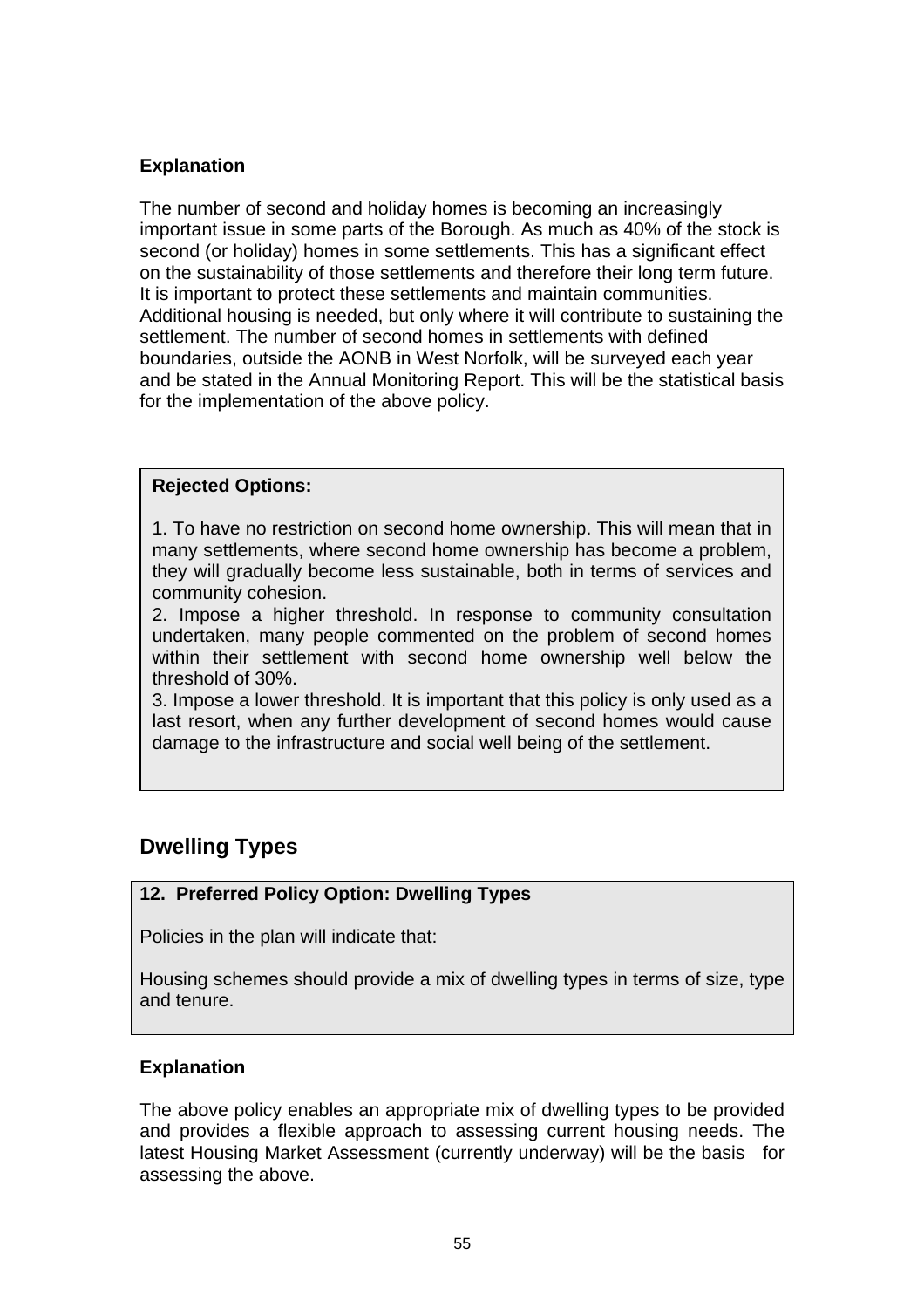**Explanation**

The number of second and holiday homes is becoming an increasingly important issue in some parts of the Borough. As much as 40% of the stock is second (or holiday) homes in some settlements. This has a significant effect on the sustainability of those settlements and therefore their long term future. It is important to protect these settlements and maintain communities. Additional housing is needed, but only where it will contribute to sustaining the settlement. The number of second homes in settlements with defined boundaries, outside the AONB in West Norfolk, will be surveyed each year and be stated in the Annual Monitoring Report. This will be the statistical basis for the implementation of the above policy.

**Rejected Options:**

1. To have no restriction on second home ownership. This will mean that in many settlements, where second home ownership has become a problem, they will gradually become less sustainable, both in terms of services and community cohesion.
2. Impose a higher threshold. In response to community consultation undertaken, many people commented on the problem of second homes within their settlement with second home ownership well below the threshold of 30%.
3. Impose a lower threshold. It is important that this policy is only used as a last resort, when any further development of second homes would cause damage to the infrastructure and social well being of the settlement.

## Dwelling Types

**12. Preferred Policy Option: Dwelling Types**

Policies in the plan will indicate that:

Housing schemes should provide a mix of dwelling types in terms of size, type and tenure.

**Explanation**

The above policy enables an appropriate mix of dwelling types to be provided and provides a flexible approach to assessing current housing needs. The latest Housing Market Assessment (currently underway) will be the basis for assessing the above.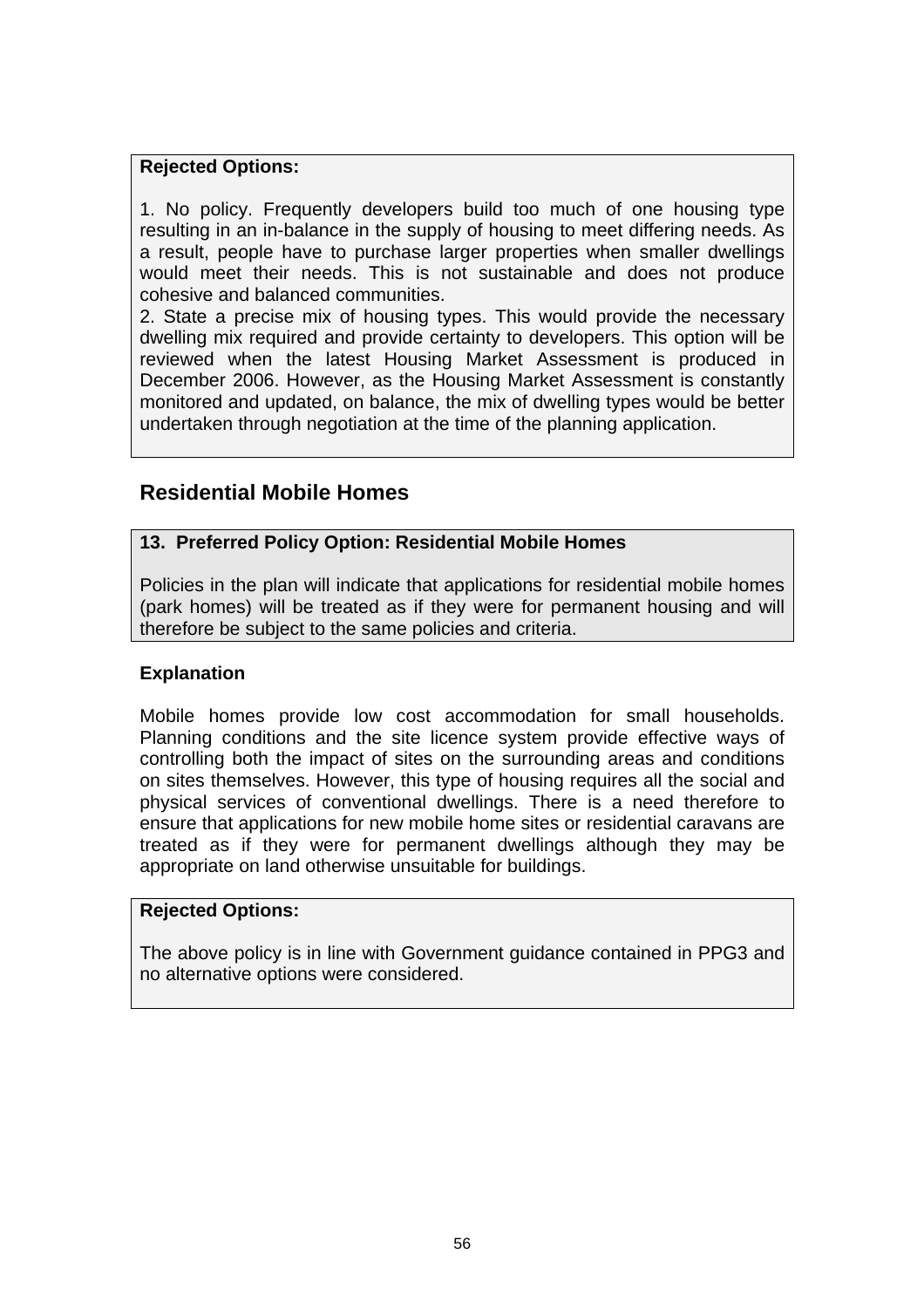**Rejected Options:**

1. No policy. Frequently developers build too much of one housing type resulting in an in-balance in the supply of housing to meet differing needs. As a result, people have to purchase larger properties when smaller dwellings would meet their needs. This is not sustainable and does not produce cohesive and balanced communities.
2. State a precise mix of housing types. This would provide the necessary dwelling mix required and provide certainty to developers. This option will be reviewed when the latest Housing Market Assessment is produced in December 2006. However, as the Housing Market Assessment is constantly monitored and updated, on balance, the mix of dwelling types would be better undertaken through negotiation at the time of the planning application.

## Residential Mobile Homes

**13. Preferred Policy Option: Residential Mobile Homes**

Policies in the plan will indicate that applications for residential mobile homes (park homes) will be treated as if they were for permanent housing and will therefore be subject to the same policies and criteria.

**Explanation**

Mobile homes provide low cost accommodation for small households. Planning conditions and the site licence system provide effective ways of controlling both the impact of sites on the surrounding areas and conditions on sites themselves. However, this type of housing requires all the social and physical services of conventional dwellings. There is a need therefore to ensure that applications for new mobile home sites or residential caravans are treated as if they were for permanent dwellings although they may be appropriate on land otherwise unsuitable for buildings.

**Rejected Options:**

The above policy is in line with Government guidance contained in PPG3 and no alternative options were considered.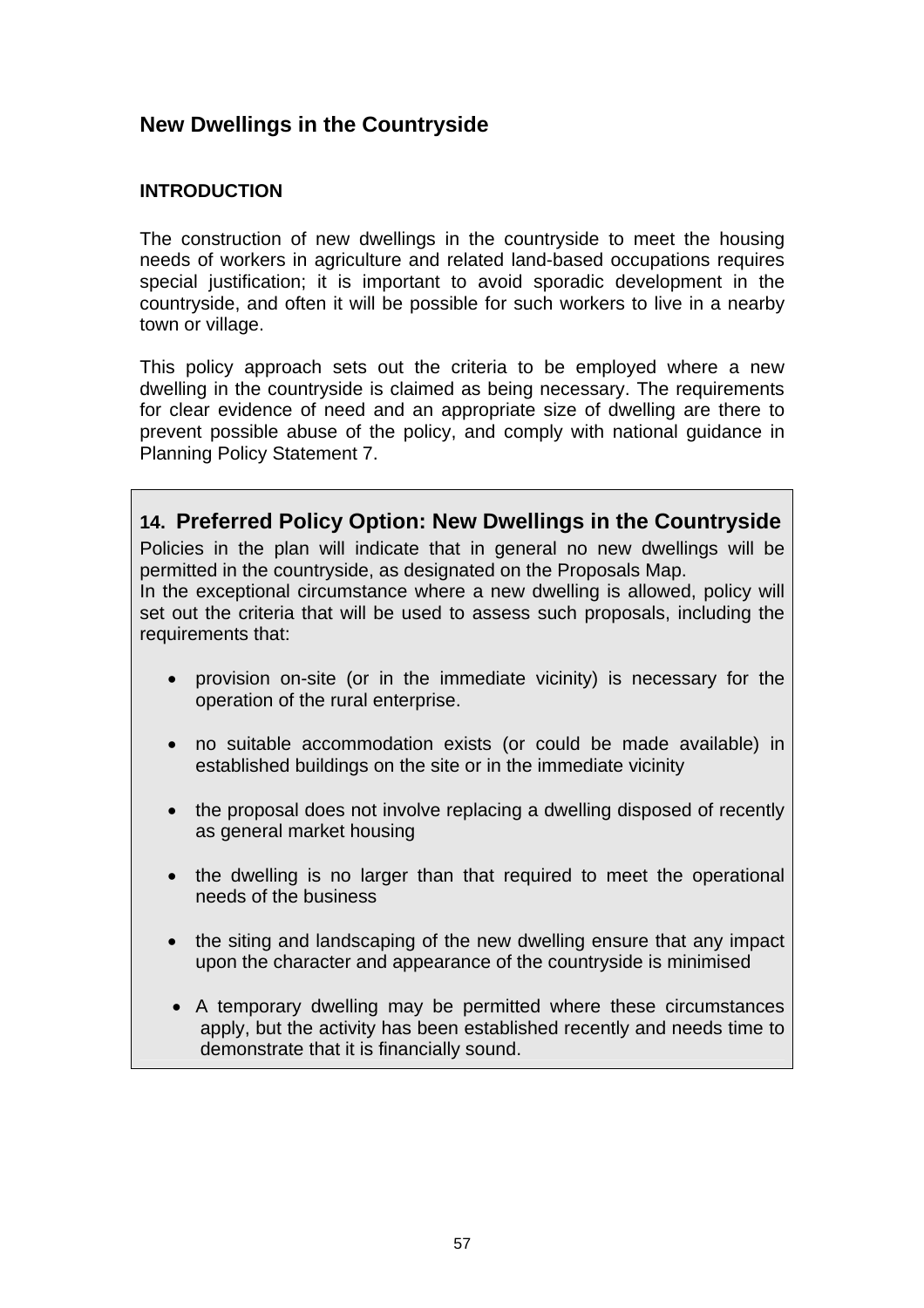## New Dwellings in the Countryside

### INTRODUCTION

The construction of new dwellings in the countryside to meet the housing needs of workers in agriculture and related land-based occupations requires special justification; it is important to avoid sporadic development in the countryside, and often it will be possible for such workers to live in a nearby town or village.

This policy approach sets out the criteria to be employed where a new dwelling in the countryside is claimed as being necessary. The requirements for clear evidence of need and an appropriate size of dwelling are there to prevent possible abuse of the policy, and comply with national guidance in Planning Policy Statement 7.

### 14. Preferred Policy Option: New Dwellings in the Countryside

Policies in the plan will indicate that in general no new dwellings will be permitted in the countryside, as designated on the Proposals Map.
In the exceptional circumstance where a new dwelling is allowed, policy will set out the criteria that will be used to assess such proposals, including the requirements that:

- provision on-site (or in the immediate vicinity) is necessary for the operation of the rural enterprise.
- no suitable accommodation exists (or could be made available) in established buildings on the site or in the immediate vicinity
- the proposal does not involve replacing a dwelling disposed of recently as general market housing
- the dwelling is no larger than that required to meet the operational needs of the business
- the siting and landscaping of the new dwelling ensure that any impact upon the character and appearance of the countryside is minimised
- A temporary dwelling may be permitted where these circumstances apply, but the activity has been established recently and needs time to demonstrate that it is financially sound.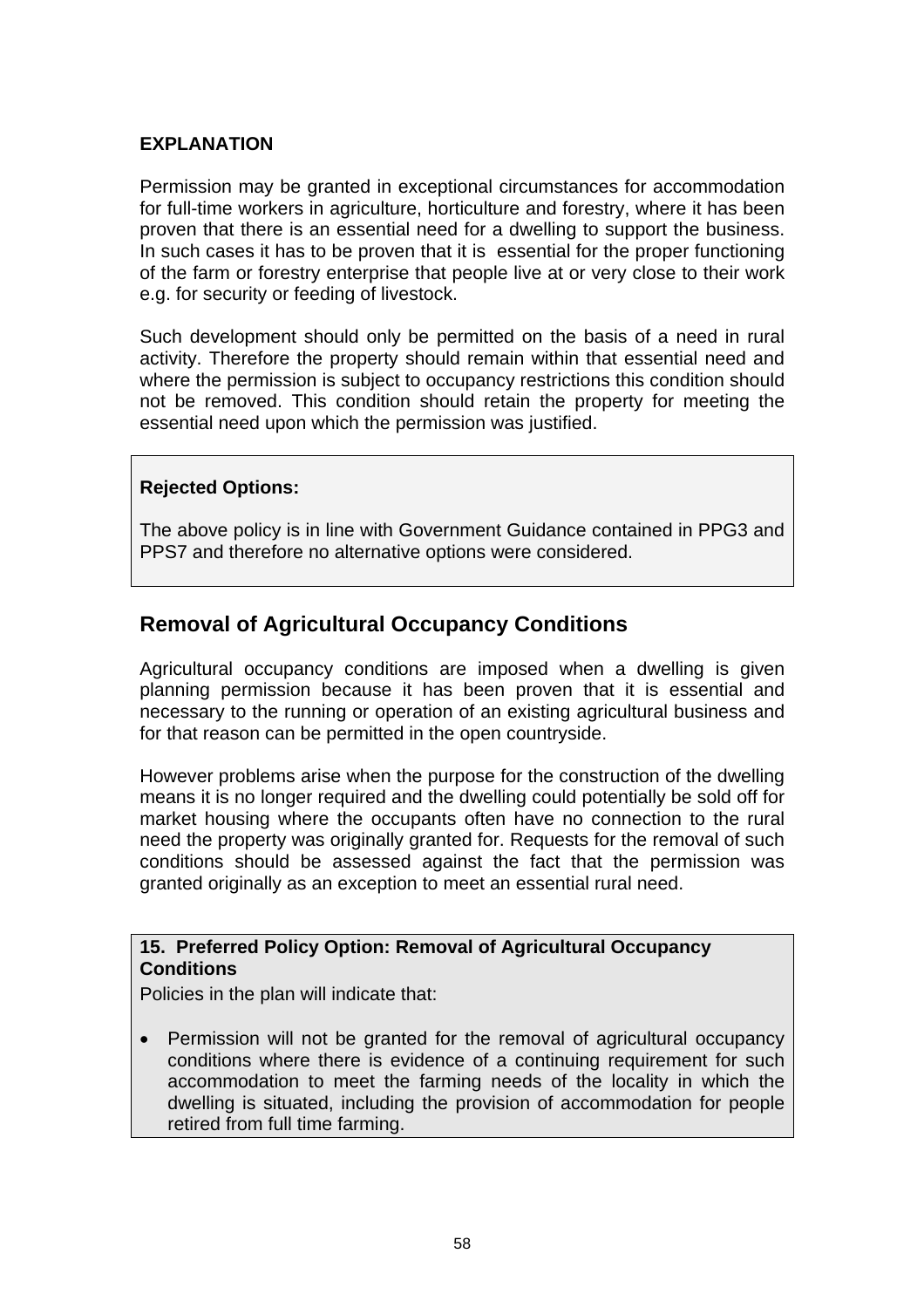**EXPLANATION**

Permission may be granted in exceptional circumstances for accommodation for full-time workers in agriculture, horticulture and forestry, where it has been proven that there is an essential need for a dwelling to support the business. In such cases it has to be proven that it is essential for the proper functioning of the farm or forestry enterprise that people live at or very close to their work e.g. for security or feeding of livestock.

Such development should only be permitted on the basis of a need in rural activity. Therefore the property should remain within that essential need and where the permission is subject to occupancy restrictions this condition should not be removed. This condition should retain the property for meeting the essential need upon which the permission was justified.

**Rejected Options:**

The above policy is in line with Government Guidance contained in PPG3 and PPS7 and therefore no alternative options were considered.

## Removal of Agricultural Occupancy Conditions

Agricultural occupancy conditions are imposed when a dwelling is given planning permission because it has been proven that it is essential and necessary to the running or operation of an existing agricultural business and for that reason can be permitted in the open countryside.

However problems arise when the purpose for the construction of the dwelling means it is no longer required and the dwelling could potentially be sold off for market housing where the occupants often have no connection to the rural need the property was originally granted for. Requests for the removal of such conditions should be assessed against the fact that the permission was granted originally as an exception to meet an essential rural need.

**15. Preferred Policy Option: Removal of Agricultural Occupancy Conditions**

Policies in the plan will indicate that:

- Permission will not be granted for the removal of agricultural occupancy conditions where there is evidence of a continuing requirement for such accommodation to meet the farming needs of the locality in which the dwelling is situated, including the provision of accommodation for people retired from full time farming.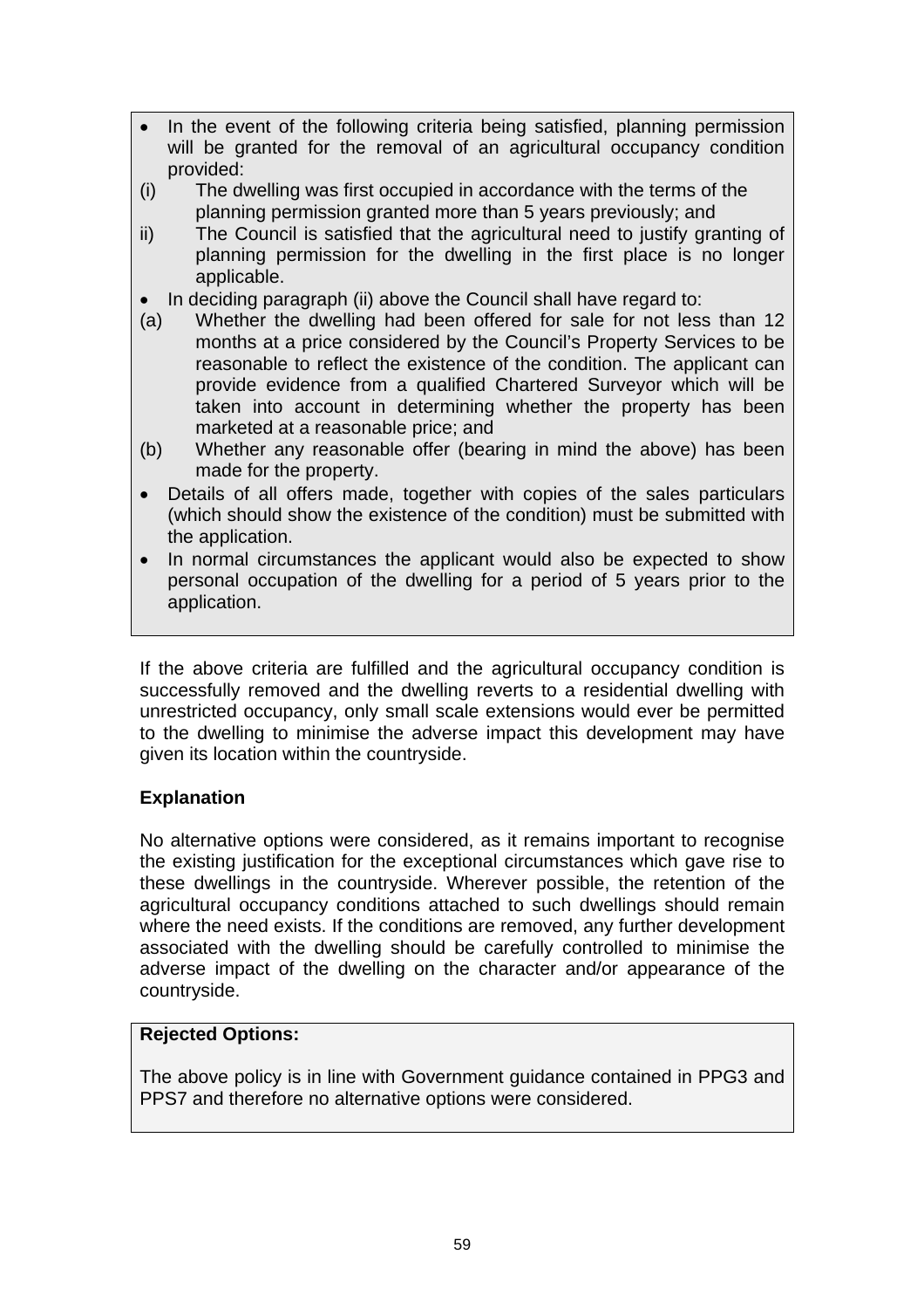- In the event of the following criteria being satisfied, planning permission will be granted for the removal of an agricultural occupancy condition provided:

(i) The dwelling was first occupied in accordance with the terms of the planning permission granted more than 5 years previously; and

ii) The Council is satisfied that the agricultural need to justify granting of planning permission for the dwelling in the first place is no longer applicable.

- In deciding paragraph (ii) above the Council shall have regard to:

(a) Whether the dwelling had been offered for sale for not less than 12 months at a price considered by the Council's Property Services to be reasonable to reflect the existence of the condition. The applicant can provide evidence from a qualified Chartered Surveyor which will be taken into account in determining whether the property has been marketed at a reasonable price; and

(b) Whether any reasonable offer (bearing in mind the above) has been made for the property.

- Details of all offers made, together with copies of the sales particulars (which should show the existence of the condition) must be submitted with the application.
- In normal circumstances the applicant would also be expected to show personal occupation of the dwelling for a period of 5 years prior to the application.

If the above criteria are fulfilled and the agricultural occupancy condition is successfully removed and the dwelling reverts to a residential dwelling with unrestricted occupancy, only small scale extensions would ever be permitted to the dwelling to minimise the adverse impact this development may have given its location within the countryside.

**Explanation**

No alternative options were considered, as it remains important to recognise the existing justification for the exceptional circumstances which gave rise to these dwellings in the countryside. Wherever possible, the retention of the agricultural occupancy conditions attached to such dwellings should remain where the need exists. If the conditions are removed, any further development associated with the dwelling should be carefully controlled to minimise the adverse impact of the dwelling on the character and/or appearance of the countryside.

**Rejected Options:**

The above policy is in line with Government guidance contained in PPG3 and PPS7 and therefore no alternative options were considered.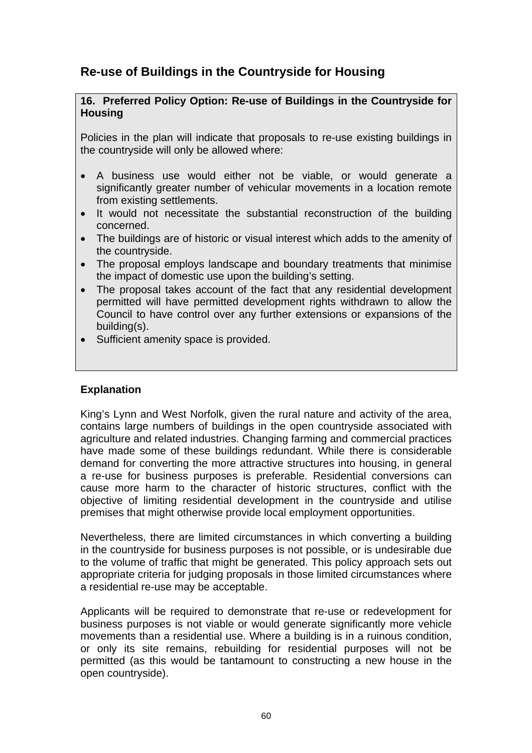## Re-use of Buildings in the Countryside for Housing

**16. Preferred Policy Option: Re-use of Buildings in the Countryside for Housing**

Policies in the plan will indicate that proposals to re-use existing buildings in the countryside will only be allowed where:

- A business use would either not be viable, or would generate a significantly greater number of vehicular movements in a location remote from existing settlements.
- It would not necessitate the substantial reconstruction of the building concerned.
- The buildings are of historic or visual interest which adds to the amenity of the countryside.
- The proposal employs landscape and boundary treatments that minimise the impact of domestic use upon the building's setting.
- The proposal takes account of the fact that any residential development permitted will have permitted development rights withdrawn to allow the Council to have control over any further extensions or expansions of the building(s).
- Sufficient amenity space is provided.

**Explanation**

King's Lynn and West Norfolk, given the rural nature and activity of the area, contains large numbers of buildings in the open countryside associated with agriculture and related industries. Changing farming and commercial practices have made some of these buildings redundant. While there is considerable demand for converting the more attractive structures into housing, in general a re-use for business purposes is preferable. Residential conversions can cause more harm to the character of historic structures, conflict with the objective of limiting residential development in the countryside and utilise premises that might otherwise provide local employment opportunities.

Nevertheless, there are limited circumstances in which converting a building in the countryside for business purposes is not possible, or is undesirable due to the volume of traffic that might be generated. This policy approach sets out appropriate criteria for judging proposals in those limited circumstances where a residential re-use may be acceptable.

Applicants will be required to demonstrate that re-use or redevelopment for business purposes is not viable or would generate significantly more vehicle movements than a residential use. Where a building is in a ruinous condition, or only its site remains, rebuilding for residential purposes will not be permitted (as this would be tantamount to constructing a new house in the open countryside).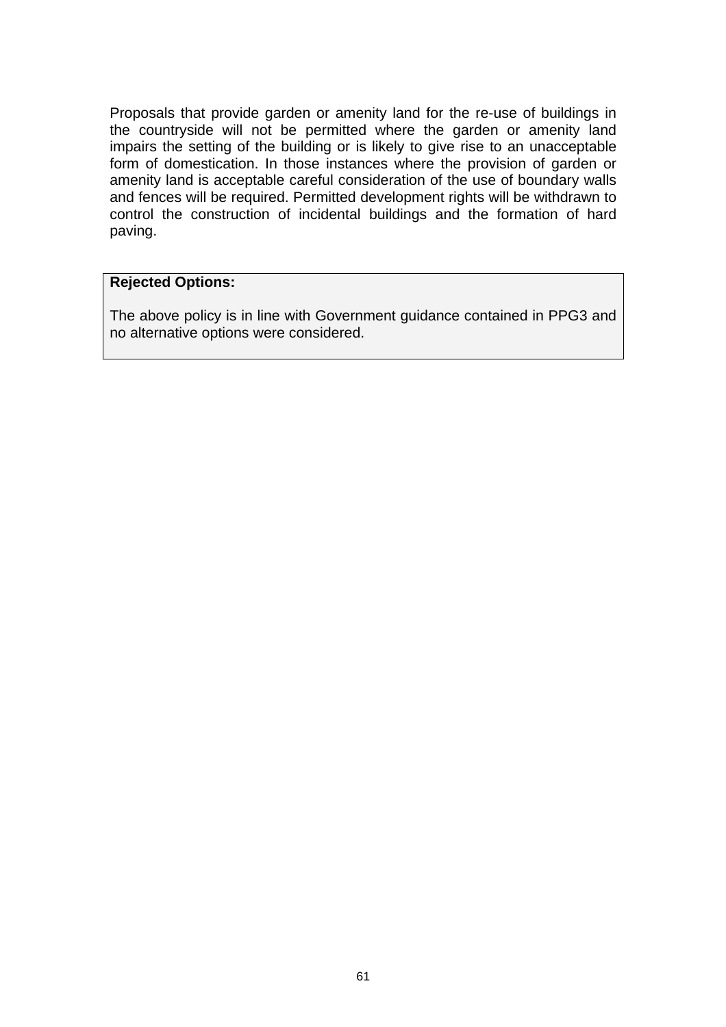Proposals that provide garden or amenity land for the re-use of buildings in the countryside will not be permitted where the garden or amenity land impairs the setting of the building or is likely to give rise to an unacceptable form of domestication. In those instances where the provision of garden or amenity land is acceptable careful consideration of the use of boundary walls and fences will be required. Permitted development rights will be withdrawn to control the construction of incidental buildings and the formation of hard paving.

**Rejected Options:**

The above policy is in line with Government guidance contained in PPG3 and no alternative options were considered.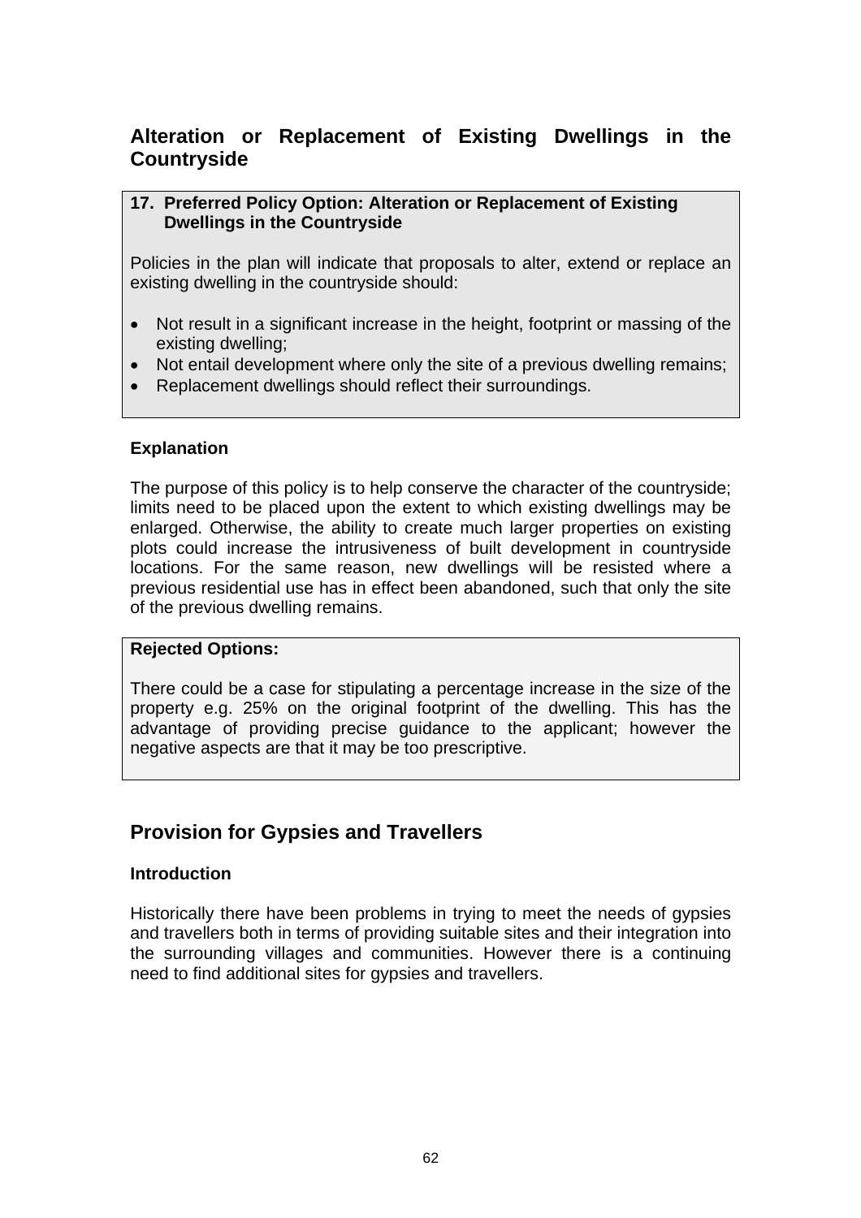## Alteration or Replacement of Existing Dwellings in the Countryside

**17. Preferred Policy Option: Alteration or Replacement of Existing Dwellings in the Countryside**

Policies in the plan will indicate that proposals to alter, extend or replace an existing dwelling in the countryside should:

- Not result in a significant increase in the height, footprint or massing of the existing dwelling;
- Not entail development where only the site of a previous dwelling remains;
- Replacement dwellings should reflect their surroundings.

### Explanation

The purpose of this policy is to help conserve the character of the countryside; limits need to be placed upon the extent to which existing dwellings may be enlarged. Otherwise, the ability to create much larger properties on existing plots could increase the intrusiveness of built development in countryside locations. For the same reason, new dwellings will be resisted where a previous residential use has in effect been abandoned, such that only the site of the previous dwelling remains.

**Rejected Options:**

There could be a case for stipulating a percentage increase in the size of the property e.g. 25% on the original footprint of the dwelling. This has the advantage of providing precise guidance to the applicant; however the negative aspects are that it may be too prescriptive.

## Provision for Gypsies and Travellers

### Introduction

Historically there have been problems in trying to meet the needs of gypsies and travellers both in terms of providing suitable sites and their integration into the surrounding villages and communities. However there is a continuing need to find additional sites for gypsies and travellers.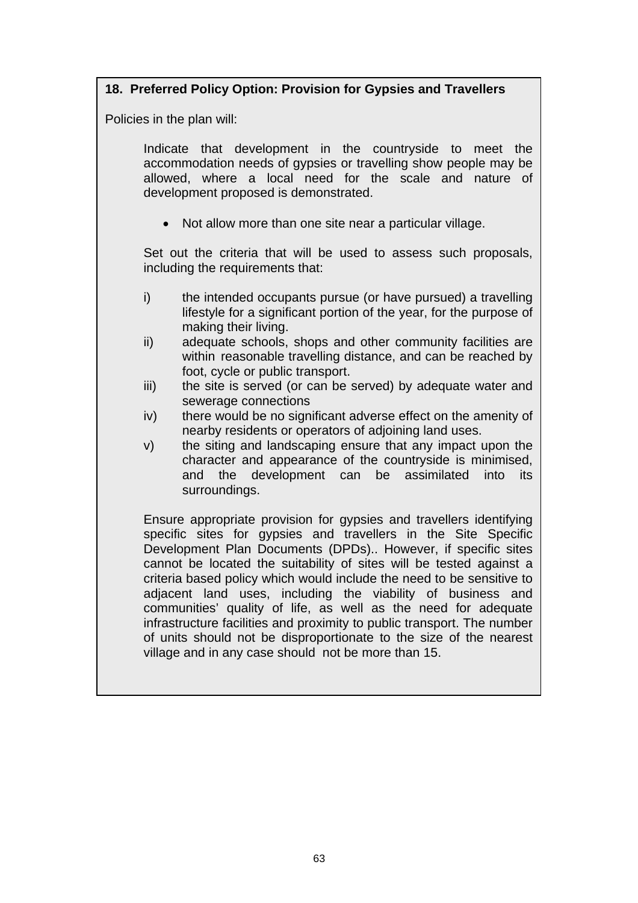**18. Preferred Policy Option: Provision for Gypsies and Travellers**

Policies in the plan will:

Indicate that development in the countryside to meet the accommodation needs of gypsies or travelling show people may be allowed, where a local need for the scale and nature of development proposed is demonstrated.

- Not allow more than one site near a particular village.

Set out the criteria that will be used to assess such proposals, including the requirements that:

i) the intended occupants pursue (or have pursued) a travelling lifestyle for a significant portion of the year, for the purpose of making their living.
ii) adequate schools, shops and other community facilities are within reasonable travelling distance, and can be reached by foot, cycle or public transport.
iii) the site is served (or can be served) by adequate water and sewerage connections
iv) there would be no significant adverse effect on the amenity of nearby residents or operators of adjoining land uses.
v) the siting and landscaping ensure that any impact upon the character and appearance of the countryside is minimised, and the development can be assimilated into its surroundings.

Ensure appropriate provision for gypsies and travellers identifying specific sites for gypsies and travellers in the Site Specific Development Plan Documents (DPDs).. However, if specific sites cannot be located the suitability of sites will be tested against a criteria based policy which would include the need to be sensitive to adjacent land uses, including the viability of business and communities' quality of life, as well as the need for adequate infrastructure facilities and proximity to public transport. The number of units should not be disproportionate to the size of the nearest village and in any case should not be more than 15.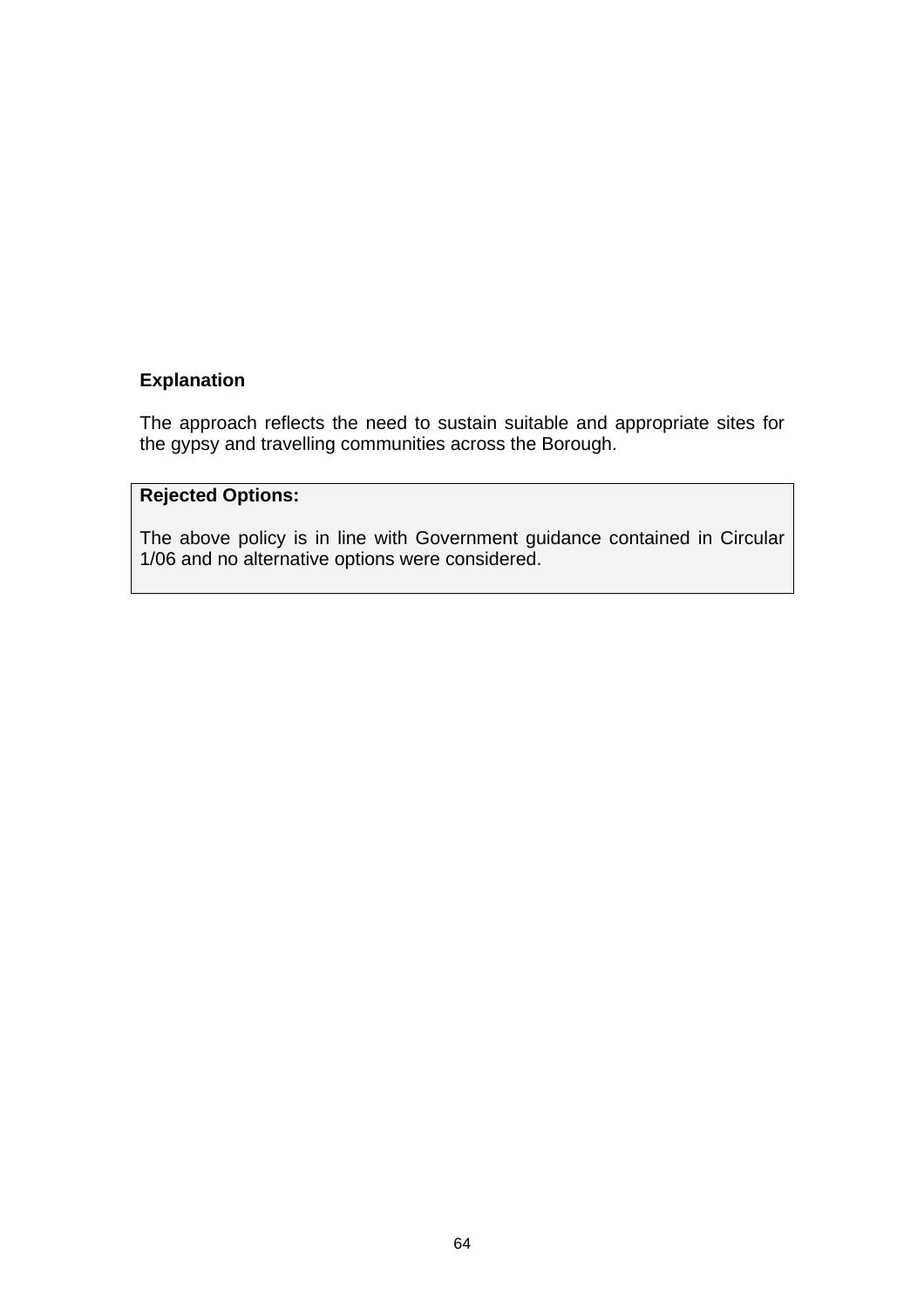**Explanation**

The approach reflects the need to sustain suitable and appropriate sites for the gypsy and travelling communities across the Borough.

**Rejected Options:**

The above policy is in line with Government guidance contained in Circular 1/06 and no alternative options were considered.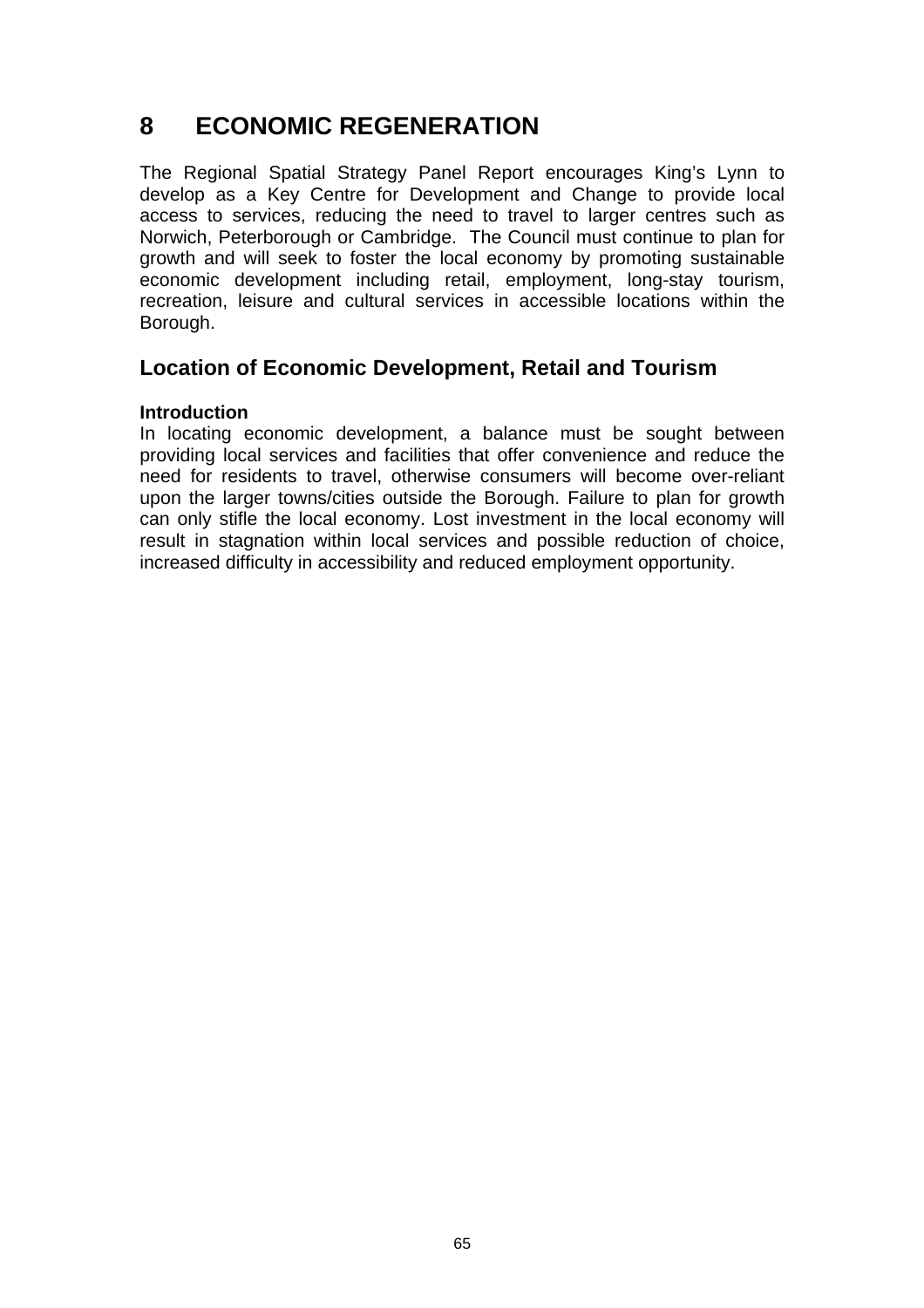# 8 ECONOMIC REGENERATION

The Regional Spatial Strategy Panel Report encourages King's Lynn to develop as a Key Centre for Development and Change to provide local access to services, reducing the need to travel to larger centres such as Norwich, Peterborough or Cambridge. The Council must continue to plan for growth and will seek to foster the local economy by promoting sustainable economic development including retail, employment, long-stay tourism, recreation, leisure and cultural services in accessible locations within the Borough.

## Location of Economic Development, Retail and Tourism

**Introduction**

In locating economic development, a balance must be sought between providing local services and facilities that offer convenience and reduce the need for residents to travel, otherwise consumers will become over-reliant upon the larger towns/cities outside the Borough. Failure to plan for growth can only stifle the local economy. Lost investment in the local economy will result in stagnation within local services and possible reduction of choice, increased difficulty in accessibility and reduced employment opportunity.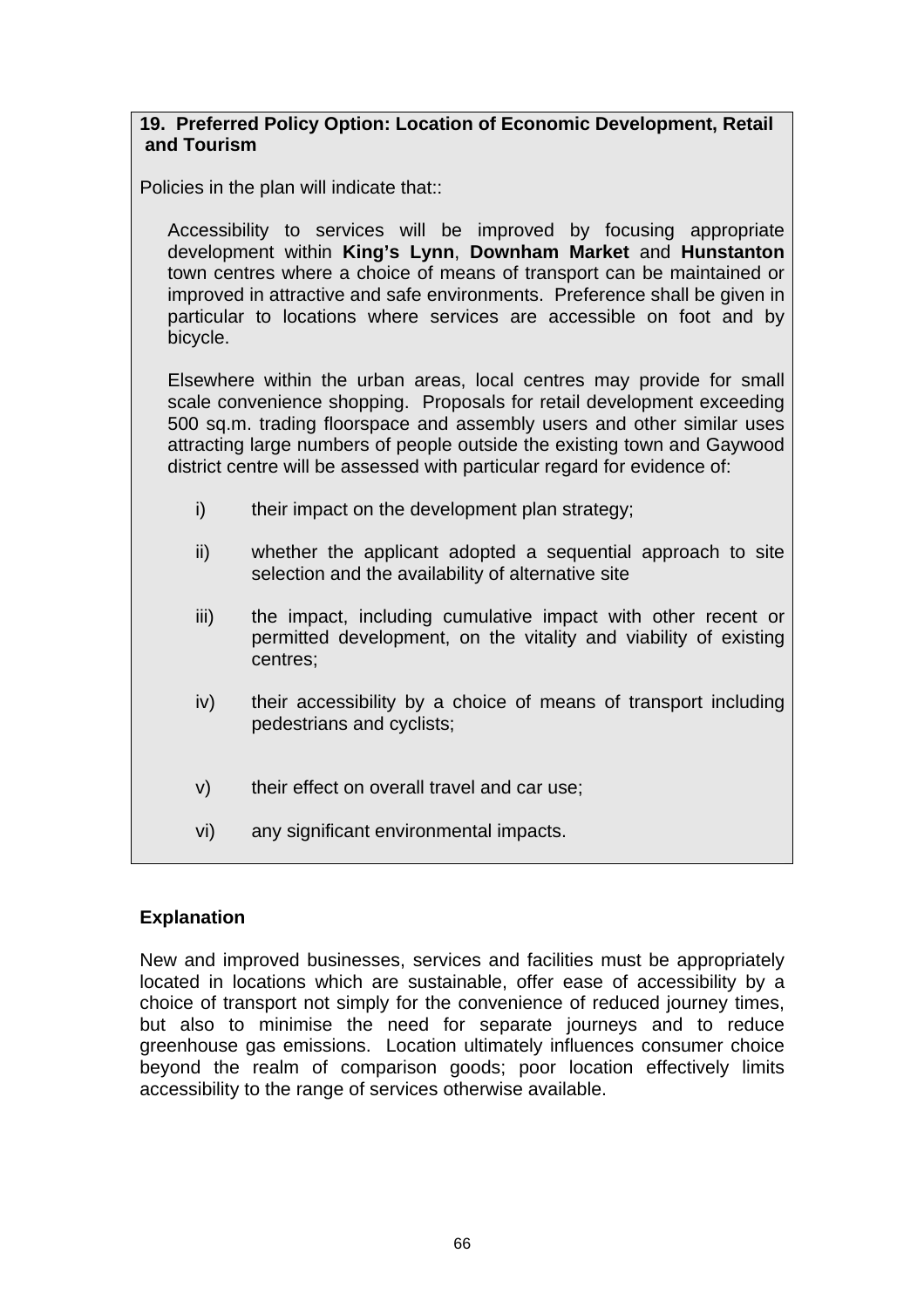**19. Preferred Policy Option: Location of Economic Development, Retail and Tourism**

Policies in the plan will indicate that::

Accessibility to services will be improved by focusing appropriate development within **King's Lynn**, **Downham Market** and **Hunstanton** town centres where a choice of means of transport can be maintained or improved in attractive and safe environments. Preference shall be given in particular to locations where services are accessible on foot and by bicycle.

Elsewhere within the urban areas, local centres may provide for small scale convenience shopping. Proposals for retail development exceeding 500 sq.m. trading floorspace and assembly users and other similar uses attracting large numbers of people outside the existing town and Gaywood district centre will be assessed with particular regard for evidence of:

i) their impact on the development plan strategy;

ii) whether the applicant adopted a sequential approach to site selection and the availability of alternative site

iii) the impact, including cumulative impact with other recent or permitted development, on the vitality and viability of existing centres;

iv) their accessibility by a choice of means of transport including pedestrians and cyclists;

v) their effect on overall travel and car use;

vi) any significant environmental impacts.

**Explanation**

New and improved businesses, services and facilities must be appropriately located in locations which are sustainable, offer ease of accessibility by a choice of transport not simply for the convenience of reduced journey times, but also to minimise the need for separate journeys and to reduce greenhouse gas emissions. Location ultimately influences consumer choice beyond the realm of comparison goods; poor location effectively limits accessibility to the range of services otherwise available.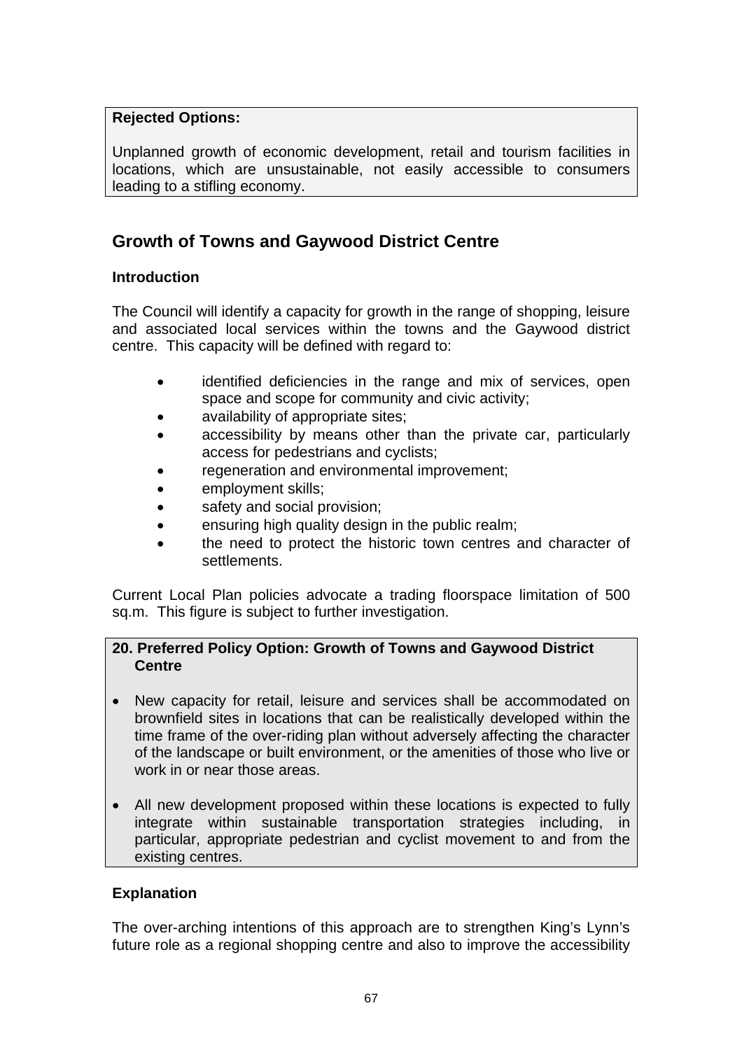**Rejected Options:**

Unplanned growth of economic development, retail and tourism facilities in locations, which are unsustainable, not easily accessible to consumers leading to a stifling economy.

## Growth of Towns and Gaywood District Centre

### Introduction

The Council will identify a capacity for growth in the range of shopping, leisure and associated local services within the towns and the Gaywood district centre. This capacity will be defined with regard to:

- identified deficiencies in the range and mix of services, open space and scope for community and civic activity;
- availability of appropriate sites;
- accessibility by means other than the private car, particularly access for pedestrians and cyclists;
- regeneration and environmental improvement;
- employment skills;
- safety and social provision;
- ensuring high quality design in the public realm;
- the need to protect the historic town centres and character of settlements.

Current Local Plan policies advocate a trading floorspace limitation of 500 sq.m. This figure is subject to further investigation.

**20. Preferred Policy Option: Growth of Towns and Gaywood District Centre**

- New capacity for retail, leisure and services shall be accommodated on brownfield sites in locations that can be realistically developed within the time frame of the over-riding plan without adversely affecting the character of the landscape or built environment, or the amenities of those who live or work in or near those areas.

- All new development proposed within these locations is expected to fully integrate within sustainable transportation strategies including, in particular, appropriate pedestrian and cyclist movement to and from the existing centres.

### Explanation

The over-arching intentions of this approach are to strengthen King's Lynn's future role as a regional shopping centre and also to improve the accessibility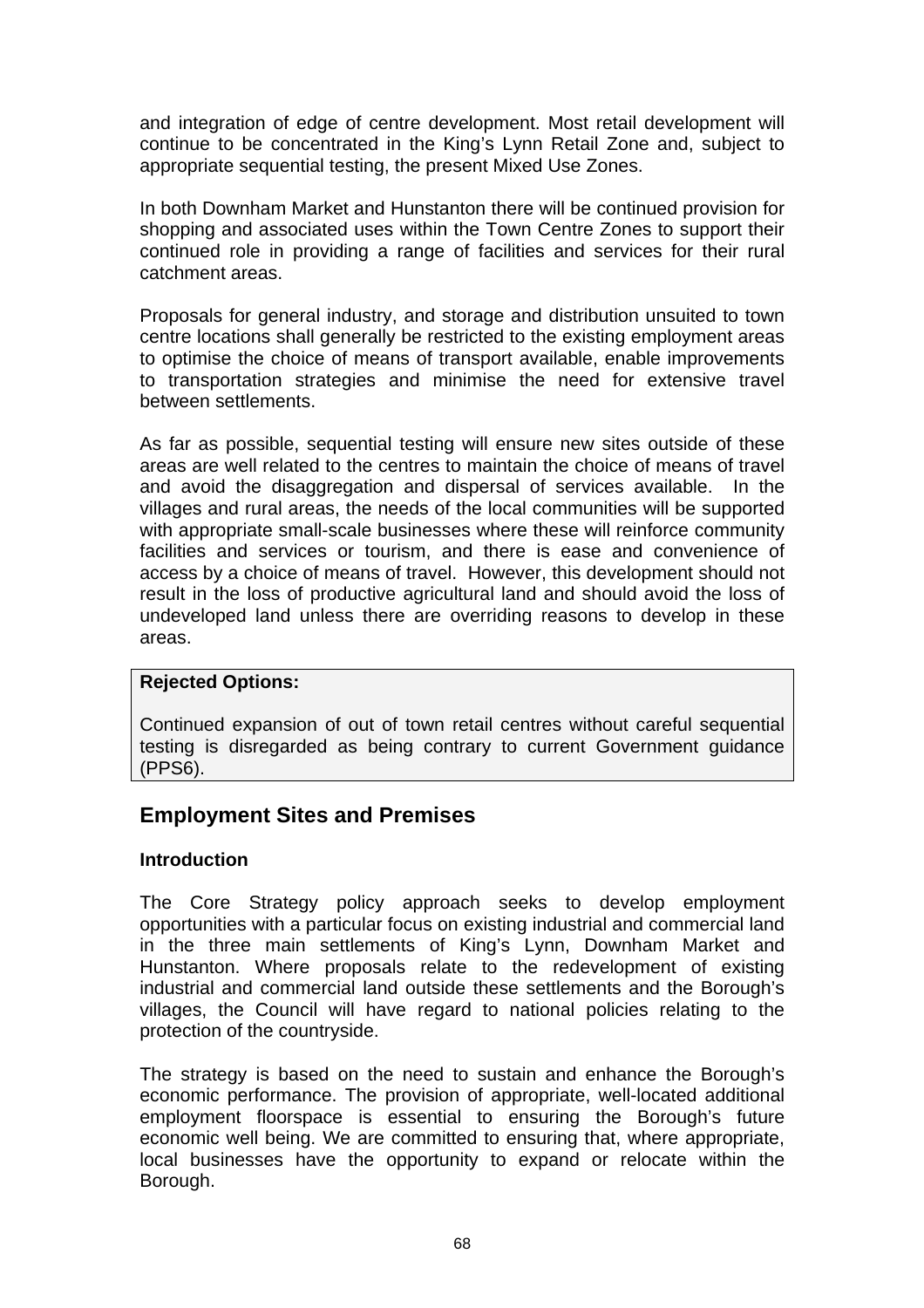and integration of edge of centre development. Most retail development will continue to be concentrated in the King's Lynn Retail Zone and, subject to appropriate sequential testing, the present Mixed Use Zones.

In both Downham Market and Hunstanton there will be continued provision for shopping and associated uses within the Town Centre Zones to support their continued role in providing a range of facilities and services for their rural catchment areas.

Proposals for general industry, and storage and distribution unsuited to town centre locations shall generally be restricted to the existing employment areas to optimise the choice of means of transport available, enable improvements to transportation strategies and minimise the need for extensive travel between settlements.

As far as possible, sequential testing will ensure new sites outside of these areas are well related to the centres to maintain the choice of means of travel and avoid the disaggregation and dispersal of services available. In the villages and rural areas, the needs of the local communities will be supported with appropriate small-scale businesses where these will reinforce community facilities and services or tourism, and there is ease and convenience of access by a choice of means of travel. However, this development should not result in the loss of productive agricultural land and should avoid the loss of undeveloped land unless there are overriding reasons to develop in these areas.

**Rejected Options:**

Continued expansion of out of town retail centres without careful sequential testing is disregarded as being contrary to current Government guidance (PPS6).

## Employment Sites and Premises

### Introduction

The Core Strategy policy approach seeks to develop employment opportunities with a particular focus on existing industrial and commercial land in the three main settlements of King's Lynn, Downham Market and Hunstanton. Where proposals relate to the redevelopment of existing industrial and commercial land outside these settlements and the Borough's villages, the Council will have regard to national policies relating to the protection of the countryside.

The strategy is based on the need to sustain and enhance the Borough's economic performance. The provision of appropriate, well-located additional employment floorspace is essential to ensuring the Borough's future economic well being. We are committed to ensuring that, where appropriate, local businesses have the opportunity to expand or relocate within the Borough.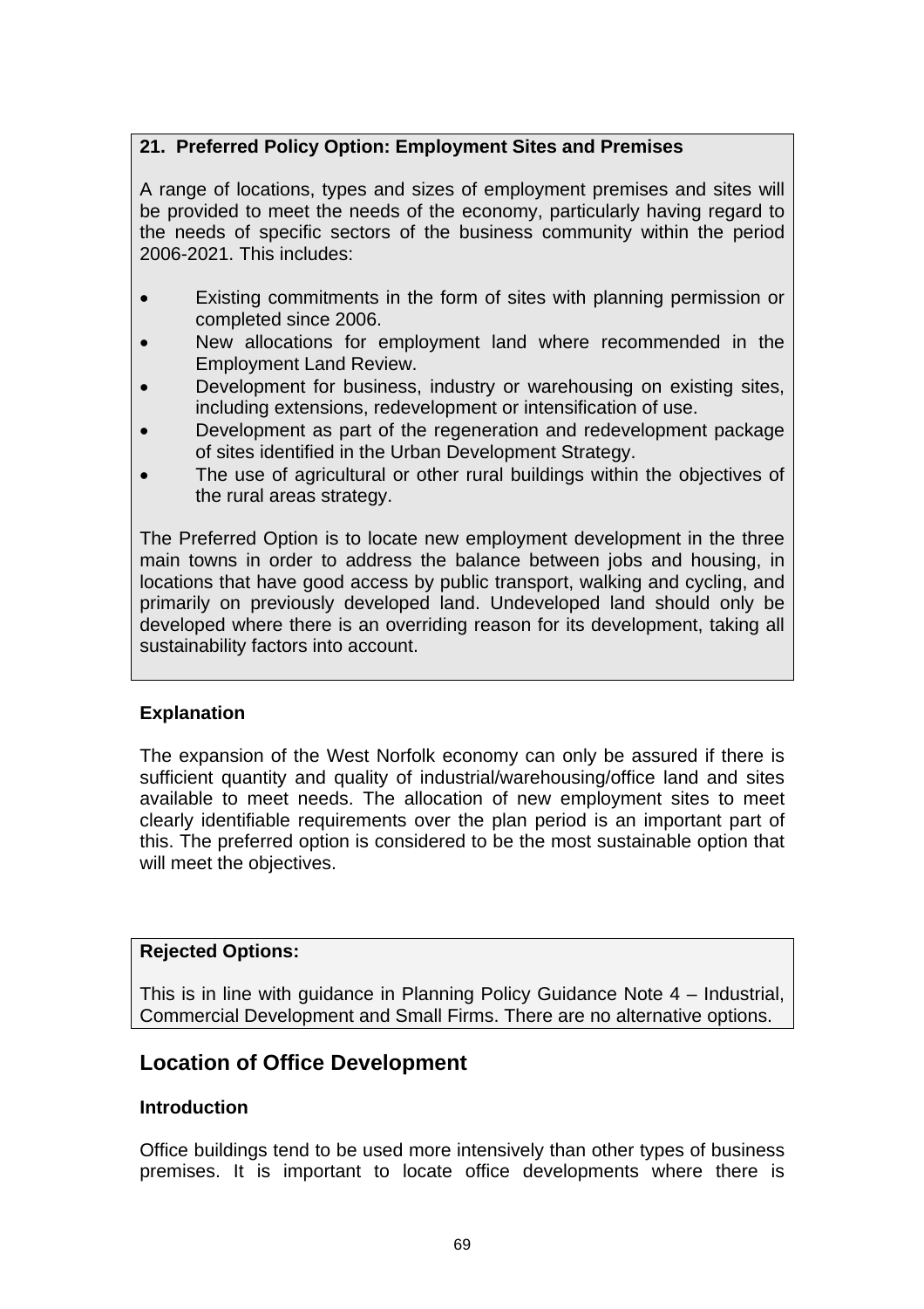**21. Preferred Policy Option: Employment Sites and Premises**

A range of locations, types and sizes of employment premises and sites will be provided to meet the needs of the economy, particularly having regard to the needs of specific sectors of the business community within the period 2006-2021. This includes:

- Existing commitments in the form of sites with planning permission or completed since 2006.
- New allocations for employment land where recommended in the Employment Land Review.
- Development for business, industry or warehousing on existing sites, including extensions, redevelopment or intensification of use.
- Development as part of the regeneration and redevelopment package of sites identified in the Urban Development Strategy.
- The use of agricultural or other rural buildings within the objectives of the rural areas strategy.

The Preferred Option is to locate new employment development in the three main towns in order to address the balance between jobs and housing, in locations that have good access by public transport, walking and cycling, and primarily on previously developed land. Undeveloped land should only be developed where there is an overriding reason for its development, taking all sustainability factors into account.

**Explanation**

The expansion of the West Norfolk economy can only be assured if there is sufficient quantity and quality of industrial/warehousing/office land and sites available to meet needs. The allocation of new employment sites to meet clearly identifiable requirements over the plan period is an important part of this. The preferred option is considered to be the most sustainable option that will meet the objectives.

**Rejected Options:**

This is in line with guidance in Planning Policy Guidance Note 4 – Industrial, Commercial Development and Small Firms. There are no alternative options.

## Location of Office Development

**Introduction**

Office buildings tend to be used more intensively than other types of business premises. It is important to locate office developments where there is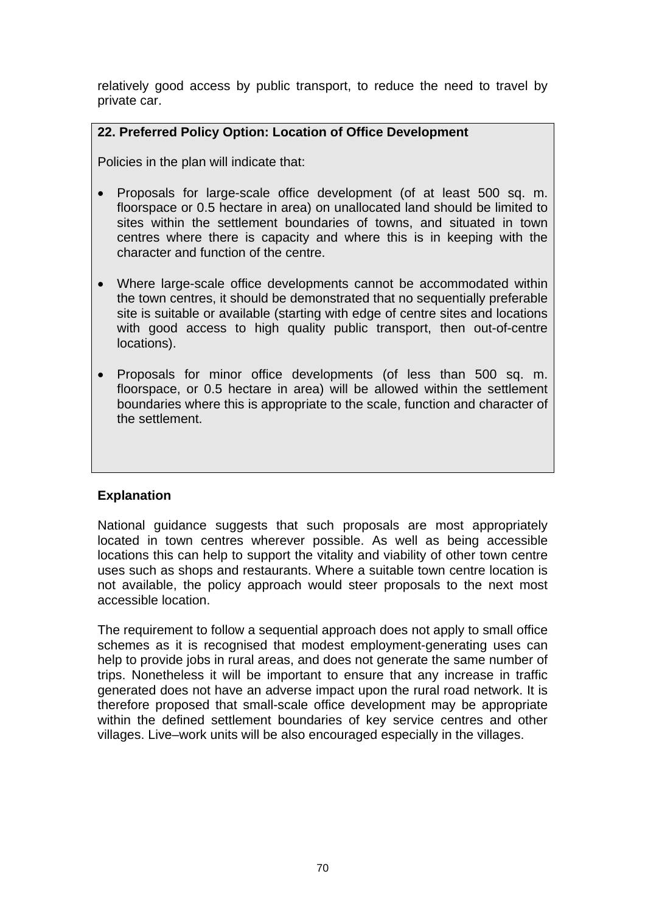relatively good access by public transport, to reduce the need to travel by private car.

**22. Preferred Policy Option: Location of Office Development**

Policies in the plan will indicate that:

- Proposals for large-scale office development (of at least 500 sq. m. floorspace or 0.5 hectare in area) on unallocated land should be limited to sites within the settlement boundaries of towns, and situated in town centres where there is capacity and where this is in keeping with the character and function of the centre.
- Where large-scale office developments cannot be accommodated within the town centres, it should be demonstrated that no sequentially preferable site is suitable or available (starting with edge of centre sites and locations with good access to high quality public transport, then out-of-centre locations).
- Proposals for minor office developments (of less than 500 sq. m. floorspace, or 0.5 hectare in area) will be allowed within the settlement boundaries where this is appropriate to the scale, function and character of the settlement.

**Explanation**

National guidance suggests that such proposals are most appropriately located in town centres wherever possible. As well as being accessible locations this can help to support the vitality and viability of other town centre uses such as shops and restaurants. Where a suitable town centre location is not available, the policy approach would steer proposals to the next most accessible location.

The requirement to follow a sequential approach does not apply to small office schemes as it is recognised that modest employment-generating uses can help to provide jobs in rural areas, and does not generate the same number of trips. Nonetheless it will be important to ensure that any increase in traffic generated does not have an adverse impact upon the rural road network. It is therefore proposed that small-scale office development may be appropriate within the defined settlement boundaries of key service centres and other villages. Live–work units will be also encouraged especially in the villages.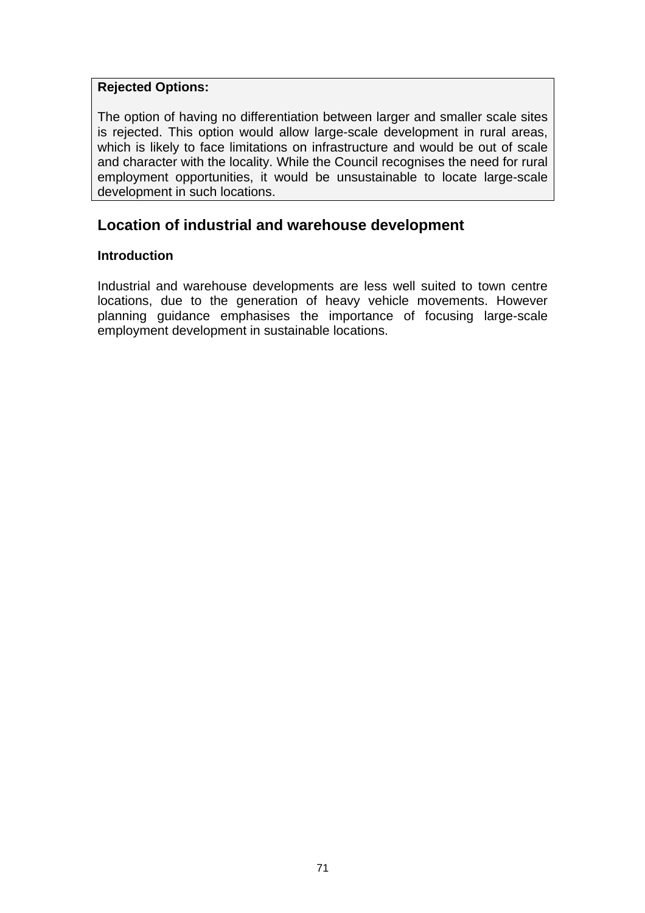**Rejected Options:**

The option of having no differentiation between larger and smaller scale sites is rejected. This option would allow large-scale development in rural areas, which is likely to face limitations on infrastructure and would be out of scale and character with the locality. While the Council recognises the need for rural employment opportunities, it would be unsustainable to locate large-scale development in such locations.

## Location of industrial and warehouse development

### Introduction

Industrial and warehouse developments are less well suited to town centre locations, due to the generation of heavy vehicle movements. However planning guidance emphasises the importance of focusing large-scale employment development in sustainable locations.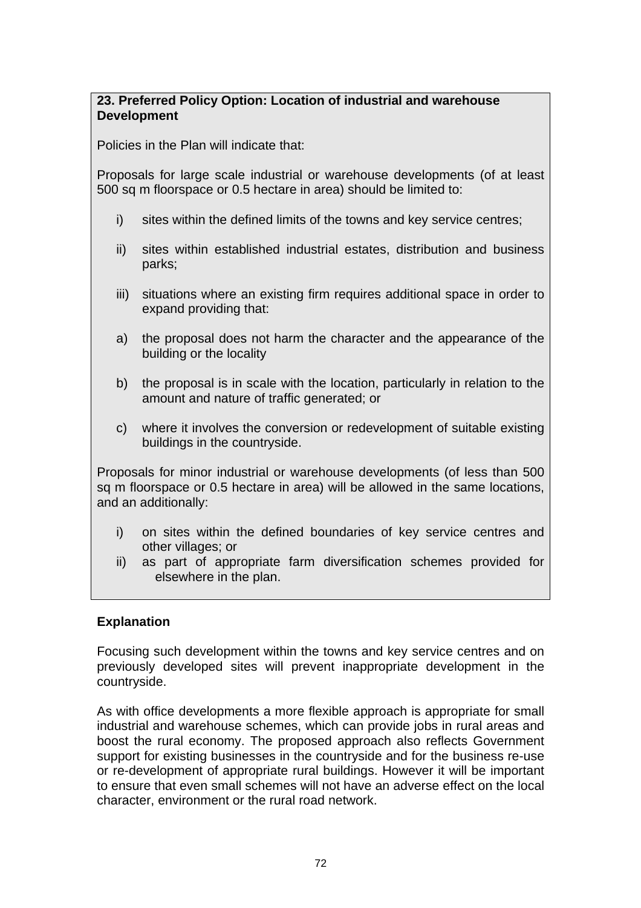**23. Preferred Policy Option: Location of industrial and warehouse Development**

Policies in the Plan will indicate that:

Proposals for large scale industrial or warehouse developments (of at least 500 sq m floorspace or 0.5 hectare in area) should be limited to:

i) sites within the defined limits of the towns and key service centres;

ii) sites within established industrial estates, distribution and business parks;

iii) situations where an existing firm requires additional space in order to expand providing that:

a) the proposal does not harm the character and the appearance of the building or the locality

b) the proposal is in scale with the location, particularly in relation to the amount and nature of traffic generated; or

c) where it involves the conversion or redevelopment of suitable existing buildings in the countryside.

Proposals for minor industrial or warehouse developments (of less than 500 sq m floorspace or 0.5 hectare in area) will be allowed in the same locations, and an additionally:

i) on sites within the defined boundaries of key service centres and other villages; or
ii) as part of appropriate farm diversification schemes provided for elsewhere in the plan.

**Explanation**

Focusing such development within the towns and key service centres and on previously developed sites will prevent inappropriate development in the countryside.

As with office developments a more flexible approach is appropriate for small industrial and warehouse schemes, which can provide jobs in rural areas and boost the rural economy. The proposed approach also reflects Government support for existing businesses in the countryside and for the business re-use or re-development of appropriate rural buildings. However it will be important to ensure that even small schemes will not have an adverse effect on the local character, environment or the rural road network.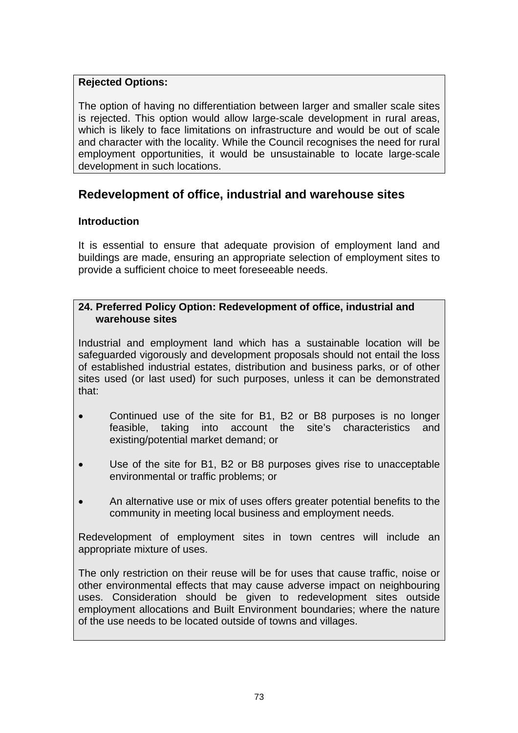**Rejected Options:**

The option of having no differentiation between larger and smaller scale sites is rejected. This option would allow large-scale development in rural areas, which is likely to face limitations on infrastructure and would be out of scale and character with the locality. While the Council recognises the need for rural employment opportunities, it would be unsustainable to locate large-scale development in such locations.

## Redevelopment of office, industrial and warehouse sites

### Introduction

It is essential to ensure that adequate provision of employment land and buildings are made, ensuring an appropriate selection of employment sites to provide a sufficient choice to meet foreseeable needs.

**24. Preferred Policy Option: Redevelopment of office, industrial and warehouse sites**

Industrial and employment land which has a sustainable location will be safeguarded vigorously and development proposals should not entail the loss of established industrial estates, distribution and business parks, or of other sites used (or last used) for such purposes, unless it can be demonstrated that:

- Continued use of the site for B1, B2 or B8 purposes is no longer feasible, taking into account the site's characteristics and existing/potential market demand; or
- Use of the site for B1, B2 or B8 purposes gives rise to unacceptable environmental or traffic problems; or
- An alternative use or mix of uses offers greater potential benefits to the community in meeting local business and employment needs.

Redevelopment of employment sites in town centres will include an appropriate mixture of uses.

The only restriction on their reuse will be for uses that cause traffic, noise or other environmental effects that may cause adverse impact on neighbouring uses. Consideration should be given to redevelopment sites outside employment allocations and Built Environment boundaries; where the nature of the use needs to be located outside of towns and villages.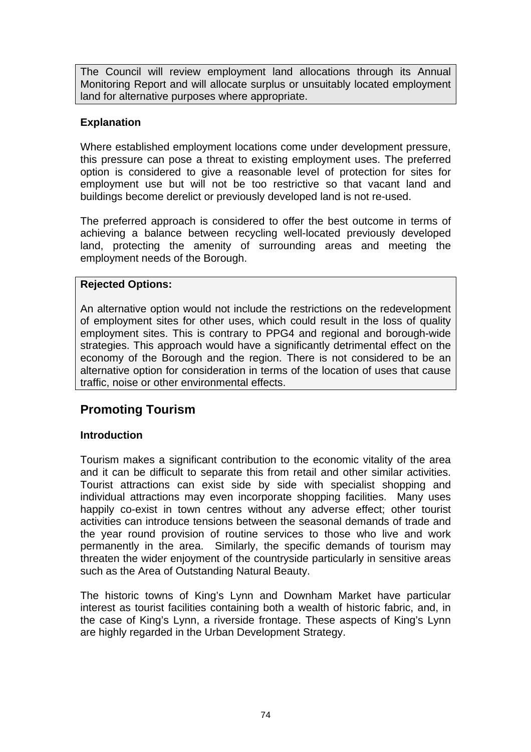The Council will review employment land allocations through its Annual Monitoring Report and will allocate surplus or unsuitably located employment land for alternative purposes where appropriate.

**Explanation**

Where established employment locations come under development pressure, this pressure can pose a threat to existing employment uses. The preferred option is considered to give a reasonable level of protection for sites for employment use but will not be too restrictive so that vacant land and buildings become derelict or previously developed land is not re-used.

The preferred approach is considered to offer the best outcome in terms of achieving a balance between recycling well-located previously developed land, protecting the amenity of surrounding areas and meeting the employment needs of the Borough.

**Rejected Options:**

An alternative option would not include the restrictions on the redevelopment of employment sites for other uses, which could result in the loss of quality employment sites. This is contrary to PPG4 and regional and borough-wide strategies. This approach would have a significantly detrimental effect on the economy of the Borough and the region. There is not considered to be an alternative option for consideration in terms of the location of uses that cause traffic, noise or other environmental effects.

## Promoting Tourism

**Introduction**

Tourism makes a significant contribution to the economic vitality of the area and it can be difficult to separate this from retail and other similar activities. Tourist attractions can exist side by side with specialist shopping and individual attractions may even incorporate shopping facilities. Many uses happily co-exist in town centres without any adverse effect; other tourist activities can introduce tensions between the seasonal demands of trade and the year round provision of routine services to those who live and work permanently in the area. Similarly, the specific demands of tourism may threaten the wider enjoyment of the countryside particularly in sensitive areas such as the Area of Outstanding Natural Beauty.

The historic towns of King's Lynn and Downham Market have particular interest as tourist facilities containing both a wealth of historic fabric, and, in the case of King's Lynn, a riverside frontage. These aspects of King's Lynn are highly regarded in the Urban Development Strategy.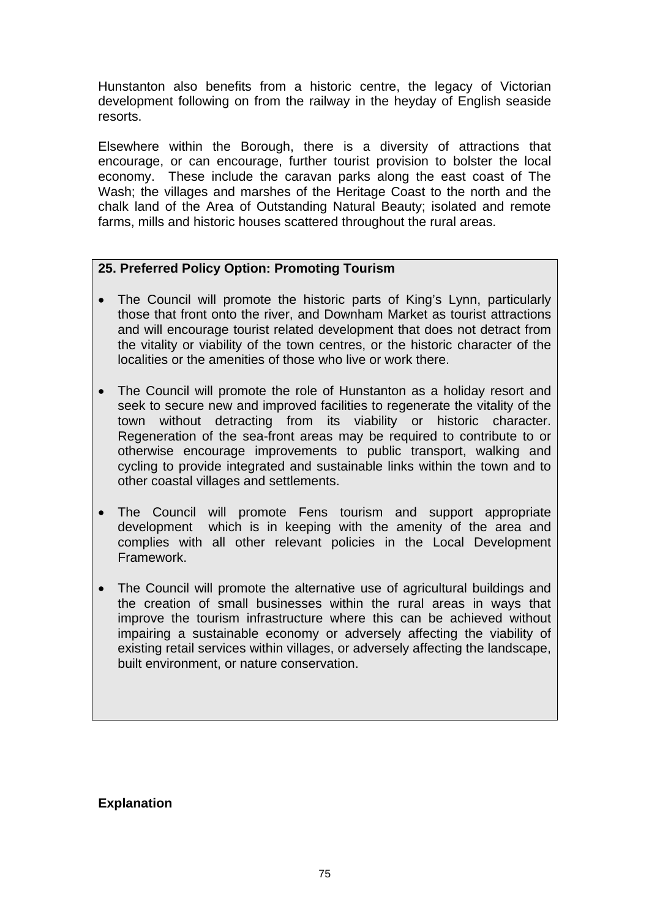Hunstanton also benefits from a historic centre, the legacy of Victorian development following on from the railway in the heyday of English seaside resorts.

Elsewhere within the Borough, there is a diversity of attractions that encourage, or can encourage, further tourist provision to bolster the local economy. These include the caravan parks along the east coast of The Wash; the villages and marshes of the Heritage Coast to the north and the chalk land of the Area of Outstanding Natural Beauty; isolated and remote farms, mills and historic houses scattered throughout the rural areas.

**25. Preferred Policy Option: Promoting Tourism**

- The Council will promote the historic parts of King's Lynn, particularly those that front onto the river, and Downham Market as tourist attractions and will encourage tourist related development that does not detract from the vitality or viability of the town centres, or the historic character of the localities or the amenities of those who live or work there.

- The Council will promote the role of Hunstanton as a holiday resort and seek to secure new and improved facilities to regenerate the vitality of the town without detracting from its viability or historic character. Regeneration of the sea-front areas may be required to contribute to or otherwise encourage improvements to public transport, walking and cycling to provide integrated and sustainable links within the town and to other coastal villages and settlements.

- The Council will promote Fens tourism and support appropriate development which is in keeping with the amenity of the area and complies with all other relevant policies in the Local Development Framework.

- The Council will promote the alternative use of agricultural buildings and the creation of small businesses within the rural areas in ways that improve the tourism infrastructure where this can be achieved without impairing a sustainable economy or adversely affecting the viability of existing retail services within villages, or adversely affecting the landscape, built environment, or nature conservation.

**Explanation**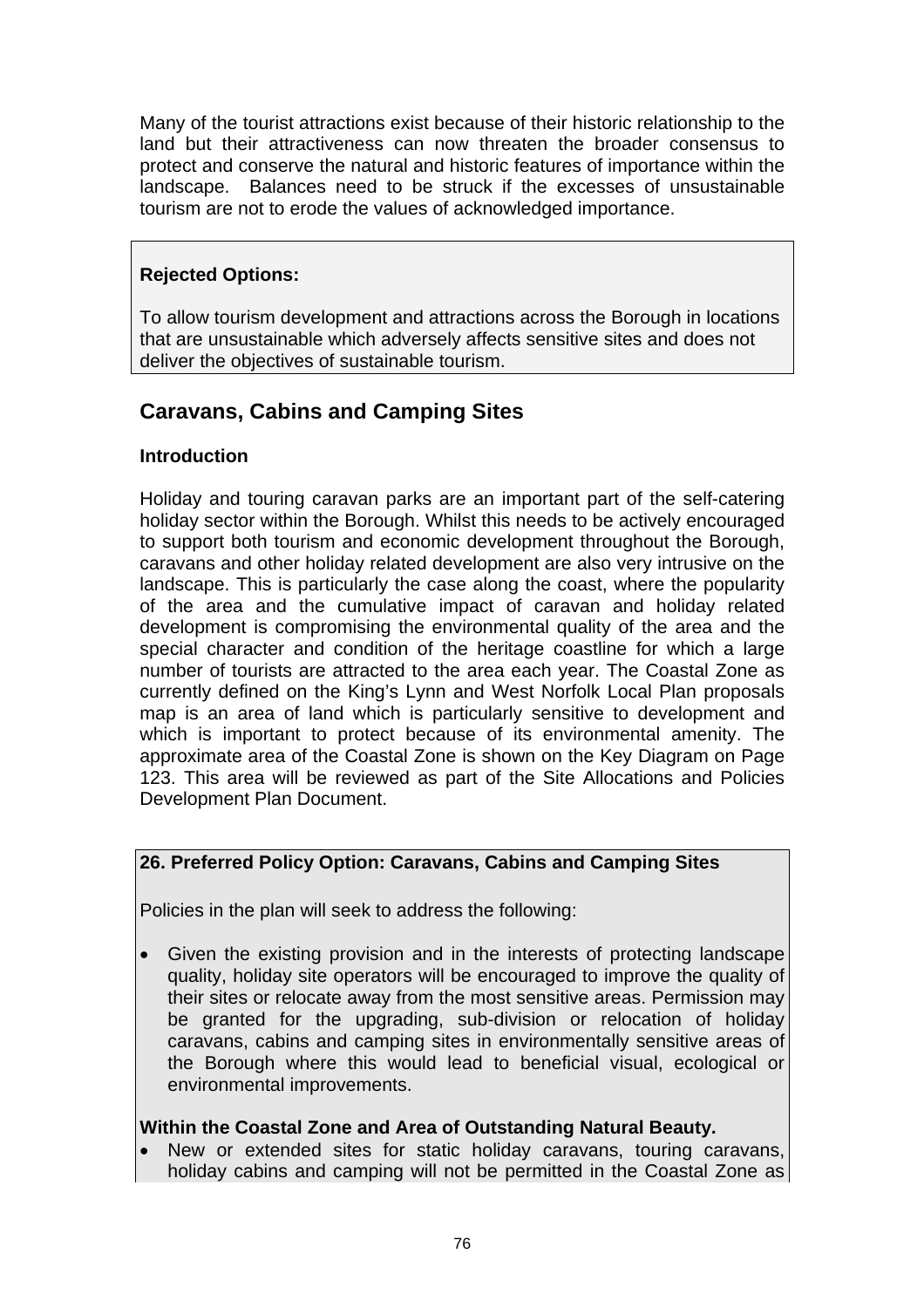Many of the tourist attractions exist because of their historic relationship to the land but their attractiveness can now threaten the broader consensus to protect and conserve the natural and historic features of importance within the landscape. Balances need to be struck if the excesses of unsustainable tourism are not to erode the values of acknowledged importance.

**Rejected Options:**

To allow tourism development and attractions across the Borough in locations that are unsustainable which adversely affects sensitive sites and does not deliver the objectives of sustainable tourism.

## Caravans, Cabins and Camping Sites

### Introduction

Holiday and touring caravan parks are an important part of the self-catering holiday sector within the Borough. Whilst this needs to be actively encouraged to support both tourism and economic development throughout the Borough, caravans and other holiday related development are also very intrusive on the landscape. This is particularly the case along the coast, where the popularity of the area and the cumulative impact of caravan and holiday related development is compromising the environmental quality of the area and the special character and condition of the heritage coastline for which a large number of tourists are attracted to the area each year. The Coastal Zone as currently defined on the King's Lynn and West Norfolk Local Plan proposals map is an area of land which is particularly sensitive to development and which is important to protect because of its environmental amenity. The approximate area of the Coastal Zone is shown on the Key Diagram on Page 123. This area will be reviewed as part of the Site Allocations and Policies Development Plan Document.

**26. Preferred Policy Option: Caravans, Cabins and Camping Sites**

Policies in the plan will seek to address the following:

- Given the existing provision and in the interests of protecting landscape quality, holiday site operators will be encouraged to improve the quality of their sites or relocate away from the most sensitive areas. Permission may be granted for the upgrading, sub-division or relocation of holiday caravans, cabins and camping sites in environmentally sensitive areas of the Borough where this would lead to beneficial visual, ecological or environmental improvements.

**Within the Coastal Zone and Area of Outstanding Natural Beauty.**

- New or extended sites for static holiday caravans, touring caravans, holiday cabins and camping will not be permitted in the Coastal Zone as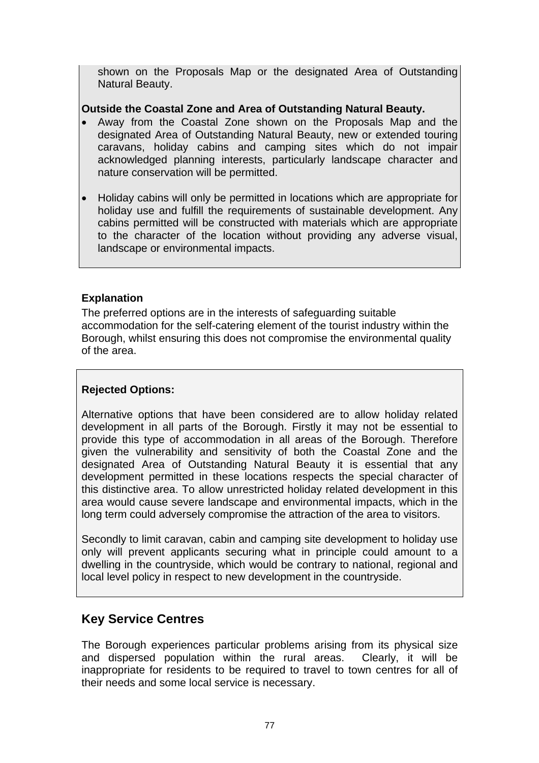shown on the Proposals Map or the designated Area of Outstanding Natural Beauty.

**Outside the Coastal Zone and Area of Outstanding Natural Beauty.**

- Away from the Coastal Zone shown on the Proposals Map and the designated Area of Outstanding Natural Beauty, new or extended touring caravans, holiday cabins and camping sites which do not impair acknowledged planning interests, particularly landscape character and nature conservation will be permitted.
- Holiday cabins will only be permitted in locations which are appropriate for holiday use and fulfill the requirements of sustainable development. Any cabins permitted will be constructed with materials which are appropriate to the character of the location without providing any adverse visual, landscape or environmental impacts.

**Explanation**

The preferred options are in the interests of safeguarding suitable accommodation for the self-catering element of the tourist industry within the Borough, whilst ensuring this does not compromise the environmental quality of the area.

**Rejected Options:**

Alternative options that have been considered are to allow holiday related development in all parts of the Borough. Firstly it may not be essential to provide this type of accommodation in all areas of the Borough. Therefore given the vulnerability and sensitivity of both the Coastal Zone and the designated Area of Outstanding Natural Beauty it is essential that any development permitted in these locations respects the special character of this distinctive area. To allow unrestricted holiday related development in this area would cause severe landscape and environmental impacts, which in the long term could adversely compromise the attraction of the area to visitors.

Secondly to limit caravan, cabin and camping site development to holiday use only will prevent applicants securing what in principle could amount to a dwelling in the countryside, which would be contrary to national, regional and local level policy in respect to new development in the countryside.

## Key Service Centres

The Borough experiences particular problems arising from its physical size and dispersed population within the rural areas. Clearly, it will be inappropriate for residents to be required to travel to town centres for all of their needs and some local service is necessary.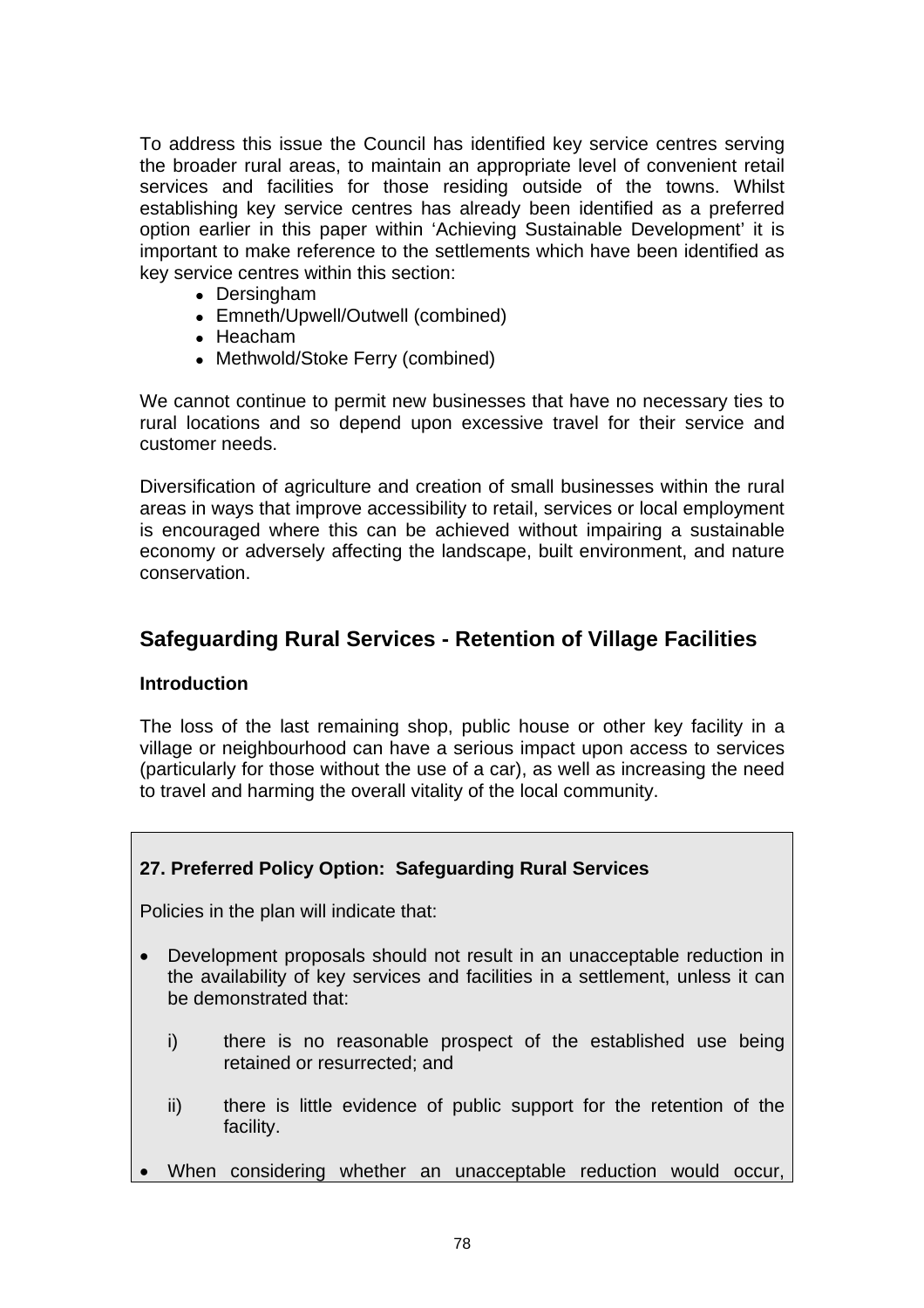To address this issue the Council has identified key service centres serving the broader rural areas, to maintain an appropriate level of convenient retail services and facilities for those residing outside of the towns. Whilst establishing key service centres has already been identified as a preferred option earlier in this paper within 'Achieving Sustainable Development' it is important to make reference to the settlements which have been identified as key service centres within this section:

- Dersingham
- Emneth/Upwell/Outwell (combined)
- Heacham
- Methwold/Stoke Ferry (combined)

We cannot continue to permit new businesses that have no necessary ties to rural locations and so depend upon excessive travel for their service and customer needs.

Diversification of agriculture and creation of small businesses within the rural areas in ways that improve accessibility to retail, services or local employment is encouraged where this can be achieved without impairing a sustainable economy or adversely affecting the landscape, built environment, and nature conservation.

## Safeguarding Rural Services - Retention of Village Facilities

### Introduction

The loss of the last remaining shop, public house or other key facility in a village or neighbourhood can have a serious impact upon access to services (particularly for those without the use of a car), as well as increasing the need to travel and harming the overall vitality of the local community.

**27. Preferred Policy Option: Safeguarding Rural Services**

Policies in the plan will indicate that:

- Development proposals should not result in an unacceptable reduction in the availability of key services and facilities in a settlement, unless it can be demonstrated that:

  i) there is no reasonable prospect of the established use being retained or resurrected; and

  ii) there is little evidence of public support for the retention of the facility.

- When considering whether an unacceptable reduction would occur,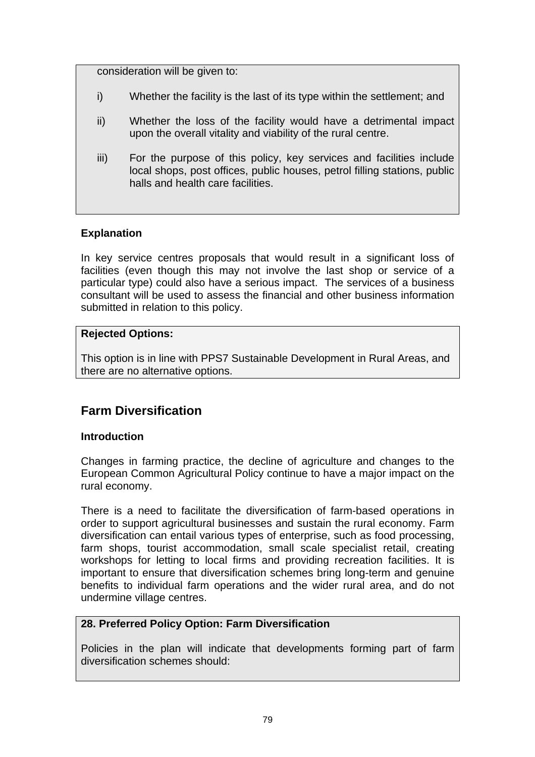consideration will be given to:

i) Whether the facility is the last of its type within the settlement; and

ii) Whether the loss of the facility would have a detrimental impact upon the overall vitality and viability of the rural centre.

iii) For the purpose of this policy, key services and facilities include local shops, post offices, public houses, petrol filling stations, public halls and health care facilities.

**Explanation**

In key service centres proposals that would result in a significant loss of facilities (even though this may not involve the last shop or service of a particular type) could also have a serious impact. The services of a business consultant will be used to assess the financial and other business information submitted in relation to this policy.

**Rejected Options:**

This option is in line with PPS7 Sustainable Development in Rural Areas, and there are no alternative options.

## Farm Diversification

**Introduction**

Changes in farming practice, the decline of agriculture and changes to the European Common Agricultural Policy continue to have a major impact on the rural economy.

There is a need to facilitate the diversification of farm-based operations in order to support agricultural businesses and sustain the rural economy. Farm diversification can entail various types of enterprise, such as food processing, farm shops, tourist accommodation, small scale specialist retail, creating workshops for letting to local firms and providing recreation facilities. It is important to ensure that diversification schemes bring long-term and genuine benefits to individual farm operations and the wider rural area, and do not undermine village centres.

**28. Preferred Policy Option: Farm Diversification**

Policies in the plan will indicate that developments forming part of farm diversification schemes should: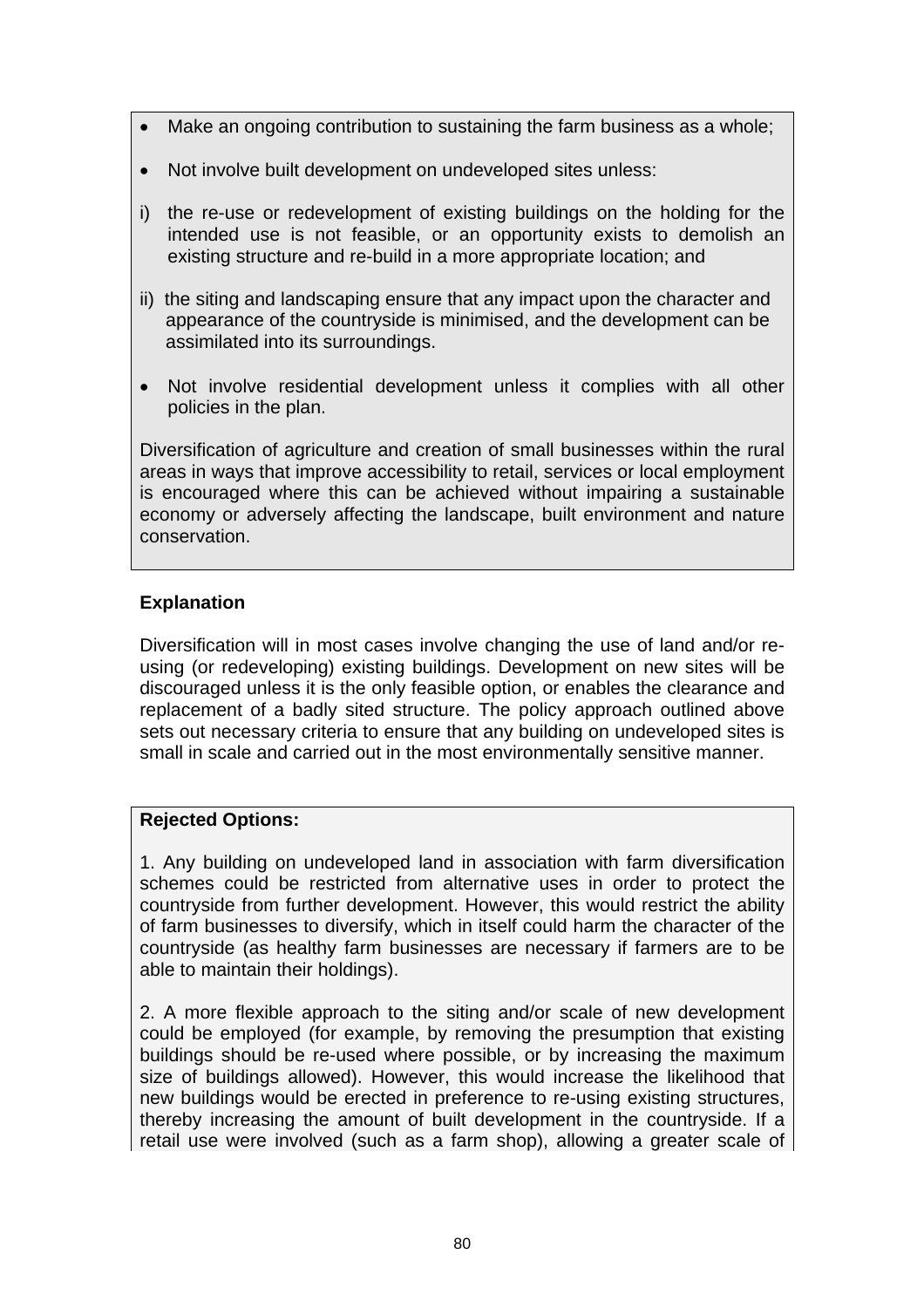- Make an ongoing contribution to sustaining the farm business as a whole;
- Not involve built development on undeveloped sites unless:

i) the re-use or redevelopment of existing buildings on the holding for the intended use is not feasible, or an opportunity exists to demolish an existing structure and re-build in a more appropriate location; and

ii) the siting and landscaping ensure that any impact upon the character and appearance of the countryside is minimised, and the development can be assimilated into its surroundings.

- Not involve residential development unless it complies with all other policies in the plan.

Diversification of agriculture and creation of small businesses within the rural areas in ways that improve accessibility to retail, services or local employment is encouraged where this can be achieved without impairing a sustainable economy or adversely affecting the landscape, built environment and nature conservation.

**Explanation**

Diversification will in most cases involve changing the use of land and/or re-using (or redeveloping) existing buildings. Development on new sites will be discouraged unless it is the only feasible option, or enables the clearance and replacement of a badly sited structure. The policy approach outlined above sets out necessary criteria to ensure that any building on undeveloped sites is small in scale and carried out in the most environmentally sensitive manner.

**Rejected Options:**

1. Any building on undeveloped land in association with farm diversification schemes could be restricted from alternative uses in order to protect the countryside from further development. However, this would restrict the ability of farm businesses to diversify, which in itself could harm the character of the countryside (as healthy farm businesses are necessary if farmers are to be able to maintain their holdings).

2. A more flexible approach to the siting and/or scale of new development could be employed (for example, by removing the presumption that existing buildings should be re-used where possible, or by increasing the maximum size of buildings allowed). However, this would increase the likelihood that new buildings would be erected in preference to re-using existing structures, thereby increasing the amount of built development in the countryside. If a retail use were involved (such as a farm shop), allowing a greater scale of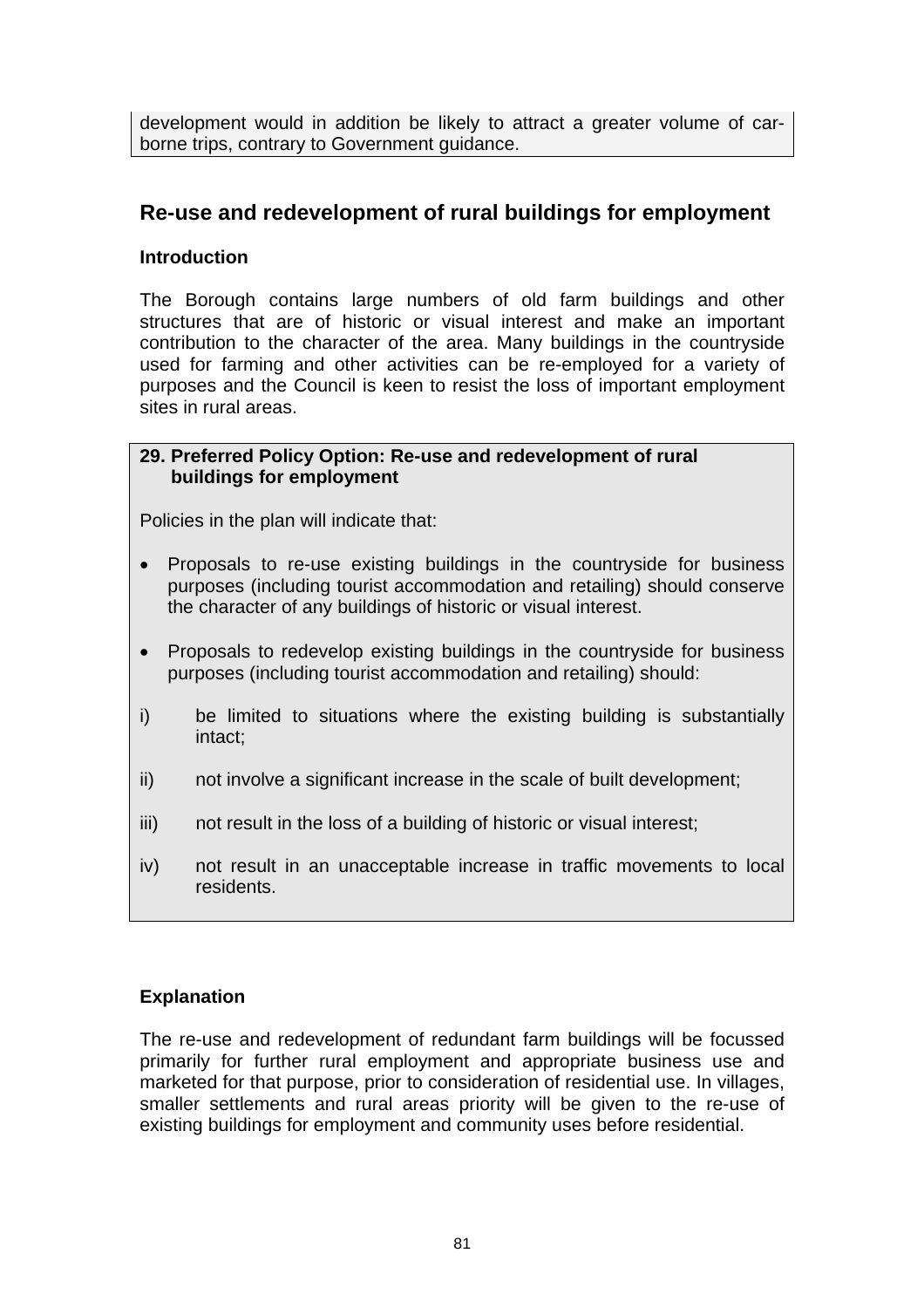development would in addition be likely to attract a greater volume of car-borne trips, contrary to Government guidance.

## Re-use and redevelopment of rural buildings for employment

### Introduction

The Borough contains large numbers of old farm buildings and other structures that are of historic or visual interest and make an important contribution to the character of the area. Many buildings in the countryside used for farming and other activities can be re-employed for a variety of purposes and the Council is keen to resist the loss of important employment sites in rural areas.

**29. Preferred Policy Option: Re-use and redevelopment of rural buildings for employment**

Policies in the plan will indicate that:

- Proposals to re-use existing buildings in the countryside for business purposes (including tourist accommodation and retailing) should conserve the character of any buildings of historic or visual interest.
- Proposals to redevelop existing buildings in the countryside for business purposes (including tourist accommodation and retailing) should:

i) be limited to situations where the existing building is substantially intact;

ii) not involve a significant increase in the scale of built development;

iii) not result in the loss of a building of historic or visual interest;

iv) not result in an unacceptable increase in traffic movements to local residents.

### Explanation

The re-use and redevelopment of redundant farm buildings will be focussed primarily for further rural employment and appropriate business use and marketed for that purpose, prior to consideration of residential use. In villages, smaller settlements and rural areas priority will be given to the re-use of existing buildings for employment and community uses before residential.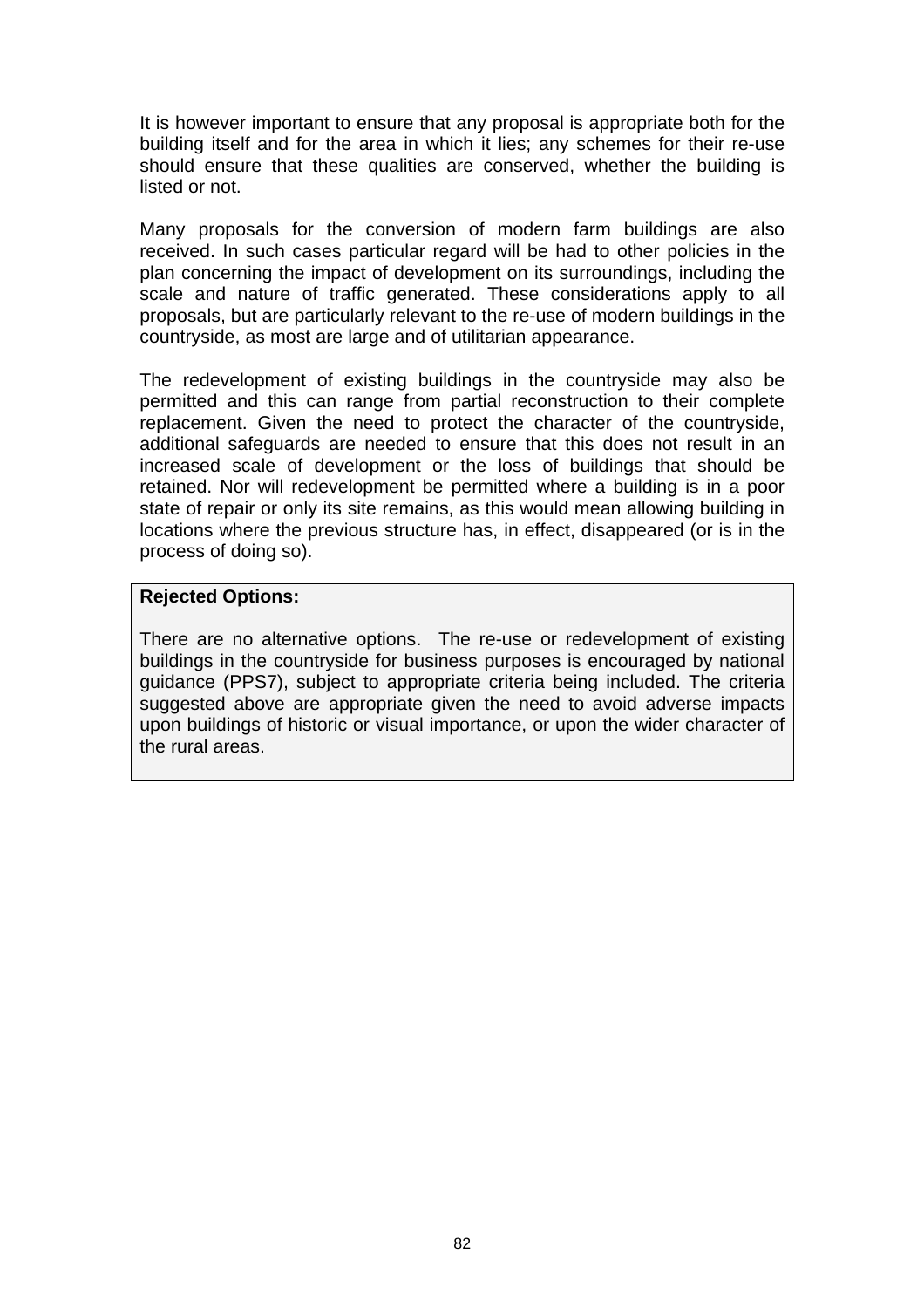It is however important to ensure that any proposal is appropriate both for the building itself and for the area in which it lies; any schemes for their re-use should ensure that these qualities are conserved, whether the building is listed or not.

Many proposals for the conversion of modern farm buildings are also received. In such cases particular regard will be had to other policies in the plan concerning the impact of development on its surroundings, including the scale and nature of traffic generated. These considerations apply to all proposals, but are particularly relevant to the re-use of modern buildings in the countryside, as most are large and of utilitarian appearance.

The redevelopment of existing buildings in the countryside may also be permitted and this can range from partial reconstruction to their complete replacement. Given the need to protect the character of the countryside, additional safeguards are needed to ensure that this does not result in an increased scale of development or the loss of buildings that should be retained. Nor will redevelopment be permitted where a building is in a poor state of repair or only its site remains, as this would mean allowing building in locations where the previous structure has, in effect, disappeared (or is in the process of doing so).

**Rejected Options:**

There are no alternative options. The re-use or redevelopment of existing buildings in the countryside for business purposes is encouraged by national guidance (PPS7), subject to appropriate criteria being included. The criteria suggested above are appropriate given the need to avoid adverse impacts upon buildings of historic or visual importance, or upon the wider character of the rural areas.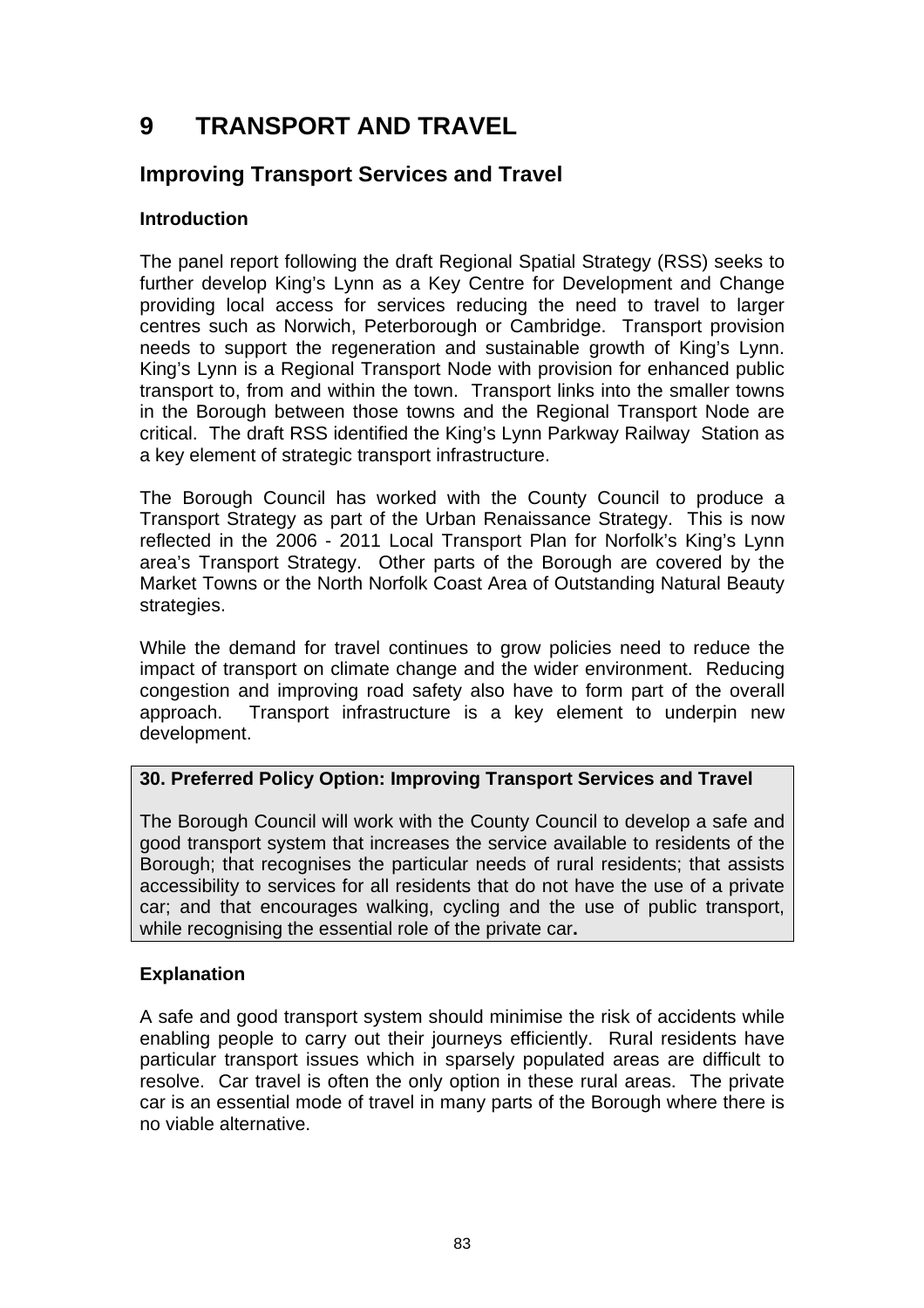# 9 TRANSPORT AND TRAVEL

## Improving Transport Services and Travel

### Introduction

The panel report following the draft Regional Spatial Strategy (RSS) seeks to further develop King's Lynn as a Key Centre for Development and Change providing local access for services reducing the need to travel to larger centres such as Norwich, Peterborough or Cambridge. Transport provision needs to support the regeneration and sustainable growth of King's Lynn. King's Lynn is a Regional Transport Node with provision for enhanced public transport to, from and within the town. Transport links into the smaller towns in the Borough between those towns and the Regional Transport Node are critical. The draft RSS identified the King's Lynn Parkway Railway Station as a key element of strategic transport infrastructure.

The Borough Council has worked with the County Council to produce a Transport Strategy as part of the Urban Renaissance Strategy. This is now reflected in the 2006 - 2011 Local Transport Plan for Norfolk's King's Lynn area's Transport Strategy. Other parts of the Borough are covered by the Market Towns or the North Norfolk Coast Area of Outstanding Natural Beauty strategies.

While the demand for travel continues to grow policies need to reduce the impact of transport on climate change and the wider environment. Reducing congestion and improving road safety also have to form part of the overall approach. Transport infrastructure is a key element to underpin new development.

**30. Preferred Policy Option: Improving Transport Services and Travel**

The Borough Council will work with the County Council to develop a safe and good transport system that increases the service available to residents of the Borough; that recognises the particular needs of rural residents; that assists accessibility to services for all residents that do not have the use of a private car; and that encourages walking, cycling and the use of public transport, while recognising the essential role of the private car**.**

### Explanation

A safe and good transport system should minimise the risk of accidents while enabling people to carry out their journeys efficiently. Rural residents have particular transport issues which in sparsely populated areas are difficult to resolve. Car travel is often the only option in these rural areas. The private car is an essential mode of travel in many parts of the Borough where there is no viable alternative.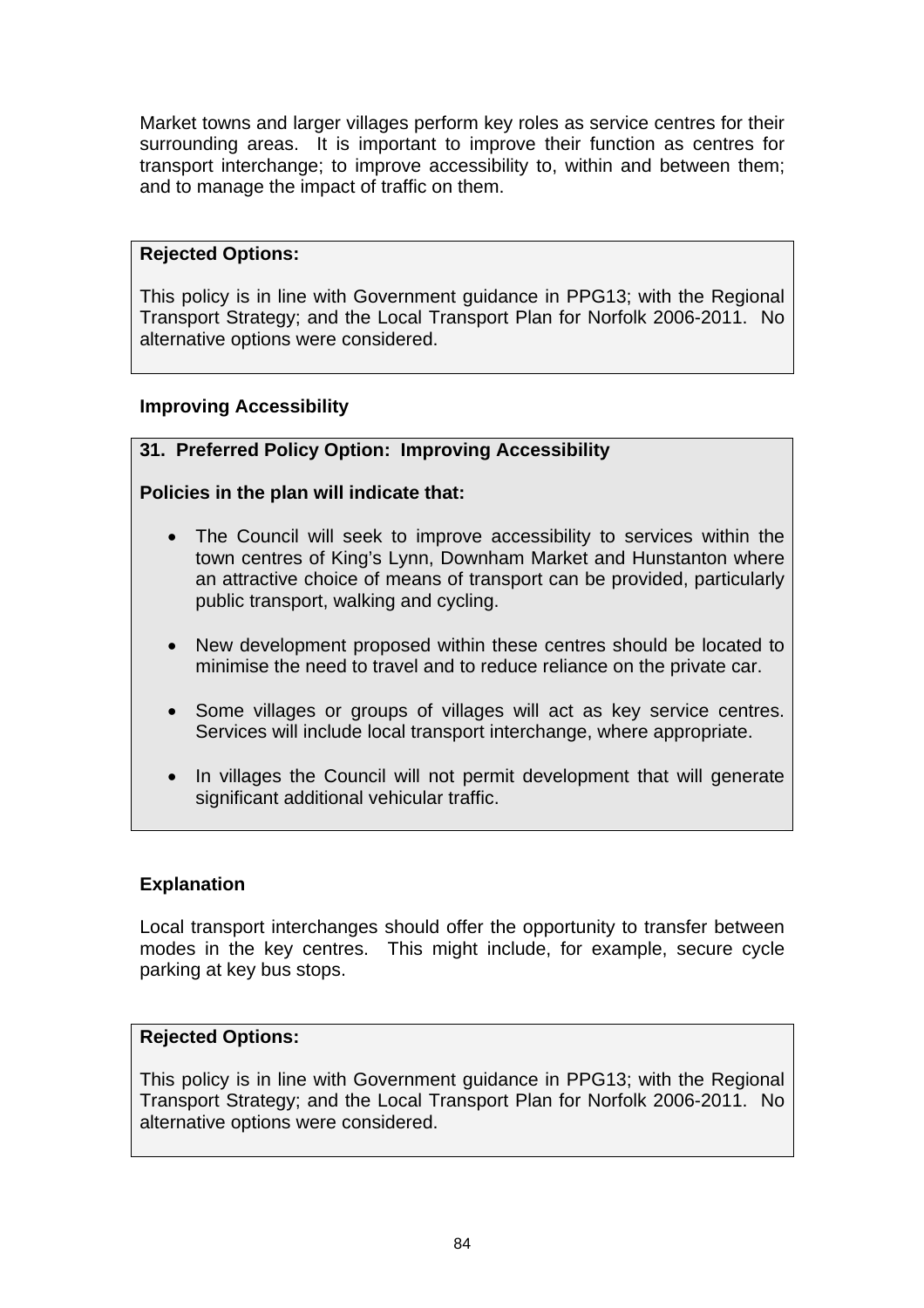Market towns and larger villages perform key roles as service centres for their surrounding areas. It is important to improve their function as centres for transport interchange; to improve accessibility to, within and between them; and to manage the impact of traffic on them.

**Rejected Options:**

This policy is in line with Government guidance in PPG13; with the Regional Transport Strategy; and the Local Transport Plan for Norfolk 2006-2011. No alternative options were considered.

### Improving Accessibility

**31. Preferred Policy Option: Improving Accessibility**

**Policies in the plan will indicate that:**

- The Council will seek to improve accessibility to services within the town centres of King's Lynn, Downham Market and Hunstanton where an attractive choice of means of transport can be provided, particularly public transport, walking and cycling.
- New development proposed within these centres should be located to minimise the need to travel and to reduce reliance on the private car.
- Some villages or groups of villages will act as key service centres. Services will include local transport interchange, where appropriate.
- In villages the Council will not permit development that will generate significant additional vehicular traffic.

### Explanation

Local transport interchanges should offer the opportunity to transfer between modes in the key centres. This might include, for example, secure cycle parking at key bus stops.

**Rejected Options:**

This policy is in line with Government guidance in PPG13; with the Regional Transport Strategy; and the Local Transport Plan for Norfolk 2006-2011. No alternative options were considered.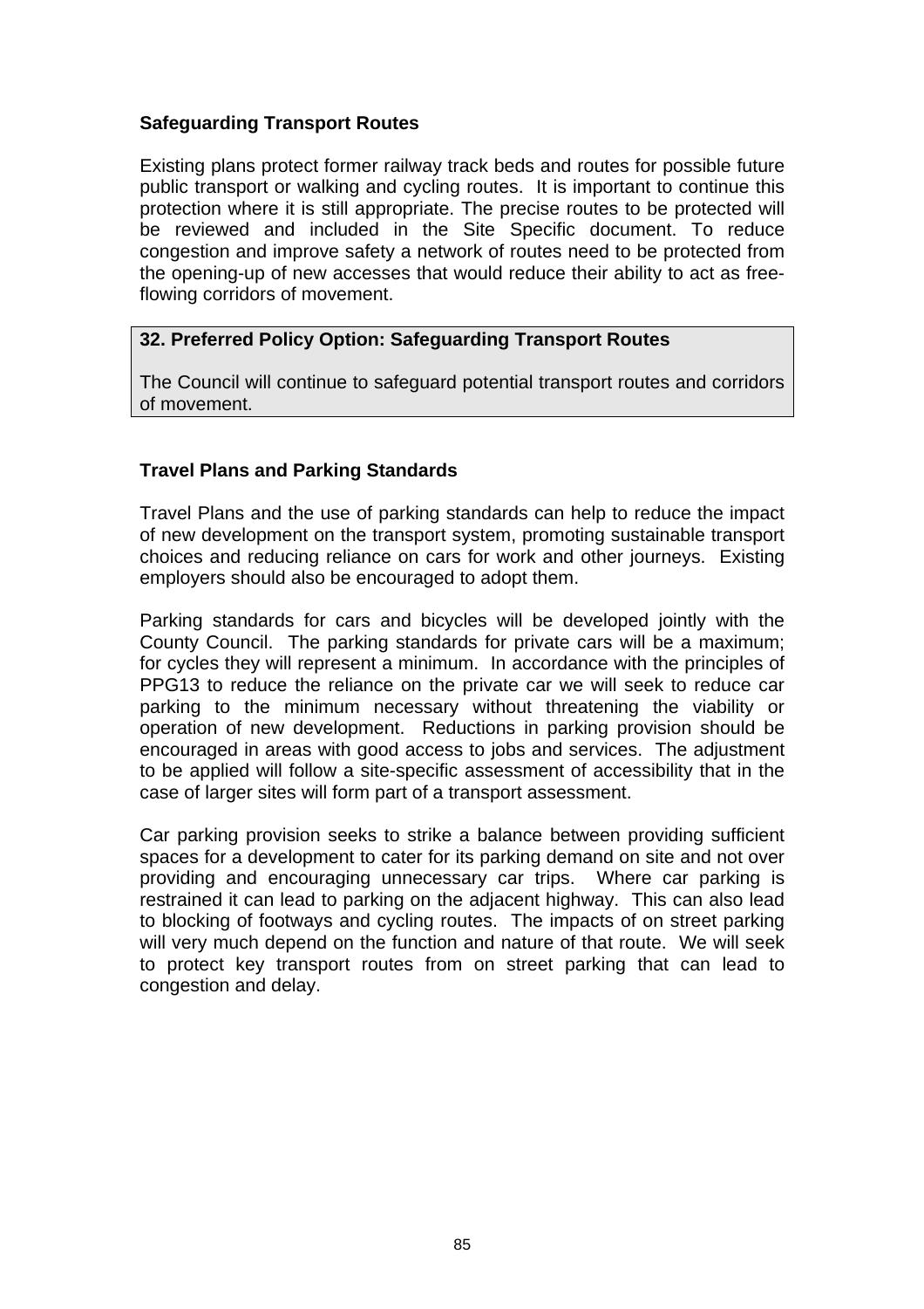### Safeguarding Transport Routes

Existing plans protect former railway track beds and routes for possible future public transport or walking and cycling routes. It is important to continue this protection where it is still appropriate. The precise routes to be protected will be reviewed and included in the Site Specific document. To reduce congestion and improve safety a network of routes need to be protected from the opening-up of new accesses that would reduce their ability to act as free-flowing corridors of movement.

**32. Preferred Policy Option: Safeguarding Transport Routes**

The Council will continue to safeguard potential transport routes and corridors of movement.

### Travel Plans and Parking Standards

Travel Plans and the use of parking standards can help to reduce the impact of new development on the transport system, promoting sustainable transport choices and reducing reliance on cars for work and other journeys. Existing employers should also be encouraged to adopt them.

Parking standards for cars and bicycles will be developed jointly with the County Council. The parking standards for private cars will be a maximum; for cycles they will represent a minimum. In accordance with the principles of PPG13 to reduce the reliance on the private car we will seek to reduce car parking to the minimum necessary without threatening the viability or operation of new development. Reductions in parking provision should be encouraged in areas with good access to jobs and services. The adjustment to be applied will follow a site-specific assessment of accessibility that in the case of larger sites will form part of a transport assessment.

Car parking provision seeks to strike a balance between providing sufficient spaces for a development to cater for its parking demand on site and not over providing and encouraging unnecessary car trips. Where car parking is restrained it can lead to parking on the adjacent highway. This can also lead to blocking of footways and cycling routes. The impacts of on street parking will very much depend on the function and nature of that route. We will seek to protect key transport routes from on street parking that can lead to congestion and delay.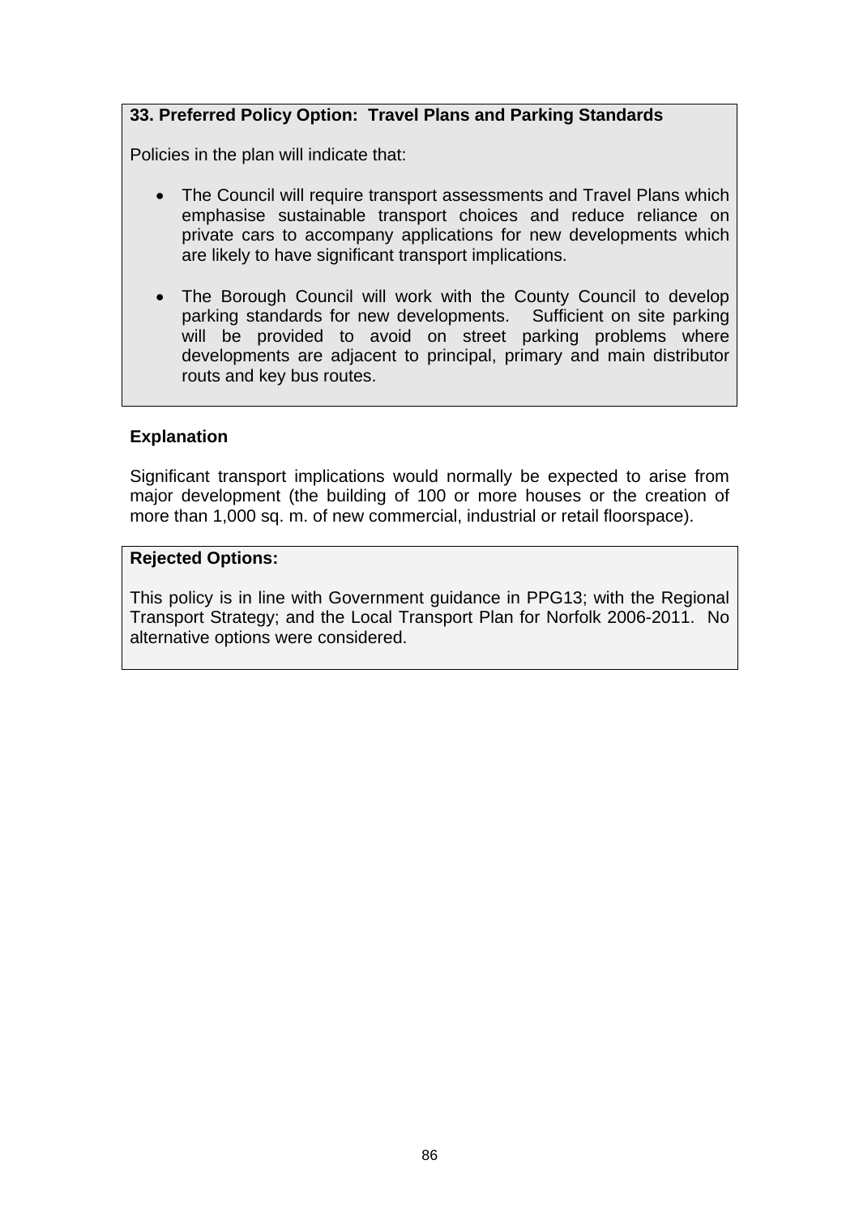**33. Preferred Policy Option: Travel Plans and Parking Standards**

Policies in the plan will indicate that:

- The Council will require transport assessments and Travel Plans which emphasise sustainable transport choices and reduce reliance on private cars to accompany applications for new developments which are likely to have significant transport implications.

- The Borough Council will work with the County Council to develop parking standards for new developments. Sufficient on site parking will be provided to avoid on street parking problems where developments are adjacent to principal, primary and main distributor routs and key bus routes.

**Explanation**

Significant transport implications would normally be expected to arise from major development (the building of 100 or more houses or the creation of more than 1,000 sq. m. of new commercial, industrial or retail floorspace).

**Rejected Options:**

This policy is in line with Government guidance in PPG13; with the Regional Transport Strategy; and the Local Transport Plan for Norfolk 2006-2011. No alternative options were considered.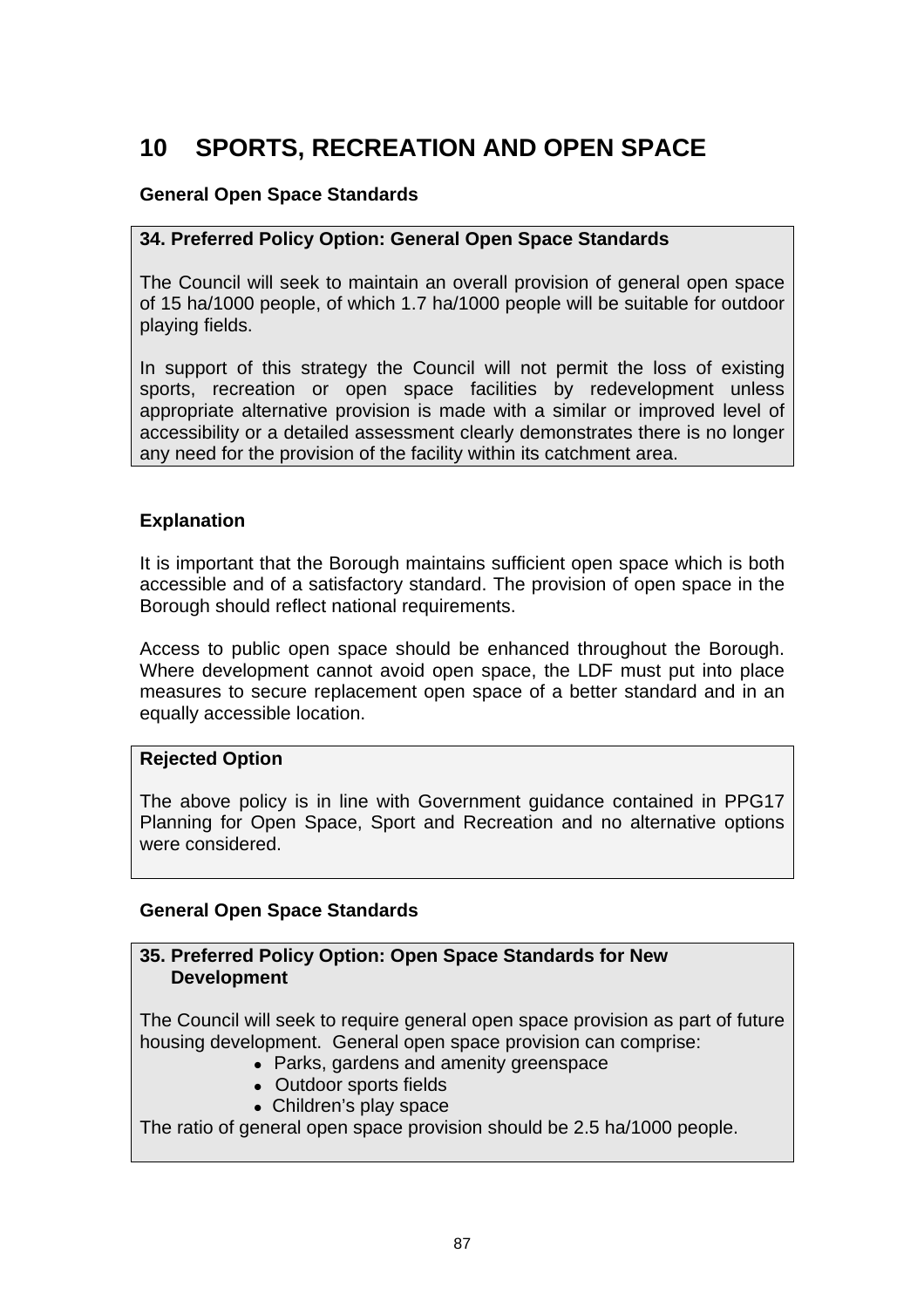# 10 SPORTS, RECREATION AND OPEN SPACE

### General Open Space Standards

**34. Preferred Policy Option: General Open Space Standards**

The Council will seek to maintain an overall provision of general open space of 15 ha/1000 people, of which 1.7 ha/1000 people will be suitable for outdoor playing fields.

In support of this strategy the Council will not permit the loss of existing sports, recreation or open space facilities by redevelopment unless appropriate alternative provision is made with a similar or improved level of accessibility or a detailed assessment clearly demonstrates there is no longer any need for the provision of the facility within its catchment area.

### Explanation

It is important that the Borough maintains sufficient open space which is both accessible and of a satisfactory standard. The provision of open space in the Borough should reflect national requirements.

Access to public open space should be enhanced throughout the Borough. Where development cannot avoid open space, the LDF must put into place measures to secure replacement open space of a better standard and in an equally accessible location.

**Rejected Option**

The above policy is in line with Government guidance contained in PPG17 Planning for Open Space, Sport and Recreation and no alternative options were considered.

### General Open Space Standards

**35. Preferred Policy Option: Open Space Standards for New Development**

The Council will seek to require general open space provision as part of future housing development. General open space provision can comprise:

- Parks, gardens and amenity greenspace
- Outdoor sports fields
- Children's play space

The ratio of general open space provision should be 2.5 ha/1000 people.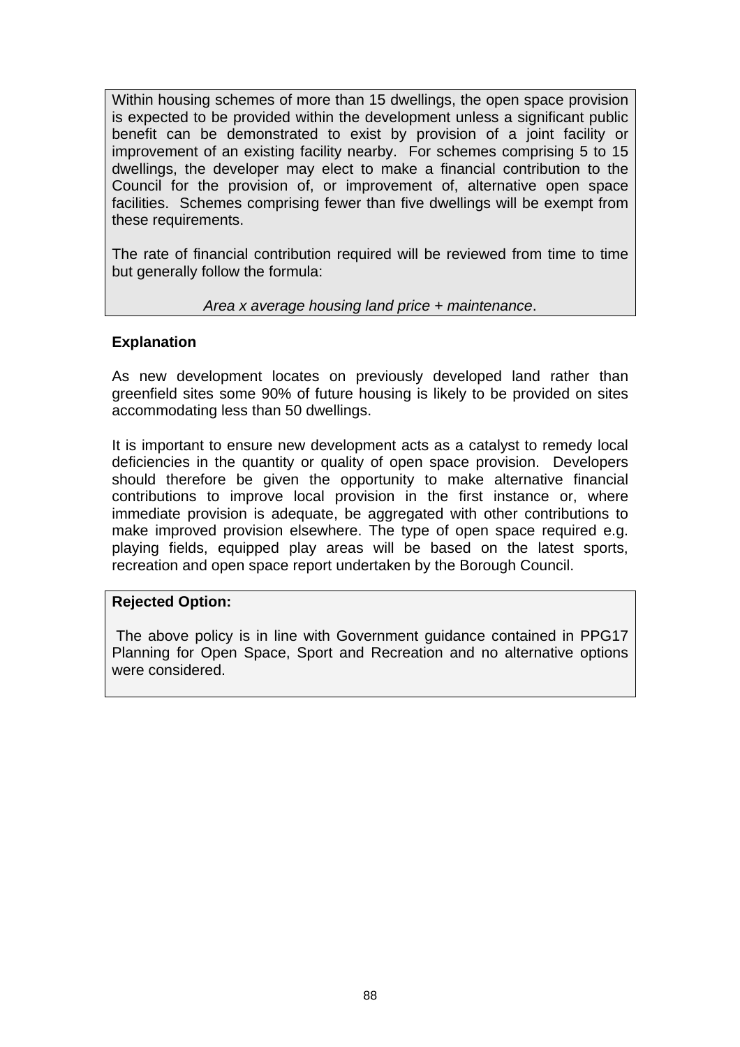Within housing schemes of more than 15 dwellings, the open space provision is expected to be provided within the development unless a significant public benefit can be demonstrated to exist by provision of a joint facility or improvement of an existing facility nearby. For schemes comprising 5 to 15 dwellings, the developer may elect to make a financial contribution to the Council for the provision of, or improvement of, alternative open space facilities. Schemes comprising fewer than five dwellings will be exempt from these requirements.

The rate of financial contribution required will be reviewed from time to time but generally follow the formula:

*Area x average housing land price + maintenance*.

**Explanation**

As new development locates on previously developed land rather than greenfield sites some 90% of future housing is likely to be provided on sites accommodating less than 50 dwellings.

It is important to ensure new development acts as a catalyst to remedy local deficiencies in the quantity or quality of open space provision. Developers should therefore be given the opportunity to make alternative financial contributions to improve local provision in the first instance or, where immediate provision is adequate, be aggregated with other contributions to make improved provision elsewhere. The type of open space required e.g. playing fields, equipped play areas will be based on the latest sports, recreation and open space report undertaken by the Borough Council.

**Rejected Option:**

The above policy is in line with Government guidance contained in PPG17 Planning for Open Space, Sport and Recreation and no alternative options were considered.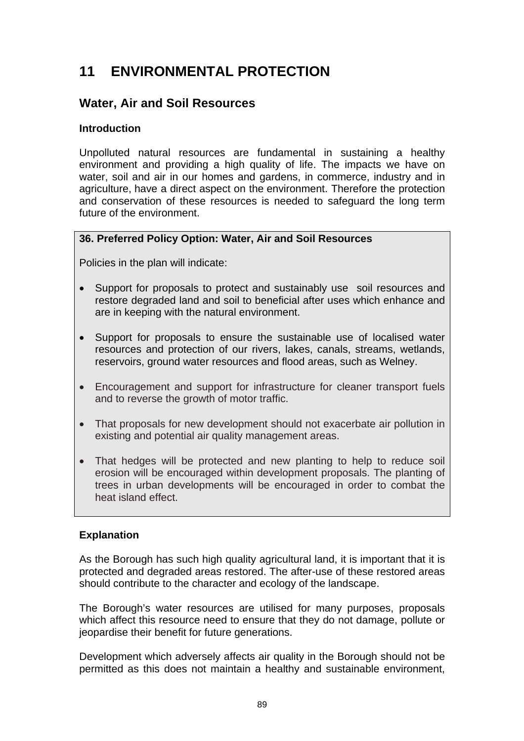# 11 ENVIRONMENTAL PROTECTION

## Water, Air and Soil Resources

### Introduction

Unpolluted natural resources are fundamental in sustaining a healthy environment and providing a high quality of life. The impacts we have on water, soil and air in our homes and gardens, in commerce, industry and in agriculture, have a direct aspect on the environment. Therefore the protection and conservation of these resources is needed to safeguard the long term future of the environment.

> **36. Preferred Policy Option: Water, Air and Soil Resources**
>
> Policies in the plan will indicate:
>
> - Support for proposals to protect and sustainably use soil resources and restore degraded land and soil to beneficial after uses which enhance and are in keeping with the natural environment.
>
> - Support for proposals to ensure the sustainable use of localised water resources and protection of our rivers, lakes, canals, streams, wetlands, reservoirs, ground water resources and flood areas, such as Welney.
>
> - Encouragement and support for infrastructure for cleaner transport fuels and to reverse the growth of motor traffic.
>
> - That proposals for new development should not exacerbate air pollution in existing and potential air quality management areas.
>
> - That hedges will be protected and new planting to help to reduce soil erosion will be encouraged within development proposals. The planting of trees in urban developments will be encouraged in order to combat the heat island effect.

### Explanation

As the Borough has such high quality agricultural land, it is important that it is protected and degraded areas restored. The after-use of these restored areas should contribute to the character and ecology of the landscape.

The Borough's water resources are utilised for many purposes, proposals which affect this resource need to ensure that they do not damage, pollute or jeopardise their benefit for future generations.

Development which adversely affects air quality in the Borough should not be permitted as this does not maintain a healthy and sustainable environment,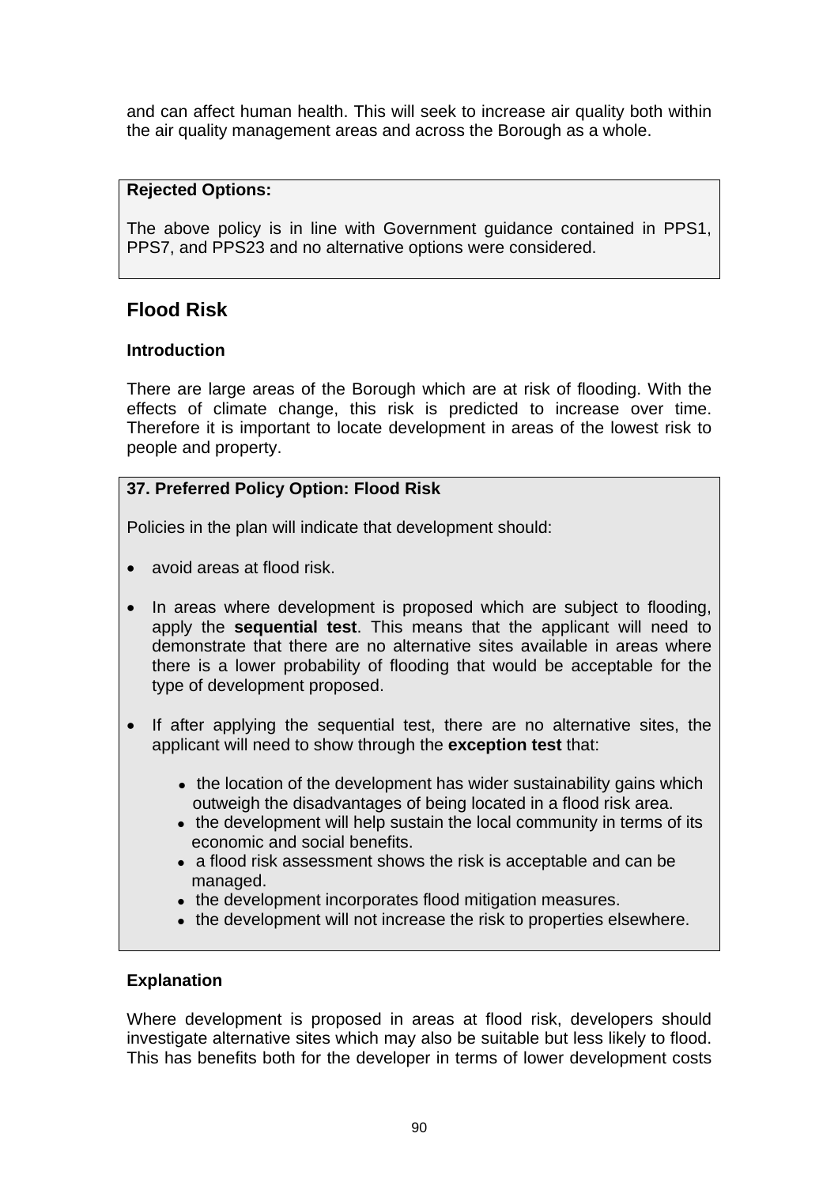and can affect human health. This will seek to increase air quality both within the air quality management areas and across the Borough as a whole.

**Rejected Options:**

The above policy is in line with Government guidance contained in PPS1, PPS7, and PPS23 and no alternative options were considered.

## Flood Risk

### Introduction

There are large areas of the Borough which are at risk of flooding. With the effects of climate change, this risk is predicted to increase over time. Therefore it is important to locate development in areas of the lowest risk to people and property.

**37. Preferred Policy Option: Flood Risk**

Policies in the plan will indicate that development should:

- avoid areas at flood risk.
- In areas where development is proposed which are subject to flooding, apply the **sequential test**. This means that the applicant will need to demonstrate that there are no alternative sites available in areas where there is a lower probability of flooding that would be acceptable for the type of development proposed.
- If after applying the sequential test, there are no alternative sites, the applicant will need to show through the **exception test** that:
    - the location of the development has wider sustainability gains which outweigh the disadvantages of being located in a flood risk area.
    - the development will help sustain the local community in terms of its economic and social benefits.
    - a flood risk assessment shows the risk is acceptable and can be managed.
    - the development incorporates flood mitigation measures.
    - the development will not increase the risk to properties elsewhere.

### Explanation

Where development is proposed in areas at flood risk, developers should investigate alternative sites which may also be suitable but less likely to flood. This has benefits both for the developer in terms of lower development costs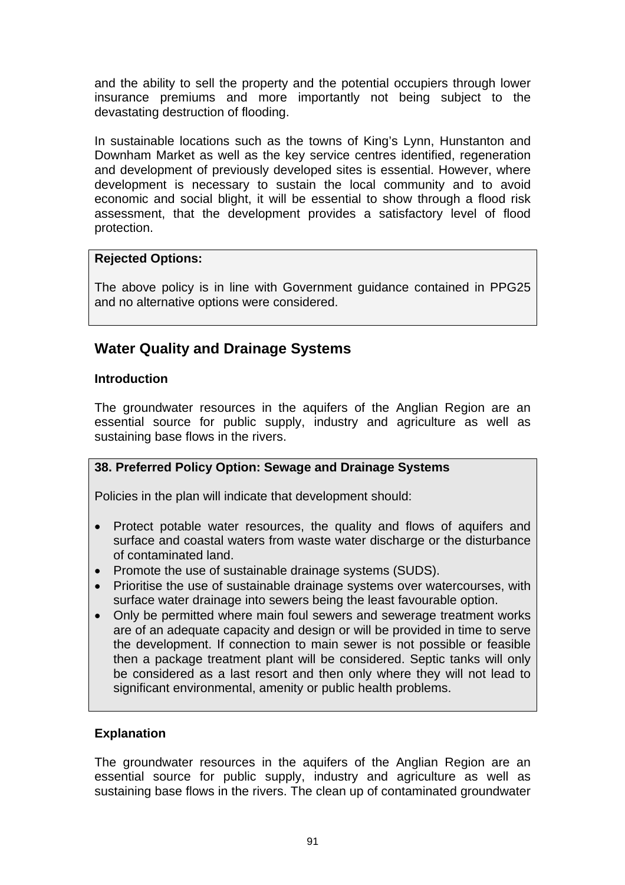and the ability to sell the property and the potential occupiers through lower insurance premiums and more importantly not being subject to the devastating destruction of flooding.

In sustainable locations such as the towns of King's Lynn, Hunstanton and Downham Market as well as the key service centres identified, regeneration and development of previously developed sites is essential. However, where development is necessary to sustain the local community and to avoid economic and social blight, it will be essential to show through a flood risk assessment, that the development provides a satisfactory level of flood protection.

**Rejected Options:**

The above policy is in line with Government guidance contained in PPG25 and no alternative options were considered.

## Water Quality and Drainage Systems

### Introduction

The groundwater resources in the aquifers of the Anglian Region are an essential source for public supply, industry and agriculture as well as sustaining base flows in the rivers.

**38. Preferred Policy Option: Sewage and Drainage Systems**

Policies in the plan will indicate that development should:

- Protect potable water resources, the quality and flows of aquifers and surface and coastal waters from waste water discharge or the disturbance of contaminated land.
- Promote the use of sustainable drainage systems (SUDS).
- Prioritise the use of sustainable drainage systems over watercourses, with surface water drainage into sewers being the least favourable option.
- Only be permitted where main foul sewers and sewerage treatment works are of an adequate capacity and design or will be provided in time to serve the development. If connection to main sewer is not possible or feasible then a package treatment plant will be considered. Septic tanks will only be considered as a last resort and then only where they will not lead to significant environmental, amenity or public health problems.

### Explanation

The groundwater resources in the aquifers of the Anglian Region are an essential source for public supply, industry and agriculture as well as sustaining base flows in the rivers. The clean up of contaminated groundwater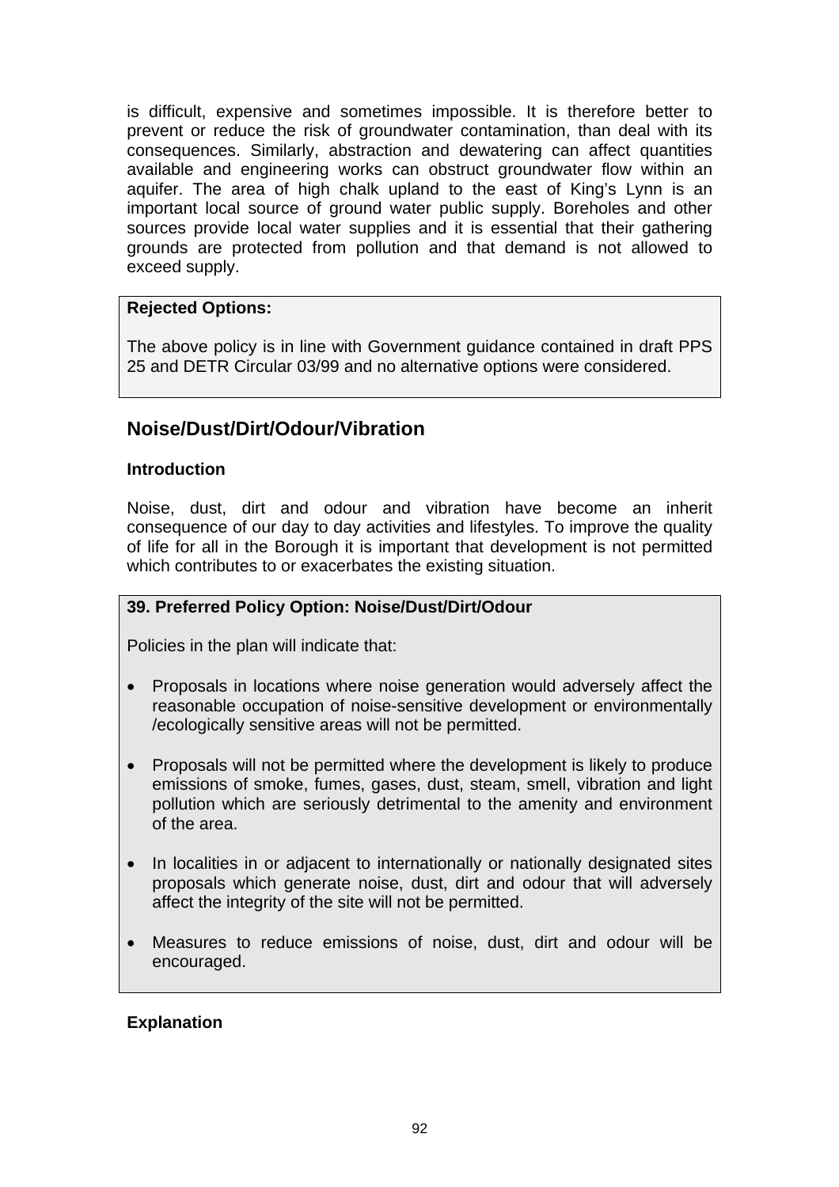is difficult, expensive and sometimes impossible. It is therefore better to prevent or reduce the risk of groundwater contamination, than deal with its consequences. Similarly, abstraction and dewatering can affect quantities available and engineering works can obstruct groundwater flow within an aquifer. The area of high chalk upland to the east of King's Lynn is an important local source of ground water public supply. Boreholes and other sources provide local water supplies and it is essential that their gathering grounds are protected from pollution and that demand is not allowed to exceed supply.

**Rejected Options:**

The above policy is in line with Government guidance contained in draft PPS 25 and DETR Circular 03/99 and no alternative options were considered.

## Noise/Dust/Dirt/Odour/Vibration

### Introduction

Noise, dust, dirt and odour and vibration have become an inherit consequence of our day to day activities and lifestyles. To improve the quality of life for all in the Borough it is important that development is not permitted which contributes to or exacerbates the existing situation.

**39. Preferred Policy Option: Noise/Dust/Dirt/Odour**

Policies in the plan will indicate that:

- Proposals in locations where noise generation would adversely affect the reasonable occupation of noise-sensitive development or environmentally /ecologically sensitive areas will not be permitted.
- Proposals will not be permitted where the development is likely to produce emissions of smoke, fumes, gases, dust, steam, smell, vibration and light pollution which are seriously detrimental to the amenity and environment of the area.
- In localities in or adjacent to internationally or nationally designated sites proposals which generate noise, dust, dirt and odour that will adversely affect the integrity of the site will not be permitted.
- Measures to reduce emissions of noise, dust, dirt and odour will be encouraged.

### Explanation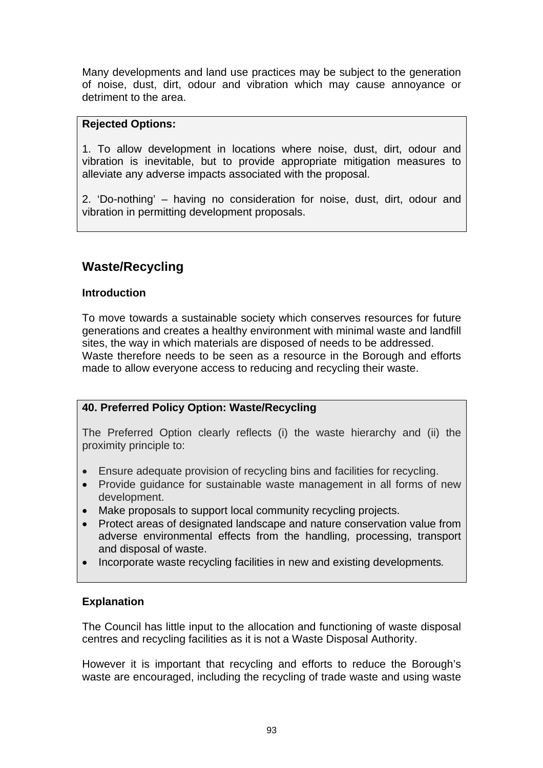Many developments and land use practices may be subject to the generation of noise, dust, dirt, odour and vibration which may cause annoyance or detriment to the area.

**Rejected Options:**

1. To allow development in locations where noise, dust, dirt, odour and vibration is inevitable, but to provide appropriate mitigation measures to alleviate any adverse impacts associated with the proposal.

2. 'Do-nothing' – having no consideration for noise, dust, dirt, odour and vibration in permitting development proposals.

## Waste/Recycling

### Introduction

To move towards a sustainable society which conserves resources for future generations and creates a healthy environment with minimal waste and landfill sites, the way in which materials are disposed of needs to be addressed. Waste therefore needs to be seen as a resource in the Borough and efforts made to allow everyone access to reducing and recycling their waste.

**40. Preferred Policy Option: Waste/Recycling**

The Preferred Option clearly reflects (i) the waste hierarchy and (ii) the proximity principle to:

- Ensure adequate provision of recycling bins and facilities for recycling.
- Provide guidance for sustainable waste management in all forms of new development.
- Make proposals to support local community recycling projects.
- Protect areas of designated landscape and nature conservation value from adverse environmental effects from the handling, processing, transport and disposal of waste.
- Incorporate waste recycling facilities in new and existing developments.

### Explanation

The Council has little input to the allocation and functioning of waste disposal centres and recycling facilities as it is not a Waste Disposal Authority.

However it is important that recycling and efforts to reduce the Borough's waste are encouraged, including the recycling of trade waste and using waste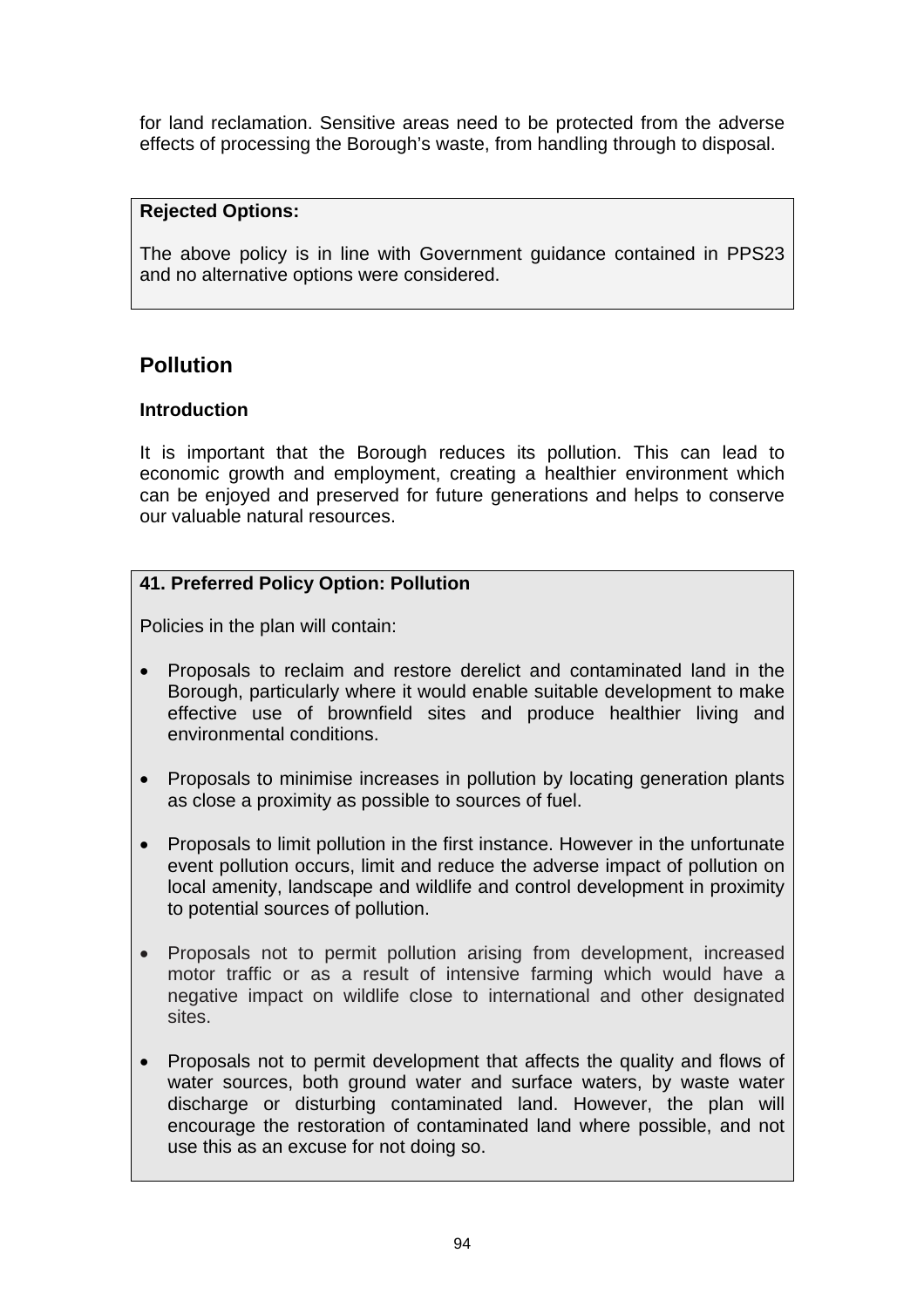for land reclamation. Sensitive areas need to be protected from the adverse effects of processing the Borough's waste, from handling through to disposal.

**Rejected Options:**

The above policy is in line with Government guidance contained in PPS23 and no alternative options were considered.

## Pollution

### Introduction

It is important that the Borough reduces its pollution. This can lead to economic growth and employment, creating a healthier environment which can be enjoyed and preserved for future generations and helps to conserve our valuable natural resources.

**41. Preferred Policy Option: Pollution**

Policies in the plan will contain:

- Proposals to reclaim and restore derelict and contaminated land in the Borough, particularly where it would enable suitable development to make effective use of brownfield sites and produce healthier living and environmental conditions.

- Proposals to minimise increases in pollution by locating generation plants as close a proximity as possible to sources of fuel.

- Proposals to limit pollution in the first instance. However in the unfortunate event pollution occurs, limit and reduce the adverse impact of pollution on local amenity, landscape and wildlife and control development in proximity to potential sources of pollution.

- Proposals not to permit pollution arising from development, increased motor traffic or as a result of intensive farming which would have a negative impact on wildlife close to international and other designated sites.

- Proposals not to permit development that affects the quality and flows of water sources, both ground water and surface waters, by waste water discharge or disturbing contaminated land. However, the plan will encourage the restoration of contaminated land where possible, and not use this as an excuse for not doing so.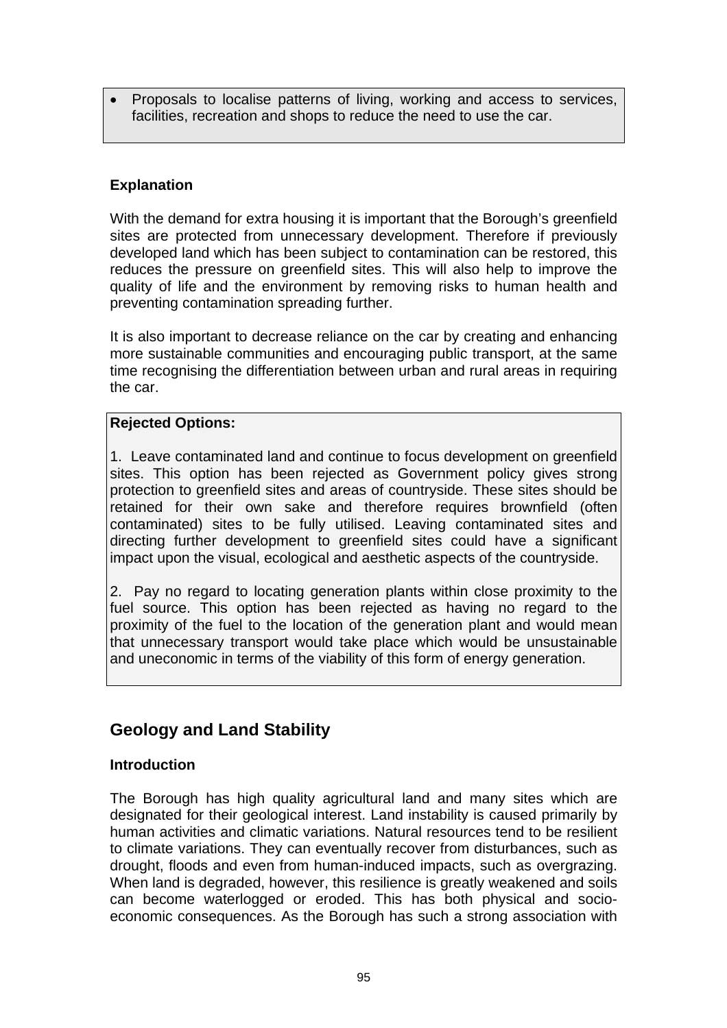- Proposals to localise patterns of living, working and access to services, facilities, recreation and shops to reduce the need to use the car.

**Explanation**

With the demand for extra housing it is important that the Borough's greenfield sites are protected from unnecessary development. Therefore if previously developed land which has been subject to contamination can be restored, this reduces the pressure on greenfield sites. This will also help to improve the quality of life and the environment by removing risks to human health and preventing contamination spreading further.

It is also important to decrease reliance on the car by creating and enhancing more sustainable communities and encouraging public transport, at the same time recognising the differentiation between urban and rural areas in requiring the car.

**Rejected Options:**

1. Leave contaminated land and continue to focus development on greenfield sites. This option has been rejected as Government policy gives strong protection to greenfield sites and areas of countryside. These sites should be retained for their own sake and therefore requires brownfield (often contaminated) sites to be fully utilised. Leaving contaminated sites and directing further development to greenfield sites could have a significant impact upon the visual, ecological and aesthetic aspects of the countryside.

2. Pay no regard to locating generation plants within close proximity to the fuel source. This option has been rejected as having no regard to the proximity of the fuel to the location of the generation plant and would mean that unnecessary transport would take place which would be unsustainable and uneconomic in terms of the viability of this form of energy generation.

## Geology and Land Stability

**Introduction**

The Borough has high quality agricultural land and many sites which are designated for their geological interest. Land instability is caused primarily by human activities and climatic variations. Natural resources tend to be resilient to climate variations. They can eventually recover from disturbances, such as drought, floods and even from human-induced impacts, such as overgrazing. When land is degraded, however, this resilience is greatly weakened and soils can become waterlogged or eroded. This has both physical and socio-economic consequences. As the Borough has such a strong association with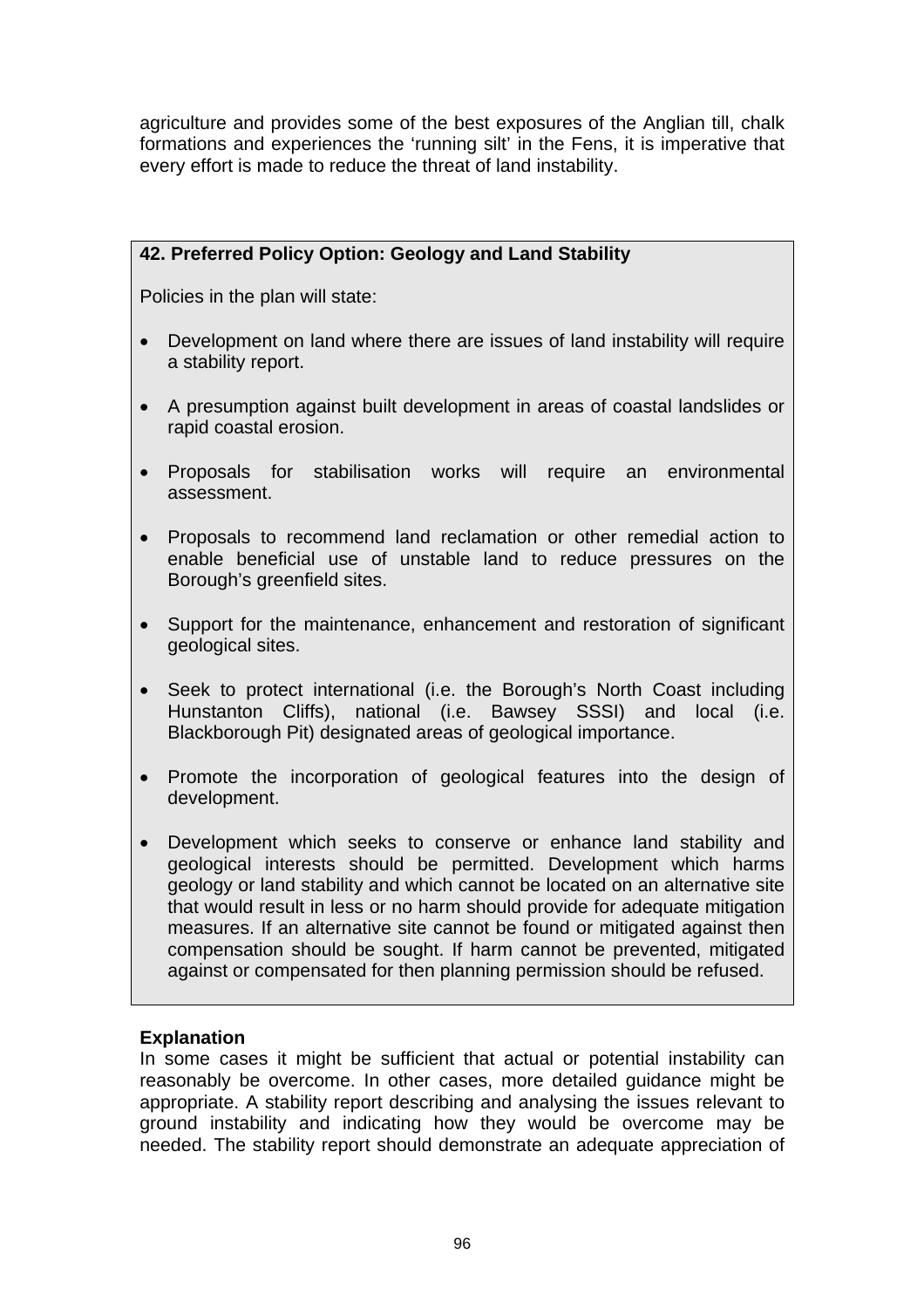agriculture and provides some of the best exposures of the Anglian till, chalk formations and experiences the 'running silt' in the Fens, it is imperative that every effort is made to reduce the threat of land instability.

**42. Preferred Policy Option: Geology and Land Stability**

Policies in the plan will state:

- Development on land where there are issues of land instability will require a stability report.
- A presumption against built development in areas of coastal landslides or rapid coastal erosion.
- Proposals for stabilisation works will require an environmental assessment.
- Proposals to recommend land reclamation or other remedial action to enable beneficial use of unstable land to reduce pressures on the Borough's greenfield sites.
- Support for the maintenance, enhancement and restoration of significant geological sites.
- Seek to protect international (i.e. the Borough's North Coast including Hunstanton Cliffs), national (i.e. Bawsey SSSI) and local (i.e. Blackborough Pit) designated areas of geological importance.
- Promote the incorporation of geological features into the design of development.
- Development which seeks to conserve or enhance land stability and geological interests should be permitted. Development which harms geology or land stability and which cannot be located on an alternative site that would result in less or no harm should provide for adequate mitigation measures. If an alternative site cannot be found or mitigated against then compensation should be sought. If harm cannot be prevented, mitigated against or compensated for then planning permission should be refused.

**Explanation**

In some cases it might be sufficient that actual or potential instability can reasonably be overcome. In other cases, more detailed guidance might be appropriate. A stability report describing and analysing the issues relevant to ground instability and indicating how they would be overcome may be needed. The stability report should demonstrate an adequate appreciation of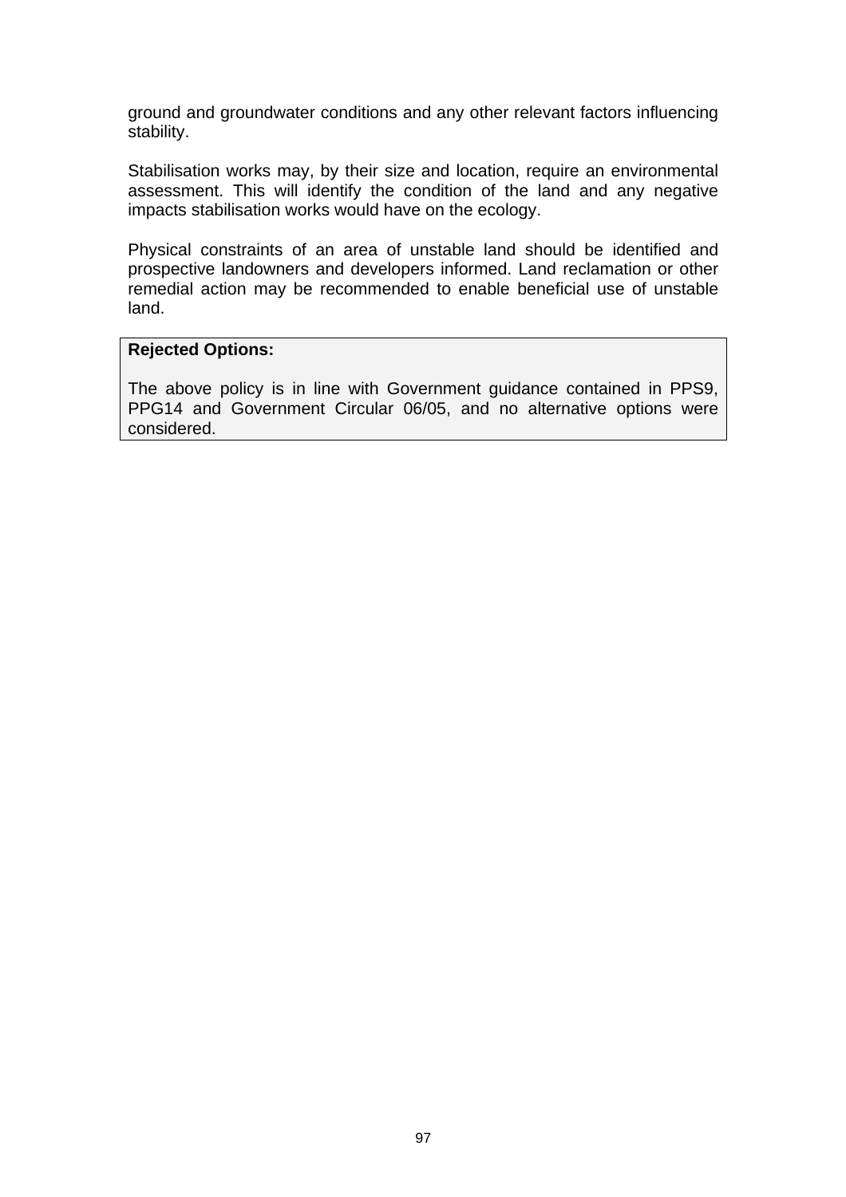ground and groundwater conditions and any other relevant factors influencing stability.

Stabilisation works may, by their size and location, require an environmental assessment. This will identify the condition of the land and any negative impacts stabilisation works would have on the ecology.

Physical constraints of an area of unstable land should be identified and prospective landowners and developers informed. Land reclamation or other remedial action may be recommended to enable beneficial use of unstable land.

**Rejected Options:**

The above policy is in line with Government guidance contained in PPS9, PPG14 and Government Circular 06/05, and no alternative options were considered.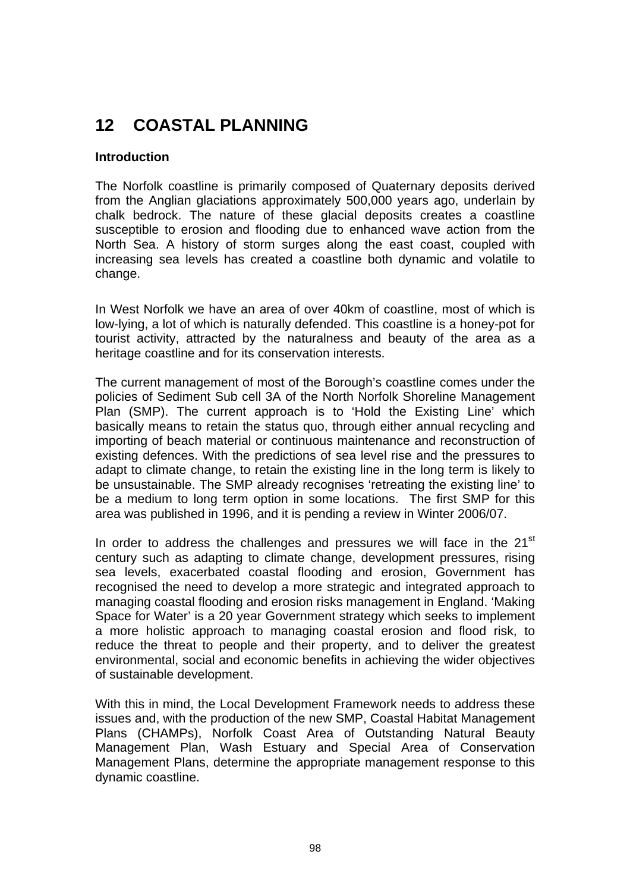# 12 COASTAL PLANNING

**Introduction**

The Norfolk coastline is primarily composed of Quaternary deposits derived from the Anglian glaciations approximately 500,000 years ago, underlain by chalk bedrock. The nature of these glacial deposits creates a coastline susceptible to erosion and flooding due to enhanced wave action from the North Sea. A history of storm surges along the east coast, coupled with increasing sea levels has created a coastline both dynamic and volatile to change.

In West Norfolk we have an area of over 40km of coastline, most of which is low-lying, a lot of which is naturally defended. This coastline is a honey-pot for tourist activity, attracted by the naturalness and beauty of the area as a heritage coastline and for its conservation interests.

The current management of most of the Borough's coastline comes under the policies of Sediment Sub cell 3A of the North Norfolk Shoreline Management Plan (SMP). The current approach is to 'Hold the Existing Line' which basically means to retain the status quo, through either annual recycling and importing of beach material or continuous maintenance and reconstruction of existing defences. With the predictions of sea level rise and the pressures to adapt to climate change, to retain the existing line in the long term is likely to be unsustainable. The SMP already recognises 'retreating the existing line' to be a medium to long term option in some locations. The first SMP for this area was published in 1996, and it is pending a review in Winter 2006/07.

In order to address the challenges and pressures we will face in the 21st century such as adapting to climate change, development pressures, rising sea levels, exacerbated coastal flooding and erosion, Government has recognised the need to develop a more strategic and integrated approach to managing coastal flooding and erosion risks management in England. 'Making Space for Water' is a 20 year Government strategy which seeks to implement a more holistic approach to managing coastal erosion and flood risk, to reduce the threat to people and their property, and to deliver the greatest environmental, social and economic benefits in achieving the wider objectives of sustainable development.

With this in mind, the Local Development Framework needs to address these issues and, with the production of the new SMP, Coastal Habitat Management Plans (CHAMPs), Norfolk Coast Area of Outstanding Natural Beauty Management Plan, Wash Estuary and Special Area of Conservation Management Plans, determine the appropriate management response to this dynamic coastline.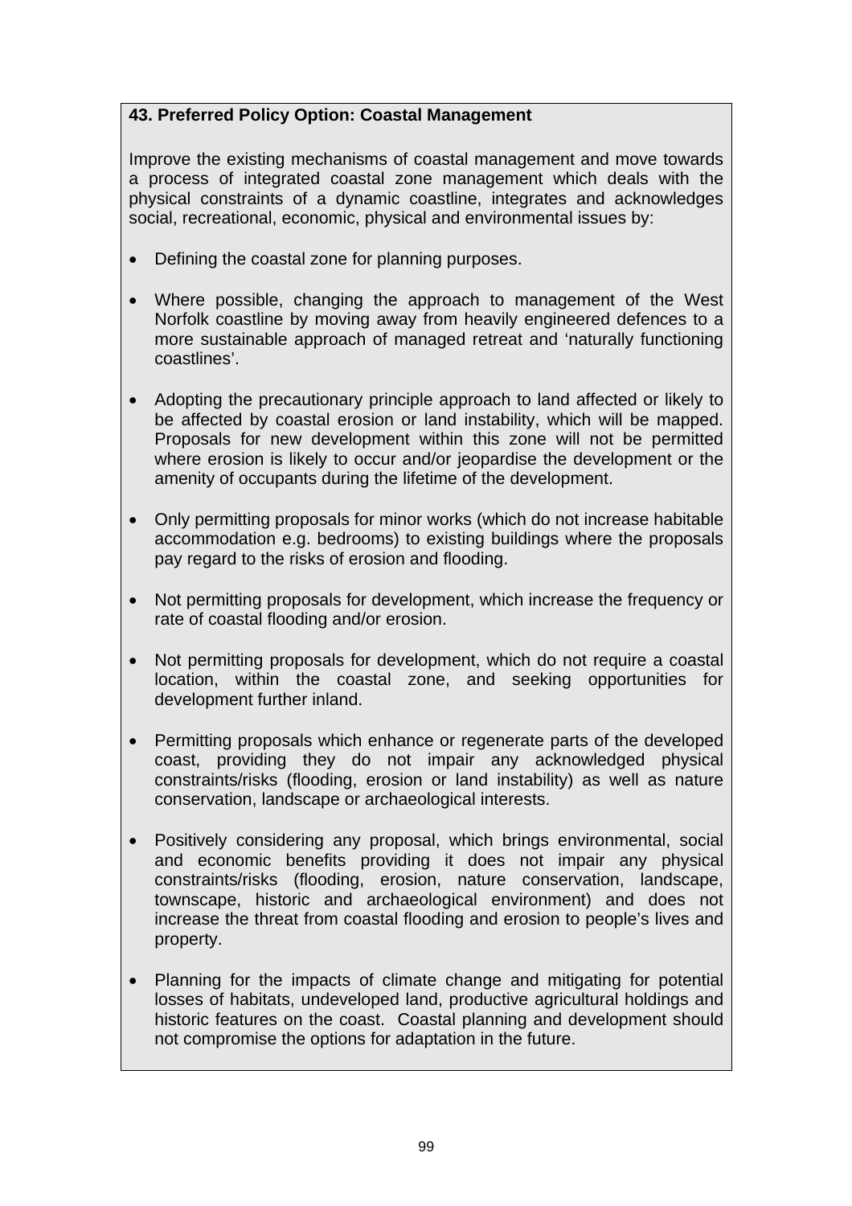**43. Preferred Policy Option: Coastal Management**

Improve the existing mechanisms of coastal management and move towards a process of integrated coastal zone management which deals with the physical constraints of a dynamic coastline, integrates and acknowledges social, recreational, economic, physical and environmental issues by:

- Defining the coastal zone for planning purposes.
- Where possible, changing the approach to management of the West Norfolk coastline by moving away from heavily engineered defences to a more sustainable approach of managed retreat and 'naturally functioning coastlines'.
- Adopting the precautionary principle approach to land affected or likely to be affected by coastal erosion or land instability, which will be mapped. Proposals for new development within this zone will not be permitted where erosion is likely to occur and/or jeopardise the development or the amenity of occupants during the lifetime of the development.
- Only permitting proposals for minor works (which do not increase habitable accommodation e.g. bedrooms) to existing buildings where the proposals pay regard to the risks of erosion and flooding.
- Not permitting proposals for development, which increase the frequency or rate of coastal flooding and/or erosion.
- Not permitting proposals for development, which do not require a coastal location, within the coastal zone, and seeking opportunities for development further inland.
- Permitting proposals which enhance or regenerate parts of the developed coast, providing they do not impair any acknowledged physical constraints/risks (flooding, erosion or land instability) as well as nature conservation, landscape or archaeological interests.
- Positively considering any proposal, which brings environmental, social and economic benefits providing it does not impair any physical constraints/risks (flooding, erosion, nature conservation, landscape, townscape, historic and archaeological environment) and does not increase the threat from coastal flooding and erosion to people's lives and property.
- Planning for the impacts of climate change and mitigating for potential losses of habitats, undeveloped land, productive agricultural holdings and historic features on the coast. Coastal planning and development should not compromise the options for adaptation in the future.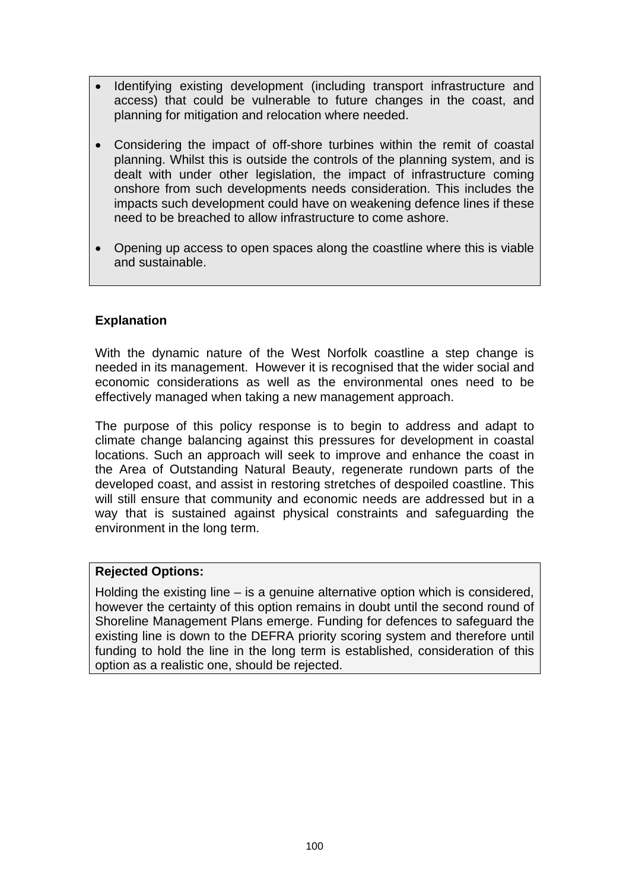- Identifying existing development (including transport infrastructure and access) that could be vulnerable to future changes in the coast, and planning for mitigation and relocation where needed.
- Considering the impact of off-shore turbines within the remit of coastal planning. Whilst this is outside the controls of the planning system, and is dealt with under other legislation, the impact of infrastructure coming onshore from such developments needs consideration. This includes the impacts such development could have on weakening defence lines if these need to be breached to allow infrastructure to come ashore.
- Opening up access to open spaces along the coastline where this is viable and sustainable.

**Explanation**

With the dynamic nature of the West Norfolk coastline a step change is needed in its management. However it is recognised that the wider social and economic considerations as well as the environmental ones need to be effectively managed when taking a new management approach.

The purpose of this policy response is to begin to address and adapt to climate change balancing against this pressures for development in coastal locations. Such an approach will seek to improve and enhance the coast in the Area of Outstanding Natural Beauty, regenerate rundown parts of the developed coast, and assist in restoring stretches of despoiled coastline. This will still ensure that community and economic needs are addressed but in a way that is sustained against physical constraints and safeguarding the environment in the long term.

**Rejected Options:**

Holding the existing line – is a genuine alternative option which is considered, however the certainty of this option remains in doubt until the second round of Shoreline Management Plans emerge. Funding for defences to safeguard the existing line is down to the DEFRA priority scoring system and therefore until funding to hold the line in the long term is established, consideration of this option as a realistic one, should be rejected.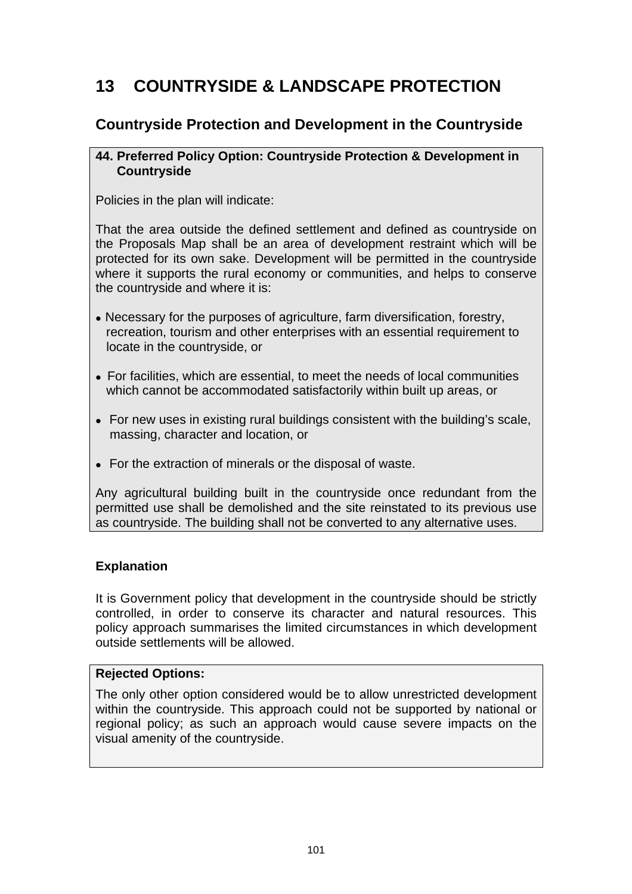# 13 COUNTRYSIDE & LANDSCAPE PROTECTION

## Countryside Protection and Development in the Countryside

**44. Preferred Policy Option: Countryside Protection & Development in Countryside**

Policies in the plan will indicate:

That the area outside the defined settlement and defined as countryside on the Proposals Map shall be an area of development restraint which will be protected for its own sake. Development will be permitted in the countryside where it supports the rural economy or communities, and helps to conserve the countryside and where it is:

- Necessary for the purposes of agriculture, farm diversification, forestry, recreation, tourism and other enterprises with an essential requirement to locate in the countryside, or
- For facilities, which are essential, to meet the needs of local communities which cannot be accommodated satisfactorily within built up areas, or
- For new uses in existing rural buildings consistent with the building's scale, massing, character and location, or
- For the extraction of minerals or the disposal of waste.

Any agricultural building built in the countryside once redundant from the permitted use shall be demolished and the site reinstated to its previous use as countryside. The building shall not be converted to any alternative uses.

**Explanation**

It is Government policy that development in the countryside should be strictly controlled, in order to conserve its character and natural resources. This policy approach summarises the limited circumstances in which development outside settlements will be allowed.

**Rejected Options:**

The only other option considered would be to allow unrestricted development within the countryside. This approach could not be supported by national or regional policy; as such an approach would cause severe impacts on the visual amenity of the countryside.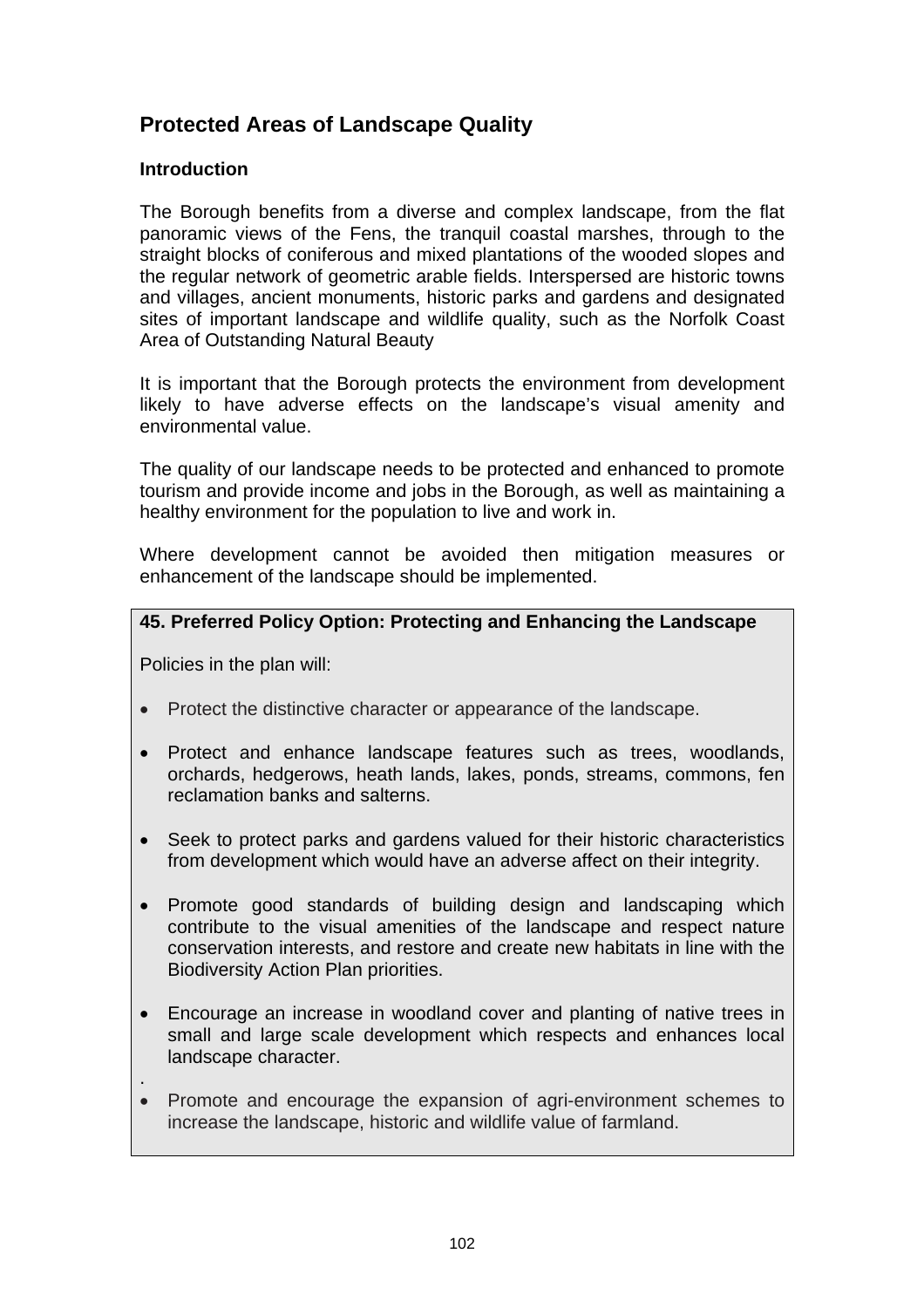## Protected Areas of Landscape Quality

### Introduction

The Borough benefits from a diverse and complex landscape, from the flat panoramic views of the Fens, the tranquil coastal marshes, through to the straight blocks of coniferous and mixed plantations of the wooded slopes and the regular network of geometric arable fields. Interspersed are historic towns and villages, ancient monuments, historic parks and gardens and designated sites of important landscape and wildlife quality, such as the Norfolk Coast Area of Outstanding Natural Beauty

It is important that the Borough protects the environment from development likely to have adverse effects on the landscape's visual amenity and environmental value.

The quality of our landscape needs to be protected and enhanced to promote tourism and provide income and jobs in the Borough, as well as maintaining a healthy environment for the population to live and work in.

Where development cannot be avoided then mitigation measures or enhancement of the landscape should be implemented.

**45. Preferred Policy Option: Protecting and Enhancing the Landscape**

Policies in the plan will:

- Protect the distinctive character or appearance of the landscape.
- Protect and enhance landscape features such as trees, woodlands, orchards, hedgerows, heath lands, lakes, ponds, streams, commons, fen reclamation banks and salterns.
- Seek to protect parks and gardens valued for their historic characteristics from development which would have an adverse affect on their integrity.
- Promote good standards of building design and landscaping which contribute to the visual amenities of the landscape and respect nature conservation interests, and restore and create new habitats in line with the Biodiversity Action Plan priorities.
- Encourage an increase in woodland cover and planting of native trees in small and large scale development which respects and enhances local landscape character.
- Promote and encourage the expansion of agri-environment schemes to increase the landscape, historic and wildlife value of farmland.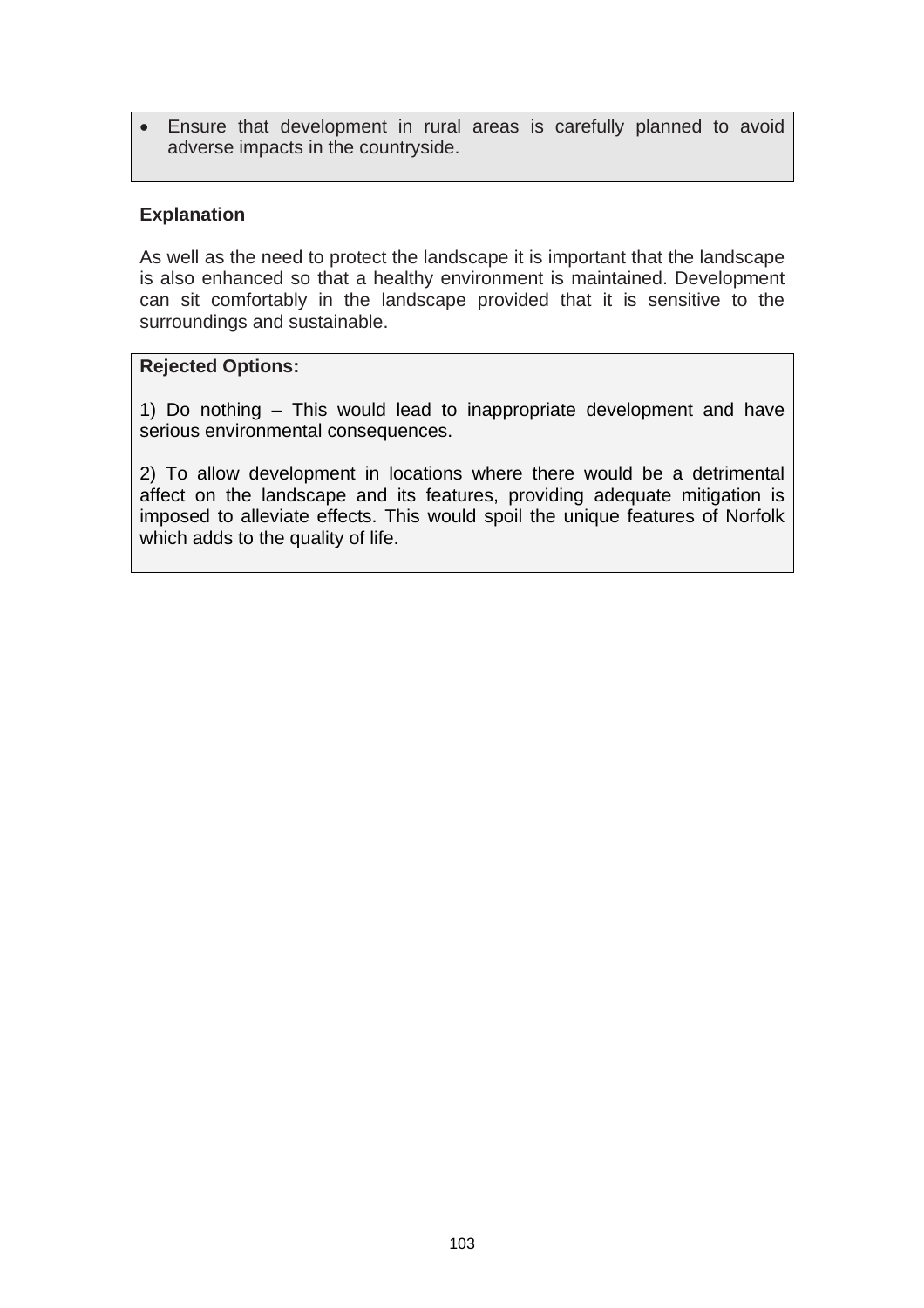- Ensure that development in rural areas is carefully planned to avoid adverse impacts in the countryside.

**Explanation**

As well as the need to protect the landscape it is important that the landscape is also enhanced so that a healthy environment is maintained. Development can sit comfortably in the landscape provided that it is sensitive to the surroundings and sustainable.

**Rejected Options:**

1) Do nothing – This would lead to inappropriate development and have serious environmental consequences.

2) To allow development in locations where there would be a detrimental affect on the landscape and its features, providing adequate mitigation is imposed to alleviate effects. This would spoil the unique features of Norfolk which adds to the quality of life.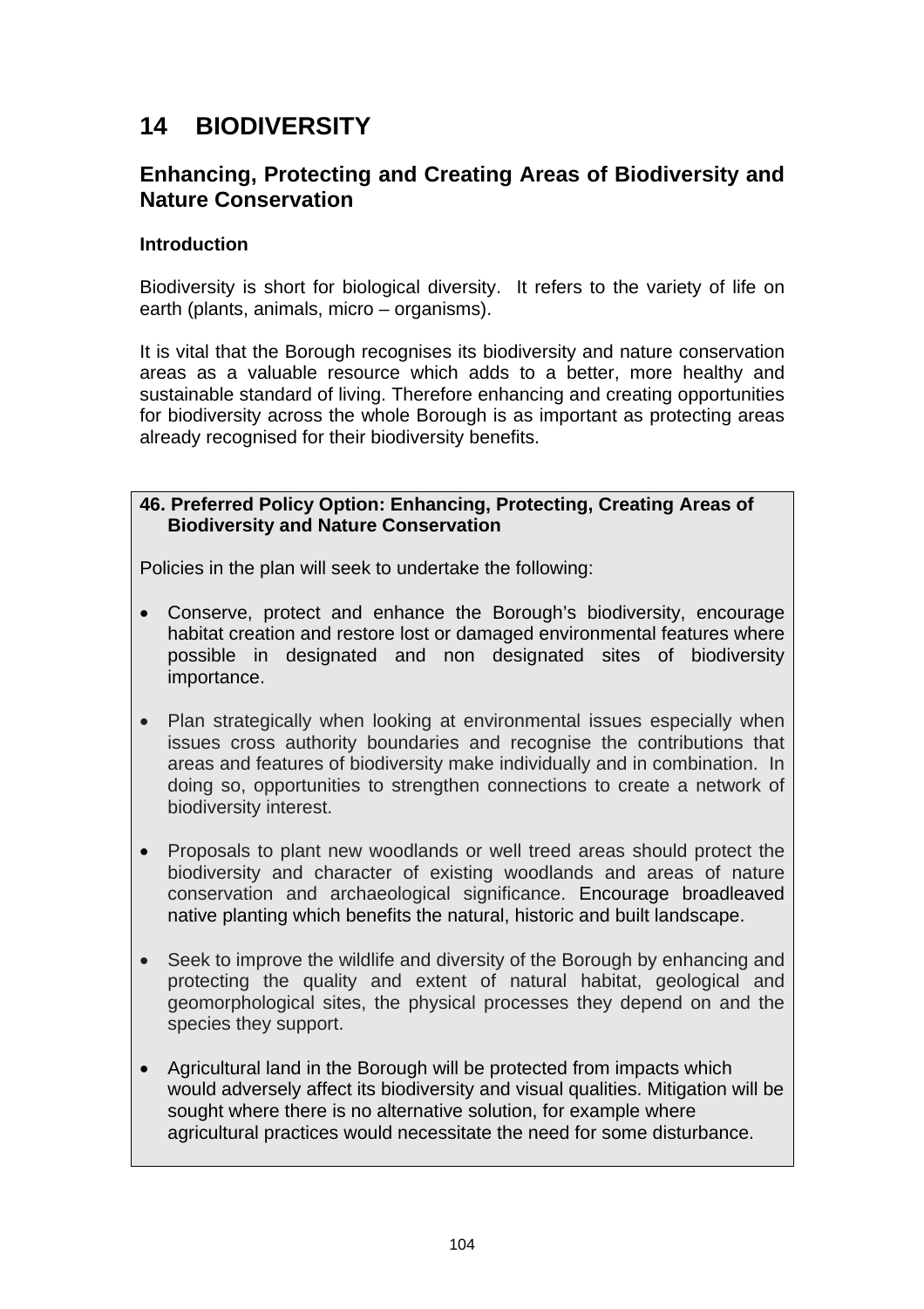# 14 BIODIVERSITY

## Enhancing, Protecting and Creating Areas of Biodiversity and Nature Conservation

### Introduction

Biodiversity is short for biological diversity. It refers to the variety of life on earth (plants, animals, micro – organisms).

It is vital that the Borough recognises its biodiversity and nature conservation areas as a valuable resource which adds to a better, more healthy and sustainable standard of living. Therefore enhancing and creating opportunities for biodiversity across the whole Borough is as important as protecting areas already recognised for their biodiversity benefits.

**46. Preferred Policy Option: Enhancing, Protecting, Creating Areas of Biodiversity and Nature Conservation**

Policies in the plan will seek to undertake the following:

- Conserve, protect and enhance the Borough's biodiversity, encourage habitat creation and restore lost or damaged environmental features where possible in designated and non designated sites of biodiversity importance.
- Plan strategically when looking at environmental issues especially when issues cross authority boundaries and recognise the contributions that areas and features of biodiversity make individually and in combination. In doing so, opportunities to strengthen connections to create a network of biodiversity interest.
- Proposals to plant new woodlands or well treed areas should protect the biodiversity and character of existing woodlands and areas of nature conservation and archaeological significance. Encourage broadleaved native planting which benefits the natural, historic and built landscape.
- Seek to improve the wildlife and diversity of the Borough by enhancing and protecting the quality and extent of natural habitat, geological and geomorphological sites, the physical processes they depend on and the species they support.
- Agricultural land in the Borough will be protected from impacts which would adversely affect its biodiversity and visual qualities. Mitigation will be sought where there is no alternative solution, for example where agricultural practices would necessitate the need for some disturbance.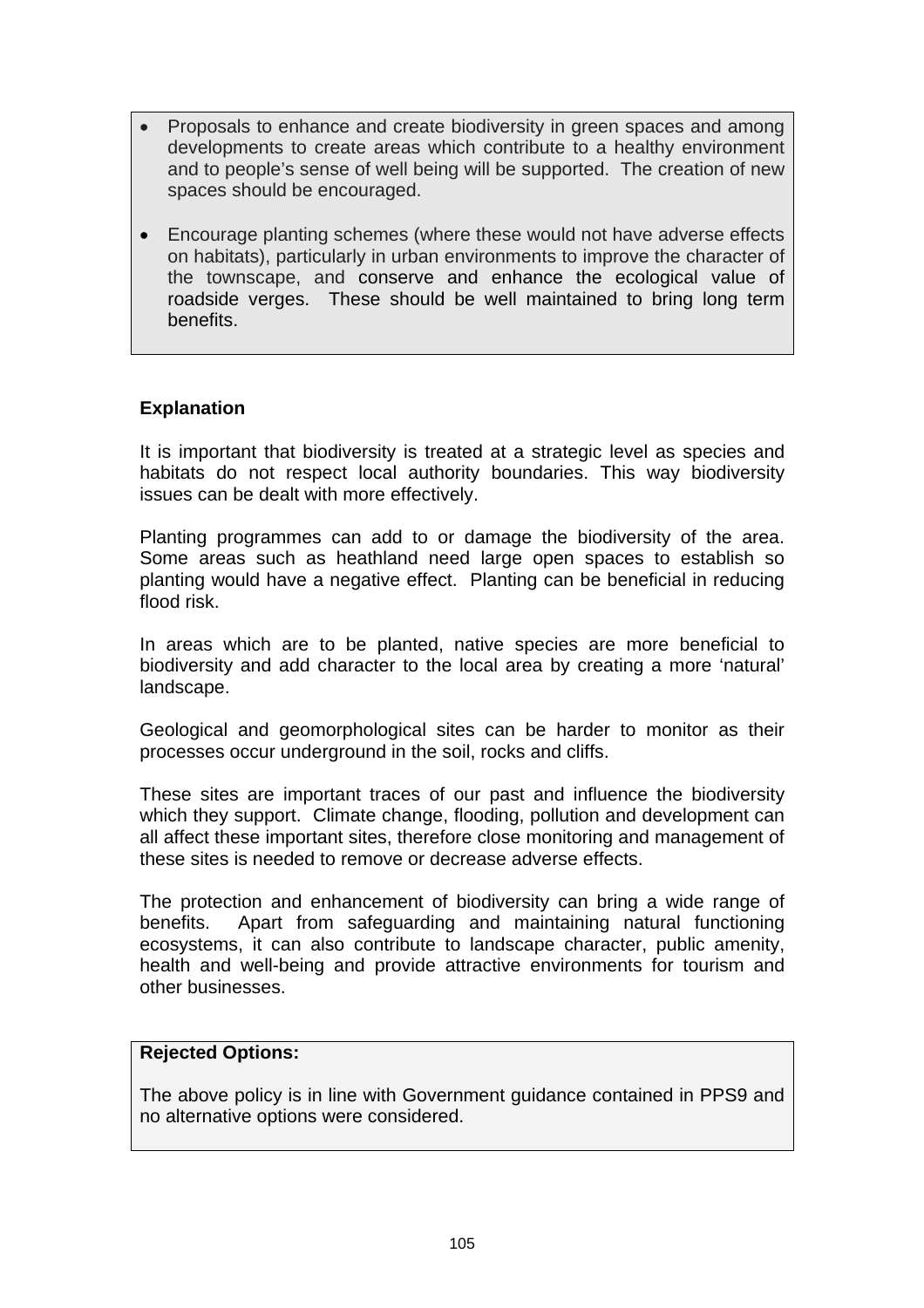- Proposals to enhance and create biodiversity in green spaces and among developments to create areas which contribute to a healthy environment and to people's sense of well being will be supported. The creation of new spaces should be encouraged.

- Encourage planting schemes (where these would not have adverse effects on habitats), particularly in urban environments to improve the character of the townscape, and conserve and enhance the ecological value of roadside verges. These should be well maintained to bring long term benefits.

**Explanation**

It is important that biodiversity is treated at a strategic level as species and habitats do not respect local authority boundaries. This way biodiversity issues can be dealt with more effectively.

Planting programmes can add to or damage the biodiversity of the area. Some areas such as heathland need large open spaces to establish so planting would have a negative effect. Planting can be beneficial in reducing flood risk.

In areas which are to be planted, native species are more beneficial to biodiversity and add character to the local area by creating a more 'natural' landscape.

Geological and geomorphological sites can be harder to monitor as their processes occur underground in the soil, rocks and cliffs.

These sites are important traces of our past and influence the biodiversity which they support. Climate change, flooding, pollution and development can all affect these important sites, therefore close monitoring and management of these sites is needed to remove or decrease adverse effects.

The protection and enhancement of biodiversity can bring a wide range of benefits. Apart from safeguarding and maintaining natural functioning ecosystems, it can also contribute to landscape character, public amenity, health and well-being and provide attractive environments for tourism and other businesses.

**Rejected Options:**

The above policy is in line with Government guidance contained in PPS9 and no alternative options were considered.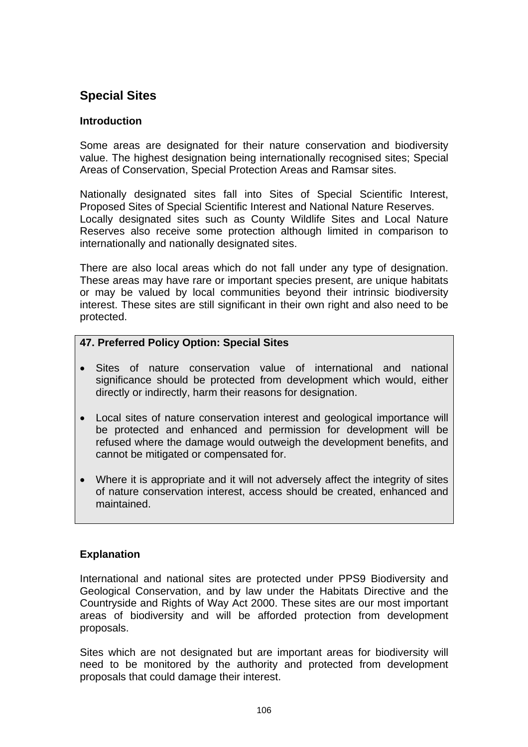## Special Sites

### Introduction

Some areas are designated for their nature conservation and biodiversity value. The highest designation being internationally recognised sites; Special Areas of Conservation, Special Protection Areas and Ramsar sites.

Nationally designated sites fall into Sites of Special Scientific Interest, Proposed Sites of Special Scientific Interest and National Nature Reserves.
Locally designated sites such as County Wildlife Sites and Local Nature Reserves also receive some protection although limited in comparison to internationally and nationally designated sites.

There are also local areas which do not fall under any type of designation. These areas may have rare or important species present, are unique habitats or may be valued by local communities beyond their intrinsic biodiversity interest. These sites are still significant in their own right and also need to be protected.

**47. Preferred Policy Option: Special Sites**

- Sites of nature conservation value of international and national significance should be protected from development which would, either directly or indirectly, harm their reasons for designation.

- Local sites of nature conservation interest and geological importance will be protected and enhanced and permission for development will be refused where the damage would outweigh the development benefits, and cannot be mitigated or compensated for.

- Where it is appropriate and it will not adversely affect the integrity of sites of nature conservation interest, access should be created, enhanced and maintained.

### Explanation

International and national sites are protected under PPS9 Biodiversity and Geological Conservation, and by law under the Habitats Directive and the Countryside and Rights of Way Act 2000. These sites are our most important areas of biodiversity and will be afforded protection from development proposals.

Sites which are not designated but are important areas for biodiversity will need to be monitored by the authority and protected from development proposals that could damage their interest.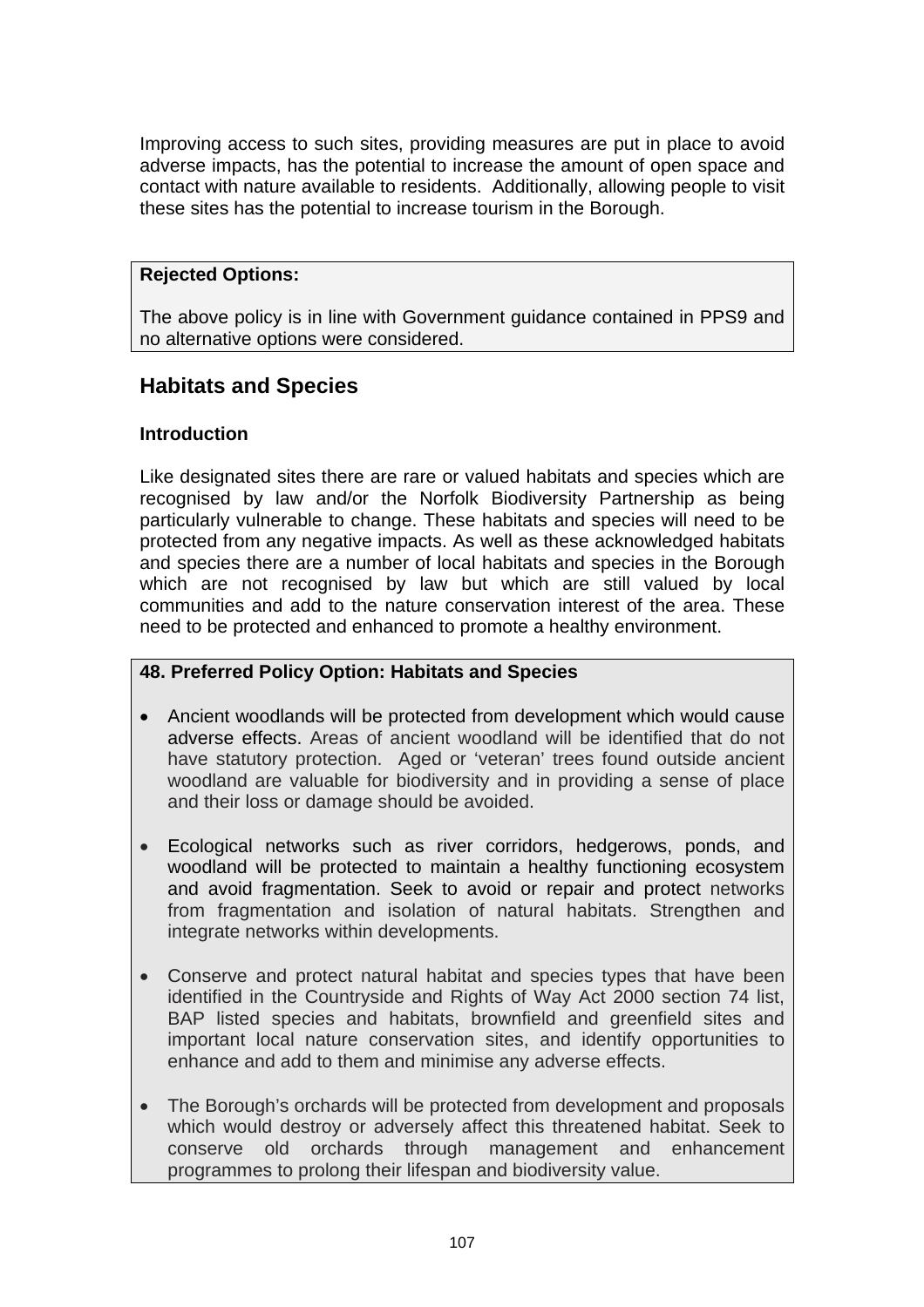Improving access to such sites, providing measures are put in place to avoid adverse impacts, has the potential to increase the amount of open space and contact with nature available to residents. Additionally, allowing people to visit these sites has the potential to increase tourism in the Borough.

**Rejected Options:**

The above policy is in line with Government guidance contained in PPS9 and no alternative options were considered.

## Habitats and Species

### Introduction

Like designated sites there are rare or valued habitats and species which are recognised by law and/or the Norfolk Biodiversity Partnership as being particularly vulnerable to change. These habitats and species will need to be protected from any negative impacts. As well as these acknowledged habitats and species there are a number of local habitats and species in the Borough which are not recognised by law but which are still valued by local communities and add to the nature conservation interest of the area. These need to be protected and enhanced to promote a healthy environment.

**48. Preferred Policy Option: Habitats and Species**

- Ancient woodlands will be protected from development which would cause adverse effects. Areas of ancient woodland will be identified that do not have statutory protection. Aged or 'veteran' trees found outside ancient woodland are valuable for biodiversity and in providing a sense of place and their loss or damage should be avoided.
- Ecological networks such as river corridors, hedgerows, ponds, and woodland will be protected to maintain a healthy functioning ecosystem and avoid fragmentation. Seek to avoid or repair and protect networks from fragmentation and isolation of natural habitats. Strengthen and integrate networks within developments.
- Conserve and protect natural habitat and species types that have been identified in the Countryside and Rights of Way Act 2000 section 74 list, BAP listed species and habitats, brownfield and greenfield sites and important local nature conservation sites, and identify opportunities to enhance and add to them and minimise any adverse effects.
- The Borough's orchards will be protected from development and proposals which would destroy or adversely affect this threatened habitat. Seek to conserve old orchards through management and enhancement programmes to prolong their lifespan and biodiversity value.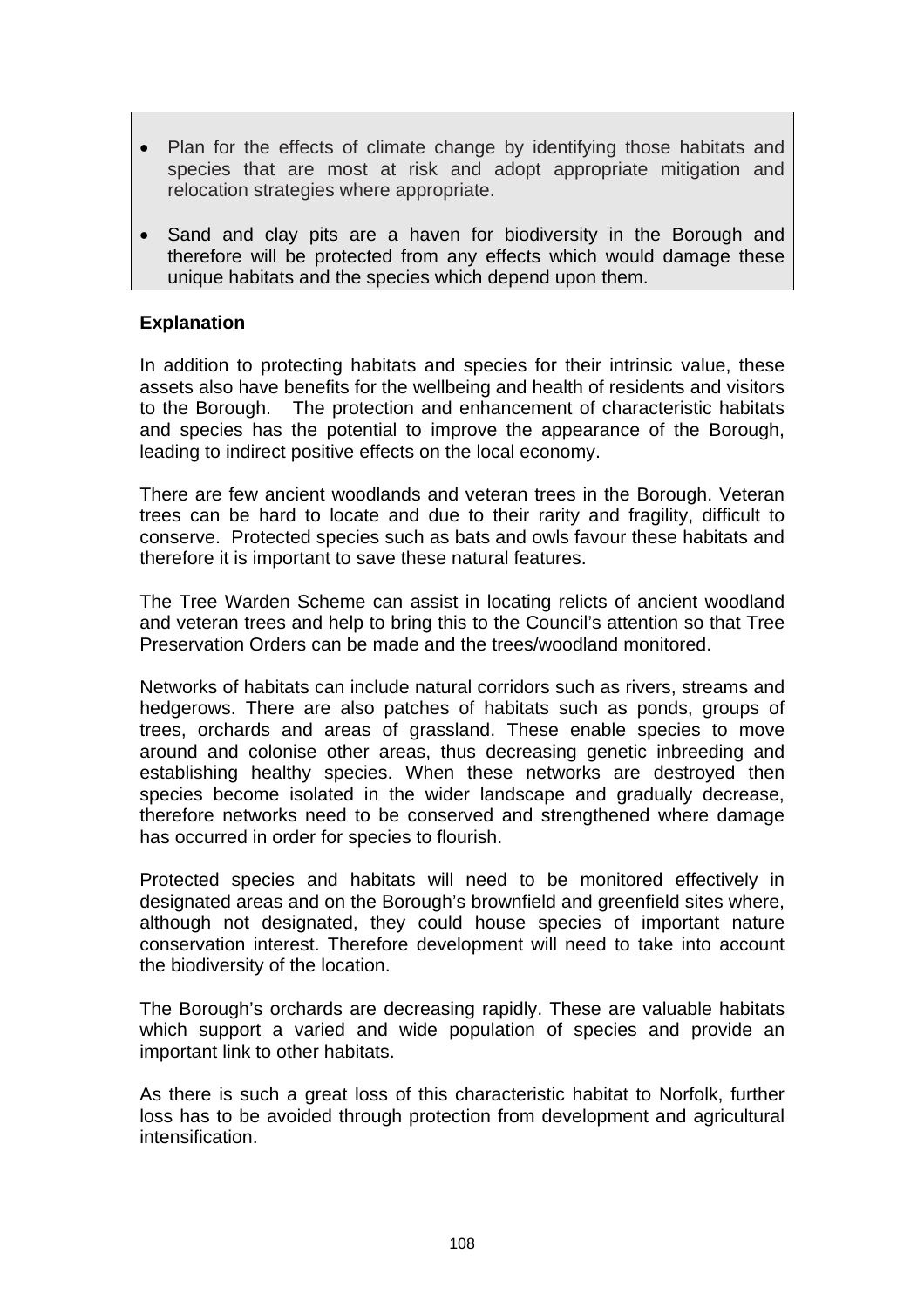- Plan for the effects of climate change by identifying those habitats and species that are most at risk and adopt appropriate mitigation and relocation strategies where appropriate.

- Sand and clay pits are a haven for biodiversity in the Borough and therefore will be protected from any effects which would damage these unique habitats and the species which depend upon them.

**Explanation**

In addition to protecting habitats and species for their intrinsic value, these assets also have benefits for the wellbeing and health of residents and visitors to the Borough. The protection and enhancement of characteristic habitats and species has the potential to improve the appearance of the Borough, leading to indirect positive effects on the local economy.

There are few ancient woodlands and veteran trees in the Borough. Veteran trees can be hard to locate and due to their rarity and fragility, difficult to conserve. Protected species such as bats and owls favour these habitats and therefore it is important to save these natural features.

The Tree Warden Scheme can assist in locating relicts of ancient woodland and veteran trees and help to bring this to the Council's attention so that Tree Preservation Orders can be made and the trees/woodland monitored.

Networks of habitats can include natural corridors such as rivers, streams and hedgerows. There are also patches of habitats such as ponds, groups of trees, orchards and areas of grassland. These enable species to move around and colonise other areas, thus decreasing genetic inbreeding and establishing healthy species. When these networks are destroyed then species become isolated in the wider landscape and gradually decrease, therefore networks need to be conserved and strengthened where damage has occurred in order for species to flourish.

Protected species and habitats will need to be monitored effectively in designated areas and on the Borough's brownfield and greenfield sites where, although not designated, they could house species of important nature conservation interest. Therefore development will need to take into account the biodiversity of the location.

The Borough's orchards are decreasing rapidly. These are valuable habitats which support a varied and wide population of species and provide an important link to other habitats.

As there is such a great loss of this characteristic habitat to Norfolk, further loss has to be avoided through protection from development and agricultural intensification.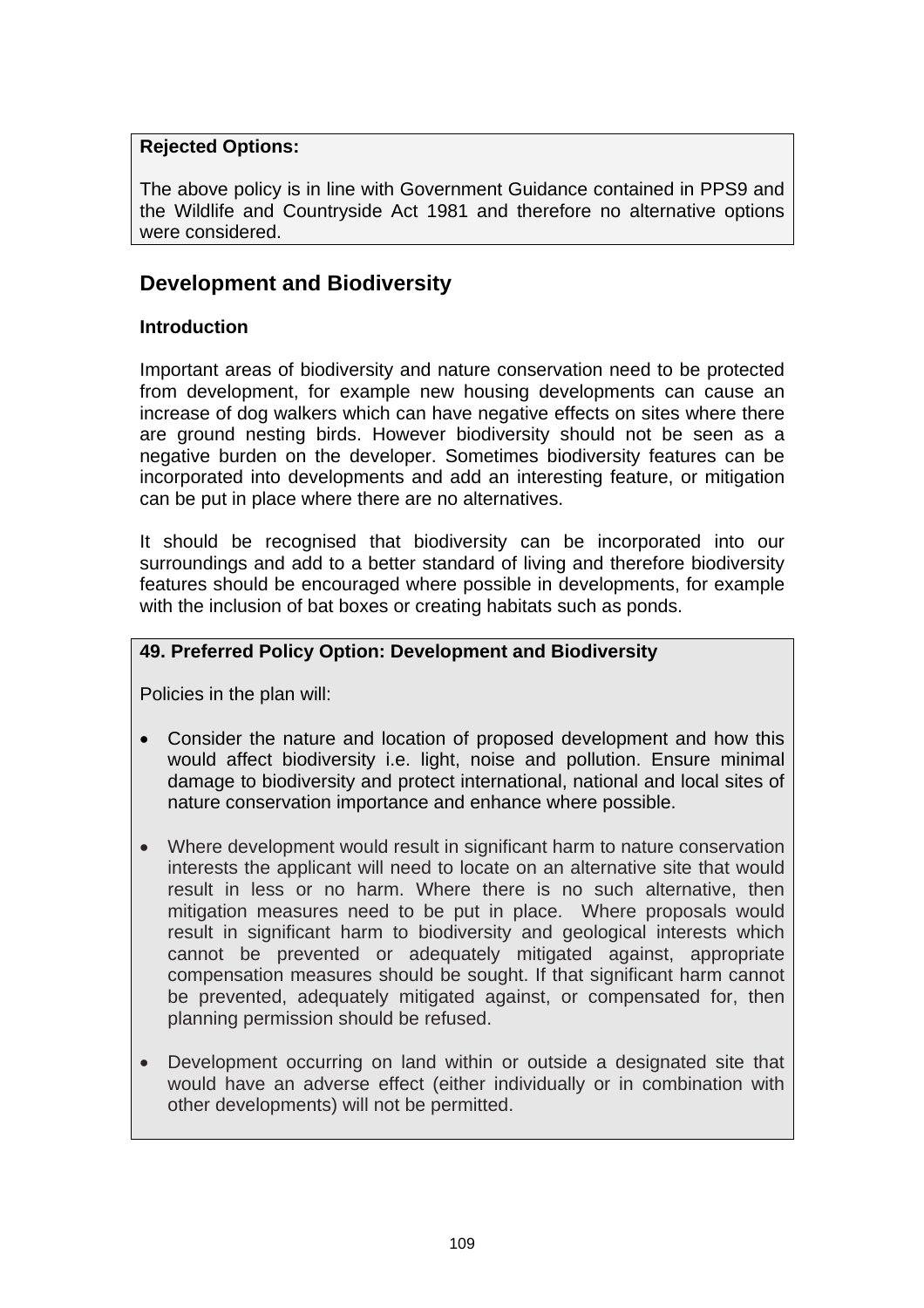**Rejected Options:**

The above policy is in line with Government Guidance contained in PPS9 and the Wildlife and Countryside Act 1981 and therefore no alternative options were considered.

## Development and Biodiversity

### Introduction

Important areas of biodiversity and nature conservation need to be protected from development, for example new housing developments can cause an increase of dog walkers which can have negative effects on sites where there are ground nesting birds. However biodiversity should not be seen as a negative burden on the developer. Sometimes biodiversity features can be incorporated into developments and add an interesting feature, or mitigation can be put in place where there are no alternatives.

It should be recognised that biodiversity can be incorporated into our surroundings and add to a better standard of living and therefore biodiversity features should be encouraged where possible in developments, for example with the inclusion of bat boxes or creating habitats such as ponds.

**49. Preferred Policy Option: Development and Biodiversity**

Policies in the plan will:

- Consider the nature and location of proposed development and how this would affect biodiversity i.e. light, noise and pollution. Ensure minimal damage to biodiversity and protect international, national and local sites of nature conservation importance and enhance where possible.
- Where development would result in significant harm to nature conservation interests the applicant will need to locate on an alternative site that would result in less or no harm. Where there is no such alternative, then mitigation measures need to be put in place. Where proposals would result in significant harm to biodiversity and geological interests which cannot be prevented or adequately mitigated against, appropriate compensation measures should be sought. If that significant harm cannot be prevented, adequately mitigated against, or compensated for, then planning permission should be refused.
- Development occurring on land within or outside a designated site that would have an adverse effect (either individually or in combination with other developments) will not be permitted.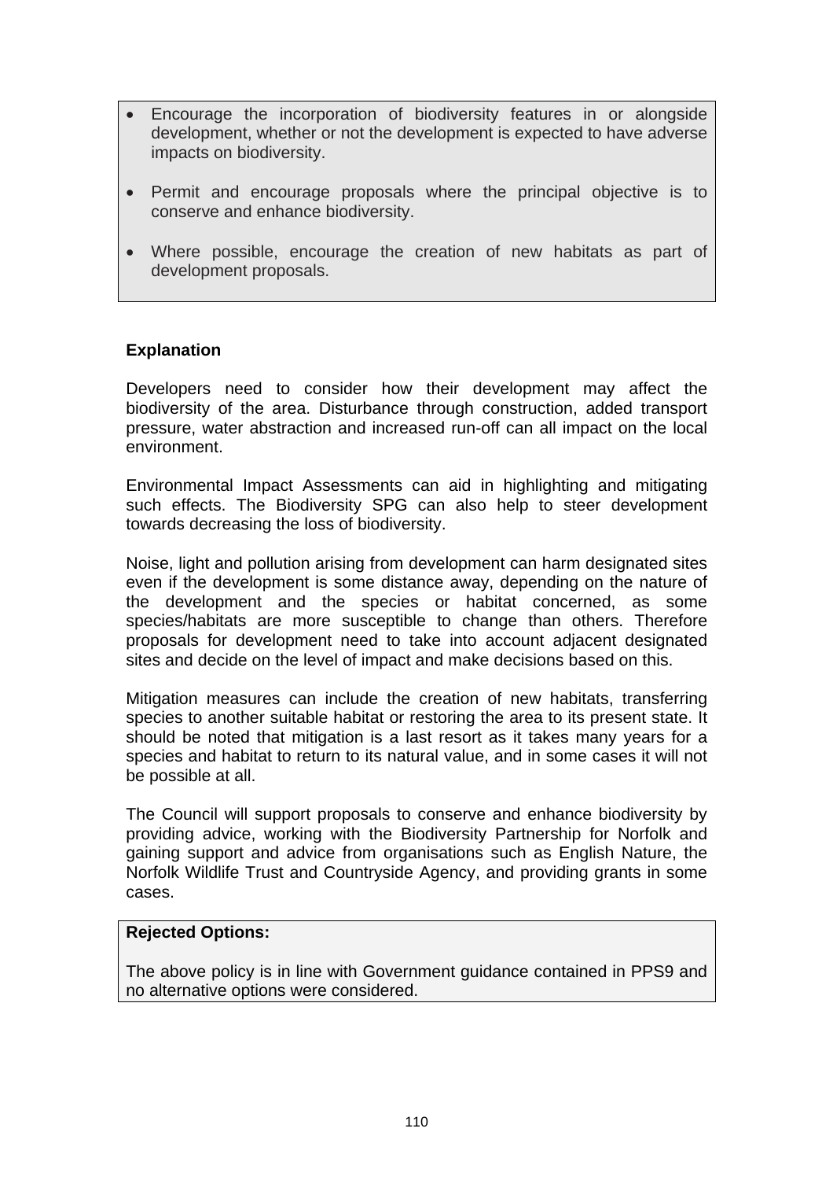- Encourage the incorporation of biodiversity features in or alongside development, whether or not the development is expected to have adverse impacts on biodiversity.
- Permit and encourage proposals where the principal objective is to conserve and enhance biodiversity.
- Where possible, encourage the creation of new habitats as part of development proposals.

**Explanation**

Developers need to consider how their development may affect the biodiversity of the area. Disturbance through construction, added transport pressure, water abstraction and increased run-off can all impact on the local environment.

Environmental Impact Assessments can aid in highlighting and mitigating such effects. The Biodiversity SPG can also help to steer development towards decreasing the loss of biodiversity.

Noise, light and pollution arising from development can harm designated sites even if the development is some distance away, depending on the nature of the development and the species or habitat concerned, as some species/habitats are more susceptible to change than others. Therefore proposals for development need to take into account adjacent designated sites and decide on the level of impact and make decisions based on this.

Mitigation measures can include the creation of new habitats, transferring species to another suitable habitat or restoring the area to its present state. It should be noted that mitigation is a last resort as it takes many years for a species and habitat to return to its natural value, and in some cases it will not be possible at all.

The Council will support proposals to conserve and enhance biodiversity by providing advice, working with the Biodiversity Partnership for Norfolk and gaining support and advice from organisations such as English Nature, the Norfolk Wildlife Trust and Countryside Agency, and providing grants in some cases.

**Rejected Options:**

The above policy is in line with Government guidance contained in PPS9 and no alternative options were considered.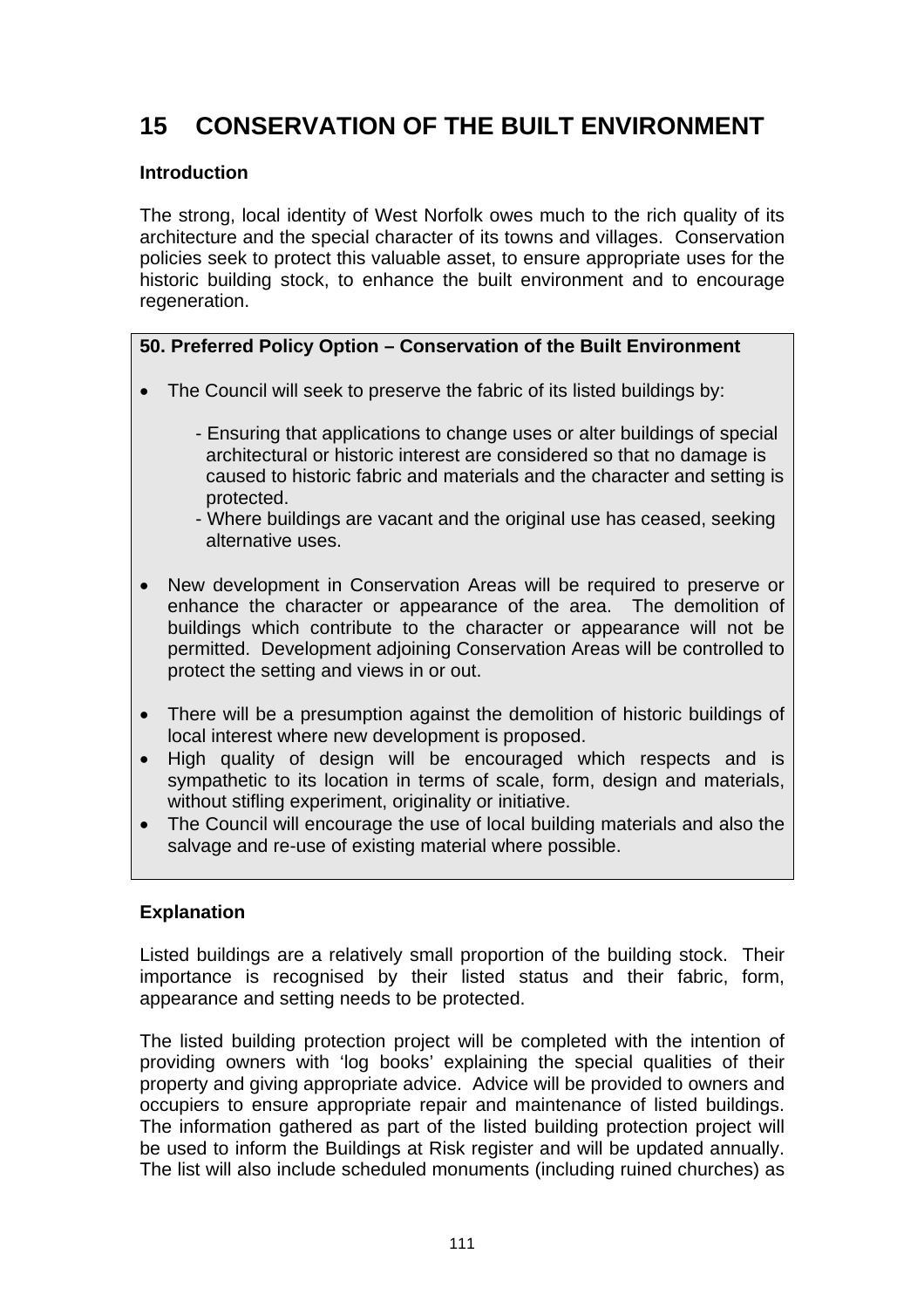# 15 CONSERVATION OF THE BUILT ENVIRONMENT

### Introduction

The strong, local identity of West Norfolk owes much to the rich quality of its architecture and the special character of its towns and villages. Conservation policies seek to protect this valuable asset, to ensure appropriate uses for the historic building stock, to enhance the built environment and to encourage regeneration.

**50. Preferred Policy Option – Conservation of the Built Environment**

- The Council will seek to preserve the fabric of its listed buildings by:
  - Ensuring that applications to change uses or alter buildings of special architectural or historic interest are considered so that no damage is caused to historic fabric and materials and the character and setting is protected.
  - Where buildings are vacant and the original use has ceased, seeking alternative uses.
- New development in Conservation Areas will be required to preserve or enhance the character or appearance of the area. The demolition of buildings which contribute to the character or appearance will not be permitted. Development adjoining Conservation Areas will be controlled to protect the setting and views in or out.
- There will be a presumption against the demolition of historic buildings of local interest where new development is proposed.
- High quality of design will be encouraged which respects and is sympathetic to its location in terms of scale, form, design and materials, without stifling experiment, originality or initiative.
- The Council will encourage the use of local building materials and also the salvage and re-use of existing material where possible.

### Explanation

Listed buildings are a relatively small proportion of the building stock. Their importance is recognised by their listed status and their fabric, form, appearance and setting needs to be protected.

The listed building protection project will be completed with the intention of providing owners with 'log books' explaining the special qualities of their property and giving appropriate advice. Advice will be provided to owners and occupiers to ensure appropriate repair and maintenance of listed buildings. The information gathered as part of the listed building protection project will be used to inform the Buildings at Risk register and will be updated annually. The list will also include scheduled monuments (including ruined churches) as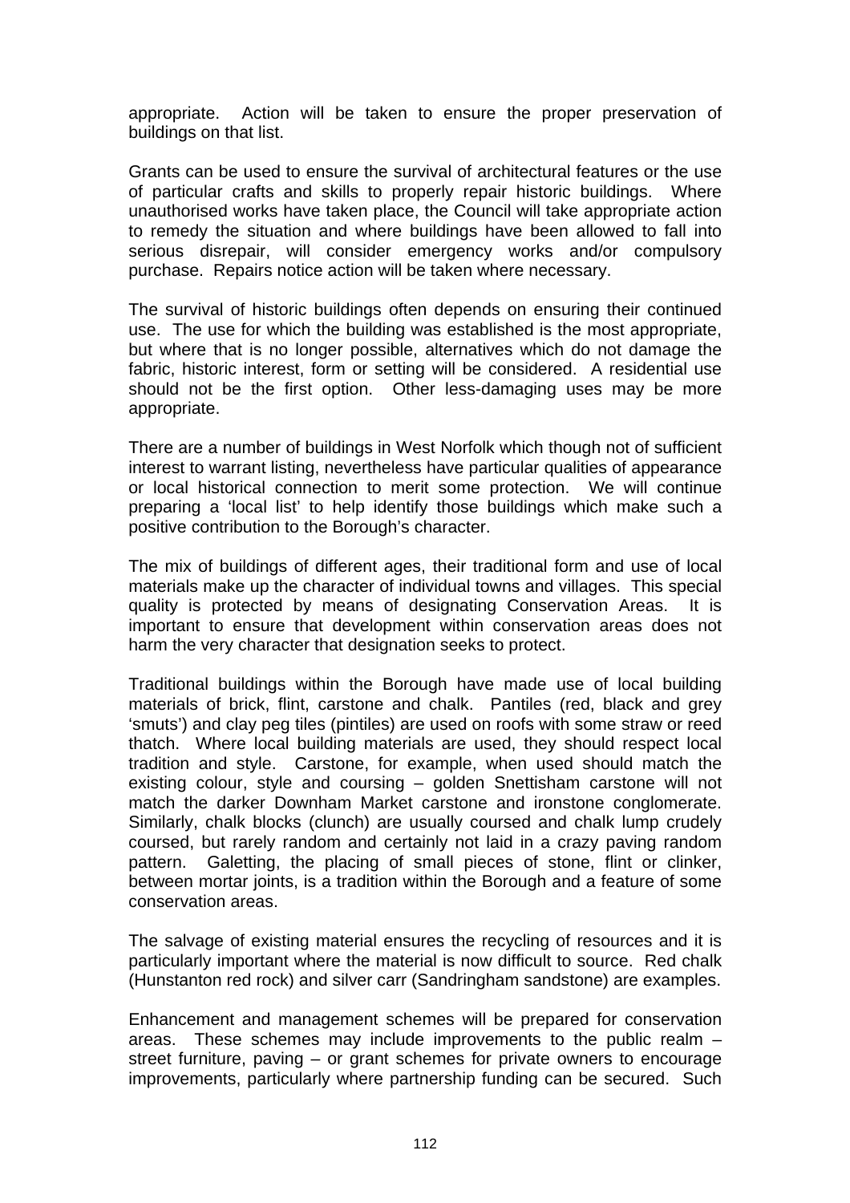appropriate. Action will be taken to ensure the proper preservation of buildings on that list.

Grants can be used to ensure the survival of architectural features or the use of particular crafts and skills to properly repair historic buildings. Where unauthorised works have taken place, the Council will take appropriate action to remedy the situation and where buildings have been allowed to fall into serious disrepair, will consider emergency works and/or compulsory purchase. Repairs notice action will be taken where necessary.

The survival of historic buildings often depends on ensuring their continued use. The use for which the building was established is the most appropriate, but where that is no longer possible, alternatives which do not damage the fabric, historic interest, form or setting will be considered. A residential use should not be the first option. Other less-damaging uses may be more appropriate.

There are a number of buildings in West Norfolk which though not of sufficient interest to warrant listing, nevertheless have particular qualities of appearance or local historical connection to merit some protection. We will continue preparing a 'local list' to help identify those buildings which make such a positive contribution to the Borough's character.

The mix of buildings of different ages, their traditional form and use of local materials make up the character of individual towns and villages. This special quality is protected by means of designating Conservation Areas. It is important to ensure that development within conservation areas does not harm the very character that designation seeks to protect.

Traditional buildings within the Borough have made use of local building materials of brick, flint, carstone and chalk. Pantiles (red, black and grey 'smuts') and clay peg tiles (pintiles) are used on roofs with some straw or reed thatch. Where local building materials are used, they should respect local tradition and style. Carstone, for example, when used should match the existing colour, style and coursing – golden Snettisham carstone will not match the darker Downham Market carstone and ironstone conglomerate. Similarly, chalk blocks (clunch) are usually coursed and chalk lump crudely coursed, but rarely random and certainly not laid in a crazy paving random pattern. Galetting, the placing of small pieces of stone, flint or clinker, between mortar joints, is a tradition within the Borough and a feature of some conservation areas.

The salvage of existing material ensures the recycling of resources and it is particularly important where the material is now difficult to source. Red chalk (Hunstanton red rock) and silver carr (Sandringham sandstone) are examples.

Enhancement and management schemes will be prepared for conservation areas. These schemes may include improvements to the public realm – street furniture, paving – or grant schemes for private owners to encourage improvements, particularly where partnership funding can be secured. Such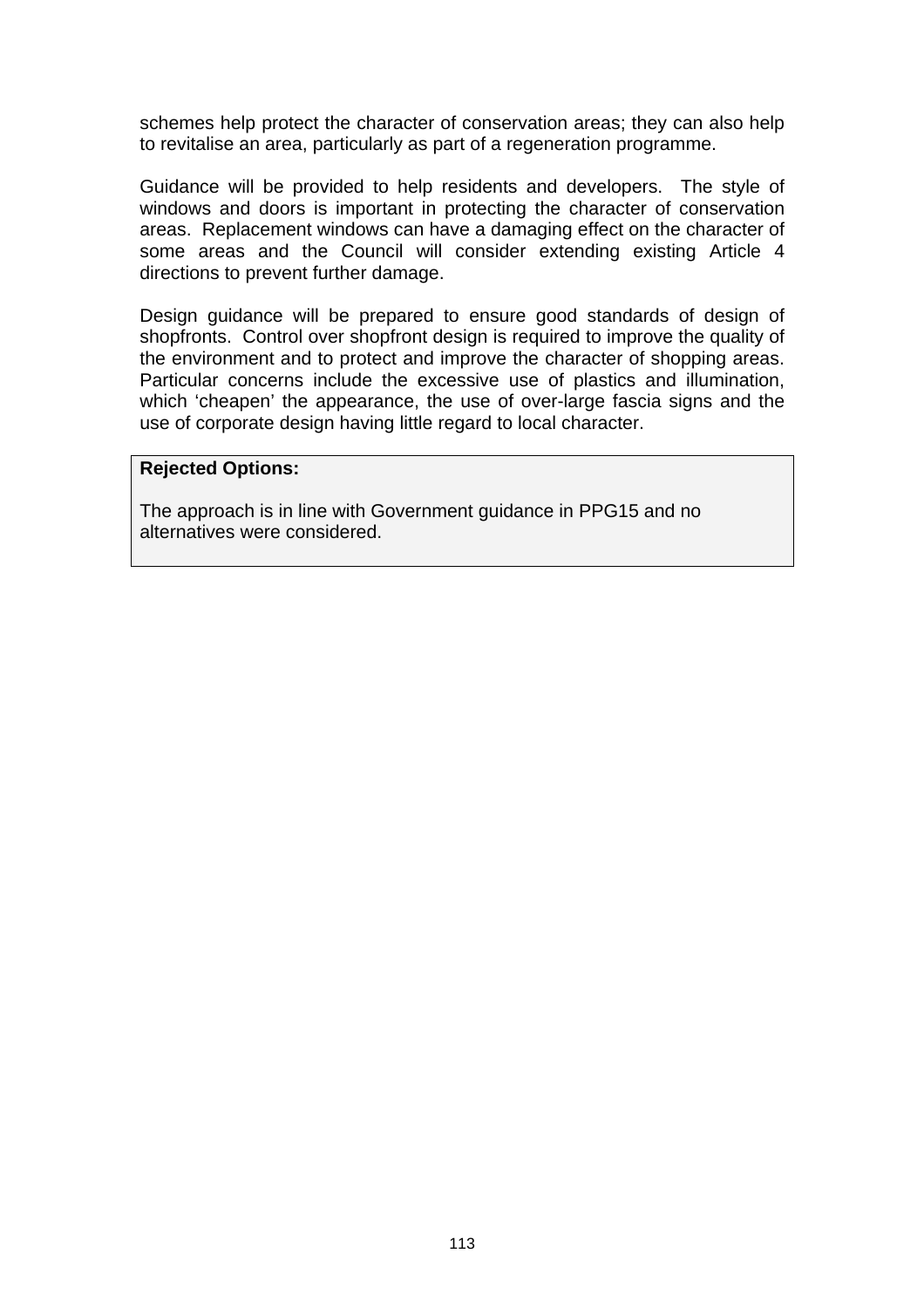schemes help protect the character of conservation areas; they can also help to revitalise an area, particularly as part of a regeneration programme.

Guidance will be provided to help residents and developers. The style of windows and doors is important in protecting the character of conservation areas. Replacement windows can have a damaging effect on the character of some areas and the Council will consider extending existing Article 4 directions to prevent further damage.

Design guidance will be prepared to ensure good standards of design of shopfronts. Control over shopfront design is required to improve the quality of the environment and to protect and improve the character of shopping areas. Particular concerns include the excessive use of plastics and illumination, which 'cheapen' the appearance, the use of over-large fascia signs and the use of corporate design having little regard to local character.

**Rejected Options:**

The approach is in line with Government guidance in PPG15 and no alternatives were considered.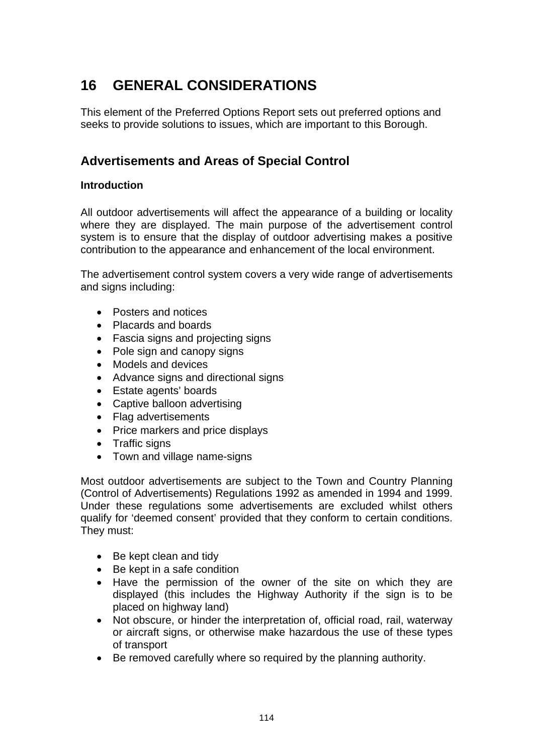# 16 GENERAL CONSIDERATIONS

This element of the Preferred Options Report sets out preferred options and seeks to provide solutions to issues, which are important to this Borough.

## Advertisements and Areas of Special Control

**Introduction**

All outdoor advertisements will affect the appearance of a building or locality where they are displayed. The main purpose of the advertisement control system is to ensure that the display of outdoor advertising makes a positive contribution to the appearance and enhancement of the local environment.

The advertisement control system covers a very wide range of advertisements and signs including:

- Posters and notices
- Placards and boards
- Fascia signs and projecting signs
- Pole sign and canopy signs
- Models and devices
- Advance signs and directional signs
- Estate agents' boards
- Captive balloon advertising
- Flag advertisements
- Price markers and price displays
- Traffic signs
- Town and village name-signs

Most outdoor advertisements are subject to the Town and Country Planning (Control of Advertisements) Regulations 1992 as amended in 1994 and 1999. Under these regulations some advertisements are excluded whilst others qualify for 'deemed consent' provided that they conform to certain conditions. They must:

- Be kept clean and tidy
- Be kept in a safe condition
- Have the permission of the owner of the site on which they are displayed (this includes the Highway Authority if the sign is to be placed on highway land)
- Not obscure, or hinder the interpretation of, official road, rail, waterway or aircraft signs, or otherwise make hazardous the use of these types of transport
- Be removed carefully where so required by the planning authority.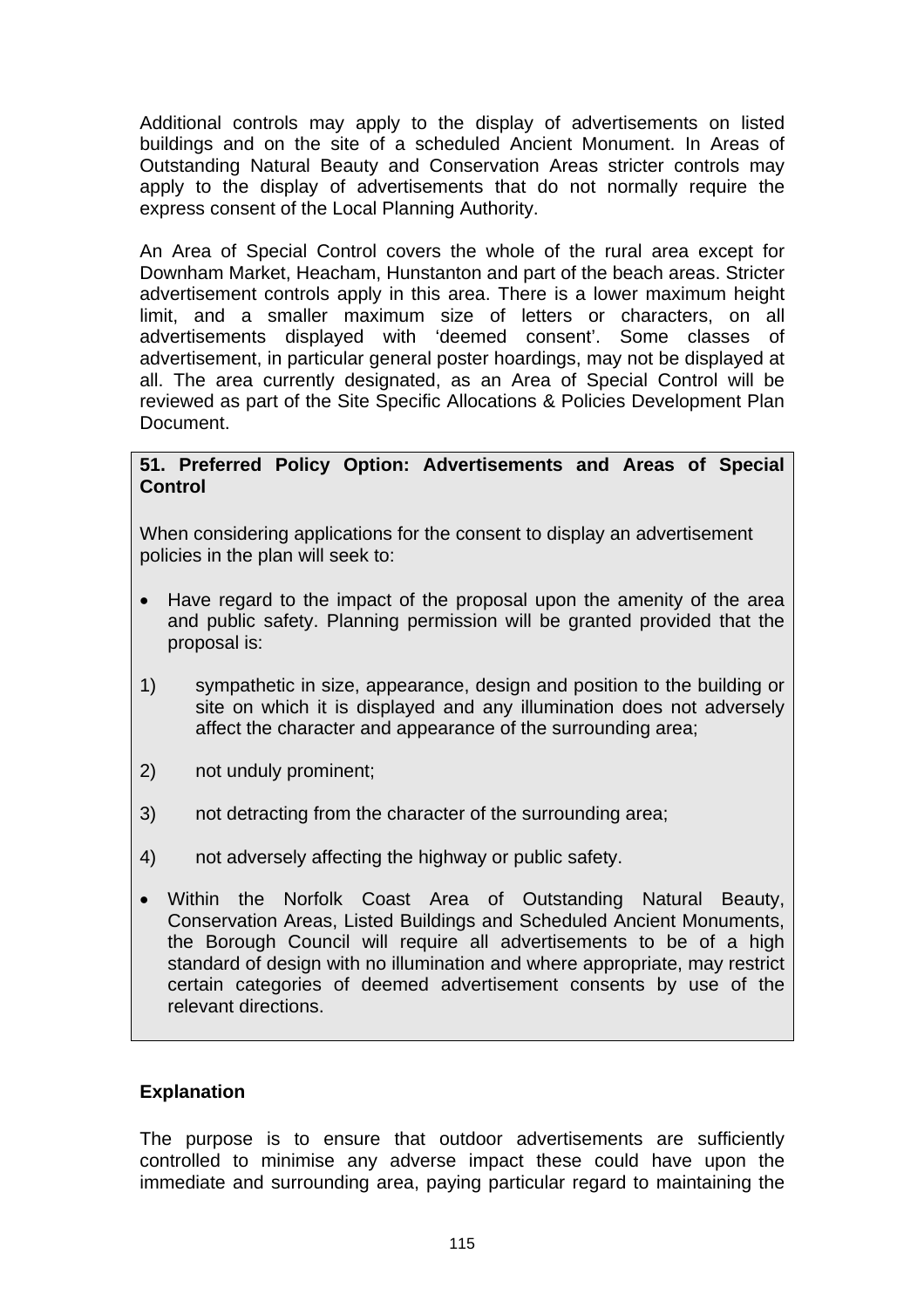Additional controls may apply to the display of advertisements on listed buildings and on the site of a scheduled Ancient Monument. In Areas of Outstanding Natural Beauty and Conservation Areas stricter controls may apply to the display of advertisements that do not normally require the express consent of the Local Planning Authority.

An Area of Special Control covers the whole of the rural area except for Downham Market, Heacham, Hunstanton and part of the beach areas. Stricter advertisement controls apply in this area. There is a lower maximum height limit, and a smaller maximum size of letters or characters, on all advertisements displayed with 'deemed consent'. Some classes of advertisement, in particular general poster hoardings, may not be displayed at all. The area currently designated, as an Area of Special Control will be reviewed as part of the Site Specific Allocations & Policies Development Plan Document.

**51. Preferred Policy Option: Advertisements and Areas of Special Control**

When considering applications for the consent to display an advertisement policies in the plan will seek to:

- Have regard to the impact of the proposal upon the amenity of the area and public safety. Planning permission will be granted provided that the proposal is:

1) sympathetic in size, appearance, design and position to the building or site on which it is displayed and any illumination does not adversely affect the character and appearance of the surrounding area;

2) not unduly prominent;

3) not detracting from the character of the surrounding area;

4) not adversely affecting the highway or public safety.

- Within the Norfolk Coast Area of Outstanding Natural Beauty, Conservation Areas, Listed Buildings and Scheduled Ancient Monuments, the Borough Council will require all advertisements to be of a high standard of design with no illumination and where appropriate, may restrict certain categories of deemed advertisement consents by use of the relevant directions.

**Explanation**

The purpose is to ensure that outdoor advertisements are sufficiently controlled to minimise any adverse impact these could have upon the immediate and surrounding area, paying particular regard to maintaining the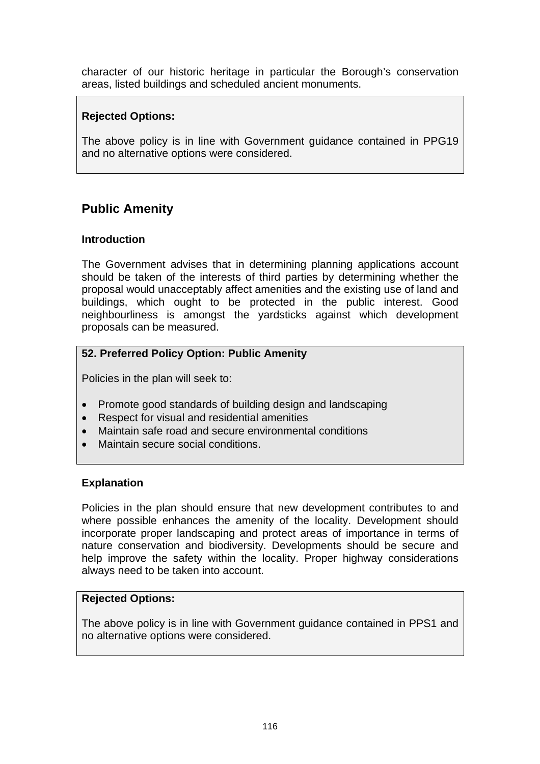character of our historic heritage in particular the Borough's conservation areas, listed buildings and scheduled ancient monuments.

**Rejected Options:**

The above policy is in line with Government guidance contained in PPG19 and no alternative options were considered.

## Public Amenity

### Introduction

The Government advises that in determining planning applications account should be taken of the interests of third parties by determining whether the proposal would unacceptably affect amenities and the existing use of land and buildings, which ought to be protected in the public interest. Good neighbourliness is amongst the yardsticks against which development proposals can be measured.

**52. Preferred Policy Option: Public Amenity**

Policies in the plan will seek to:

- Promote good standards of building design and landscaping
- Respect for visual and residential amenities
- Maintain safe road and secure environmental conditions
- Maintain secure social conditions.

### Explanation

Policies in the plan should ensure that new development contributes to and where possible enhances the amenity of the locality. Development should incorporate proper landscaping and protect areas of importance in terms of nature conservation and biodiversity. Developments should be secure and help improve the safety within the locality. Proper highway considerations always need to be taken into account.

**Rejected Options:**

The above policy is in line with Government guidance contained in PPS1 and no alternative options were considered.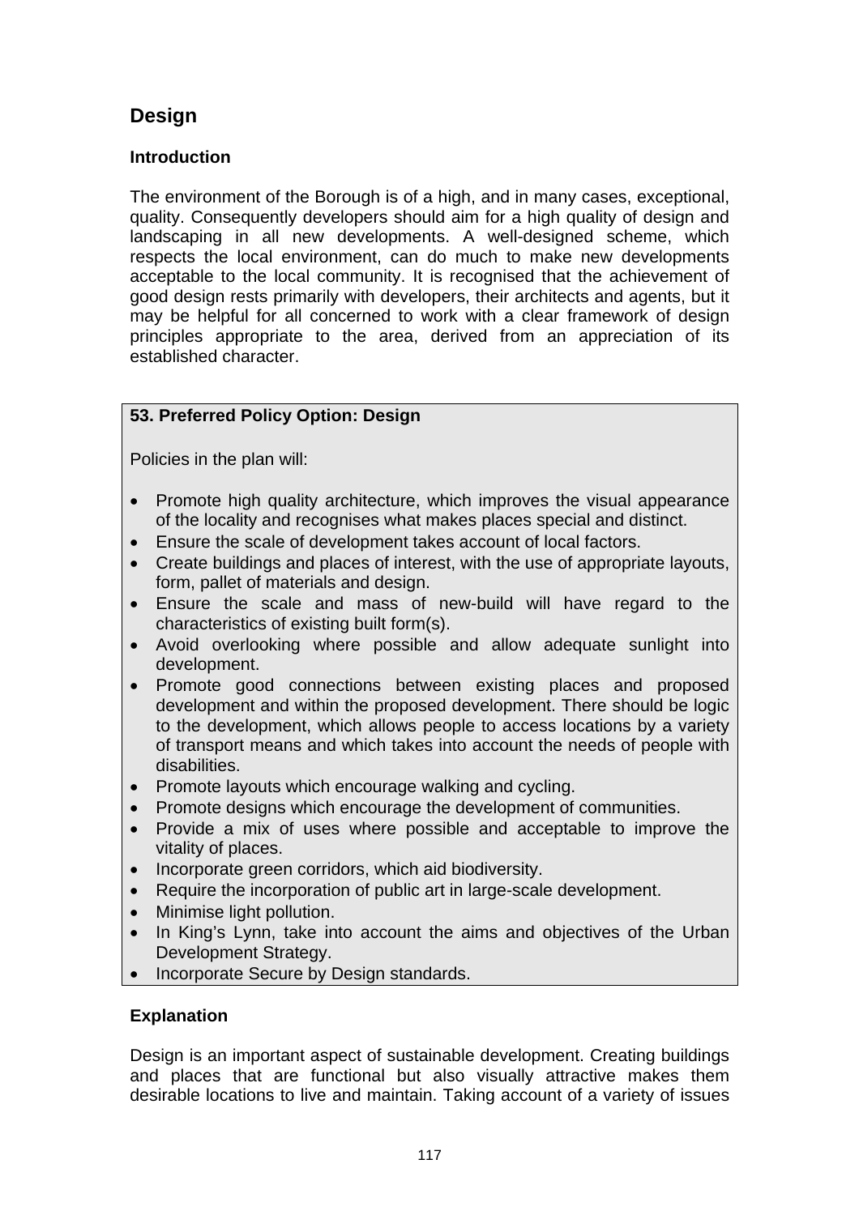## Design

### Introduction

The environment of the Borough is of a high, and in many cases, exceptional, quality. Consequently developers should aim for a high quality of design and landscaping in all new developments. A well-designed scheme, which respects the local environment, can do much to make new developments acceptable to the local community. It is recognised that the achievement of good design rests primarily with developers, their architects and agents, but it may be helpful for all concerned to work with a clear framework of design principles appropriate to the area, derived from an appreciation of its established character.

**53. Preferred Policy Option: Design**

Policies in the plan will:

- Promote high quality architecture, which improves the visual appearance of the locality and recognises what makes places special and distinct.
- Ensure the scale of development takes account of local factors.
- Create buildings and places of interest, with the use of appropriate layouts, form, pallet of materials and design.
- Ensure the scale and mass of new-build will have regard to the characteristics of existing built form(s).
- Avoid overlooking where possible and allow adequate sunlight into development.
- Promote good connections between existing places and proposed development and within the proposed development. There should be logic to the development, which allows people to access locations by a variety of transport means and which takes into account the needs of people with disabilities.
- Promote layouts which encourage walking and cycling.
- Promote designs which encourage the development of communities.
- Provide a mix of uses where possible and acceptable to improve the vitality of places.
- Incorporate green corridors, which aid biodiversity.
- Require the incorporation of public art in large-scale development.
- Minimise light pollution.
- In King's Lynn, take into account the aims and objectives of the Urban Development Strategy.
- Incorporate Secure by Design standards.

### Explanation

Design is an important aspect of sustainable development. Creating buildings and places that are functional but also visually attractive makes them desirable locations to live and maintain. Taking account of a variety of issues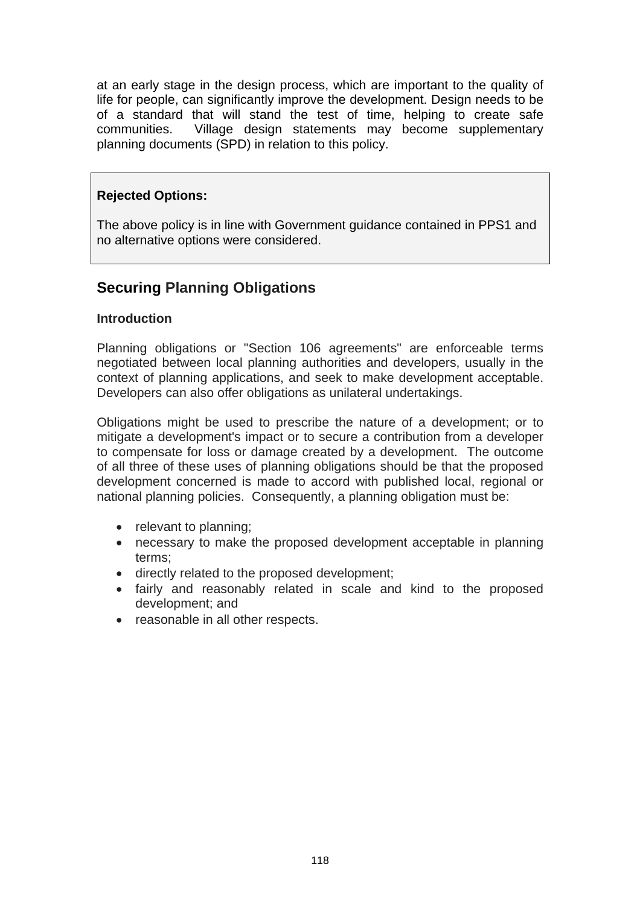at an early stage in the design process, which are important to the quality of life for people, can significantly improve the development. Design needs to be of a standard that will stand the test of time, helping to create safe communities. Village design statements may become supplementary planning documents (SPD) in relation to this policy.

**Rejected Options:**

The above policy is in line with Government guidance contained in PPS1 and no alternative options were considered.

## Securing Planning Obligations

**Introduction**

Planning obligations or "Section 106 agreements" are enforceable terms negotiated between local planning authorities and developers, usually in the context of planning applications, and seek to make development acceptable. Developers can also offer obligations as unilateral undertakings.

Obligations might be used to prescribe the nature of a development; or to mitigate a development's impact or to secure a contribution from a developer to compensate for loss or damage created by a development. The outcome of all three of these uses of planning obligations should be that the proposed development concerned is made to accord with published local, regional or national planning policies. Consequently, a planning obligation must be:

- relevant to planning;
- necessary to make the proposed development acceptable in planning terms;
- directly related to the proposed development;
- fairly and reasonably related in scale and kind to the proposed development; and
- reasonable in all other respects.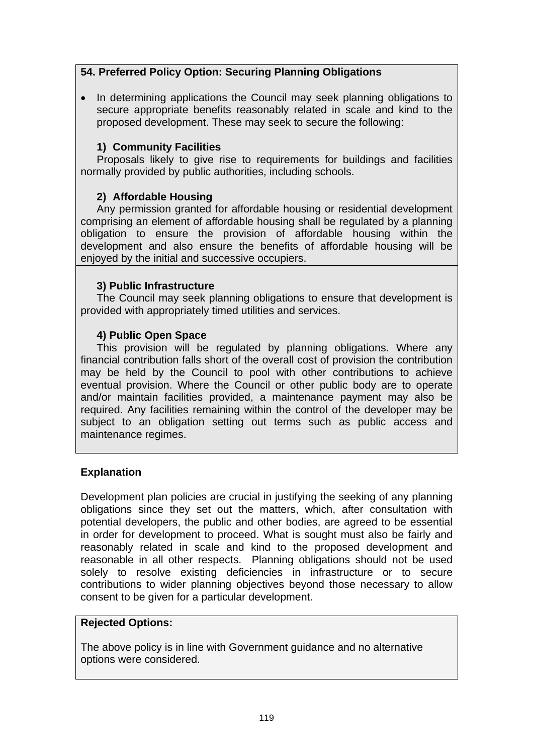**54. Preferred Policy Option: Securing Planning Obligations**

- In determining applications the Council may seek planning obligations to secure appropriate benefits reasonably related in scale and kind to the proposed development. These may seek to secure the following:

**1) Community Facilities**

Proposals likely to give rise to requirements for buildings and facilities normally provided by public authorities, including schools.

**2) Affordable Housing**

Any permission granted for affordable housing or residential development comprising an element of affordable housing shall be regulated by a planning obligation to ensure the provision of affordable housing within the development and also ensure the benefits of affordable housing will be enjoyed by the initial and successive occupiers.

**3) Public Infrastructure**

The Council may seek planning obligations to ensure that development is provided with appropriately timed utilities and services.

**4) Public Open Space**

This provision will be regulated by planning obligations. Where any financial contribution falls short of the overall cost of provision the contribution may be held by the Council to pool with other contributions to achieve eventual provision. Where the Council or other public body are to operate and/or maintain facilities provided, a maintenance payment may also be required. Any facilities remaining within the control of the developer may be subject to an obligation setting out terms such as public access and maintenance regimes.

**Explanation**

Development plan policies are crucial in justifying the seeking of any planning obligations since they set out the matters, which, after consultation with potential developers, the public and other bodies, are agreed to be essential in order for development to proceed. What is sought must also be fairly and reasonably related in scale and kind to the proposed development and reasonable in all other respects. Planning obligations should not be used solely to resolve existing deficiencies in infrastructure or to secure contributions to wider planning objectives beyond those necessary to allow consent to be given for a particular development.

**Rejected Options:**

The above policy is in line with Government guidance and no alternative options were considered.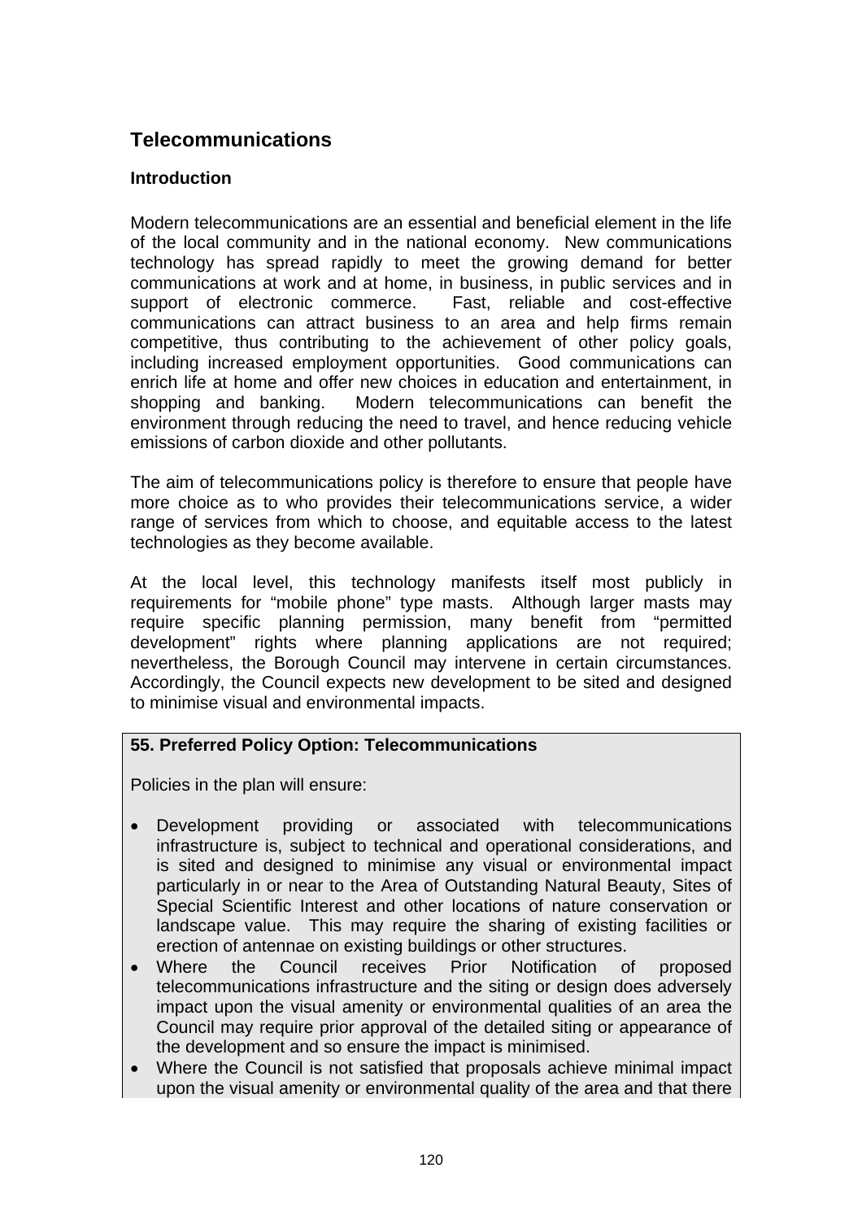## Telecommunications

### Introduction

Modern telecommunications are an essential and beneficial element in the life of the local community and in the national economy. New communications technology has spread rapidly to meet the growing demand for better communications at work and at home, in business, in public services and in support of electronic commerce. Fast, reliable and cost-effective communications can attract business to an area and help firms remain competitive, thus contributing to the achievement of other policy goals, including increased employment opportunities. Good communications can enrich life at home and offer new choices in education and entertainment, in shopping and banking. Modern telecommunications can benefit the environment through reducing the need to travel, and hence reducing vehicle emissions of carbon dioxide and other pollutants.

The aim of telecommunications policy is therefore to ensure that people have more choice as to who provides their telecommunications service, a wider range of services from which to choose, and equitable access to the latest technologies as they become available.

At the local level, this technology manifests itself most publicly in requirements for "mobile phone" type masts. Although larger masts may require specific planning permission, many benefit from "permitted development" rights where planning applications are not required; nevertheless, the Borough Council may intervene in certain circumstances. Accordingly, the Council expects new development to be sited and designed to minimise visual and environmental impacts.

**55. Preferred Policy Option: Telecommunications**

Policies in the plan will ensure:

- Development providing or associated with telecommunications infrastructure is, subject to technical and operational considerations, and is sited and designed to minimise any visual or environmental impact particularly in or near to the Area of Outstanding Natural Beauty, Sites of Special Scientific Interest and other locations of nature conservation or landscape value. This may require the sharing of existing facilities or erection of antennae on existing buildings or other structures.
- Where the Council receives Prior Notification of proposed telecommunications infrastructure and the siting or design does adversely impact upon the visual amenity or environmental qualities of an area the Council may require prior approval of the detailed siting or appearance of the development and so ensure the impact is minimised.
- Where the Council is not satisfied that proposals achieve minimal impact upon the visual amenity or environmental quality of the area and that there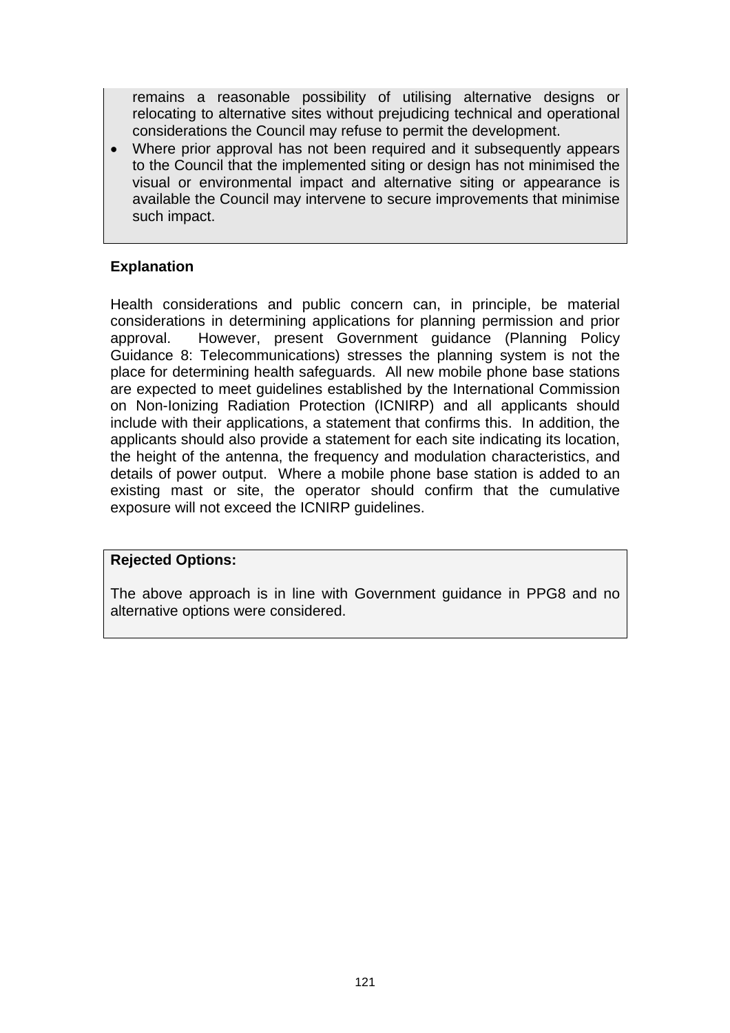remains a reasonable possibility of utilising alternative designs or relocating to alternative sites without prejudicing technical and operational considerations the Council may refuse to permit the development.

- Where prior approval has not been required and it subsequently appears to the Council that the implemented siting or design has not minimised the visual or environmental impact and alternative siting or appearance is available the Council may intervene to secure improvements that minimise such impact.

**Explanation**

Health considerations and public concern can, in principle, be material considerations in determining applications for planning permission and prior approval. However, present Government guidance (Planning Policy Guidance 8: Telecommunications) stresses the planning system is not the place for determining health safeguards. All new mobile phone base stations are expected to meet guidelines established by the International Commission on Non-Ionizing Radiation Protection (ICNIRP) and all applicants should include with their applications, a statement that confirms this. In addition, the applicants should also provide a statement for each site indicating its location, the height of the antenna, the frequency and modulation characteristics, and details of power output. Where a mobile phone base station is added to an existing mast or site, the operator should confirm that the cumulative exposure will not exceed the ICNIRP guidelines.

**Rejected Options:**

The above approach is in line with Government guidance in PPG8 and no alternative options were considered.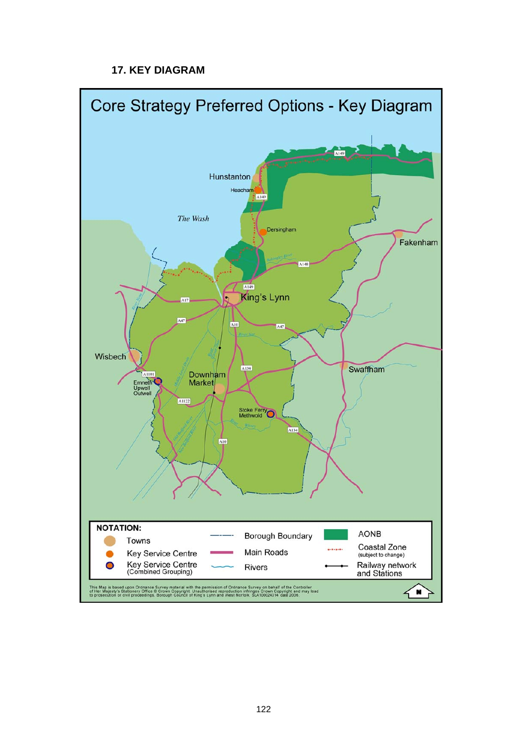## 17. KEY DIAGRAM

Core Strategy Preferred Options - Key Diagram

The Wash

Hunstanton
Heacham
Dersingham
Fakenham
King's Lynn
Wisbech
Downham Market
Emneth Upwell Outwell
Swaffham
Stoke Ferry Methwold

A149, A148, A17, A47, A10, A134, A1101, A1122

**NOTATION:**

- Towns
- Key Service Centre
- Key Service Centre (Combined Grouping)
- Borough Boundary
- Main Roads
- Rivers
- AONB
- Coastal Zone (subject to change)
- Railway network and Stations

This Map is based upon Ordnance Survey material with the permission of Ordnance Survey on behalf of the Controller of Her Majesty's Stationery Office © Crown Copyright. Unauthorised reproduction infringes Crown Copyright and may lead to prosecution or civil proceedings. Borough Council of King's Lynn and West Norfolk. SLA100024314 date 2006.

N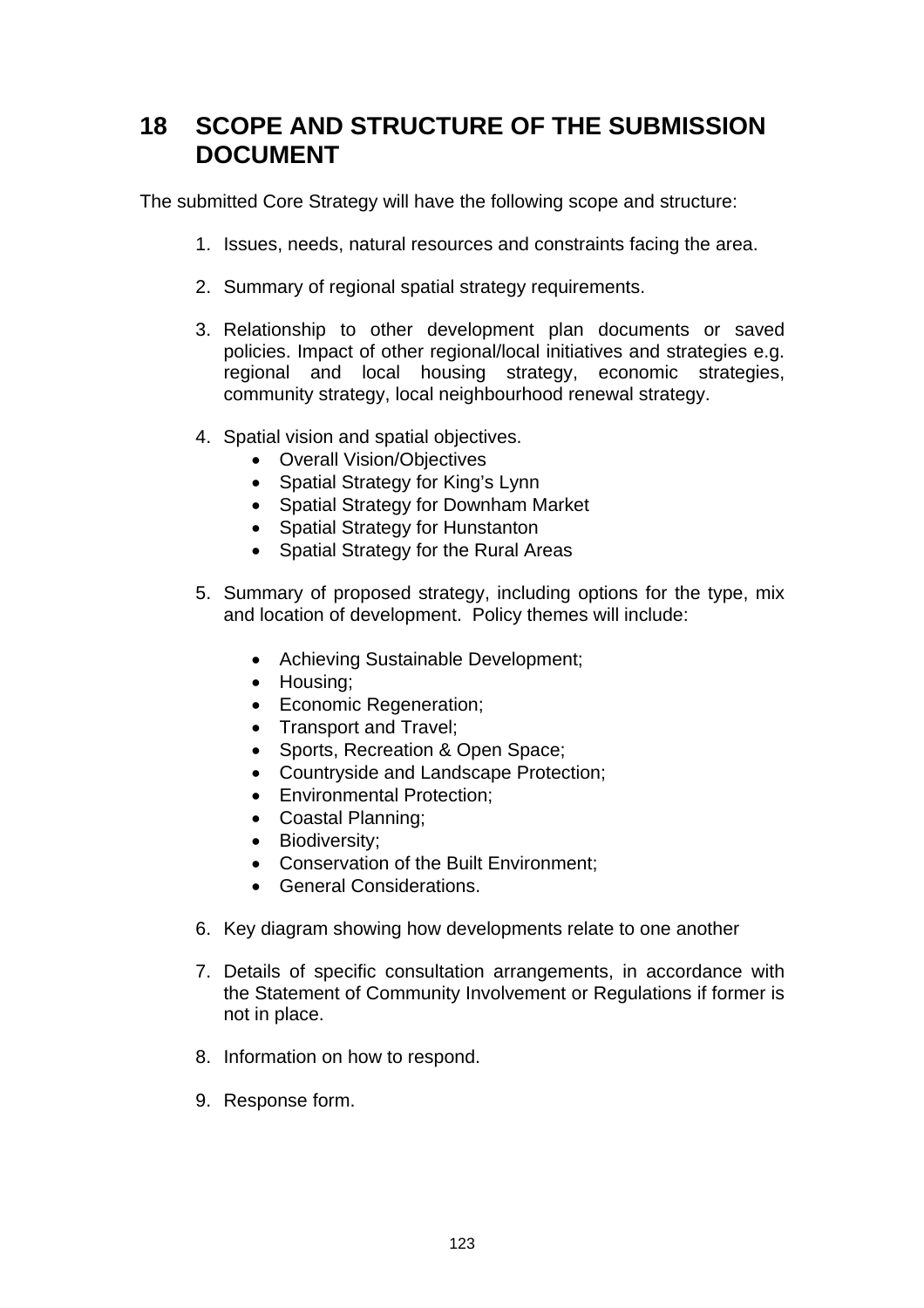# 18 SCOPE AND STRUCTURE OF THE SUBMISSION DOCUMENT

The submitted Core Strategy will have the following scope and structure:

1. Issues, needs, natural resources and constraints facing the area.

2. Summary of regional spatial strategy requirements.

3. Relationship to other development plan documents or saved policies. Impact of other regional/local initiatives and strategies e.g. regional and local housing strategy, economic strategies, community strategy, local neighbourhood renewal strategy.

4. Spatial vision and spatial objectives.
   - Overall Vision/Objectives
   - Spatial Strategy for King's Lynn
   - Spatial Strategy for Downham Market
   - Spatial Strategy for Hunstanton
   - Spatial Strategy for the Rural Areas

5. Summary of proposed strategy, including options for the type, mix and location of development. Policy themes will include:

   - Achieving Sustainable Development;
   - Housing;
   - Economic Regeneration;
   - Transport and Travel;
   - Sports, Recreation & Open Space;
   - Countryside and Landscape Protection;
   - Environmental Protection;
   - Coastal Planning;
   - Biodiversity;
   - Conservation of the Built Environment;
   - General Considerations.

6. Key diagram showing how developments relate to one another

7. Details of specific consultation arrangements, in accordance with the Statement of Community Involvement or Regulations if former is not in place.

8. Information on how to respond.

9. Response form.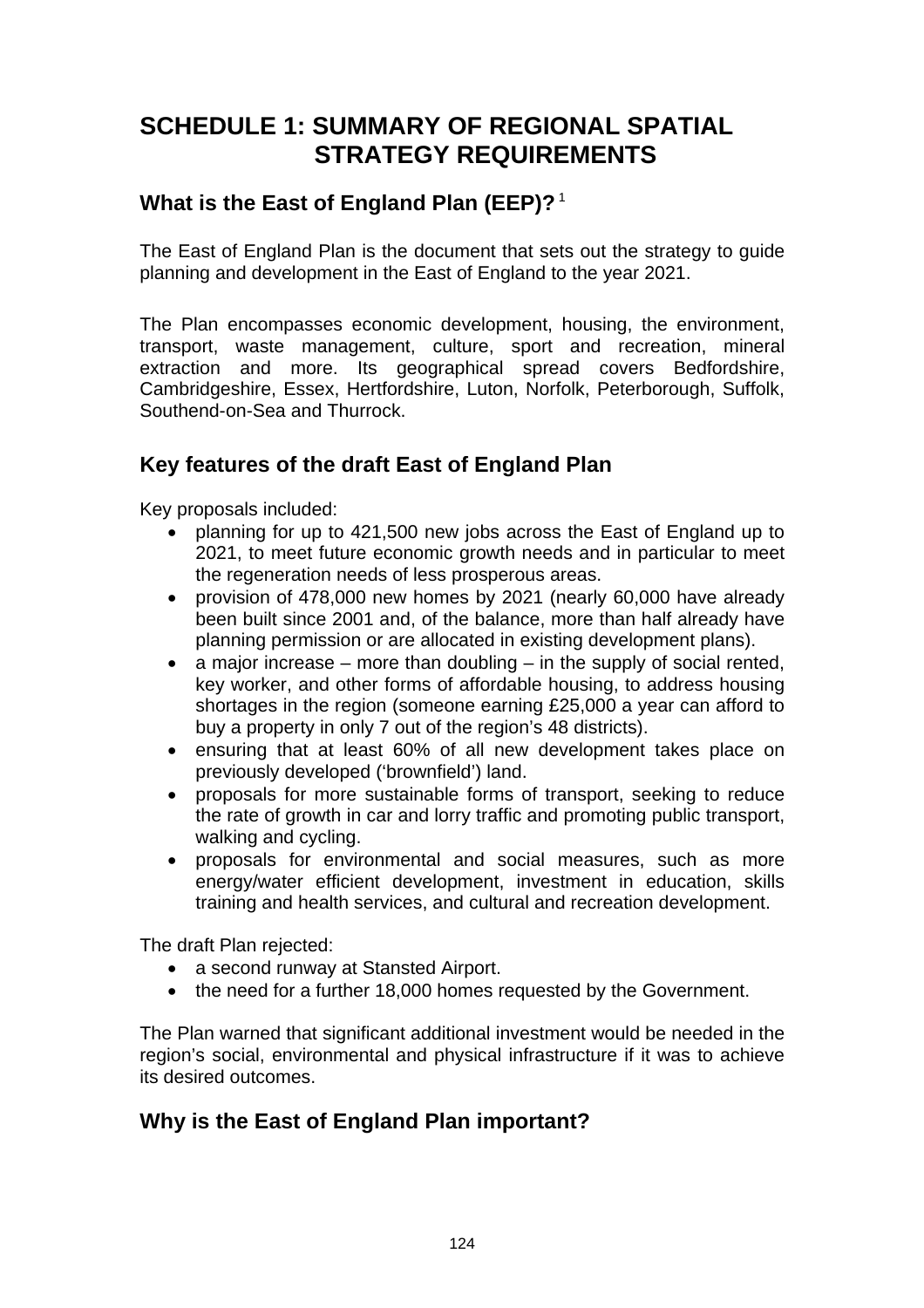# SCHEDULE 1: SUMMARY OF REGIONAL SPATIAL STRATEGY REQUIREMENTS

## What is the East of England Plan (EEP)? [1]

The East of England Plan is the document that sets out the strategy to guide planning and development in the East of England to the year 2021.

The Plan encompasses economic development, housing, the environment, transport, waste management, culture, sport and recreation, mineral extraction and more. Its geographical spread covers Bedfordshire, Cambridgeshire, Essex, Hertfordshire, Luton, Norfolk, Peterborough, Suffolk, Southend-on-Sea and Thurrock.

## Key features of the draft East of England Plan

Key proposals included:

- planning for up to 421,500 new jobs across the East of England up to 2021, to meet future economic growth needs and in particular to meet the regeneration needs of less prosperous areas.
- provision of 478,000 new homes by 2021 (nearly 60,000 have already been built since 2001 and, of the balance, more than half already have planning permission or are allocated in existing development plans).
- a major increase – more than doubling – in the supply of social rented, key worker, and other forms of affordable housing, to address housing shortages in the region (someone earning £25,000 a year can afford to buy a property in only 7 out of the region's 48 districts).
- ensuring that at least 60% of all new development takes place on previously developed ('brownfield') land.
- proposals for more sustainable forms of transport, seeking to reduce the rate of growth in car and lorry traffic and promoting public transport, walking and cycling.
- proposals for environmental and social measures, such as more energy/water efficient development, investment in education, skills training and health services, and cultural and recreation development.

The draft Plan rejected:

- a second runway at Stansted Airport.
- the need for a further 18,000 homes requested by the Government.

The Plan warned that significant additional investment would be needed in the region's social, environmental and physical infrastructure if it was to achieve its desired outcomes.

## Why is the East of England Plan important?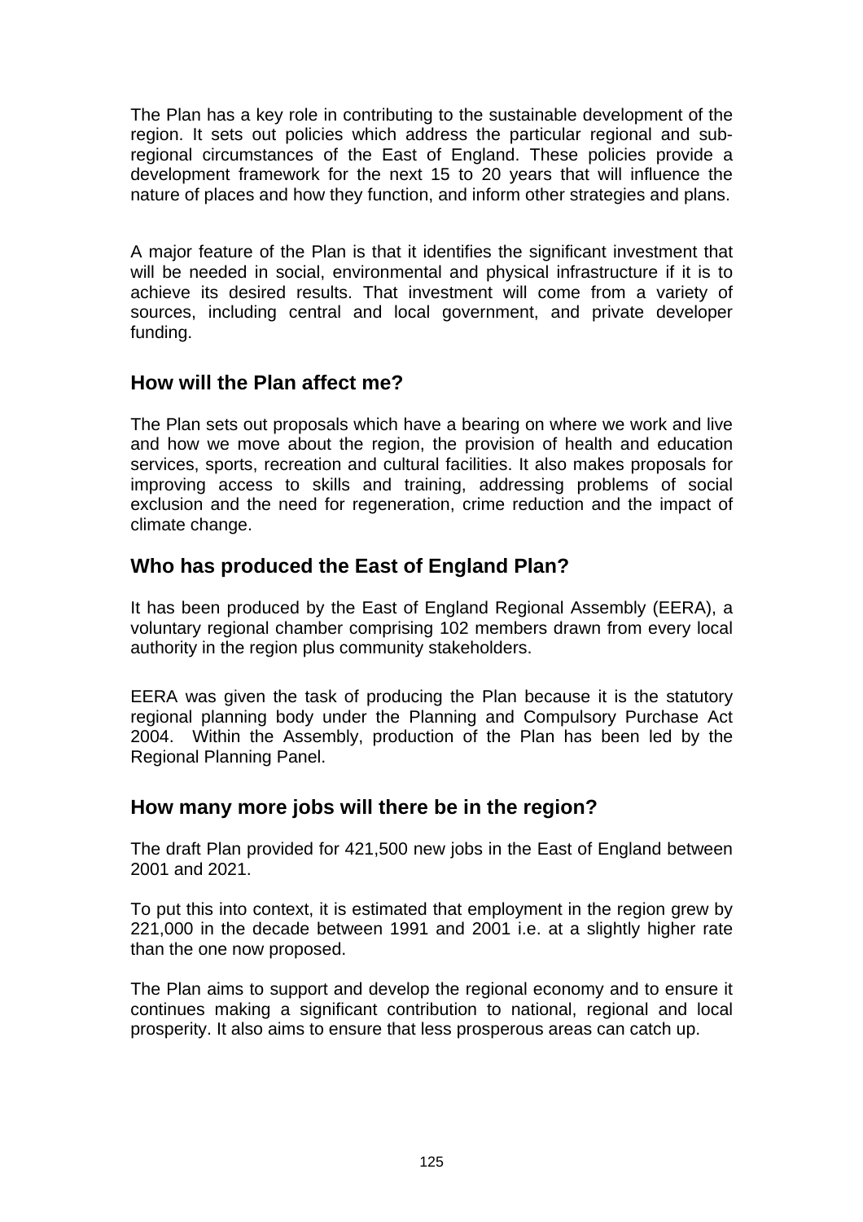The Plan has a key role in contributing to the sustainable development of the region. It sets out policies which address the particular regional and sub-regional circumstances of the East of England. These policies provide a development framework for the next 15 to 20 years that will influence the nature of places and how they function, and inform other strategies and plans.

A major feature of the Plan is that it identifies the significant investment that will be needed in social, environmental and physical infrastructure if it is to achieve its desired results. That investment will come from a variety of sources, including central and local government, and private developer funding.

## How will the Plan affect me?

The Plan sets out proposals which have a bearing on where we work and live and how we move about the region, the provision of health and education services, sports, recreation and cultural facilities. It also makes proposals for improving access to skills and training, addressing problems of social exclusion and the need for regeneration, crime reduction and the impact of climate change.

## Who has produced the East of England Plan?

It has been produced by the East of England Regional Assembly (EERA), a voluntary regional chamber comprising 102 members drawn from every local authority in the region plus community stakeholders.

EERA was given the task of producing the Plan because it is the statutory regional planning body under the Planning and Compulsory Purchase Act 2004. Within the Assembly, production of the Plan has been led by the Regional Planning Panel.

## How many more jobs will there be in the region?

The draft Plan provided for 421,500 new jobs in the East of England between 2001 and 2021.

To put this into context, it is estimated that employment in the region grew by 221,000 in the decade between 1991 and 2001 i.e. at a slightly higher rate than the one now proposed.

The Plan aims to support and develop the regional economy and to ensure it continues making a significant contribution to national, regional and local prosperity. It also aims to ensure that less prosperous areas can catch up.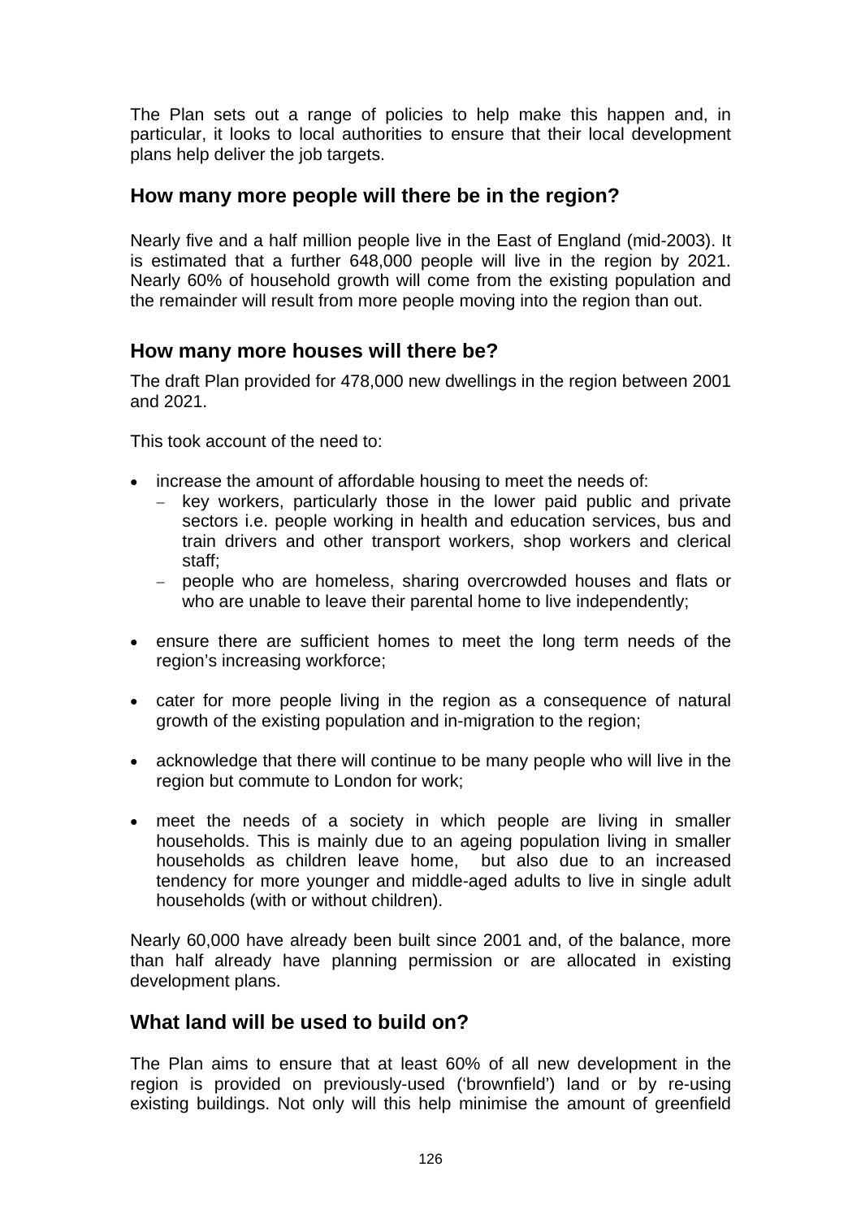The Plan sets out a range of policies to help make this happen and, in particular, it looks to local authorities to ensure that their local development plans help deliver the job targets.

## How many more people will there be in the region?

Nearly five and a half million people live in the East of England (mid-2003). It is estimated that a further 648,000 people will live in the region by 2021. Nearly 60% of household growth will come from the existing population and the remainder will result from more people moving into the region than out.

## How many more houses will there be?

The draft Plan provided for 478,000 new dwellings in the region between 2001 and 2021.

This took account of the need to:

- increase the amount of affordable housing to meet the needs of:
  - key workers, particularly those in the lower paid public and private sectors i.e. people working in health and education services, bus and train drivers and other transport workers, shop workers and clerical staff;
  - people who are homeless, sharing overcrowded houses and flats or who are unable to leave their parental home to live independently;
- ensure there are sufficient homes to meet the long term needs of the region's increasing workforce;
- cater for more people living in the region as a consequence of natural growth of the existing population and in-migration to the region;
- acknowledge that there will continue to be many people who will live in the region but commute to London for work;
- meet the needs of a society in which people are living in smaller households. This is mainly due to an ageing population living in smaller households as children leave home, but also due to an increased tendency for more younger and middle-aged adults to live in single adult households (with or without children).

Nearly 60,000 have already been built since 2001 and, of the balance, more than half already have planning permission or are allocated in existing development plans.

## What land will be used to build on?

The Plan aims to ensure that at least 60% of all new development in the region is provided on previously-used ('brownfield') land or by re-using existing buildings. Not only will this help minimise the amount of greenfield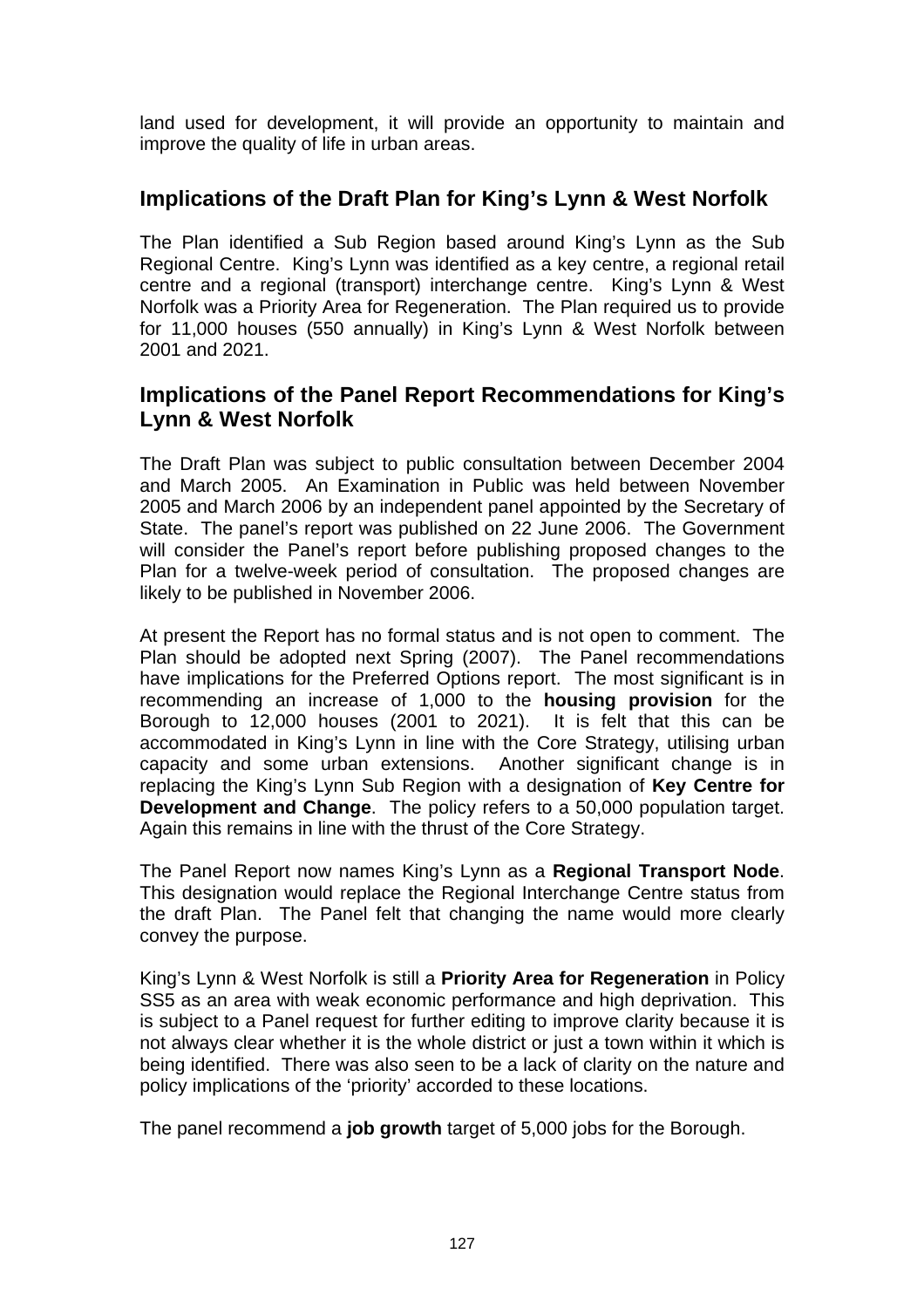land used for development, it will provide an opportunity to maintain and improve the quality of life in urban areas.

## Implications of the Draft Plan for King's Lynn & West Norfolk

The Plan identified a Sub Region based around King's Lynn as the Sub Regional Centre. King's Lynn was identified as a key centre, a regional retail centre and a regional (transport) interchange centre. King's Lynn & West Norfolk was a Priority Area for Regeneration. The Plan required us to provide for 11,000 houses (550 annually) in King's Lynn & West Norfolk between 2001 and 2021.

## Implications of the Panel Report Recommendations for King's Lynn & West Norfolk

The Draft Plan was subject to public consultation between December 2004 and March 2005. An Examination in Public was held between November 2005 and March 2006 by an independent panel appointed by the Secretary of State. The panel's report was published on 22 June 2006. The Government will consider the Panel's report before publishing proposed changes to the Plan for a twelve-week period of consultation. The proposed changes are likely to be published in November 2006.

At present the Report has no formal status and is not open to comment. The Plan should be adopted next Spring (2007). The Panel recommendations have implications for the Preferred Options report. The most significant is in recommending an increase of 1,000 to the **housing provision** for the Borough to 12,000 houses (2001 to 2021). It is felt that this can be accommodated in King's Lynn in line with the Core Strategy, utilising urban capacity and some urban extensions. Another significant change is in replacing the King's Lynn Sub Region with a designation of **Key Centre for Development and Change**. The policy refers to a 50,000 population target. Again this remains in line with the thrust of the Core Strategy.

The Panel Report now names King's Lynn as a **Regional Transport Node**. This designation would replace the Regional Interchange Centre status from the draft Plan. The Panel felt that changing the name would more clearly convey the purpose.

King's Lynn & West Norfolk is still a **Priority Area for Regeneration** in Policy SS5 as an area with weak economic performance and high deprivation. This is subject to a Panel request for further editing to improve clarity because it is not always clear whether it is the whole district or just a town within it which is being identified. There was also seen to be a lack of clarity on the nature and policy implications of the 'priority' accorded to these locations.

The panel recommend a **job growth** target of 5,000 jobs for the Borough.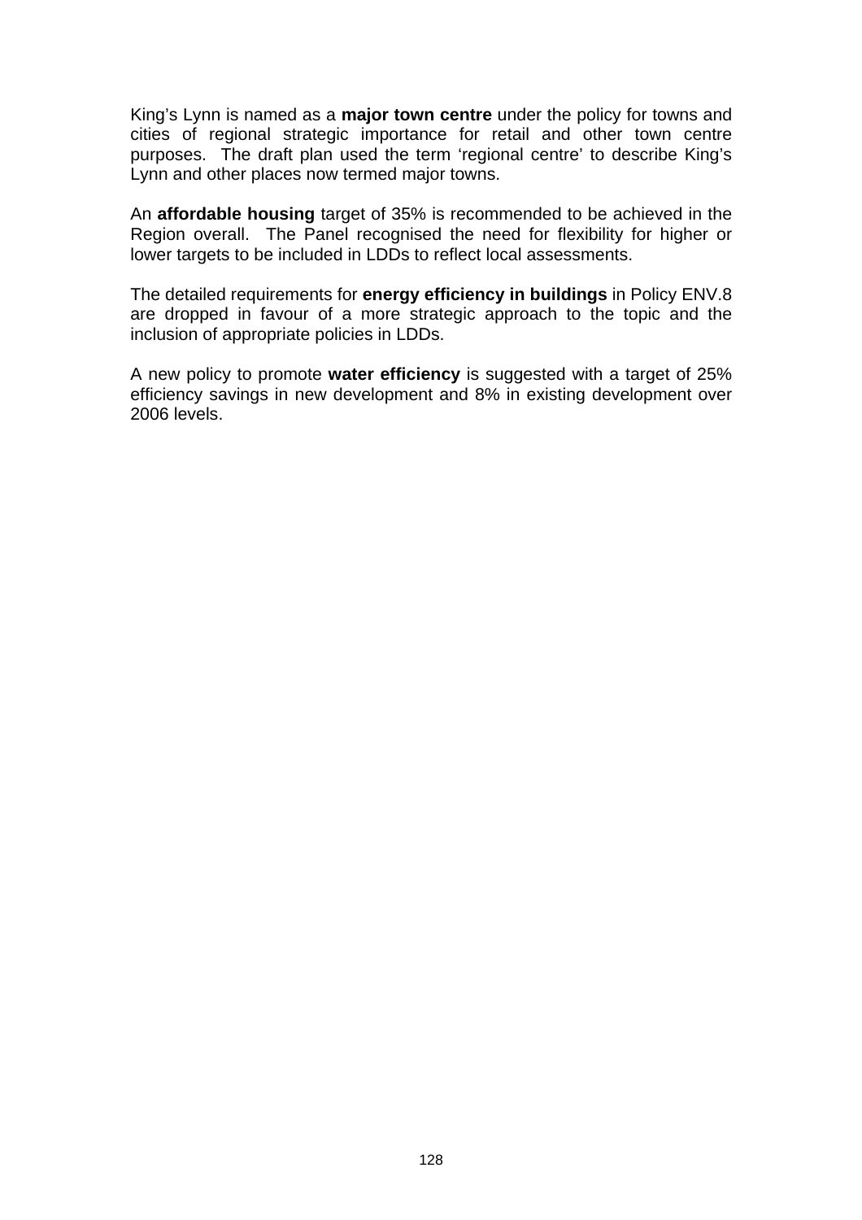King's Lynn is named as a **major town centre** under the policy for towns and cities of regional strategic importance for retail and other town centre purposes. The draft plan used the term 'regional centre' to describe King's Lynn and other places now termed major towns.

An **affordable housing** target of 35% is recommended to be achieved in the Region overall. The Panel recognised the need for flexibility for higher or lower targets to be included in LDDs to reflect local assessments.

The detailed requirements for **energy efficiency in buildings** in Policy ENV.8 are dropped in favour of a more strategic approach to the topic and the inclusion of appropriate policies in LDDs.

A new policy to promote **water efficiency** is suggested with a target of 25% efficiency savings in new development and 8% in existing development over 2006 levels.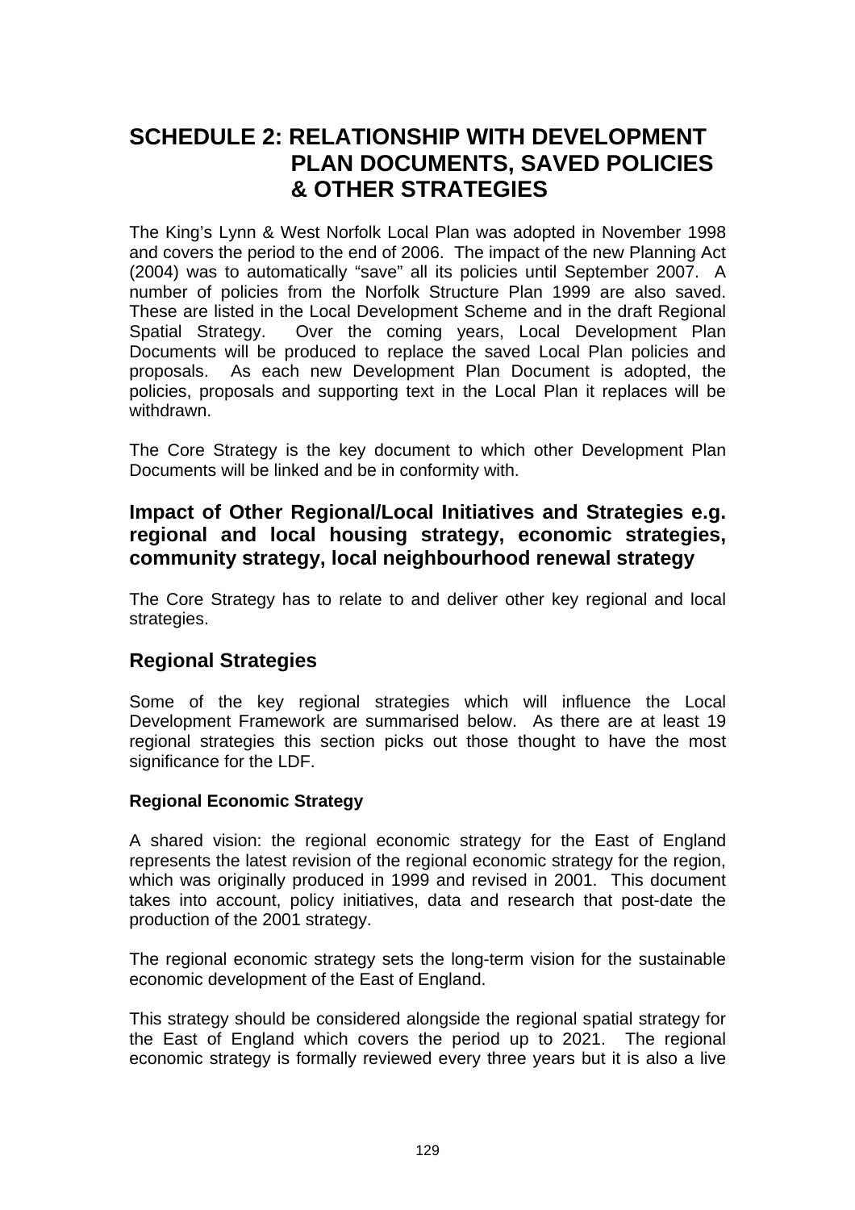# SCHEDULE 2: RELATIONSHIP WITH DEVELOPMENT PLAN DOCUMENTS, SAVED POLICIES & OTHER STRATEGIES

The King's Lynn & West Norfolk Local Plan was adopted in November 1998 and covers the period to the end of 2006. The impact of the new Planning Act (2004) was to automatically "save" all its policies until September 2007. A number of policies from the Norfolk Structure Plan 1999 are also saved. These are listed in the Local Development Scheme and in the draft Regional Spatial Strategy. Over the coming years, Local Development Plan Documents will be produced to replace the saved Local Plan policies and proposals. As each new Development Plan Document is adopted, the policies, proposals and supporting text in the Local Plan it replaces will be withdrawn.

The Core Strategy is the key document to which other Development Plan Documents will be linked and be in conformity with.

## Impact of Other Regional/Local Initiatives and Strategies e.g. regional and local housing strategy, economic strategies, community strategy, local neighbourhood renewal strategy

The Core Strategy has to relate to and deliver other key regional and local strategies.

## Regional Strategies

Some of the key regional strategies which will influence the Local Development Framework are summarised below. As there are at least 19 regional strategies this section picks out those thought to have the most significance for the LDF.

#### Regional Economic Strategy

A shared vision: the regional economic strategy for the East of England represents the latest revision of the regional economic strategy for the region, which was originally produced in 1999 and revised in 2001. This document takes into account, policy initiatives, data and research that post-date the production of the 2001 strategy.

The regional economic strategy sets the long-term vision for the sustainable economic development of the East of England.

This strategy should be considered alongside the regional spatial strategy for the East of England which covers the period up to 2021. The regional economic strategy is formally reviewed every three years but it is also a live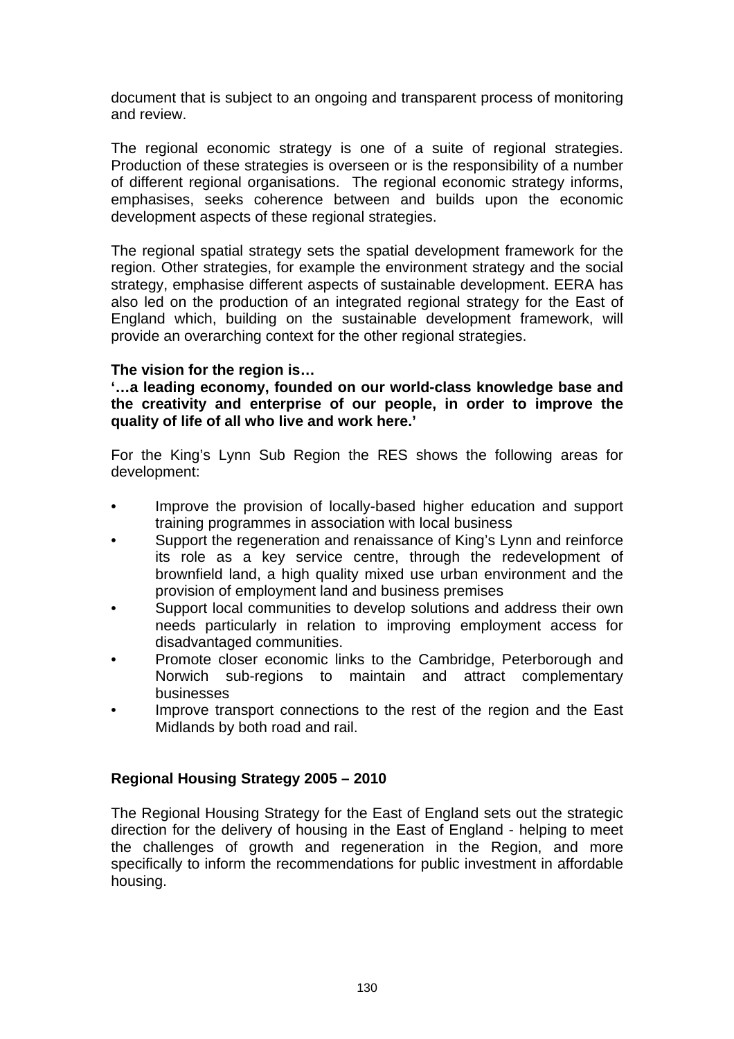document that is subject to an ongoing and transparent process of monitoring and review.

The regional economic strategy is one of a suite of regional strategies. Production of these strategies is overseen or is the responsibility of a number of different regional organisations. The regional economic strategy informs, emphasises, seeks coherence between and builds upon the economic development aspects of these regional strategies.

The regional spatial strategy sets the spatial development framework for the region. Other strategies, for example the environment strategy and the social strategy, emphasise different aspects of sustainable development. EERA has also led on the production of an integrated regional strategy for the East of England which, building on the sustainable development framework, will provide an overarching context for the other regional strategies.

**The vision for the region is…**
**'…a leading economy, founded on our world-class knowledge base and the creativity and enterprise of our people, in order to improve the quality of life of all who live and work here.'**

For the King's Lynn Sub Region the RES shows the following areas for development:

- Improve the provision of locally-based higher education and support training programmes in association with local business
- Support the regeneration and renaissance of King's Lynn and reinforce its role as a key service centre, through the redevelopment of brownfield land, a high quality mixed use urban environment and the provision of employment land and business premises
- Support local communities to develop solutions and address their own needs particularly in relation to improving employment access for disadvantaged communities.
- Promote closer economic links to the Cambridge, Peterborough and Norwich sub-regions to maintain and attract complementary businesses
- Improve transport connections to the rest of the region and the East Midlands by both road and rail.

**Regional Housing Strategy 2005 – 2010**

The Regional Housing Strategy for the East of England sets out the strategic direction for the delivery of housing in the East of England - helping to meet the challenges of growth and regeneration in the Region, and more specifically to inform the recommendations for public investment in affordable housing.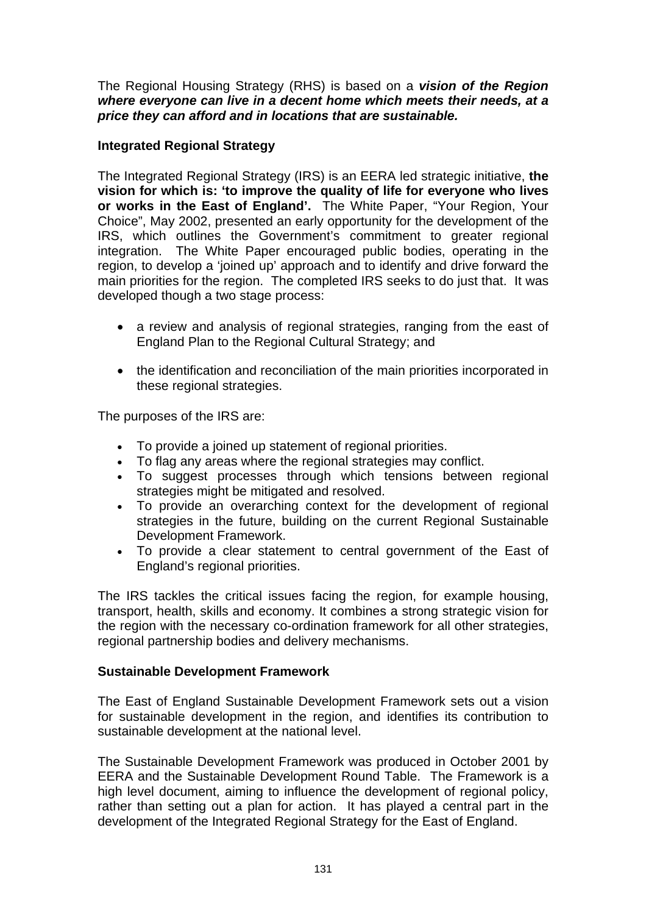The Regional Housing Strategy (RHS) is based on a ***vision of the Region where everyone can live in a decent home which meets their needs, at a price they can afford and in locations that are sustainable.***

**Integrated Regional Strategy**

The Integrated Regional Strategy (IRS) is an EERA led strategic initiative, **the vision for which is: 'to improve the quality of life for everyone who lives or works in the East of England'.** The White Paper, "Your Region, Your Choice", May 2002, presented an early opportunity for the development of the IRS, which outlines the Government's commitment to greater regional integration. The White Paper encouraged public bodies, operating in the region, to develop a 'joined up' approach and to identify and drive forward the main priorities for the region. The completed IRS seeks to do just that. It was developed though a two stage process:

- a review and analysis of regional strategies, ranging from the east of England Plan to the Regional Cultural Strategy; and
- the identification and reconciliation of the main priorities incorporated in these regional strategies.

The purposes of the IRS are:

- To provide a joined up statement of regional priorities.
- To flag any areas where the regional strategies may conflict.
- To suggest processes through which tensions between regional strategies might be mitigated and resolved.
- To provide an overarching context for the development of regional strategies in the future, building on the current Regional Sustainable Development Framework.
- To provide a clear statement to central government of the East of England's regional priorities.

The IRS tackles the critical issues facing the region, for example housing, transport, health, skills and economy. It combines a strong strategic vision for the region with the necessary co-ordination framework for all other strategies, regional partnership bodies and delivery mechanisms.

**Sustainable Development Framework**

The East of England Sustainable Development Framework sets out a vision for sustainable development in the region, and identifies its contribution to sustainable development at the national level.

The Sustainable Development Framework was produced in October 2001 by EERA and the Sustainable Development Round Table. The Framework is a high level document, aiming to influence the development of regional policy, rather than setting out a plan for action. It has played a central part in the development of the Integrated Regional Strategy for the East of England.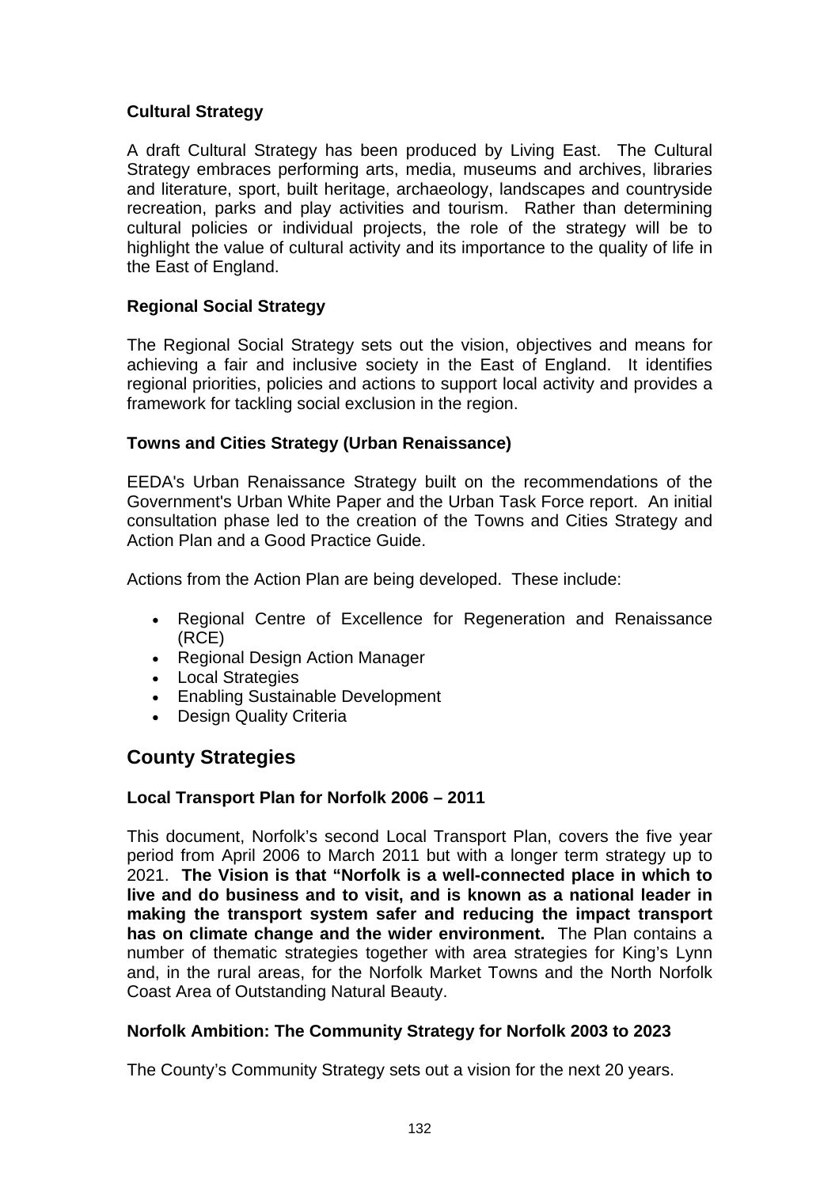### Cultural Strategy

A draft Cultural Strategy has been produced by Living East. The Cultural Strategy embraces performing arts, media, museums and archives, libraries and literature, sport, built heritage, archaeology, landscapes and countryside recreation, parks and play activities and tourism. Rather than determining cultural policies or individual projects, the role of the strategy will be to highlight the value of cultural activity and its importance to the quality of life in the East of England.

### Regional Social Strategy

The Regional Social Strategy sets out the vision, objectives and means for achieving a fair and inclusive society in the East of England. It identifies regional priorities, policies and actions to support local activity and provides a framework for tackling social exclusion in the region.

### Towns and Cities Strategy (Urban Renaissance)

EEDA's Urban Renaissance Strategy built on the recommendations of the Government's Urban White Paper and the Urban Task Force report. An initial consultation phase led to the creation of the Towns and Cities Strategy and Action Plan and a Good Practice Guide.

Actions from the Action Plan are being developed. These include:

- Regional Centre of Excellence for Regeneration and Renaissance (RCE)
- Regional Design Action Manager
- Local Strategies
- Enabling Sustainable Development
- Design Quality Criteria

## County Strategies

### Local Transport Plan for Norfolk 2006 – 2011

This document, Norfolk's second Local Transport Plan, covers the five year period from April 2006 to March 2011 but with a longer term strategy up to 2021. **The Vision is that "Norfolk is a well-connected place in which to live and do business and to visit, and is known as a national leader in making the transport system safer and reducing the impact transport has on climate change and the wider environment.** The Plan contains a number of thematic strategies together with area strategies for King's Lynn and, in the rural areas, for the Norfolk Market Towns and the North Norfolk Coast Area of Outstanding Natural Beauty.

### Norfolk Ambition: The Community Strategy for Norfolk 2003 to 2023

The County's Community Strategy sets out a vision for the next 20 years.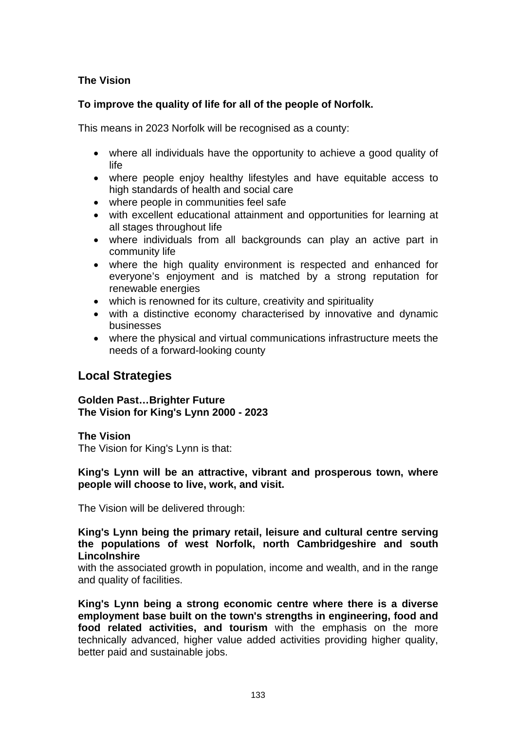**The Vision**

**To improve the quality of life for all of the people of Norfolk.**

This means in 2023 Norfolk will be recognised as a county:

- where all individuals have the opportunity to achieve a good quality of life
- where people enjoy healthy lifestyles and have equitable access to high standards of health and social care
- where people in communities feel safe
- with excellent educational attainment and opportunities for learning at all stages throughout life
- where individuals from all backgrounds can play an active part in community life
- where the high quality environment is respected and enhanced for everyone's enjoyment and is matched by a strong reputation for renewable energies
- which is renowned for its culture, creativity and spirituality
- with a distinctive economy characterised by innovative and dynamic businesses
- where the physical and virtual communications infrastructure meets the needs of a forward-looking county

## Local Strategies

**Golden Past…Brighter Future**
**The Vision for King's Lynn 2000 - 2023**

**The Vision**
The Vision for King's Lynn is that:

**King's Lynn will be an attractive, vibrant and prosperous town, where people will choose to live, work, and visit.**

The Vision will be delivered through:

**King's Lynn being the primary retail, leisure and cultural centre serving the populations of west Norfolk, north Cambridgeshire and south Lincolnshire**
with the associated growth in population, income and wealth, and in the range and quality of facilities.

**King's Lynn being a strong economic centre where there is a diverse employment base built on the town's strengths in engineering, food and food related activities, and tourism** with the emphasis on the more technically advanced, higher value added activities providing higher quality, better paid and sustainable jobs.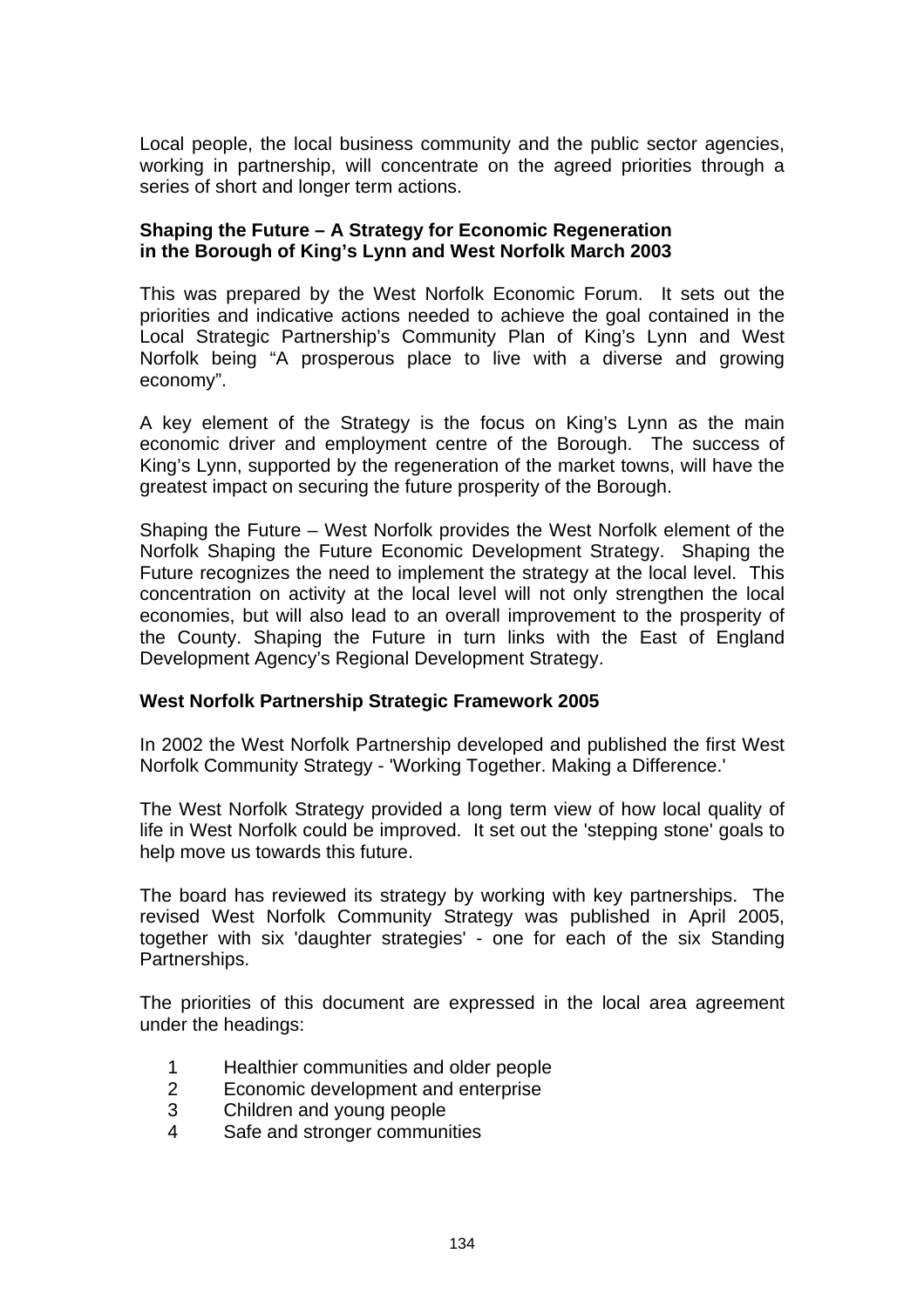Local people, the local business community and the public sector agencies, working in partnership, will concentrate on the agreed priorities through a series of short and longer term actions.

**Shaping the Future – A Strategy for Economic Regeneration in the Borough of King's Lynn and West Norfolk March 2003**

This was prepared by the West Norfolk Economic Forum. It sets out the priorities and indicative actions needed to achieve the goal contained in the Local Strategic Partnership's Community Plan of King's Lynn and West Norfolk being "A prosperous place to live with a diverse and growing economy".

A key element of the Strategy is the focus on King's Lynn as the main economic driver and employment centre of the Borough. The success of King's Lynn, supported by the regeneration of the market towns, will have the greatest impact on securing the future prosperity of the Borough.

Shaping the Future – West Norfolk provides the West Norfolk element of the Norfolk Shaping the Future Economic Development Strategy. Shaping the Future recognizes the need to implement the strategy at the local level. This concentration on activity at the local level will not only strengthen the local economies, but will also lead to an overall improvement to the prosperity of the County. Shaping the Future in turn links with the East of England Development Agency's Regional Development Strategy.

**West Norfolk Partnership Strategic Framework 2005**

In 2002 the West Norfolk Partnership developed and published the first West Norfolk Community Strategy - 'Working Together. Making a Difference.'

The West Norfolk Strategy provided a long term view of how local quality of life in West Norfolk could be improved. It set out the 'stepping stone' goals to help move us towards this future.

The board has reviewed its strategy by working with key partnerships. The revised West Norfolk Community Strategy was published in April 2005, together with six 'daughter strategies' - one for each of the six Standing Partnerships.

The priorities of this document are expressed in the local area agreement under the headings:

1. Healthier communities and older people
2. Economic development and enterprise
3. Children and young people
4. Safe and stronger communities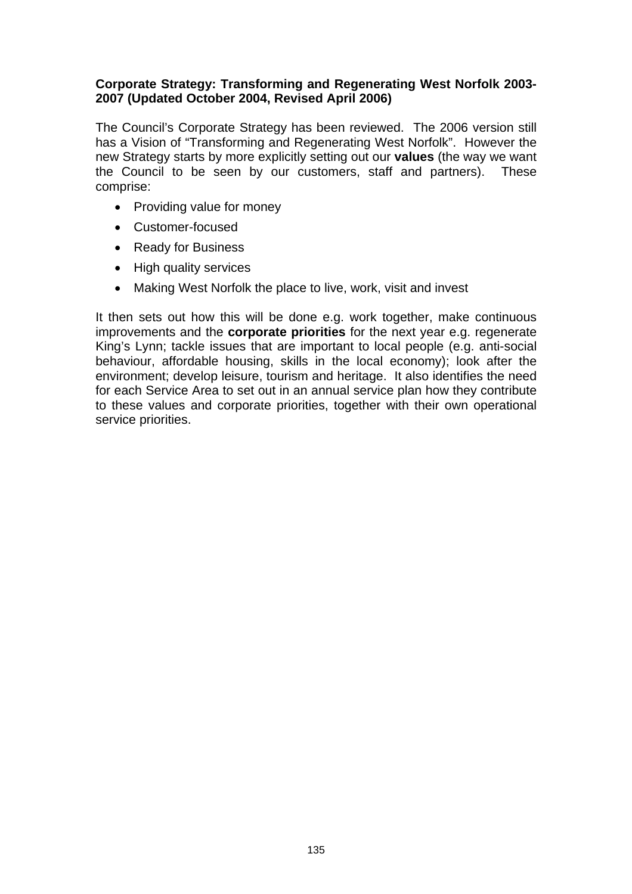**Corporate Strategy: Transforming and Regenerating West Norfolk 2003-2007 (Updated October 2004, Revised April 2006)**

The Council's Corporate Strategy has been reviewed. The 2006 version still has a Vision of "Transforming and Regenerating West Norfolk". However the new Strategy starts by more explicitly setting out our **values** (the way we want the Council to be seen by our customers, staff and partners). These comprise:

- Providing value for money
- Customer-focused
- Ready for Business
- High quality services
- Making West Norfolk the place to live, work, visit and invest

It then sets out how this will be done e.g. work together, make continuous improvements and the **corporate priorities** for the next year e.g. regenerate King's Lynn; tackle issues that are important to local people (e.g. anti-social behaviour, affordable housing, skills in the local economy); look after the environment; develop leisure, tourism and heritage. It also identifies the need for each Service Area to set out in an annual service plan how they contribute to these values and corporate priorities, together with their own operational service priorities.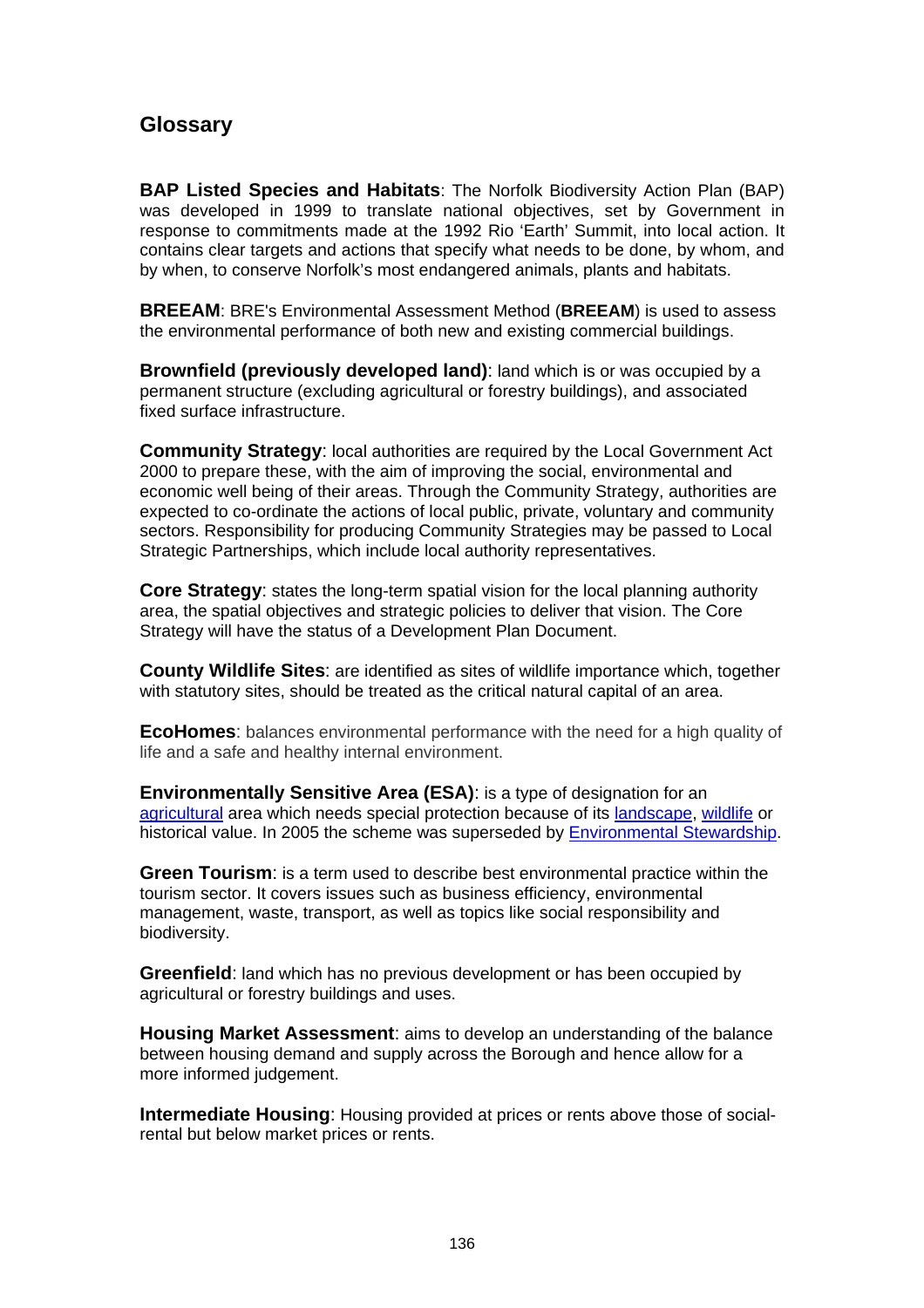## Glossary

**BAP Listed Species and Habitats**: The Norfolk Biodiversity Action Plan (BAP) was developed in 1999 to translate national objectives, set by Government in response to commitments made at the 1992 Rio 'Earth' Summit, into local action. It contains clear targets and actions that specify what needs to be done, by whom, and by when, to conserve Norfolk's most endangered animals, plants and habitats.

**BREEAM**: BRE's Environmental Assessment Method (**BREEAM**) is used to assess the environmental performance of both new and existing commercial buildings.

**Brownfield (previously developed land)**: land which is or was occupied by a permanent structure (excluding agricultural or forestry buildings), and associated fixed surface infrastructure.

**Community Strategy**: local authorities are required by the Local Government Act 2000 to prepare these, with the aim of improving the social, environmental and economic well being of their areas. Through the Community Strategy, authorities are expected to co-ordinate the actions of local public, private, voluntary and community sectors. Responsibility for producing Community Strategies may be passed to Local Strategic Partnerships, which include local authority representatives.

**Core Strategy**: states the long-term spatial vision for the local planning authority area, the spatial objectives and strategic policies to deliver that vision. The Core Strategy will have the status of a Development Plan Document.

**County Wildlife Sites**: are identified as sites of wildlife importance which, together with statutory sites, should be treated as the critical natural capital of an area.

**EcoHomes**: balances environmental performance with the need for a high quality of life and a safe and healthy internal environment.

**Environmentally Sensitive Area (ESA)**: is a type of designation for an agricultural area which needs special protection because of its landscape, wildlife or historical value. In 2005 the scheme was superseded by Environmental Stewardship.

**Green Tourism**: is a term used to describe best environmental practice within the tourism sector. It covers issues such as business efficiency, environmental management, waste, transport, as well as topics like social responsibility and biodiversity.

**Greenfield**: land which has no previous development or has been occupied by agricultural or forestry buildings and uses.

**Housing Market Assessment**: aims to develop an understanding of the balance between housing demand and supply across the Borough and hence allow for a more informed judgement.

**Intermediate Housing**: Housing provided at prices or rents above those of social-rental but below market prices or rents.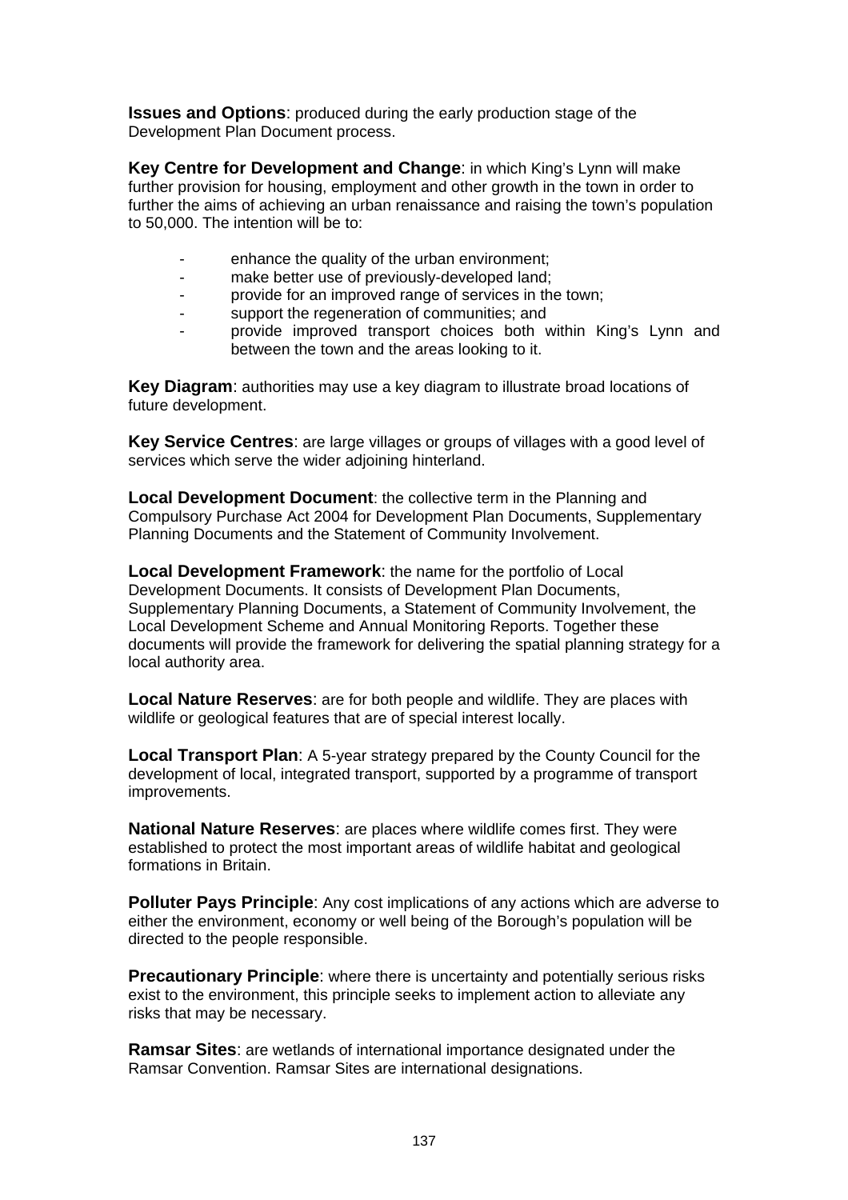**Issues and Options**: produced during the early production stage of the Development Plan Document process.

**Key Centre for Development and Change**: in which King's Lynn will make further provision for housing, employment and other growth in the town in order to further the aims of achieving an urban renaissance and raising the town's population to 50,000. The intention will be to:

- enhance the quality of the urban environment;
- make better use of previously-developed land;
- provide for an improved range of services in the town;
- support the regeneration of communities; and
- provide improved transport choices both within King's Lynn and between the town and the areas looking to it.

**Key Diagram**: authorities may use a key diagram to illustrate broad locations of future development.

**Key Service Centres**: are large villages or groups of villages with a good level of services which serve the wider adjoining hinterland.

**Local Development Document**: the collective term in the Planning and Compulsory Purchase Act 2004 for Development Plan Documents, Supplementary Planning Documents and the Statement of Community Involvement.

**Local Development Framework**: the name for the portfolio of Local Development Documents. It consists of Development Plan Documents, Supplementary Planning Documents, a Statement of Community Involvement, the Local Development Scheme and Annual Monitoring Reports. Together these documents will provide the framework for delivering the spatial planning strategy for a local authority area.

**Local Nature Reserves**: are for both people and wildlife. They are places with wildlife or geological features that are of special interest locally.

**Local Transport Plan**: A 5-year strategy prepared by the County Council for the development of local, integrated transport, supported by a programme of transport improvements.

**National Nature Reserves**: are places where wildlife comes first. They were established to protect the most important areas of wildlife habitat and geological formations in Britain.

**Polluter Pays Principle**: Any cost implications of any actions which are adverse to either the environment, economy or well being of the Borough's population will be directed to the people responsible.

**Precautionary Principle**: where there is uncertainty and potentially serious risks exist to the environment, this principle seeks to implement action to alleviate any risks that may be necessary.

**Ramsar Sites**: are wetlands of international importance designated under the Ramsar Convention. Ramsar Sites are international designations.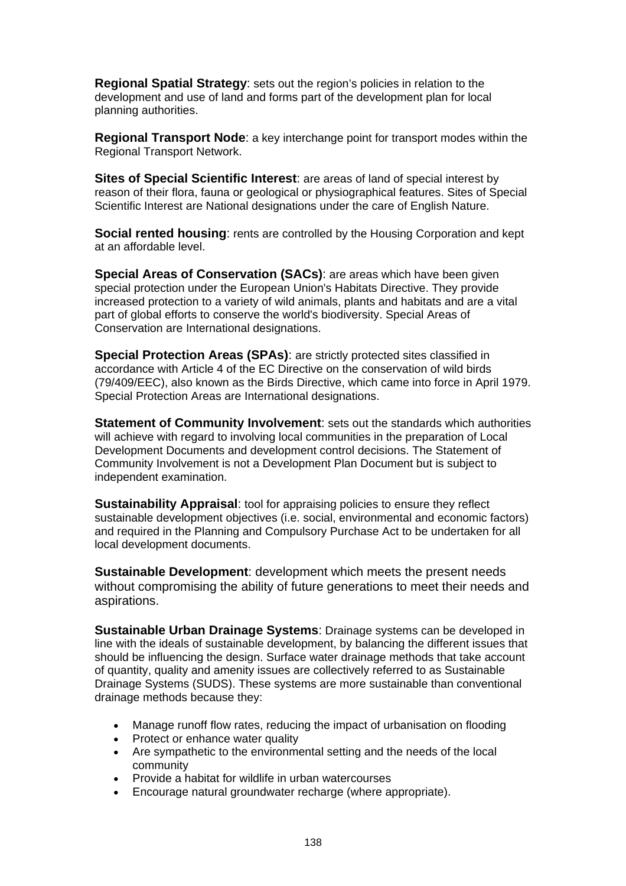**Regional Spatial Strategy**: sets out the region's policies in relation to the development and use of land and forms part of the development plan for local planning authorities.

**Regional Transport Node**: a key interchange point for transport modes within the Regional Transport Network.

**Sites of Special Scientific Interest**: are areas of land of special interest by reason of their flora, fauna or geological or physiographical features. Sites of Special Scientific Interest are National designations under the care of English Nature.

**Social rented housing**: rents are controlled by the Housing Corporation and kept at an affordable level.

**Special Areas of Conservation (SACs)**: are areas which have been given special protection under the European Union's Habitats Directive. They provide increased protection to a variety of wild animals, plants and habitats and are a vital part of global efforts to conserve the world's biodiversity. Special Areas of Conservation are International designations.

**Special Protection Areas (SPAs)**: are strictly protected sites classified in accordance with Article 4 of the EC Directive on the conservation of wild birds (79/409/EEC), also known as the Birds Directive, which came into force in April 1979. Special Protection Areas are International designations.

**Statement of Community Involvement**: sets out the standards which authorities will achieve with regard to involving local communities in the preparation of Local Development Documents and development control decisions. The Statement of Community Involvement is not a Development Plan Document but is subject to independent examination.

**Sustainability Appraisal**: tool for appraising policies to ensure they reflect sustainable development objectives (i.e. social, environmental and economic factors) and required in the Planning and Compulsory Purchase Act to be undertaken for all local development documents.

**Sustainable Development**: development which meets the present needs without compromising the ability of future generations to meet their needs and aspirations.

**Sustainable Urban Drainage Systems**: Drainage systems can be developed in line with the ideals of sustainable development, by balancing the different issues that should be influencing the design. Surface water drainage methods that take account of quantity, quality and amenity issues are collectively referred to as Sustainable Drainage Systems (SUDS). These systems are more sustainable than conventional drainage methods because they:

- Manage runoff flow rates, reducing the impact of urbanisation on flooding
- Protect or enhance water quality
- Are sympathetic to the environmental setting and the needs of the local community
- Provide a habitat for wildlife in urban watercourses
- Encourage natural groundwater recharge (where appropriate).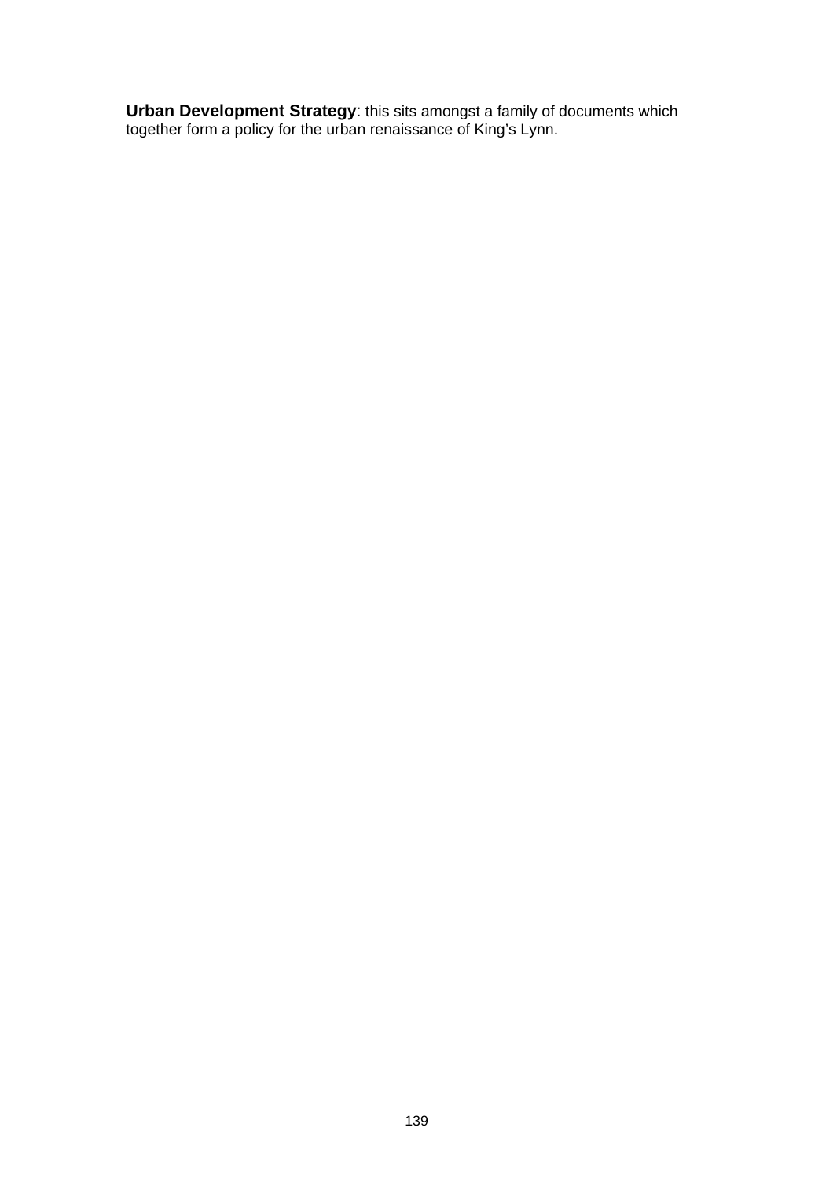**Urban Development Strategy**: this sits amongst a family of documents which together form a policy for the urban renaissance of King's Lynn.